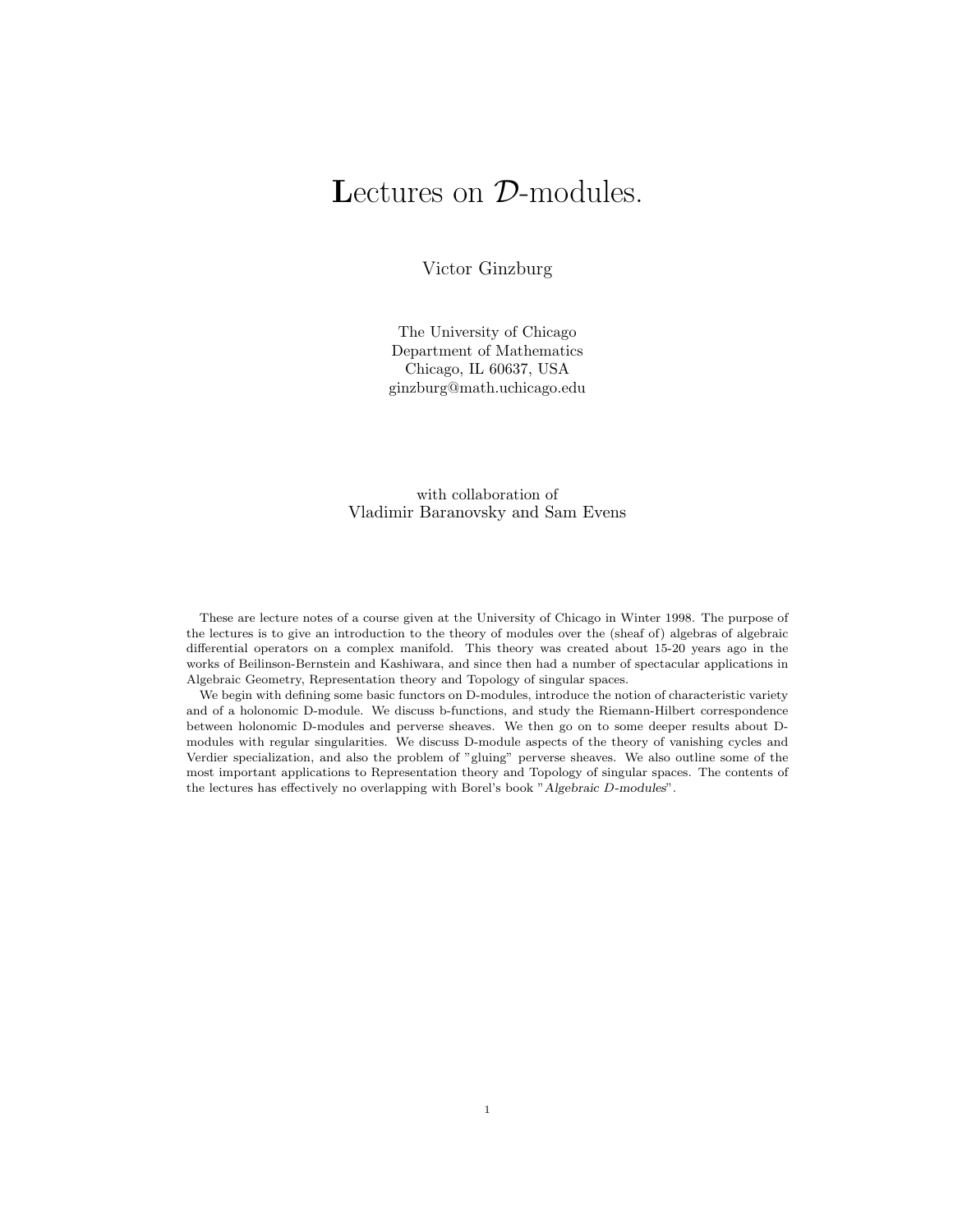# **L**ectures on $\mathcal{D}$-modules.

Victor Ginzburg

The University of Chicago
Department of Mathematics
Chicago, IL 60637, USA
ginzburg@math.uchicago.edu

with collaboration of
Vladimir Baranovsky and Sam Evens

These are lecture notes of a course given at the University of Chicago in Winter 1998. The purpose of the lectures is to give an introduction to the theory of modules over the (sheaf of) algebras of algebraic differential operators on a complex manifold. This theory was created about 15-20 years ago in the works of Beilinson-Bernstein and Kashiwara, and since then had a number of spectacular applications in Algebraic Geometry, Representation theory and Topology of singular spaces.

We begin with defining some basic functors on D-modules, introduce the notion of characteristic variety and of a holonomic D-module. We discuss b-functions, and study the Riemann-Hilbert correspondence between holonomic D-modules and perverse sheaves. We then go on to some deeper results about D-modules with regular singularities. We discuss D-module aspects of the theory of vanishing cycles and Verdier specialization, and also the problem of "gluing" perverse sheaves. We also outline some of the most important applications to Representation theory and Topology of singular spaces. The contents of the lectures has effectively no overlapping with Borel's book "*Algebraic D-modules*".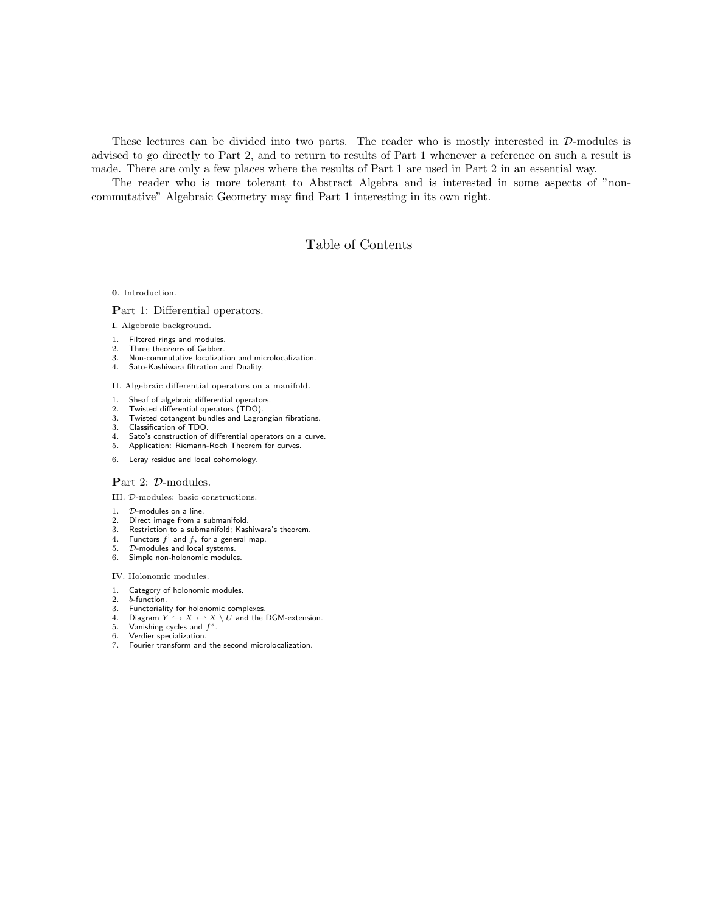These lectures can be divided into two parts. The reader who is mostly interested in $\mathcal{D}$-modules is advised to go directly to Part 2, and to return to results of Part 1 whenever a reference on such a result is made. There are only a few places where the results of Part 1 are used in Part 2 in an essential way.

The reader who is more tolerant to Abstract Algebra and is interested in some aspects of "non-commutative" Algebraic Geometry may find Part 1 interesting in its own right.

# Table of Contents

**0**. Introduction.

## Part 1: Differential operators.

**I**. Algebraic background.

1. Filtered rings and modules.
2. Three theorems of Gabber.
3. Non-commutative localization and microlocalization.
4. Sato-Kashiwara filtration and Duality.

**II**. Algebraic differential operators on a manifold.

1. Sheaf of algebraic differential operators.
2. Twisted differential operators (TDO).
3. Twisted cotangent bundles and Lagrangian fibrations.
3. Classification of TDO.
4. Sato's construction of differential operators on a curve.
5. Application: Riemann-Roch Theorem for curves.
6. Leray residue and local cohomology.

## Part 2: $\mathcal{D}$-modules.

**III**. $\mathcal{D}$-modules: basic constructions.

1. $\mathcal{D}$-modules on a line.
2. Direct image from a submanifold.
3. Restriction to a submanifold; Kashiwara's theorem.
4. Functors $f^!$ and $f_*$ for a general map.
5. $\mathcal{D}$-modules and local systems.
6. Simple non-holonomic modules.

**IV**. Holonomic modules.

1. Category of holonomic modules.
2. $b$-function.
3. Functoriality for holonomic complexes.
4. Diagram $Y \hookrightarrow X \hookleftarrow X \setminus U$ and the DGM-extension.
5. Vanishing cycles and $f^s$.
6. Verdier specialization.
7. Fourier transform and the second microlocalization.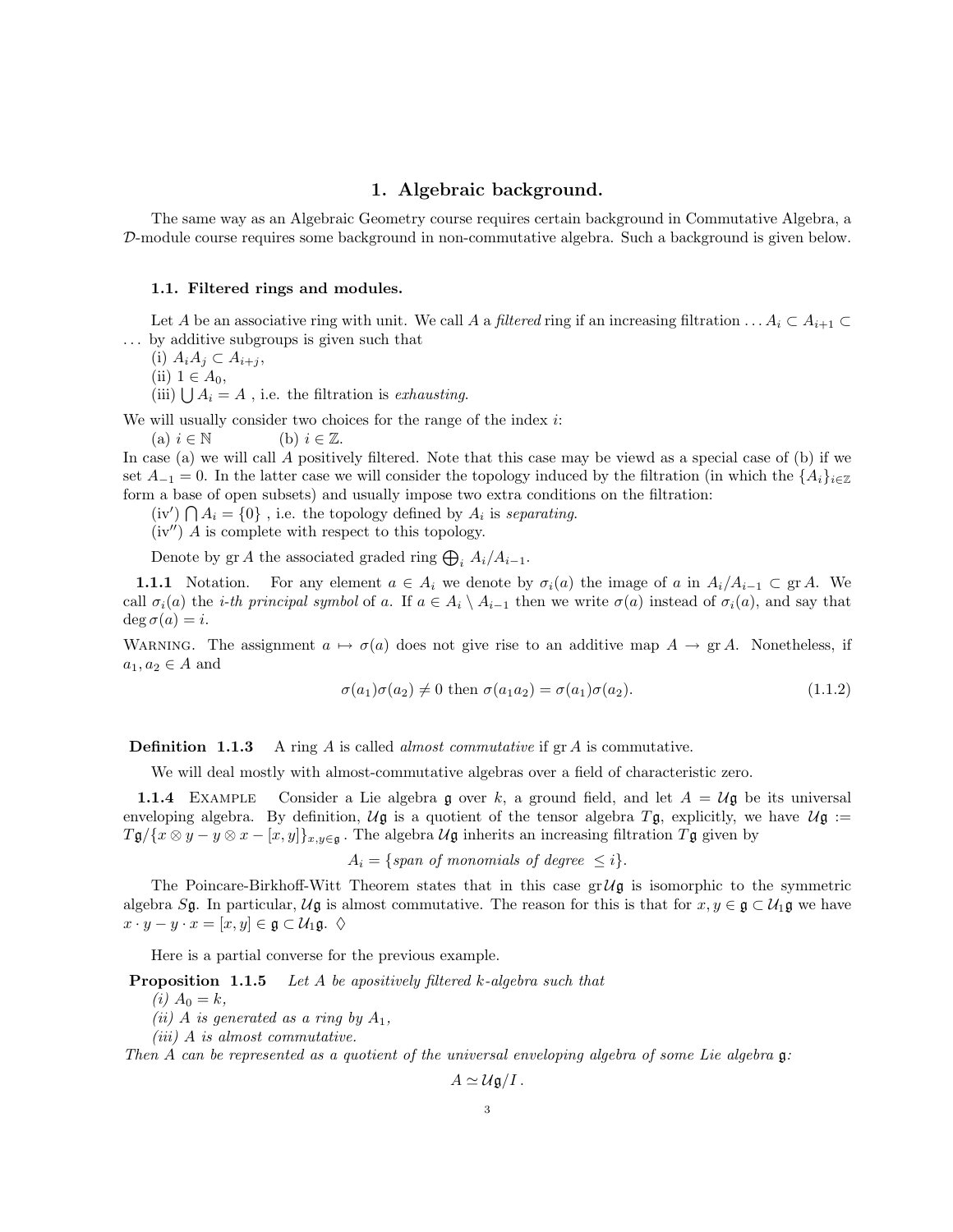## 1. Algebraic background.

The same way as an Algebraic Geometry course requires certain background in Commutative Algebra, a $\mathcal{D}$-module course requires some background in non-commutative algebra. Such a background is given below.

### 1.1. Filtered rings and modules.

Let $A$ be an associative ring with unit. We call $A$ a *filtered* ring if an increasing filtration $\ldots A_i \subset A_{i+1} \subset \ldots$ by additive subgroups is given such that

(i) $A_i A_j \subset A_{i+j}$,

(ii) $1 \in A_0$,

(iii) $\bigcup A_i = A$ , i.e. the filtration is *exhausting*.

We will usually consider two choices for the range of the index $i$:

(a) $i \in \mathbb{N}$ (b) $i \in \mathbb{Z}$.

In case (a) we will call $A$ positively filtered. Note that this case may be viewd as a special case of (b) if we set $A_{-1} = 0$. In the latter case we will consider the topology induced by the filtration (in which the $\{A_i\}_{i\in\mathbb{Z}}$ form a base of open subsets) and usually impose two extra conditions on the filtration:

(iv′) $\bigcap A_i = \{0\}$ , i.e. the topology defined by $A_i$ is *separating*.

(iv″) $A$ is complete with respect to this topology.

Denote by $\operatorname{gr} A$ the associated graded ring $\bigoplus_i A_i/A_{i-1}$.

**1.1.1** Notation. For any element $a \in A_i$ we denote by $\sigma_i(a)$ the image of $a$ in $A_i/A_{i-1} \subset \operatorname{gr} A$. We call $\sigma_i(a)$ the *i-th principal symbol* of $a$. If $a \in A_i \setminus A_{i-1}$ then we write $\sigma(a)$ instead of $\sigma_i(a)$, and say that $\deg \sigma(a) = i$.

Warning. The assignment $a \mapsto \sigma(a)$ does not give rise to an additive map $A \to \operatorname{gr} A$. Nonetheless, if $a_1, a_2 \in A$ and

$$\sigma(a_1)\sigma(a_2) \neq 0 \text{ then } \sigma(a_1 a_2) = \sigma(a_1)\sigma(a_2). \tag{1.1.2}$$

**Definition 1.1.3** A ring $A$ is called *almost commutative* if $\operatorname{gr} A$ is commutative.

We will deal mostly with almost-commutative algebras over a field of characteristic zero.

**1.1.4** Example Consider a Lie algebra $\mathfrak{g}$ over $k$, a ground field, and let $A = \mathcal{U}\mathfrak{g}$ be its universal enveloping algebra. By definition, $\mathcal{U}\mathfrak{g}$ is a quotient of the tensor algebra $T\mathfrak{g}$, explicitly, we have $\mathcal{U}\mathfrak{g} := T\mathfrak{g}/\{x \otimes y - y \otimes x - [x,y]\}_{x,y\in\mathfrak{g}}$ . The algebra $\mathcal{U}\mathfrak{g}$ inherits an increasing filtration $T\mathfrak{g}$ given by

$$A_i = \{\textit{span of monomials of degree } \leq i\}.$$

The Poincare-Birkhoff-Witt Theorem states that in this case $\operatorname{gr}\mathcal{U}\mathfrak{g}$ is isomorphic to the symmetric algebra $S\mathfrak{g}$. In particular, $\mathcal{U}\mathfrak{g}$ is almost commutative. The reason for this is that for $x, y \in \mathfrak{g} \subset \mathcal{U}_1\mathfrak{g}$ we have $x \cdot y - y \cdot x = [x,y] \in \mathfrak{g} \subset \mathcal{U}_1\mathfrak{g}$. $\Diamond$

Here is a partial converse for the previous example.

**Proposition 1.1.5** *Let $A$ be apositively filtered $k$-algebra such that*

*(i) $A_0 = k$,*

*(ii) $A$ is generated as a ring by $A_1$,*

*(iii) $A$ is almost commutative.*

*Then $A$ can be represented as a quotient of the universal enveloping algebra of some Lie algebra $\mathfrak{g}$:*

$$A \simeq \mathcal{U}\mathfrak{g}/I\,.$$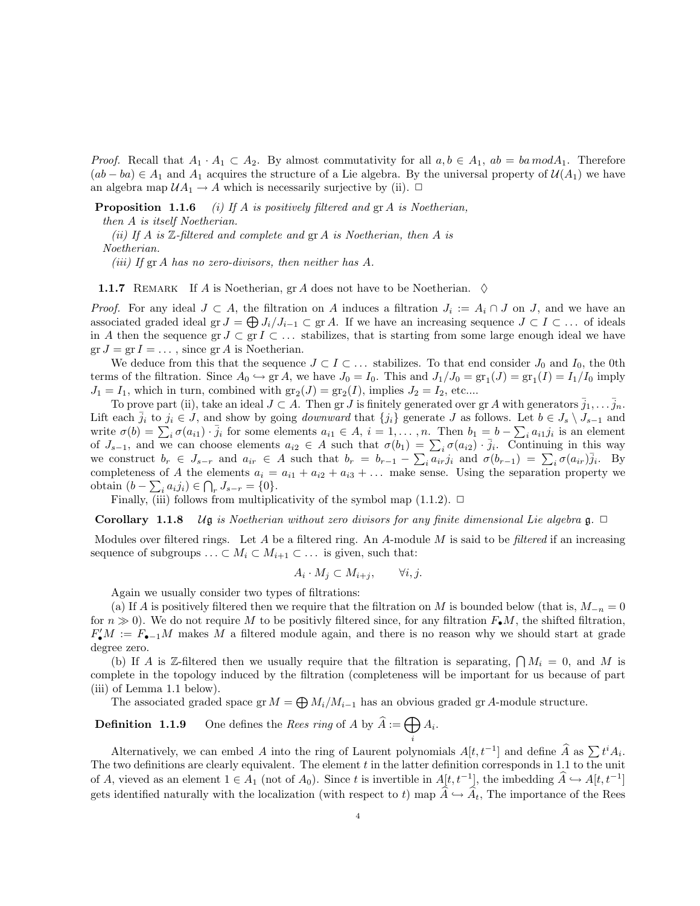*Proof.* Recall that $A_1 \cdot A_1 \subset A_2$. By almost commutativity for all $a, b \in A_1$, $ab = ba \, mod A_1$. Therefore $(ab - ba) \in A_1$ and $A_1$ acquires the structure of a Lie algebra. By the universal property of $\mathcal{U}(A_1)$ we have an algebra map $\mathcal{U}A_1 \to A$ which is necessarily surjective by (ii). $\Box$

**Proposition 1.1.6** *(i) If $A$ is positively filtered and $\operatorname{gr} A$ is Noetherian, then $A$ is itself Noetherian.*

*(ii) If $A$ is $\mathbb{Z}$-filtered and complete and $\operatorname{gr} A$ is Noetherian, then $A$ is Noetherian.*

*(iii) If $\operatorname{gr} A$ has no zero-divisors, then neither has $A$.*

**1.1.7** Remark If $A$ is Noetherian, $\operatorname{gr} A$ does not have to be Noetherian. $\diamondsuit$

*Proof.* For any ideal $J \subset A$, the filtration on $A$ induces a filtration $J_i := A_i \cap J$ on $J$, and we have an associated graded ideal $\operatorname{gr} J = \bigoplus J_i/J_{i-1} \subset \operatorname{gr} A$. If we have an increasing sequence $J \subset I \subset \dots$ of ideals in $A$ then the sequence $\operatorname{gr} J \subset \operatorname{gr} I \subset \dots$ stabilizes, that is starting from some large enough ideal we have $\operatorname{gr} J = \operatorname{gr} I = \dots$, since $\operatorname{gr} A$ is Noetherian.

We deduce from this that the sequence $J \subset I \subset \dots$ stabilizes. To that end consider $J_0$ and $I_0$, the 0th terms of the filtration. Since $A_0 \hookrightarrow \operatorname{gr} A$, we have $J_0 = I_0$. This and $J_1/J_0 = \operatorname{gr}_1(J) = \operatorname{gr}_1(I) = I_1/I_0$ imply $J_1 = I_1$, which in turn, combined with $\operatorname{gr}_2(J) = \operatorname{gr}_2(I)$, implies $J_2 = I_2$, etc....

To prove part (ii), take an ideal $J \subset A$. Then $\operatorname{gr} J$ is finitely generated over $\operatorname{gr} A$ with generators $\bar{j}_1, \dots \bar{j}_n$. Lift each $\bar{j}_i$ to $j_i \in J$, and show by going *downward* that $\{j_i\}$ generate $J$ as follows. Let $b \in J_s \setminus J_{s-1}$ and write $\sigma(b) = \sum_i \sigma(a_{i1}) \cdot \bar{j}_i$ for some elements $a_{i1} \in A$, $i = 1, \dots, n$. Then $b_1 = b - \sum_i a_{i1} j_i$ is an element of $J_{s-1}$, and we can choose elements $a_{i2} \in A$ such that $\sigma(b_1) = \sum_i \sigma(a_{i2}) \cdot \bar{j}_i$. Continuing in this way we construct $b_r \in J_{s-r}$ and $a_{ir} \in A$ such that $b_r = b_{r-1} - \sum_i a_{ir} j_i$ and $\sigma(b_{r-1}) = \sum_i \sigma(a_{ir}) \bar{j}_i$. By completeness of $A$ the elements $a_i = a_{i1} + a_{i2} + a_{i3} + \dots$ make sense. Using the separation property we obtain $(b - \sum_i a_i j_i) \in \bigcap_r J_{s-r} = \{0\}$.

Finally, (iii) follows from multiplicativity of the symbol map (1.1.2). $\Box$

**Corollary 1.1.8** *$\mathcal{U}\mathfrak{g}$ is Noetherian without zero divisors for any finite dimensional Lie algebra $\mathfrak{g}$.* $\Box$

Modules over filtered rings. Let $A$ be a filtered ring. An $A$-module $M$ is said to be *filtered* if an increasing sequence of subgroups $\dots \subset M_i \subset M_{i+1} \subset \dots$ is given, such that:

$$A_i \cdot M_j \subset M_{i+j}, \qquad \forall i, j.$$

Again we usually consider two types of filtrations:

(a) If $A$ is positively filtered then we require that the filtration on $M$ is bounded below (that is, $M_{-n} = 0$ for $n \gg 0$). We do not require $M$ to be positivly filtered since, for any filtration $F_\bullet M$, the shifted filtration, $F'_\bullet M := F_{\bullet - 1} M$ makes $M$ a filtered module again, and there is no reason why we should start at grade degree zero.

(b) If $A$ is $\mathbb{Z}$-filtered then we usually require that the filtration is separating, $\bigcap M_i = 0$, and $M$ is complete in the topology induced by the filtration (completeness will be important for us because of part (iii) of Lemma 1.1 below).

The associated graded space $\operatorname{gr} M = \bigoplus M_i/M_{i-1}$ has an obvious graded $\operatorname{gr} A$-module structure.

**Definition 1.1.9** One defines the *Rees ring* of $A$ by $\widehat{A} := \bigoplus_i A_i$.

Alternatively, we can embed $A$ into the ring of Laurent polynomials $A[t, t^{-1}]$ and define $\widehat{A}$ as $\sum t^i A_i$. The two definitions are clearly equivalent. The element $t$ in the latter definition corresponds in 1.1 to the unit of $A$, vieved as an element $1 \in A_1$ (not of $A_0$). Since $t$ is invertible in $A[t, t^{-1}]$, the imbedding $\widehat{A} \hookrightarrow A[t, t^{-1}]$ gets identified naturally with the localization (with respect to $t$) map $\widehat{A} \hookrightarrow \widehat{A}_t$, The importance of the Rees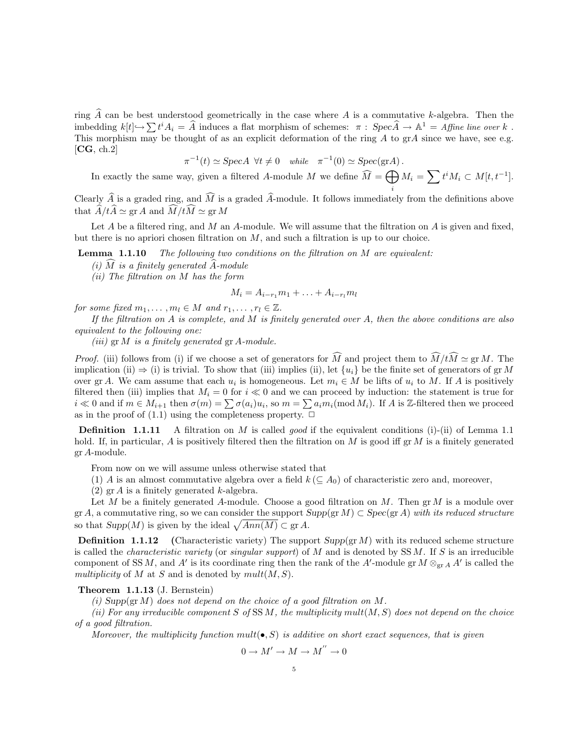ring $\widehat{A}$ can be best understood geometrically in the case where $A$ is a commutative $k$-algebra. Then the imbedding $k[t] \hookrightarrow \sum t^i A_i = \widehat{A}$ induces a flat morphism of schemes: $\pi : Spec\widehat{A} \to \mathbb{A}^1 = $ *Affine line over* $k$ . This morphism may be thought of as an explicit deformation of the ring $A$ to gr$A$ since we have, see e.g. [**CG**, ch.2]

$$\pi^{-1}(t) \simeq Spec A \quad \forall t \neq 0 \quad \textit{while} \quad \pi^{-1}(0) \simeq Spec(\mathrm{gr}A)\,.$$

In exactly the same way, given a filtered $A$-module $M$ we define $\widehat{M} = \bigoplus_i M_i = \sum t^i M_i \subset M[t, t^{-1}]$. Clearly $\widehat{A}$ is a graded ring, and $\widehat{M}$ is a graded $\widehat{A}$-module. It follows immediately from the definitions above that $\widehat{A}/t\widehat{A} \simeq \mathrm{gr}\, A$ and $\widehat{M}/t\widehat{M} \simeq \mathrm{gr}\, M$

Let $A$ be a filtered ring, and $M$ an $A$-module. We will assume that the filtration on $A$ is given and fixed, but there is no apriori chosen filtration on $M$, and such a filtration is up to our choice.

**Lemma 1.1.10** *The following two conditions on the filtration on $M$ are equivalent:*
*(i) $\widehat{M}$ is a finitely generated $\widehat{A}$-module*
*(ii) The filtration on $M$ has the form*

$$M_i = A_{i-r_1} m_1 + \ldots + A_{i-r_l} m_l$$

*for some fixed $m_1, \ldots, m_l \in M$ and $r_1, \ldots, r_l \in \mathbb{Z}$.*

*If the filtration on $A$ is complete, and $M$ is finitely generated over $A$, then the above conditions are also equivalent to the following one:*
*(iii) $\mathrm{gr}\, M$ is a finitely generated $\mathrm{gr}\, A$-module.*

*Proof.* (iii) follows from (i) if we choose a set of generators for $\widehat{M}$ and project them to $\widehat{M}/t\widehat{M} \simeq \mathrm{gr}\, M$. The implication (ii) ⇒ (i) is trivial. To show that (iii) implies (ii), let $\{u_i\}$ be the finite set of generators of $\mathrm{gr}\, M$ over $\mathrm{gr}\, A$. We cam assume that each $u_i$ is homogeneous. Let $m_i \in M$ be lifts of $u_i$ to $M$. If $A$ is positively filtered then (iii) implies that $M_i = 0$ for $i \ll 0$ and we can proceed by induction: the statement is true for $i \ll 0$ and if $m \in M_{i+1}$ then $\sigma(m) = \sum \sigma(a_i) u_i$, so $m = \sum a_i m_i (\mathrm{mod}\, M_i)$. If $A$ is $\mathbb{Z}$-filtered then we proceed as in the proof of (1.1) using the completeness property. □

**Definition 1.1.11** A filtration on $M$ is called *good* if the equivalent conditions (i)-(ii) of Lemma 1.1 hold. If, in particular, $A$ is positively filtered then the filtration on $M$ is good iff $\mathrm{gr}\, M$ is a finitely generated $\mathrm{gr}\, A$-module.

From now on we will assume unless otherwise stated that

(1) $A$ is an almost commutative algebra over a field $k\, (\subseteq A_0)$ of characteristic zero and, moreover,

(2) $\mathrm{gr}\, A$ is a finitely generated $k$-algebra.

Let $M$ be a finitely generated $A$-module. Choose a good filtration on $M$. Then $\mathrm{gr}\, M$ is a module over $\mathrm{gr}\, A$, a commutative ring, so we can consider the support $Supp(\mathrm{gr}\, M) \subset Spec(\mathrm{gr}\, A)$ *with its reduced structure* so that $Supp(M)$ is given by the ideal $\sqrt{Ann(M)} \subset \mathrm{gr}\, A$.

**Definition 1.1.12** (Characteristic variety) The support $Supp(\mathrm{gr}\, M)$ with its reduced scheme structure is called the *characteristic variety* (or *singular support*) of $M$ and is denoted by $\mathrm{SS}\, M$. If $S$ is an irreducible component of $\mathrm{SS}\, M$, and $A'$ is its coordinate ring then the rank of the $A'$-module $\mathrm{gr}\, M \otimes_{\mathrm{gr}\, A} A'$ is called the *multiplicity* of $M$ at $S$ and is denoted by $mult(M, S)$.

**Theorem 1.1.13** (J. Bernstein)
*(i) $Supp(\mathrm{gr}\, M)$ does not depend on the choice of a good filtration on $M$.*
*(ii) For any irreducible component $S$ of $\mathrm{SS}\, M$, the multiplicity $mult(M, S)$ does not depend on the choice of a good filtration.*

*Moreover, the multiplicity function $mult(\bullet, S)$ is additive on short exact sequences, that is given*

$$0 \to M' \to M \to M'' \to 0$$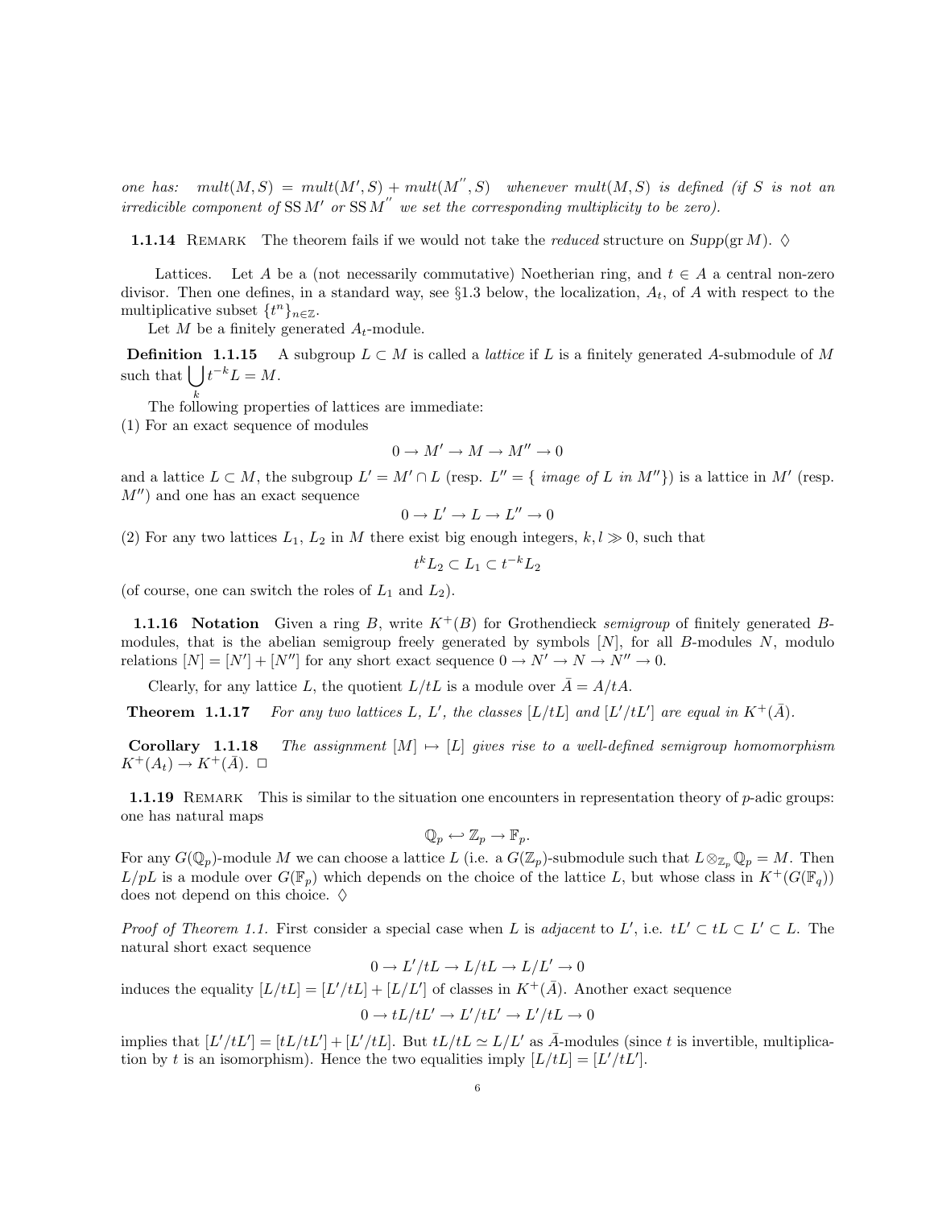*one has:* $\;$ *mult*$(M,S)$ = *mult*$(M',S)$ + *mult*$(M'',S)$ $\;$ *whenever mult*$(M,S)$ *is defined (if $S$ is not an irredicible component of* $\operatorname{SS} M'$ *or* $\operatorname{SS} M''$ *we set the corresponding multiplicity to be zero).*

**1.1.14** Remark $\;$ The theorem fails if we would not take the *reduced* structure on *Supp*$(\operatorname{gr} M)$. $\Diamond$

Lattices. $\;$ Let $A$ be a (not necessarily commutative) Noetherian ring, and $t \in A$ a central non-zero divisor. Then one defines, in a standard way, see §1.3 below, the localization, $A_t$, of $A$ with respect to the multiplicative subset $\{t^n\}_{n\in\mathbb{Z}}$.

Let $M$ be a finitely generated $A_t$-module.

**Definition 1.1.15** $\;$ A subgroup $L \subset M$ is called a *lattice* if $L$ is a finitely generated $A$-submodule of $M$ such that $\bigcup_k t^{-k}L = M$.

The following properties of lattices are immediate:

(1) For an exact sequence of modules

$$0 \to M' \to M \to M'' \to 0$$

and a lattice $L \subset M$, the subgroup $L' = M' \cap L$ (resp. $L'' = \{$ *image of* $L$ *in* $M''\}$) is a lattice in $M'$ (resp. $M''$) and one has an exact sequence

$$0 \to L' \to L \to L'' \to 0$$

(2) For any two lattices $L_1$, $L_2$ in $M$ there exist big enough integers, $k, l \gg 0$, such that

$$t^k L_2 \subset L_1 \subset t^{-k} L_2$$

(of course, one can switch the roles of $L_1$ and $L_2$).

**1.1.16 Notation** $\;$ Given a ring $B$, write $K^+(B)$ for Grothendieck *semigroup* of finitely generated $B$-modules, that is the abelian semigroup freely generated by symbols $[N]$, for all $B$-modules $N$, modulo relations $[N] = [N'] + [N'']$ for any short exact sequence $0 \to N' \to N \to N'' \to 0$.

Clearly, for any lattice $L$, the quotient $L/tL$ is a module over $\bar{A} = A/tA$.

**Theorem 1.1.17** $\;$ *For any two lattices $L$, $L'$, the classes $[L/tL]$ and $[L'/tL']$ are equal in $K^+(\bar{A})$.*

**Corollary 1.1.18** $\;$ *The assignment $[M] \mapsto [L]$ gives rise to a well-defined semigroup homomorphism $K^+(A_t) \to K^+(\bar{A})$.* $\square$

**1.1.19** Remark $\;$ This is similar to the situation one encounters in representation theory of $p$-adic groups: one has natural maps

$$\mathbb{Q}_p \hookleftarrow \mathbb{Z}_p \to \mathbb{F}_p.$$

For any $G(\mathbb{Q}_p)$-module $M$ we can choose a lattice $L$ (i.e. a $G(\mathbb{Z}_p)$-submodule such that $L \otimes_{\mathbb{Z}_p} \mathbb{Q}_p = M$. Then $L/pL$ is a module over $G(\mathbb{F}_p)$ which depends on the choice of the lattice $L$, but whose class in $K^+(G(\mathbb{F}_q))$ does not depend on this choice. $\Diamond$

*Proof of Theorem 1.1.* First consider a special case when $L$ is *adjacent* to $L'$, i.e. $tL' \subset tL \subset L' \subset L$. The natural short exact sequence

$$0 \to L'/tL \to L/tL \to L/L' \to 0$$

induces the equality $[L/tL] = [L'/tL] + [L/L']$ of classes in $K^+(\bar{A})$. Another exact sequence

$$0 \to tL/tL' \to L'/tL' \to L'/tL \to 0$$

implies that $[L'/tL'] = [tL/tL'] + [L'/tL]$. But $tL/tL \simeq L/L'$ as $\bar{A}$-modules (since $t$ is invertible, multiplication by $t$ is an isomorphism). Hence the two equalities imply $[L/tL] = [L'/tL']$.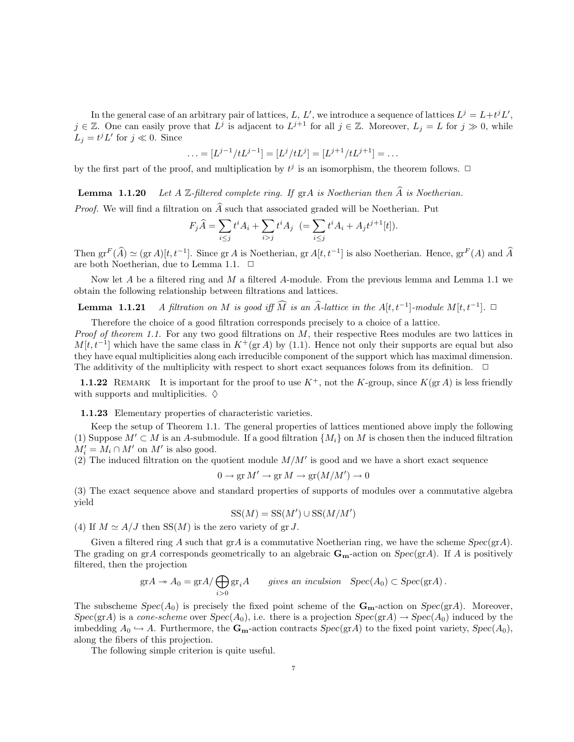In the general case of an arbitrary pair of lattices, $L$, $L'$, we introduce a sequence of lattices $L^j = L + t^j L'$, $j \in \mathbb{Z}$. One can easily prove that $L^j$ is adjacent to $L^{j+1}$ for all $j \in \mathbb{Z}$. Moreover, $L_j = L$ for $j \gg 0$, while $L_j = t^j L'$ for $j \ll 0$. Since

$$\ldots = [L^{j-1}/tL^{j-1}] = [L^j/tL^j] = [L^{j+1}/tL^{j+1}] = \ldots$$

by the first part of the proof, and multiplication by $t^j$ is an isomorphism, the theorem follows. □

**Lemma 1.1.20** *Let $A$ $\mathbb{Z}$-filtered complete ring. If* gr$A$ *is Noetherian then $\widehat{A}$ is Noetherian.*

*Proof.* We will find a filtration on $\widehat{A}$ such that associated graded will be Noetherian. Put

$$F_j\widehat{A} = \sum_{i \leq j} t^i A_i + \sum_{i > j} t^i A_j \;\; (= \sum_{i \leq j} t^i A_i + A_j t^{j+1}[t]).$$

Then $\mathrm{gr}^F(\widehat{A}) \simeq (\mathrm{gr}\, A)[t, t^{-1}]$. Since $\mathrm{gr}\, A$ is Noetherian, $\mathrm{gr}\, A[t, t^{-1}]$ is also Noetherian. Hence, $\mathrm{gr}^F(A)$ and $\widehat{A}$ are both Noetherian, due to Lemma 1.1. □

Now let $A$ be a filtered ring and $M$ a filtered $A$-module. From the previous lemma and Lemma 1.1 we obtain the following relationship between filtrations and lattices.

**Lemma 1.1.21** *A filtration on $M$ is good iff $\widehat{M}$ is an $\widehat{A}$-lattice in the $A[t, t^{-1}]$-module $M[t, t^{-1}]$.* □

Therefore the choice of a good filtration corresponds precisely to a choice of a lattice.

*Proof of theorem 1.1.* For any two good filtrations on $M$, their respective Rees modules are two lattices in $M[t, t^{-1}]$ which have the same class in $K^+(\mathrm{gr}\, A)$ by (1.1). Hence not only their supports are equal but also they have equal multiplicities along each irreducible component of the support which has maximal dimension. The additivity of the multiplicity with respect to short exact sequances folows from its definition. □

**1.1.22** Remark  It is important for the proof to use $K^+$, not the $K$-group, since $K(\mathrm{gr}\, A)$ is less friendly with supports and multiplicities. ♢

**1.1.23** Elementary properties of characteristic varieties.

Keep the setup of Theorem 1.1. The general properties of lattices mentioned above imply the following
(1) Suppose $M' \subset M$ is an $A$-submodule. If a good filtration $\{M_i\}$ on $M$ is chosen then the induced filtration $M'_i = M_i \cap M'$ on $M'$ is also good.
(2) The induced filtration on the quotient module $M/M'$ is good and we have a short exact sequence

$$0 \to \mathrm{gr}\, M' \to \mathrm{gr}\, M \to \mathrm{gr}(M/M') \to 0$$

(3) The exact sequence above and standard properties of supports of modules over a commutative algebra yield

$$\mathrm{SS}(M) = \mathrm{SS}(M') \cup \mathrm{SS}(M/M')$$

(4) If $M \simeq A/J$ then $\mathrm{SS}(M)$ is the zero variety of $\mathrm{gr}\, J$.

Given a filtered ring $A$ such that gr$A$ is a commutative Noetherian ring, we have the scheme *Spec*(gr$A$). The grading on gr$A$ corresponds geometrically to an algebraic $\mathbf{G_m}$-action on *Spec*(gr$A$). If $A$ is positively filtered, then the projection

$$\mathrm{gr}A \twoheadrightarrow A_0 = \mathrm{gr}A/\bigoplus_{i>0} \mathrm{gr}_i A \qquad \textit{gives an inculsion} \quad Spec(A_0) \subset Spec(\mathrm{gr}A)\,.$$

The subscheme *Spec*($A_0$) is precisely the fixed point scheme of the $\mathbf{G_m}$-action on *Spec*(gr$A$). Moreover, *Spec*(gr$A$) is a *cone-scheme* over *Spec*($A_0$), i.e. there is a projection *Spec*(gr$A$) $\to$ *Spec*($A_0$) induced by the imbedding $A_0 \hookrightarrow A$. Furthermore, the $\mathbf{G_m}$-action contracts *Spec*(gr$A$) to the fixed point variety, *Spec*($A_0$), along the fibers of this projection.

The following simple criterion is quite useful.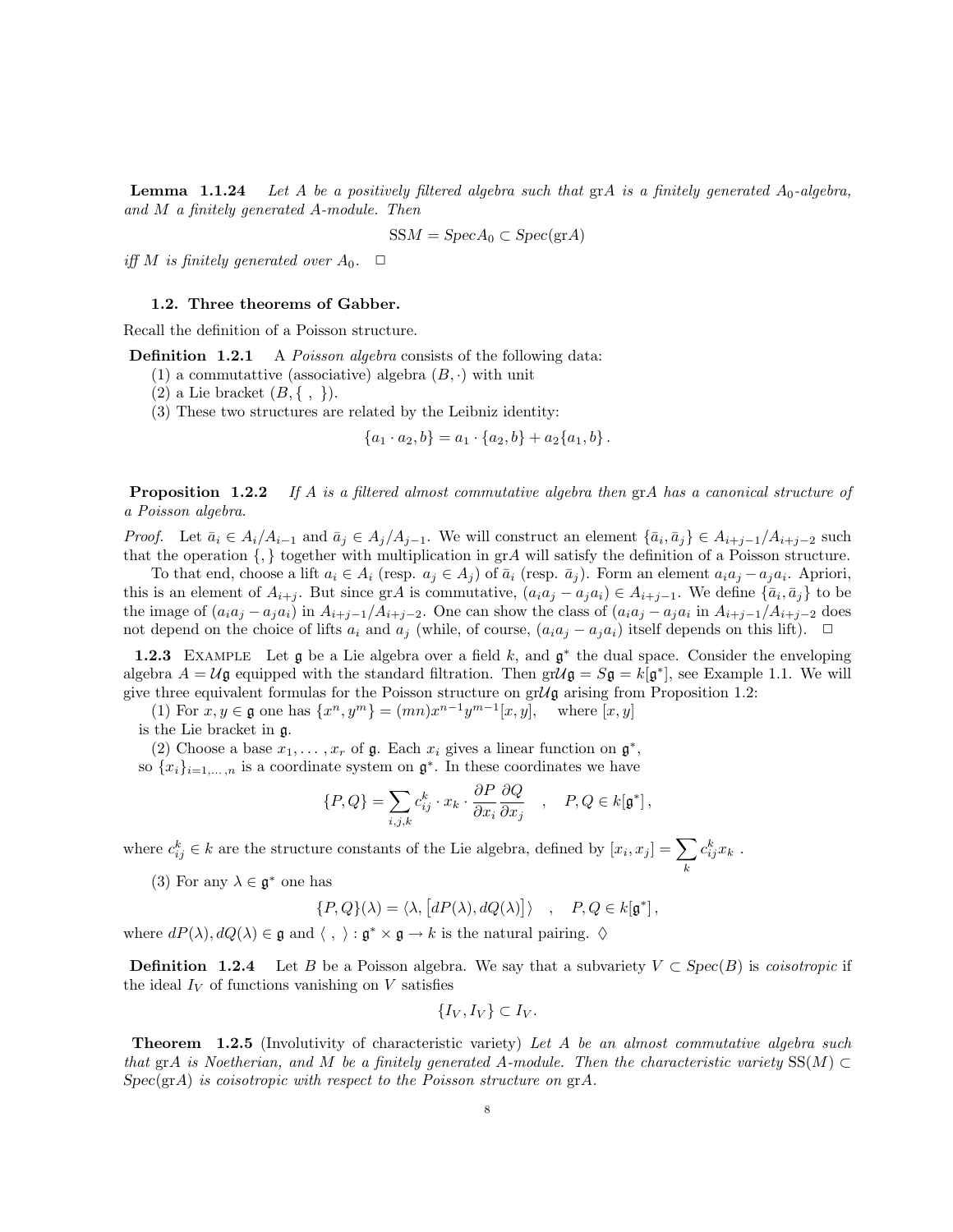**Lemma 1.1.24** *Let $A$ be a positively filtered algebra such that* gr$A$ *is a finitely generated $A_0$-algebra, and $M$ a finitely generated $A$-module. Then*

$$\mathrm{SS}M = Spec A_0 \subset Spec(\mathrm{gr}A)$$

*iff $M$ is finitely generated over $A_0$.* $\square$

### 1.2. Three theorems of Gabber.

Recall the definition of a Poisson structure.

**Definition 1.2.1** A *Poisson algebra* consists of the following data:
(1) a commutattive (associative) algebra $(B, \cdot)$ with unit
(2) a Lie bracket $(B, \{\ ,\ \})$.
(3) These two structures are related by the Leibniz identity:

$$\{a_1 \cdot a_2, b\} = a_1 \cdot \{a_2, b\} + a_2\{a_1, b\}\,.$$

**Proposition 1.2.2** *If $A$ is a filtered almost commutative algebra then* gr$A$ *has a canonical structure of a Poisson algebra.*

*Proof.* Let $\bar{a}_i \in A_i/A_{i-1}$ and $\bar{a}_j \in A_j/A_{j-1}$. We will construct an element $\{\bar{a}_i, \bar{a}_j\} \in A_{i+j-1}/A_{i+j-2}$ such that the operation $\{,\}$ together with multiplication in gr$A$ will satisfy the definition of a Poisson structure.

To that end, choose a lift $a_i \in A_i$ (resp. $a_j \in A_j$) of $\bar{a}_i$ (resp. $\bar{a}_j$). Form an element $a_i a_j - a_j a_i$. Apriori, this is an element of $A_{i+j}$. But since gr$A$ is commutative, $(a_i a_j - a_j a_i) \in A_{i+j-1}$. We define $\{\bar{a}_i, \bar{a}_j\}$ to be the image of $(a_i a_j - a_j a_i)$ in $A_{i+j-1}/A_{i+j-2}$. One can show the class of $(a_i a_j - a_j a_i$ in $A_{i+j-1}/A_{i+j-2}$ does not depend on the choice of lifts $a_i$ and $a_j$ (while, of course, $(a_i a_j - a_j a_i)$ itself depends on this lift). $\square$

**1.2.3** Example Let $\mathfrak{g}$ be a Lie algebra over a field $k$, and $\mathfrak{g}^*$ the dual space. Consider the enveloping algebra $A = \mathcal{U}\mathfrak{g}$ equipped with the standard filtration. Then gr$\mathcal{U}\mathfrak{g} = S\mathfrak{g} = k[\mathfrak{g}^*]$, see Example 1.1. We will give three equivalent formulas for the Poisson structure on gr$\mathcal{U}\mathfrak{g}$ arising from Proposition 1.2:

(1) For $x, y \in \mathfrak{g}$ one has $\{x^n, y^m\} = (mn)x^{n-1}y^{m-1}[x, y]$, where $[x, y]$ is the Lie bracket in $\mathfrak{g}$.

(2) Choose a base $x_1, \ldots, x_r$ of $\mathfrak{g}$. Each $x_i$ gives a linear function on $\mathfrak{g}^*$, so $\{x_i\}_{i=1,\ldots,n}$ is a coordinate system on $\mathfrak{g}^*$. In these coordinates we have

$$\{P, Q\} = \sum_{i,j,k} c_{ij}^k \cdot x_k \cdot \frac{\partial P}{\partial x_i}\frac{\partial Q}{\partial x_j} \quad , \quad P, Q \in k[\mathfrak{g}^*]\,,$$

where $c_{ij}^k \in k$ are the structure constants of the Lie algebra, defined by $[x_i, x_j] = \sum_k c_{ij}^k x_k$ .

(3) For any $\lambda \in \mathfrak{g}^*$ one has

$$\{P, Q\}(\lambda) = \langle \lambda, \left[dP(\lambda), dQ(\lambda)\right] \rangle \quad , \quad P, Q \in k[\mathfrak{g}^*]\,,$$

where $dP(\lambda), dQ(\lambda) \in \mathfrak{g}$ and $\langle\ ,\ \rangle : \mathfrak{g}^* \times \mathfrak{g} \to k$ is the natural pairing. $\lozenge$

**Definition 1.2.4** Let $B$ be a Poisson algebra. We say that a subvariety $V \subset Spec(B)$ is *coisotropic* if the ideal $I_V$ of functions vanishing on $V$ satisfies

$$\{I_V, I_V\} \subset I_V.$$

**Theorem 1.2.5** (Involutivity of characteristic variety) *Let $A$ be an almost commutative algebra such that* gr$A$ *is Noetherian, and $M$ be a finitely generated $A$-module. Then the characteristic variety* SS$(M) \subset Spec(\mathrm{gr}A)$ *is coisotropic with respect to the Poisson structure on* gr$A$.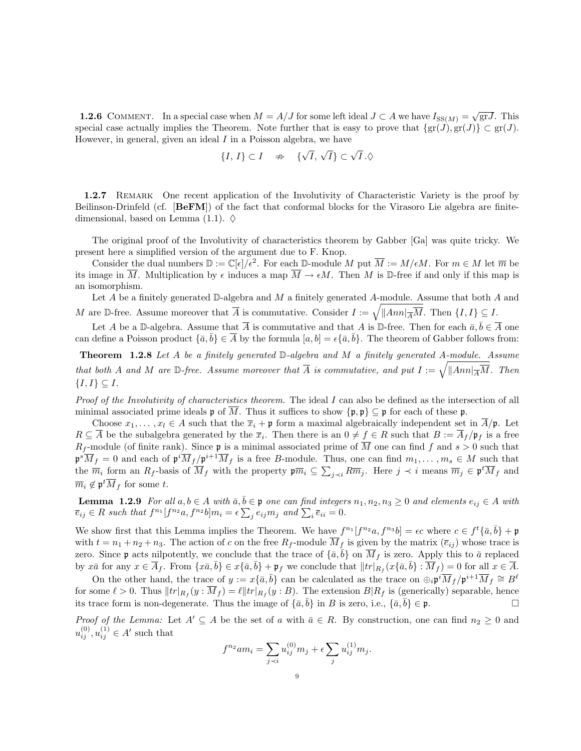**1.2.6** Comment. In a special case when $M = A/J$ for some left ideal $J \subset A$ we have $I_{\mathrm{SS}(M)} = \sqrt{\mathrm{gr}J}$. This special case actually implies the Theorem. Note further that is easy to prove that $\{\mathrm{gr}(J), \mathrm{gr}(J)\} \subset \mathrm{gr}(J)$. However, in general, given an ideal $I$ in a Poisson algebra, we have

$$\{I, I\} \subset I \quad \not\Rightarrow \quad \{\sqrt{I}, \sqrt{I}\} \subset \sqrt{I}\,.\Diamond$$

**1.2.7** Remark One recent application of the Involutivity of Characteristic Variety is the proof by Beilinson-Drinfeld (cf. [**BeFM**]) of the fact that conformal blocks for the Virasoro Lie algebra are finite-dimensional, based on Lemma (1.1). $\Diamond$

The original proof of the Involutivity of characteristics theorem by Gabber [Ga] was quite tricky. We present here a simplified version of the argument due to F. Knop.

Consider the dual numbers $\mathbb{D} := \mathbb{C}[\epsilon]/\epsilon^2$. For each $\mathbb{D}$-module $M$ put $\overline{M} := M/\epsilon M$. For $m \in M$ let $\overline{m}$ be its image in $\overline{M}$. Multiplication by $\epsilon$ induces a map $\overline{M} \to \epsilon M$. Then $M$ is $\mathbb{D}$-free if and only if this map is an isomorphism.

Let $A$ be a finitely generated $\mathbb{D}$-algebra and $M$ a finitely generated $A$-module. Assume that both $A$ and $M$ are $\mathbb{D}$-free. Assume moreover that $\overline{A}$ is commutative. Consider $I := \sqrt{\|Ann|_{\overline{A}}\overline{M}}$. Then $\{I, I\} \subseteq I$.

Let $A$ be a $\mathbb{D}$-algebra. Assume that $\overline{A}$ is commutative and that $A$ is $\mathbb{D}$-free. Then for each $\bar{a}, \bar{b} \in \overline{A}$ one can define a Poisson product $\{\bar{a}, \bar{b}\} \in \overline{A}$ by the formula $[a, b] = \epsilon\{\bar{a}, \bar{b}\}$. The theorem of Gabber follows from:

**Theorem 1.2.8** *Let $A$ be a finitely generated $\mathbb{D}$-algebra and $M$ a finitely generated $A$-module. Assume that both $A$ and $M$ are $\mathbb{D}$-free. Assume moreover that $\overline{A}$ is commutative, and put $I := \sqrt{\|Ann|_{\overline{A}}\overline{M}}$. Then $\{I, I\} \subseteq I$.*

*Proof of the Involutivity of characteristics theorem.* The ideal $I$ can also be defined as the intersection of all minimal associated prime ideals $\mathfrak{p}$ of $\overline{M}$. Thus it suffices to show $\{\mathfrak{p}, \mathfrak{p}\} \subseteq \mathfrak{p}$ for each of these $\mathfrak{p}$.

Choose $x_1, \ldots, x_l \in A$ such that the $\overline{x}_i + \mathfrak{p}$ form a maximal algebraically independent set in $\overline{A}/\mathfrak{p}$. Let $R \subseteq \overline{A}$ be the subalgebra generated by the $\overline{x}_i$. Then there is an $0 \neq f \in R$ such that $B := \overline{A}_f/\mathfrak{p}_f$ is a free $R_f$-module (of finite rank). Since $\mathfrak{p}$ is a minimal associated prime of $\overline{M}$ one can find $f$ and $s > 0$ such that $\mathfrak{p}^s\overline{M}_f = 0$ and each of $\mathfrak{p}^i\overline{M}_f/\mathfrak{p}^{i+1}\overline{M}_f$ is a free $B$-module. Thus, one can find $m_1, \ldots, m_s \in M$ such that the $\overline{m}_i$ form an $R_f$-basis of $\overline{M}_f$ with the property $\mathfrak{p}\overline{m}_i \subseteq \sum_{j \prec i} R\overline{m}_j$. Here $j \prec i$ means $\overline{m}_j \in \mathfrak{p}^t\overline{M}_f$ and $\overline{m}_i \notin \mathfrak{p}^t\overline{M}_f$ for some $t$.

**Lemma 1.2.9** *For all $a, b \in A$ with $\bar{a}, \bar{b} \in \mathfrak{p}$ one can find integers $n_1, n_2, n_3 \geq 0$ and elements $e_{ij} \in A$ with $\overline{e}_{ij} \in R$ such that $f^{n_1}[f^{n_2}a, f^{n_2}b]m_i = \epsilon\sum_j e_{ij}m_j$ and $\sum_i \overline{e}_{ii} = 0$.*

We show first that this Lemma implies the Theorem. We have $f^{n_1}[f^{n_2}a, f^{n_3}b] = \epsilon c$ where $c \in f^t\{\bar{a}, \bar{b}\} + \mathfrak{p}$ with $t = n_1 + n_2 + n_3$. The action of $c$ on the free $R_f$-module $\overline{M}_f$ is given by the matrix $(\overline{e}_{ij})$ whose trace is zero. Since $\mathfrak{p}$ acts nilpotently, we conclude that the trace of $\{\bar{a}, \bar{b}\}$ on $\overline{M}_f$ is zero. Apply this to $\bar{a}$ replaced by $x\bar{a}$ for any $x \in \overline{A}_f$. From $\{x\bar{a}, \bar{b}\} \in x\{\bar{a}, \bar{b}\} + \mathfrak{p}_f$ we conclude that $\|tr|_{R_f}(x\{\bar{a}, \bar{b}\} : \overline{M}_f) = 0$ for all $x \in \overline{A}$.

On the other hand, the trace of $y := x\{\bar{a}, \bar{b}\}$ can be calculated as the trace on $\oplus_i\mathfrak{p}^i\overline{M}_f/\mathfrak{p}^{i+1}\overline{M}_f \cong B^\ell$ for some $\ell > 0$. Thus $\|tr|_{R_f}(y : \overline{M}_f) = \ell\|tr|_{R_f}(y : B)$. The extension $B|R_f$ is (generically) separable, hence its trace form is non-degenerate. Thus the image of $\{\bar{a}, \bar{b}\}$ in $B$ is zero, i.e., $\{\bar{a}, \bar{b}\} \in \mathfrak{p}$. $\Box$

*Proof of the Lemma:* Let $A' \subseteq A$ be the set of $a$ with $\bar{a} \in R$. By construction, one can find $n_2 \geq 0$ and $u_{ij}^{(0)}, u_{ij}^{(1)} \in A'$ such that

$$f^{n_2}am_i = \sum_{j \prec i} u_{ij}^{(0)}m_j + \epsilon\sum_j u_{ij}^{(1)}m_j.$$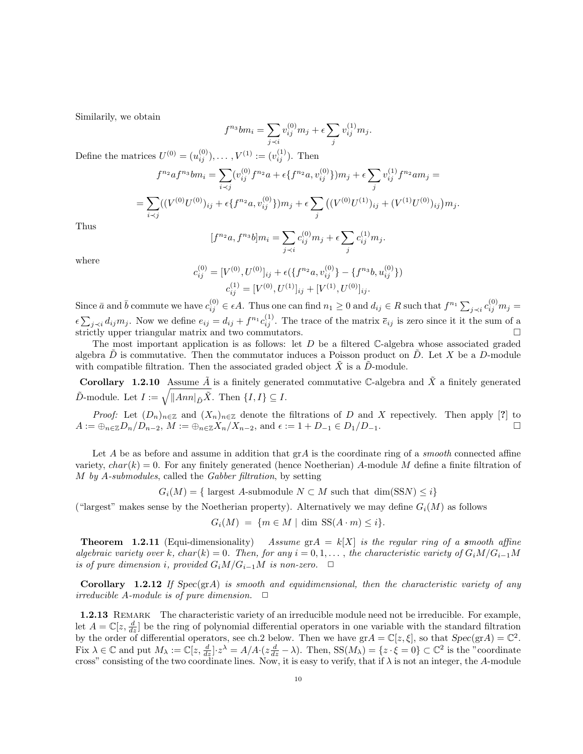Similarily, we obtain

$$f^{n_3} b m_i = \sum_{j \prec i} v_{ij}^{(0)} m_j + \epsilon \sum_j v_{ij}^{(1)} m_j.$$

Define the matrices $U^{(0)} = (u_{ij}^{(0)}), \ldots, V^{(1)} := (v_{ij}^{(1)})$. Then

$$f^{n_2} a f^{n_3} b m_i = \sum_{i \prec j} (v_{ij}^{(0)} f^{n_2} a + \epsilon \{f^{n_2} a, v_{ij}^{(0)}\}) m_j + \epsilon \sum_j v_{ij}^{(1)} f^{n_2} a m_j =$$

$$= \sum_{i \prec j} ((V^{(0)} U^{(0)})_{ij} + \epsilon \{f^{n_2} a, v_{ij}^{(0)}\}) m_j + \epsilon \sum_j \big( (V^{(0)} U^{(1)})_{ij} + (V^{(1)} U^{(0)})_{ij} \big) m_j.$$

Thus

$$[f^{n_2} a, f^{n_3} b] m_i = \sum_{j \prec i} c_{ij}^{(0)} m_j + \epsilon \sum_j c_{ij}^{(1)} m_j.$$

where

$$c_{ij}^{(0)} = [V^{(0)}, U^{(0)}]_{ij} + \epsilon (\{f^{n_2} a, v_{ij}^{(0)}\} - \{f^{n_3} b, u_{ij}^{(0)}\})$$
$$c_{ij}^{(1)} = [V^{(0)}, U^{(1)}]_{ij} + [V^{(1)}, U^{(0)}]_{ij}.$$

Since $\bar{a}$ and $\bar{b}$ commute we have $c_{ij}^{(0)} \in \epsilon A$. Thus one can find $n_1 \geq 0$ and $d_{ij} \in R$ such that $f^{n_1} \sum_{j \prec i} c_{ij}^{(0)} m_j = \epsilon \sum_{j \prec i} d_{ij} m_j$. Now we define $e_{ij} = d_{ij} + f^{n_1} c_{ij}^{(1)}$. The trace of the matrix $\bar{e}_{ij}$ is zero since it it the sum of a strictly upper triangular matrix and two commutators. □

The most important application is as follows: let $D$ be a filtered $\mathbb{C}$-algebra whose associated graded algebra $\tilde{D}$ is commutative. Then the commutator induces a Poisson product on $\tilde{D}$. Let $X$ be a $D$-module with compatible filtration. Then the associated graded object $\tilde{X}$ is a $\tilde{D}$-module.

**Corollary 1.2.10** Assume $\tilde{A}$ is a finitely generated commutative $\mathbb{C}$-algebra and $\tilde{X}$ a finitely generated $\tilde{D}$-module. Let $I := \sqrt{\|Ann|_{\tilde{D}} \tilde{X}}$. Then $\{I, I\} \subseteq I$.

*Proof:* Let $(D_n)_{n \in \mathbb{Z}}$ and $(X_n)_{n \in \mathbb{Z}}$ denote the filtrations of $D$ and $X$ repectively. Then apply [?] to $A := \oplus_{n \in \mathbb{Z}} D_n / D_{n-2}$, $M := \oplus_{n \in \mathbb{Z}} X_n / X_{n-2}$, and $\epsilon := 1 + D_{-1} \in D_1 / D_{-1}$. □

Let $A$ be as before and assume in addition that $\text{gr}A$ is the coordinate ring of a *smooth* connected affine variety, $char(k) = 0$. For any finitely generated (hence Noetherian) $A$-module $M$ define a finite filtration of $M$ *by $A$-submodules*, called the *Gabber filtration*, by setting

$$G_i(M) = \{ \text{ largest } A\text{-submodule } N \subset M \text{ such that } \dim(\text{SS}N) \leq i \}$$

("largest" makes sense by the Noetherian property). Alternatively we may define $G_i(M)$ as follows

$$G_i(M) \ = \ \{ m \in M \mid \dim \text{SS}(A \cdot m) \leq i \}.$$

**Theorem 1.2.11** (Equi-dimensionality) *Assume* $\text{gr}A = k[X]$ *is the regular ring of a **s**mooth affine algebraic variety over* $k$, $char(k) = 0$. *Then, for any* $i = 0, 1, \ldots$, *the characteristic variety of* $G_i M / G_{i-1} M$ *is of pure dimension* $i$, *provided* $G_i M / G_{i-1} M$ *is non-zero.* □

**Corollary 1.2.12** *If* $Spec(\text{gr}A)$ *is smooth and equidimensional, then the characteristic variety of any irreducible* $A$*-module is of pure dimension.* □

**1.2.13** Remark The characteristic variety of an irreducible module need not be irreducible. For example, let $A = \mathbb{C}[z, \frac{d}{dz}]$ be the ring of polynomial differential operators in one variable with the standard filtration by the order of differential operators, see ch.2 below. Then we have $\text{gr}A = \mathbb{C}[z, \xi]$, so that $Spec(\text{gr}A) = \mathbb{C}^2$. Fix $\lambda \in \mathbb{C}$ and put $M_\lambda := \mathbb{C}[z, \frac{d}{dz}] \cdot z^\lambda = A / A \cdot (z \frac{d}{dz} - \lambda)$. Then, $\text{SS}(M_\lambda) = \{ z \cdot \xi = 0 \} \subset \mathbb{C}^2$ is the "coordinate cross" consisting of the two coordinate lines. Now, it is easy to verify, that if $\lambda$ is not an integer, the $A$-module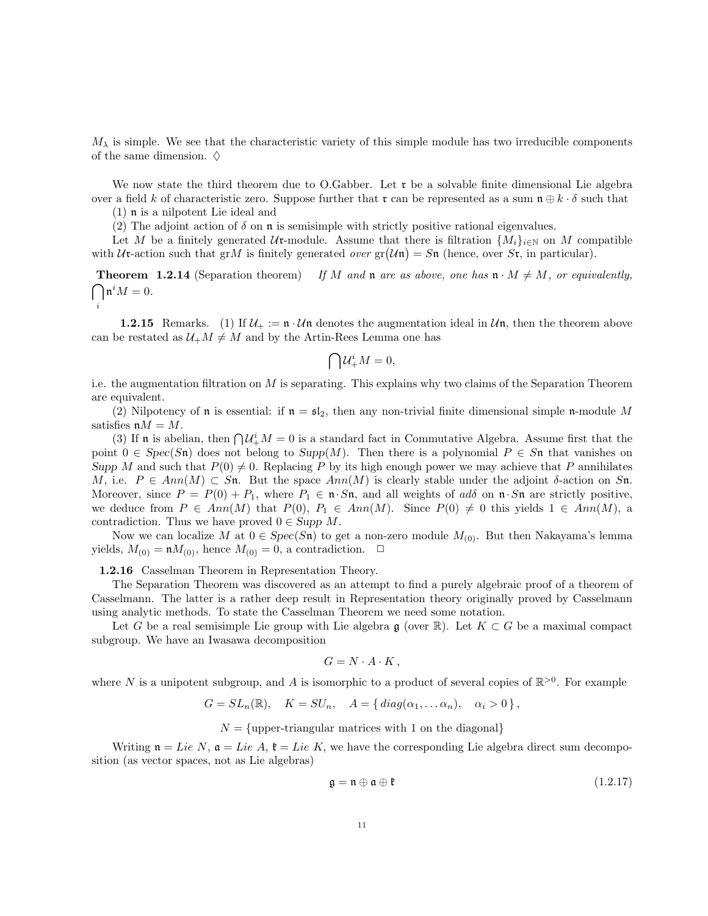$M_\lambda$ is simple. We see that the characteristic variety of this simple module has two irreducible components of the same dimension. $\diamondsuit$

We now state the third theorem due to O.Gabber. Let $\mathfrak{r}$ be a solvable finite dimensional Lie algebra over a field $k$ of characteristic zero. Suppose further that $\mathfrak{r}$ can be represented as a sum $\mathfrak{n} \oplus k \cdot \delta$ such that

(1) $\mathfrak{n}$ is a nilpotent Lie ideal and

(2) The adjoint action of $\delta$ on $\mathfrak{n}$ is semisimple with strictly positive rational eigenvalues.

Let $M$ be a finitely generated $\mathcal{U}\mathfrak{r}$-module. Assume that there is filtration $\{M_i\}_{i\in\mathbb{N}}$ on $M$ compatible with $\mathcal{U}\mathfrak{r}$-action such that gr$M$ is finitely generated *over* $\mathrm{gr}(\mathcal{U}\mathfrak{n}) = S\mathfrak{n}$ (hence, over $S\mathfrak{r}$, in particular).

**Theorem 1.2.14** (Separation theorem) *If $M$ and $\mathfrak{n}$ are as above, one has $\mathfrak{n}\cdot M \neq M$, or equivalently, $\bigcap_i \mathfrak{n}^i M = 0$.*

**1.2.15** Remarks. (1) If $\mathcal{U}_+ := \mathfrak{n}\cdot\mathcal{U}\mathfrak{n}$ denotes the augmentation ideal in $\mathcal{U}\mathfrak{n}$, then the theorem above can be restated as $\mathcal{U}_+ M \neq M$ and by the Artin-Rees Lemma one has

$$\bigcap \mathcal{U}_+^i M = 0,$$

i.e. the augmentation filtration on $M$ is separating. This explains why two claims of the Separation Theorem are equivalent.

(2) Nilpotency of $\mathfrak{n}$ is essential: if $\mathfrak{n} = \mathfrak{sl}_2$, then any non-trivial finite dimensional simple $\mathfrak{n}$-module $M$ satisfies $\mathfrak{n}M = M$.

(3) If $\mathfrak{n}$ is abelian, then $\bigcap \mathcal{U}_+^i M = 0$ is a standard fact in Commutative Algebra. Assume first that the point $0 \in Spec(S\mathfrak{n})$ does not belong to $Supp(M)$. Then there is a polynomial $P \in S\mathfrak{n}$ that vanishes on $Supp\ M$ and such that $P(0) \neq 0$. Replacing $P$ by its high enough power we may achieve that $P$ annihilates $M$, i.e. $P \in Ann(M) \subset S\mathfrak{n}$. But the space $Ann(M)$ is clearly stable under the adjoint $\delta$-action on $S\mathfrak{n}$. Moreover, since $P = P(0) + P_1$, where $P_1 \in \mathfrak{n}\cdot S\mathfrak{n}$, and all weights of $ad\delta$ on $\mathfrak{n}\cdot S\mathfrak{n}$ are strictly positive, we deduce from $P \in Ann(M)$ that $P(0)$, $P_1 \in Ann(M)$. Since $P(0) \neq 0$ this yields $1 \in Ann(M)$, a contradiction. Thus we have proved $0 \in Supp\ M$.

Now we can localize $M$ at $0 \in Spec(S\mathfrak{n})$ to get a non-zero module $M_{(0)}$. But then Nakayama's lemma yields, $M_{(0)} = \mathfrak{n}M_{(0)}$, hence $M_{(0)} = 0$, a contradiction. $\square$

**1.2.16** Casselman Theorem in Representation Theory.

The Separation Theorem was discovered as an attempt to find a purely algebraic proof of a theorem of Casselmann. The latter is a rather deep result in Representation theory originally proved by Casselmann using analytic methods. To state the Casselman Theorem we need some notation.

Let $G$ be a real semisimple Lie group with Lie algebra $\mathfrak{g}$ (over $\mathbb{R}$). Let $K \subset G$ be a maximal compact subgroup. We have an Iwasawa decomposition

$$G = N \cdot A \cdot K\,,$$

where $N$ is a unipotent subgroup, and $A$ is isomorphic to a product of several copies of $\mathbb{R}^{>0}$. For example

$$G = SL_n(\mathbb{R}), \quad K = SU_n, \quad A = \{\, diag(\alpha_1, \ldots \alpha_n), \quad \alpha_i > 0\,\}\,,$$

$$N = \{\text{upper-triangular matrices with 1 on the diagonal}\}$$

Writing $\mathfrak{n} = Lie\ N$, $\mathfrak{a} = Lie\ A$, $\mathfrak{k} = Lie\ K$, we have the corresponding Lie algebra direct sum decomposition (as vector spaces, not as Lie algebras)

$$\mathfrak{g} = \mathfrak{n} \oplus \mathfrak{a} \oplus \mathfrak{k} \tag{1.2.17}$$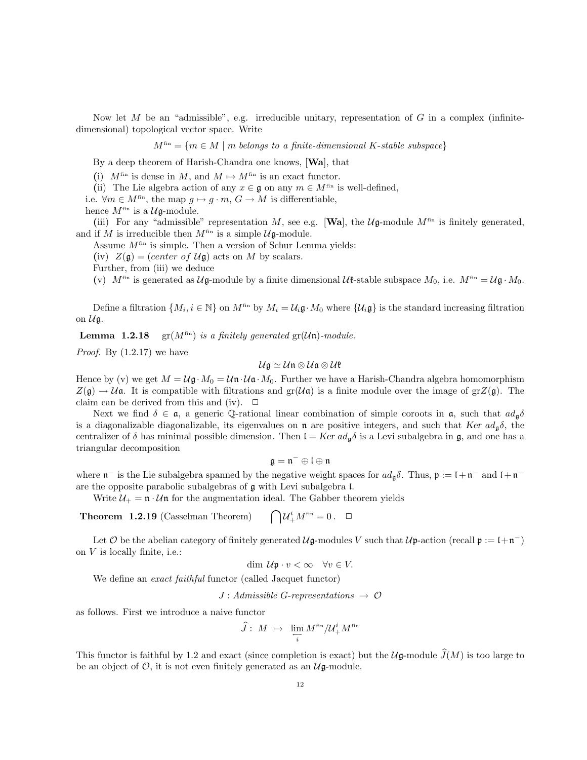Now let $M$ be an "admissible", e.g. irreducible unitary, representation of $G$ in a complex (infinite-dimensional) topological vector space. Write

$$M^{\text{fin}} = \{m \in M \mid m \textit{ belongs to a finite-dimensional } K\textit{-stable subspace}\}$$

By a deep theorem of Harish-Chandra one knows, [**Wa**], that

(i) $M^{\text{fin}}$ is dense in $M$, and $M \mapsto M^{\text{fin}}$ is an exact functor.

(ii) The Lie algebra action of any $x \in \mathfrak{g}$ on any $m \in M^{\text{fin}}$ is well-defined,
i.e. $\forall m \in M^{\text{fin}}$, the map $g \mapsto g \cdot m$, $G \to M$ is differentiable,
hence $M^{\text{fin}}$ is a $\mathcal{U}\mathfrak{g}$-module.

(iii) For any "admissible" representation $M$, see e.g. [**Wa**], the $\mathcal{U}\mathfrak{g}$-module $M^{\text{fin}}$ is finitely generated, and if $M$ is irreducible then $M^{\text{fin}}$ is a simple $\mathcal{U}\mathfrak{g}$-module.

Assume $M^{\text{fin}}$ is simple. Then a version of Schur Lemma yields:

(iv) $Z(\mathfrak{g}) = (\textit{center of } \mathcal{U}\mathfrak{g})$ acts on $M$ by scalars.

Further, from (iii) we deduce

(v) $M^{\text{fin}}$ is generated as $\mathcal{U}\mathfrak{g}$-module by a finite dimensional $\mathcal{U}\mathfrak{k}$-stable subspace $M_0$, i.e. $M^{\text{fin}} = \mathcal{U}\mathfrak{g} \cdot M_0$.

Define a filtration $\{M_i, i \in \mathbb{N}\}$ on $M^{\text{fin}}$ by $M_i = \mathcal{U}_i\mathfrak{g} \cdot M_0$ where $\{\mathcal{U}_i\mathfrak{g}\}$ is the standard increasing filtration on $\mathcal{U}\mathfrak{g}$.

**Lemma 1.2.18** *$\text{gr}(M^{\text{fin}})$ is a finitely generated $\text{gr}(\mathcal{U}\mathfrak{n})$-module.*

*Proof.* By (1.2.17) we have

$$\mathcal{U}\mathfrak{g} \simeq \mathcal{U}\mathfrak{n} \otimes \mathcal{U}\mathfrak{a} \otimes \mathcal{U}\mathfrak{k}$$

Hence by (v) we get $M = \mathcal{U}\mathfrak{g} \cdot M_0 = \mathcal{U}\mathfrak{n} \cdot \mathcal{U}\mathfrak{a} \cdot M_0$. Further we have a Harish-Chandra algebra homomorphism $Z(\mathfrak{g}) \to \mathcal{U}\mathfrak{a}$. It is compatible with filtrations and $\text{gr}(\mathcal{U}\mathfrak{a})$ is a finite module over the image of $\text{gr}Z(\mathfrak{g})$. The claim can be derived from this and (iv). $\square$

Next we find $\delta \in \mathfrak{a}$, a generic $\mathbb{Q}$-rational linear combination of simple coroots in $\mathfrak{a}$, such that $ad_{\mathfrak{g}}\delta$ is a diagonalizable diagonalizable, its eigenvalues on $\mathfrak{n}$ are positive integers, and such that *Ker* $ad_{\mathfrak{g}}\delta$, the centralizer of $\delta$ has minimal possible dimension. Then $\mathfrak{l} = \textit{Ker } ad_{\mathfrak{g}}\delta$ is a Levi subalgebra in $\mathfrak{g}$, and one has a triangular decomposition

$$\mathfrak{g} = \mathfrak{n}^- \oplus \mathfrak{l} \oplus \mathfrak{n}$$

where $\mathfrak{n}^-$ is the Lie subalgebra spanned by the negative weight spaces for $ad_{\mathfrak{g}}\delta$. Thus, $\mathfrak{p} := \mathfrak{l} + \mathfrak{n}^-$ and $\mathfrak{l} + \mathfrak{n}^-$ are the opposite parabolic subalgebras of $\mathfrak{g}$ with Levi subalgebra $\mathfrak{l}$.

Write $\mathcal{U}_+ = \mathfrak{n} \cdot \mathcal{U}\mathfrak{n}$ for the augmentation ideal. The Gabber theorem yields

**Theorem 1.2.19** (Casselman Theorem) $\quad \bigcap \mathcal{U}_+^i M^{\text{fin}} = 0\,.$ $\square$

Let $\mathcal{O}$ be the abelian category of finitely generated $\mathcal{U}\mathfrak{g}$-modules $V$ such that $\mathcal{U}\mathfrak{p}$-action (recall $\mathfrak{p} := \mathfrak{l} + \mathfrak{n}^-$) on $V$ is locally finite, i.e.:

$$\dim\, \mathcal{U}\mathfrak{p} \cdot v < \infty \quad \forall v \in V.$$

We define an *exact faithful* functor (called Jacquet functor)

$$J : \textit{Admissible } G\textit{-representations} \;\to\; \mathcal{O}$$

as follows. First we introduce a naive functor

$$\widehat{J} :\; M \;\mapsto\; \lim_{\longleftarrow_i} M^{\text{fin}} / \mathcal{U}_+^i M^{\text{fin}}$$

This functor is faithful by 1.2 and exact (since completion is exact) but the $\mathcal{U}\mathfrak{g}$-module $\widehat{J}(M)$ is too large to be an object of $\mathcal{O}$, it is not even finitely generated as an $\mathcal{U}\mathfrak{g}$-module.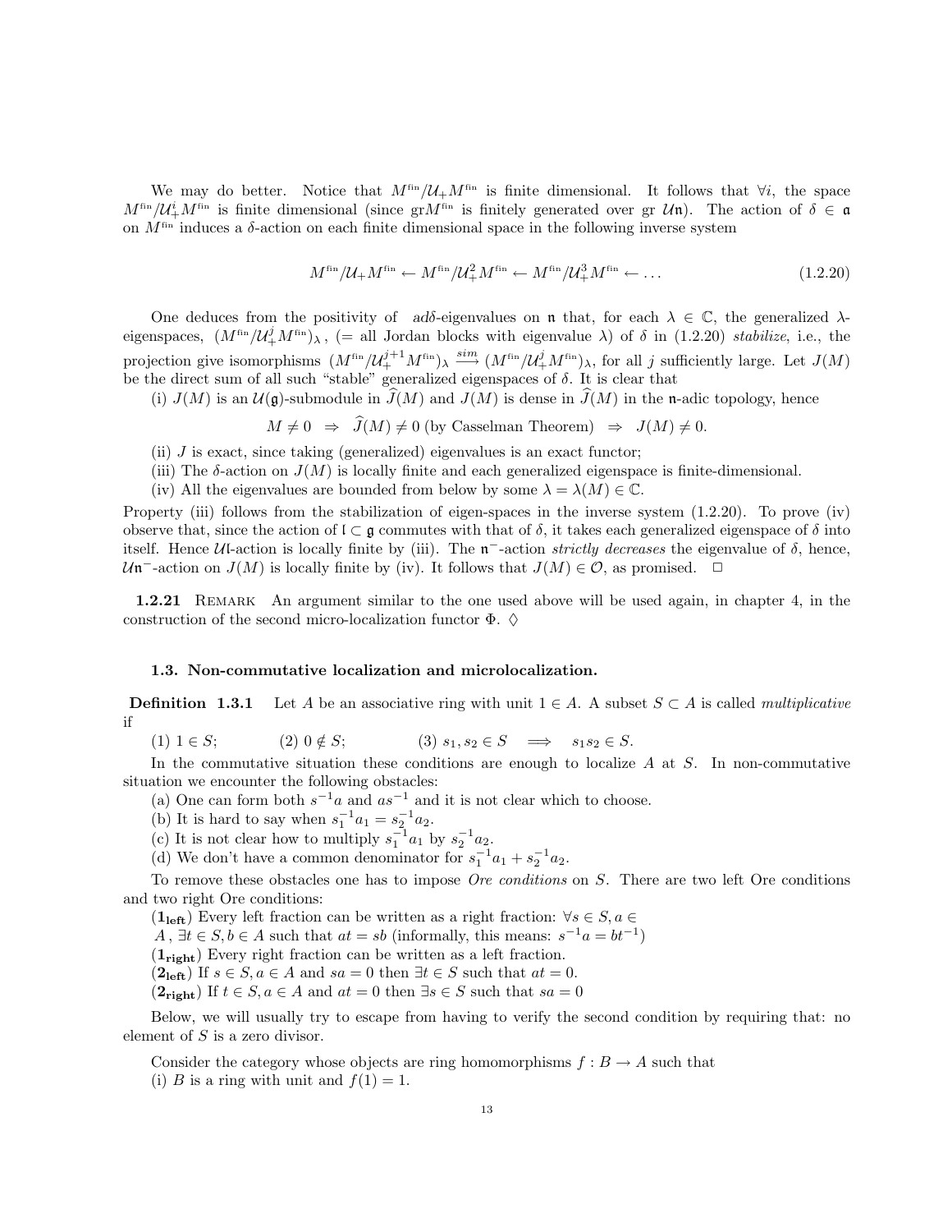We may do better. Notice that $M^{\text{fin}}/\mathcal{U}_+ M^{\text{fin}}$ is finite dimensional. It follows that $\forall i$, the space $M^{\text{fin}}/\mathcal{U}_+^i M^{\text{fin}}$ is finite dimensional (since gr$M^{\text{fin}}$ is finitely generated over gr $\mathcal{U}\mathfrak{n}$). The action of $\delta \in \mathfrak{a}$ on $M^{\text{fin}}$ induces a $\delta$-action on each finite dimensional space in the following inverse system

$$M^{\text{fin}}/\mathcal{U}_+ M^{\text{fin}} \leftarrow M^{\text{fin}}/\mathcal{U}_+^2 M^{\text{fin}} \leftarrow M^{\text{fin}}/\mathcal{U}_+^3 M^{\text{fin}} \leftarrow \dots \tag{1.2.20}$$

One deduces from the positivity of $ad\delta$-eigenvalues on $\mathfrak{n}$ that, for each $\lambda \in \mathbb{C}$, the generalized $\lambda$-eigenspaces, $(M^{\text{fin}}/\mathcal{U}_+^j M^{\text{fin}})_\lambda$, (= all Jordan blocks with eigenvalue $\lambda$) of $\delta$ in (1.2.20) *stabilize*, i.e., the projection give isomorphisms $(M^{\text{fin}}/\mathcal{U}_+^{j+1} M^{\text{fin}})_\lambda \overset{sim}{\longrightarrow} (M^{\text{fin}}/\mathcal{U}_+^j M^{\text{fin}})_\lambda$, for all $j$ sufficiently large. Let $J(M)$ be the direct sum of all such "stable" generalized eigenspaces of $\delta$. It is clear that

(i) $J(M)$ is an $\mathcal{U}(\mathfrak{g})$-submodule in $\widehat{J}(M)$ and $J(M)$ is dense in $\widehat{J}(M)$ in the $\mathfrak{n}$-adic topology, hence

$$M \neq 0 \ \Rightarrow\ \widehat{J}(M) \neq 0 \text{ (by Casselman Theorem)} \ \Rightarrow\ J(M) \neq 0.$$

(ii) $J$ is exact, since taking (generalized) eigenvalues is an exact functor;

(iii) The $\delta$-action on $J(M)$ is locally finite and each generalized eigenspace is finite-dimensional.

(iv) All the eigenvalues are bounded from below by some $\lambda = \lambda(M) \in \mathbb{C}$.

Property (iii) follows from the stabilization of eigen-spaces in the inverse system (1.2.20). To prove (iv) observe that, since the action of $\mathfrak{l} \subset \mathfrak{g}$ commutes with that of $\delta$, it takes each generalized eigenspace of $\delta$ into itself. Hence $\mathcal{U}\mathfrak{l}$-action is locally finite by (iii). The $\mathfrak{n}^-$-action *strictly decreases* the eigenvalue of $\delta$, hence, $\mathcal{U}\mathfrak{n}^-$-action on $J(M)$ is locally finite by (iv). It follows that $J(M) \in \mathcal{O}$, as promised. $\Box$

**1.2.21** Remark An argument similar to the one used above will be used again, in chapter 4, in the construction of the second micro-localization functor $\Phi$. $\Diamond$

### 1.3. Non-commutative localization and microlocalization.

**Definition 1.3.1** Let $A$ be an associative ring with unit $1 \in A$. A subset $S \subset A$ is called *multiplicative* if

(1) $1 \in S$; (2) $0 \notin S$; (3) $s_1, s_2 \in S \implies s_1 s_2 \in S$.

In the commutative situation these conditions are enough to localize $A$ at $S$. In non-commutative situation we encounter the following obstacles:

(a) One can form both $s^{-1}a$ and $as^{-1}$ and it is not clear which to choose.

(b) It is hard to say when $s_1^{-1}a_1 = s_2^{-1}a_2$.

(c) It is not clear how to multiply $s_1^{-1}a_1$ by $s_2^{-1}a_2$.

(d) We don't have a common denominator for $s_1^{-1}a_1 + s_2^{-1}a_2$.

To remove these obstacles one has to impose *Ore conditions* on $S$. There are two left Ore conditions and two right Ore conditions:

($\mathbf{1_{left}}$) Every left fraction can be written as a right fraction: $\forall s \in S, a \in A$, $\exists t \in S, b \in A$ such that $at = sb$ (informally, this means: $s^{-1}a = bt^{-1}$)

($\mathbf{1_{right}}$) Every right fraction can be written as a left fraction.

($\mathbf{2_{left}}$) If $s \in S, a \in A$ and $sa = 0$ then $\exists t \in S$ such that $at = 0$.

($\mathbf{2_{right}}$) If $t \in S, a \in A$ and $at = 0$ then $\exists s \in S$ such that $sa = 0$

Below, we will usually try to escape from having to verify the second condition by requiring that: no element of $S$ is a zero divisor.

Consider the category whose objects are ring homomorphisms $f : B \to A$ such that

(i) $B$ is a ring with unit and $f(1) = 1$.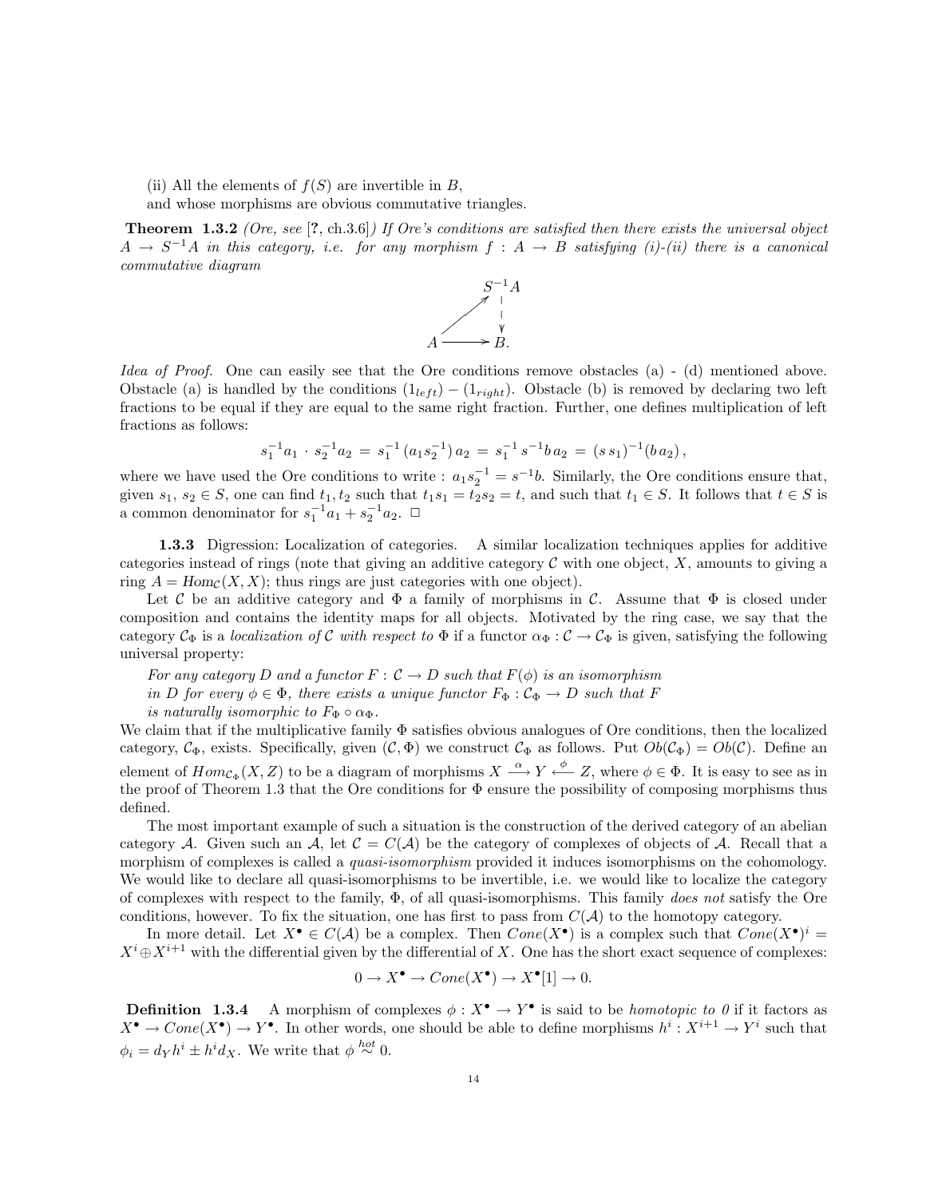(ii) All the elements of $f(S)$ are invertible in $B$,

and whose morphisms are obvious commutative triangles.

**Theorem 1.3.2** *(Ore, see [?, ch.3.6]) If Ore's conditions are satisfied then there exists the universal object $A \to S^{-1}A$ in this category, i.e. for any morphism $f : A \to B$ satisfying (i)-(ii) there is a canonical commutative diagram*

$$\begin{array}{ccc} & & S^{-1}A \\ & \nearrow & \downarrow \\ A & \longrightarrow & B. \end{array}$$

*Idea of Proof.* One can easily see that the Ore conditions remove obstacles (a) - (d) mentioned above. Obstacle (a) is handled by the conditions $(1_{left}) - (1_{right})$. Obstacle (b) is removed by declaring two left fractions to be equal if they are equal to the same right fraction. Further, one defines multiplication of left fractions as follows:

$$s_1^{-1}a_1 \cdot s_2^{-1}a_2 = s_1^{-1}(a_1 s_2^{-1})\, a_2 = s_1^{-1}\, s^{-1} b\, a_2 = (s\, s_1)^{-1}(b\, a_2),$$

where we have used the Ore conditions to write : $a_1 s_2^{-1} = s^{-1}b$. Similarly, the Ore conditions ensure that, given $s_1, s_2 \in S$, one can find $t_1, t_2$ such that $t_1 s_1 = t_2 s_2 = t$, and such that $t_1 \in S$. It follows that $t \in S$ is a common denominator for $s_1^{-1}a_1 + s_2^{-1}a_2$. □

**1.3.3** Digression: Localization of categories. A similar localization techniques applies for additive categories instead of rings (note that giving an additive category $\mathcal{C}$ with one object, $X$, amounts to giving a ring $A = Hom_{\mathcal{C}}(X, X)$; thus rings are just categories with one object).

Let $\mathcal{C}$ be an additive category and $\Phi$ a family of morphisms in $\mathcal{C}$. Assume that $\Phi$ is closed under composition and contains the identity maps for all objects. Motivated by the ring case, we say that the category $\mathcal{C}_\Phi$ is a *localization of* $\mathcal{C}$ *with respect to* $\Phi$ if a functor $\alpha_\Phi : \mathcal{C} \to \mathcal{C}_\Phi$ is given, satisfying the following universal property:

*For any category $D$ and a functor $F : \mathcal{C} \to D$ such that $F(\phi)$ is an isomorphism in $D$ for every $\phi \in \Phi$, there exists a unique functor $F_\Phi : \mathcal{C}_\Phi \to D$ such that $F$ is naturally isomorphic to $F_\Phi \circ \alpha_\Phi$.*

We claim that if the multiplicative family $\Phi$ satisfies obvious analogues of Ore conditions, then the localized category, $\mathcal{C}_\Phi$, exists. Specifically, given $(\mathcal{C}, \Phi)$ we construct $\mathcal{C}_\Phi$ as follows. Put $Ob(\mathcal{C}_\Phi) = Ob(\mathcal{C})$. Define an element of $Hom_{\mathcal{C}_\Phi}(X, Z)$ to be a diagram of morphisms $X \xrightarrow{\alpha} Y \xleftarrow{\phi} Z$, where $\phi \in \Phi$. It is easy to see as in the proof of Theorem 1.3 that the Ore conditions for $\Phi$ ensure the possibility of composing morphisms thus defined.

The most important example of such a situation is the construction of the derived category of an abelian category $\mathcal{A}$. Given such an $\mathcal{A}$, let $\mathcal{C} = C(\mathcal{A})$ be the category of complexes of objects of $\mathcal{A}$. Recall that a morphism of complexes is called a *quasi-isomorphism* provided it induces isomorphisms on the cohomology. We would like to declare all quasi-isomorphisms to be invertible, i.e. we would like to localize the category of complexes with respect to the family, $\Phi$, of all quasi-isomorphisms. This family *does not* satisfy the Ore conditions, however. To fix the situation, one has first to pass from $C(\mathcal{A})$ to the homotopy category.

In more detail. Let $X^\bullet \in C(\mathcal{A})$ be a complex. Then $Cone(X^\bullet)$ is a complex such that $Cone(X^\bullet)^i = X^i \oplus X^{i+1}$ with the differential given by the differential of $X$. One has the short exact sequence of complexes:

$$0 \to X^\bullet \to Cone(X^\bullet) \to X^\bullet[1] \to 0.$$

**Definition 1.3.4** A morphism of complexes $\phi : X^\bullet \to Y^\bullet$ is said to be *homotopic to 0* if it factors as $X^\bullet \to Cone(X^\bullet) \to Y^\bullet$. In other words, one should be able to define morphisms $h^i : X^{i+1} \to Y^i$ such that $\phi_i = d_Y h^i \pm h^i d_X$. We write that $\phi \overset{hot}{\sim} 0$.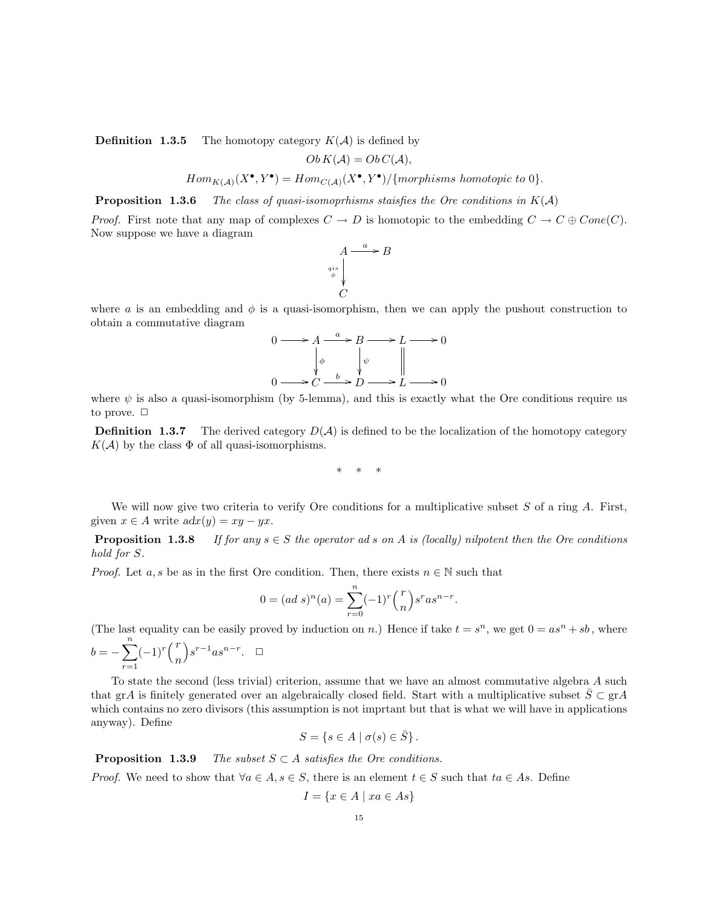**Definition 1.3.5** The homotopy category $K(\mathcal{A})$ is defined by

$$Ob\, K(\mathcal{A}) = Ob\, C(\mathcal{A}),$$

$$Hom_{K(\mathcal{A})}(X^\bullet, Y^\bullet) = Hom_{C(\mathcal{A})}(X^\bullet, Y^\bullet)/\{morphisms\ homotopic\ to\ 0\}.$$

**Proposition 1.3.6** *The class of quasi-isomoprhisms staisfies the Ore conditions in $K(\mathcal{A})$*

*Proof.* First note that any map of complexes $C \to D$ is homotopic to the embedding $C \to C \oplus Cone(C)$. Now suppose we have a diagram

$$\begin{array}{ccc} A & \xrightarrow{a} & B \\ {\scriptstyle qis}\ \big\downarrow {\scriptstyle \phi} & & \\ C & & \end{array}$$

where $a$ is an embedding and $\phi$ is a quasi-isomorphism, then we can apply the pushout construction to obtain a commutative diagram

$$\begin{array}{ccccccccc} 0 & \longrightarrow & A & \xrightarrow{a} & B & \longrightarrow & L & \longrightarrow & 0 \\ & & \big\downarrow \phi & & \big\downarrow \psi & & \| & & \\ 0 & \longrightarrow & C & \xrightarrow{b} & D & \longrightarrow & L & \longrightarrow & 0 \end{array}$$

where $\psi$ is also a quasi-isomorphism (by 5-lemma), and this is exactly what the Ore conditions require us to prove. □

**Definition 1.3.7** The derived category $D(\mathcal{A})$ is defined to be the localization of the homotopy category $K(\mathcal{A})$ by the class $\Phi$ of all quasi-isomorphisms.

\* \* \*

We will now give two criteria to verify Ore conditions for a multiplicative subset $S$ of a ring $A$. First, given $x \in A$ write $\mathrm{ad}x(y) = xy - yx$.

**Proposition 1.3.8** *If for any $s \in S$ the operator $ad\ s$ on $A$ is (locally) nilpotent then the Ore conditions hold for $S$.*

*Proof.* Let $a, s$ be as in the first Ore condition. Then, there exists $n \in \mathbb{N}$ such that

$$0 = (ad\ s)^n(a) = \sum_{r=0}^{n} (-1)^r \binom{r}{n} s^r a s^{n-r}.$$

(The last equality can be easily proved by induction on $n$.) Hence if take $t = s^n$, we get $0 = as^n + sb$, where $b = -\sum_{r=1}^{n} (-1)^r \binom{r}{n} s^{r-1} a s^{n-r}$. □

To state the second (less trivial) criterion, assume that we have an almost commutative algebra $A$ such that $\mathrm{gr}A$ is finitely generated over an algebraically closed field. Start with a multiplicative subset $\bar{S} \subset \mathrm{gr}A$ which contains no zero divisors (this assumption is not imprtant but that is what we will have in applications anyway). Define

$$S = \{s \in A \mid \sigma(s) \in \bar{S}\}.$$

**Proposition 1.3.9** *The subset $S \subset A$ satisfies the Ore conditions.*

*Proof.* We need to show that $\forall a \in A, s \in S$, there is an element $t \in S$ such that $ta \in As$. Define

$$I = \{x \in A \mid xa \in As\}$$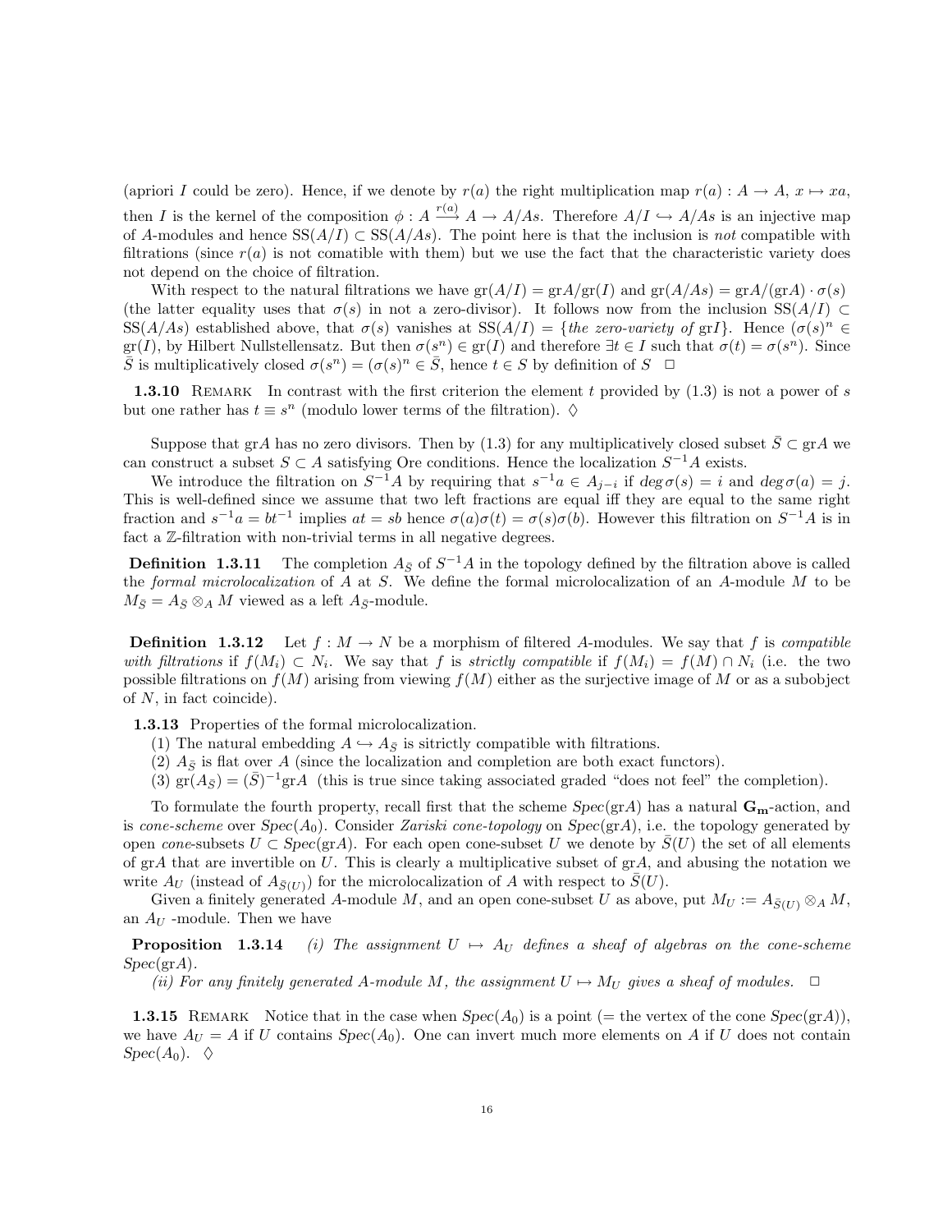(apriori $I$ could be zero). Hence, if we denote by $r(a)$ the right multiplication map $r(a) : A \to A$, $x \mapsto xa$, then $I$ is the kernel of the composition $\phi : A \xrightarrow{r(a)} A \to A/As$. Therefore $A/I \hookrightarrow A/As$ is an injective map of $A$-modules and hence $\mathrm{SS}(A/I) \subset \mathrm{SS}(A/As)$. The point here is that the inclusion is *not* compatible with filtrations (since $r(a)$ is not comatible with them) but we use the fact that the characteristic variety does not depend on the choice of filtration.

With respect to the natural filtrations we have $\mathrm{gr}(A/I) = \mathrm{gr}A/\mathrm{gr}(I)$ and $\mathrm{gr}(A/As) = \mathrm{gr}A/(\mathrm{gr}A) \cdot \sigma(s)$ (the latter equality uses that $\sigma(s)$ in not a zero-divisor). It follows now from the inclusion $\mathrm{SS}(A/I) \subset \mathrm{SS}(A/As)$ established above, that $\sigma(s)$ vanishes at $\mathrm{SS}(A/I) = \{$*the zero-variety of* $\mathrm{gr}I\}$. Hence $(\sigma(s)^n \in \mathrm{gr}(I)$, by Hilbert Nullstellensatz. But then $\sigma(s^n) \in \mathrm{gr}(I)$ and therefore $\exists t \in I$ such that $\sigma(t) = \sigma(s^n)$. Since $\bar{S}$ is multiplicatively closed $\sigma(s^n) = (\sigma(s)^n \in \bar{S}$, hence $t \in S$ by definition of $S$ $\square$

**1.3.10** Remark In contrast with the first criterion the element $t$ provided by (1.3) is not a power of $s$ but one rather has $t \equiv s^n$ (modulo lower terms of the filtration). $\Diamond$

Suppose that $\mathrm{gr}A$ has no zero divisors. Then by (1.3) for any multiplicatively closed subset $\bar{S} \subset \mathrm{gr}A$ we can construct a subset $S \subset A$ satisfying Ore conditions. Hence the localization $S^{-1}A$ exists.

We introduce the filtration on $S^{-1}A$ by requiring that $s^{-1}a \in A_{j-i}$ if $deg\, \sigma(s) = i$ and $deg\, \sigma(a) = j$. This is well-defined since we assume that two left fractions are equal iff they are equal to the same right fraction and $s^{-1}a = bt^{-1}$ implies $at = sb$ hence $\sigma(a)\sigma(t) = \sigma(s)\sigma(b)$. However this filtration on $S^{-1}A$ is in fact a $\mathbb{Z}$-filtration with non-trivial terms in all negative degrees.

**Definition 1.3.11** The completion $A_{\bar{S}}$ of $S^{-1}A$ in the topology defined by the filtration above is called the *formal microlocalization* of $A$ at $S$. We define the formal microlocalization of an $A$-module $M$ to be $M_{\bar{S}} = A_{\bar{S}} \otimes_A M$ viewed as a left $A_{\bar{S}}$-module.

**Definition 1.3.12** Let $f : M \to N$ be a morphism of filtered $A$-modules. We say that $f$ is *compatible with filtrations* if $f(M_i) \subset N_i$. We say that $f$ is *strictly compatible* if $f(M_i) = f(M) \cap N_i$ (i.e. the two possible filtrations on $f(M)$ arising from viewing $f(M)$ either as the surjective image of $M$ or as a subobject of $N$, in fact coincide).

**1.3.13** Properties of the formal microlocalization.

(1) The natural embedding $A \hookrightarrow A_{\bar{S}}$ is sitrictly compatible with filtrations.

(2) $A_{\bar{S}}$ is flat over $A$ (since the localization and completion are both exact functors).

(3) $\mathrm{gr}(A_{\bar{S}}) = (\bar{S})^{-1}\mathrm{gr}A$ (this is true since taking associated graded "does not feel" the completion).

To formulate the fourth property, recall first that the scheme $Spec(\mathrm{gr}A)$ has a natural $\mathbf{G_m}$-action, and is *cone-scheme* over $Spec(A_0)$. Consider *Zariski cone-topology* on $Spec(\mathrm{gr}A)$, i.e. the topology generated by open *cone*-subsets $U \subset Spec(\mathrm{gr}A)$. For each open cone-subset $U$ we denote by $\bar{S}(U)$ the set of all elements of $\mathrm{gr}A$ that are invertible on $U$. This is clearly a multiplicative subset of $\mathrm{gr}A$, and abusing the notation we write $A_U$ (instead of $A_{\bar{S}(U)}$) for the microlocalization of $A$ with respect to $\bar{S}(U)$.

Given a finitely generated $A$-module $M$, and an open cone-subset $U$ as above, put $M_U := A_{\bar{S}(U)} \otimes_A M$, an $A_U$ -module. Then we have

**Proposition 1.3.14** *(i) The assignment $U \mapsto A_U$ defines a sheaf of algebras on the cone-scheme $Spec(\mathrm{gr}A)$.*

*(ii) For any finitely generated $A$-module $M$, the assignment $U \mapsto M_U$ gives a sheaf of modules.* $\square$

**1.3.15** Remark Notice that in the case when $Spec(A_0)$ is a point (= the vertex of the cone $Spec(\mathrm{gr}A)$), we have $A_U = A$ if $U$ contains $Spec(A_0)$. One can invert much more elements on $A$ if $U$ does not contain $Spec(A_0)$. $\Diamond$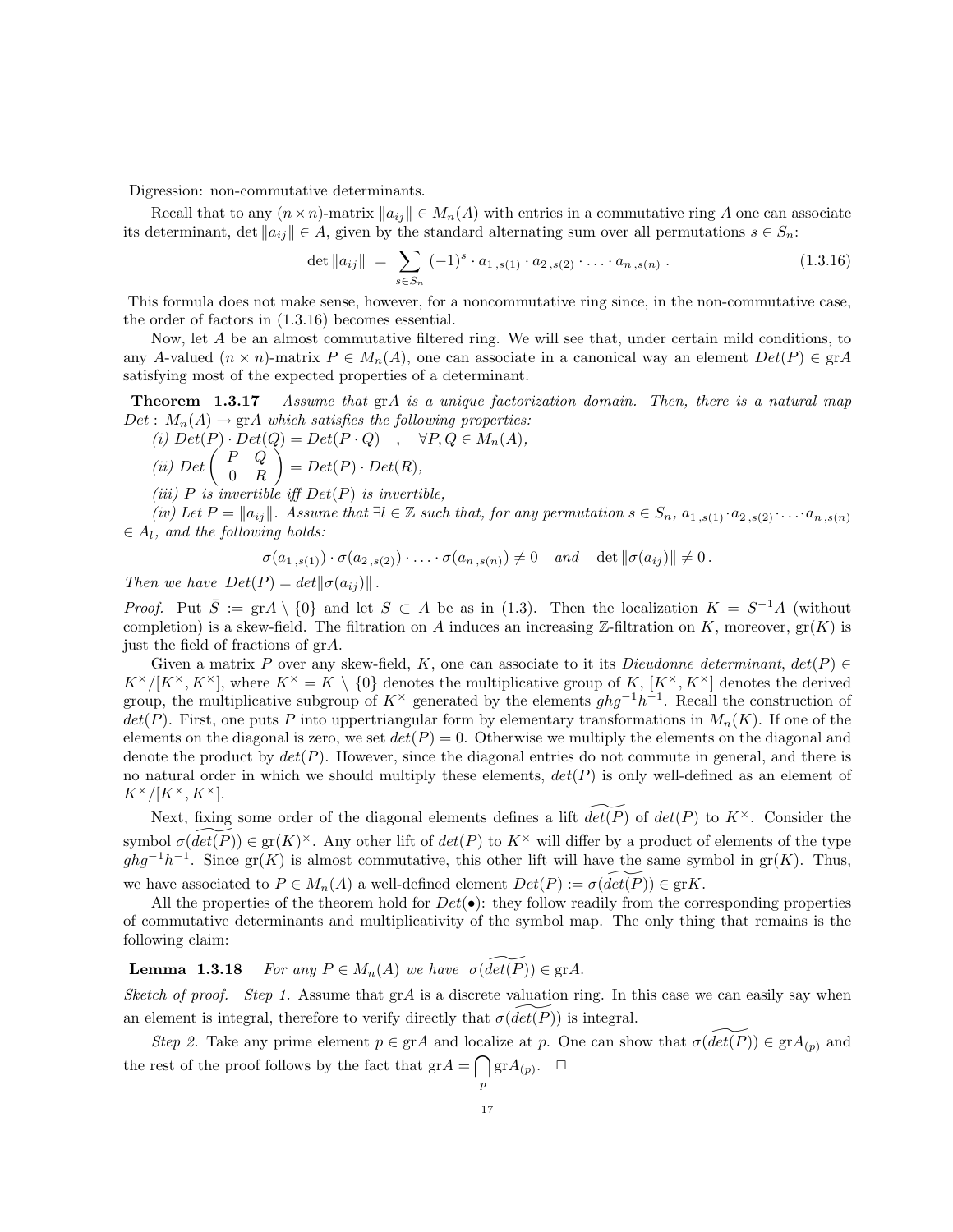Digression: non-commutative determinants.

Recall that to any $(n \times n)$-matrix $\|a_{ij}\| \in M_n(A)$ with entries in a commutative ring $A$ one can associate its determinant, $\det \|a_{ij}\| \in A$, given by the standard alternating sum over all permutations $s \in S_n$:

$$\det \|a_{ij}\| \;=\; \sum_{s \in S_n} (-1)^s \cdot a_{1\,,s(1)} \cdot a_{2\,,s(2)} \cdot \ldots \cdot a_{n\,,s(n)}\,. \tag{1.3.16}$$

This formula does not make sense, however, for a noncommutative ring since, in the non-commutative case, the order of factors in (1.3.16) becomes essential.

Now, let $A$ be an almost commutative filtered ring. We will see that, under certain mild conditions, to any $A$-valued $(n \times n)$-matrix $P \in M_n(A)$, one can associate in a canonical way an element $Det(P) \in \mathrm{gr}A$ satisfying most of the expected properties of a determinant.

**Theorem 1.3.17** *Assume that* $\mathrm{gr}A$ *is a unique factorization domain. Then, there is a natural map* $Det : M_n(A) \to \mathrm{gr}A$ *which satisfies the following properties:*

*(i)* $Det(P) \cdot Det(Q) = Det(P \cdot Q) \quad , \quad \forall P, Q \in M_n(A)$,

*(ii)* $Det \begin{pmatrix} P & Q \\ 0 & R \end{pmatrix} = Det(P) \cdot Det(R)$,

*(iii)* $P$ *is invertible iff* $Det(P)$ *is invertible,*

*(iv) Let* $P = \|a_{ij}\|$. *Assume that* $\exists l \in \mathbb{Z}$ *such that, for any permutation* $s \in S_n$, $a_{1\,,s(1)} \cdot a_{2\,,s(2)} \cdots a_{n\,,s(n)} \in A_l$, *and the following holds:*

$$\sigma(a_{1\,,s(1)}) \cdot \sigma(a_{2\,,s(2)}) \cdot \ldots \cdot \sigma(a_{n\,,s(n)}) \neq 0 \quad \textit{and} \quad \det \|\sigma(a_{ij})\| \neq 0\,.$$

*Then we have* $Det(P) = det\|\sigma(a_{ij})\|$.

*Proof.* Put $\bar{S} := \mathrm{gr}A \setminus \{0\}$ and let $S \subset A$ be as in (1.3). Then the localization $K = S^{-1}A$ (without completion) is a skew-field. The filtration on $A$ induces an increasing $\mathbb{Z}$-filtration on $K$, moreover, $\mathrm{gr}(K)$ is just the field of fractions of $\mathrm{gr}A$.

Given a matrix $P$ over any skew-field, $K$, one can associate to it its *Dieudonne determinant*, $det(P) \in K^\times/[K^\times, K^\times]$, where $K^\times = K \setminus \{0\}$ denotes the multiplicative group of $K$, $[K^\times, K^\times]$ denotes the derived group, the multiplicative subgroup of $K^\times$ generated by the elements $ghg^{-1}h^{-1}$. Recall the construction of $det(P)$. First, one puts $P$ into uppertriangular form by elementary transformations in $M_n(K)$. If one of the elements on the diagonal is zero, we set $det(P) = 0$. Otherwise we multiply the elements on the diagonal and denote the product by $det(P)$. However, since the diagonal entries do not commute in general, and there is no natural order in which we should multiply these elements, $det(P)$ is only well-defined as an element of $K^\times/[K^\times, K^\times]$.

Next, fixing some order of the diagonal elements defines a lift $\widetilde{det(P)}$ of $det(P)$ to $K^\times$. Consider the symbol $\sigma(\widetilde{det(P)}) \in \mathrm{gr}(K)^\times$. Any other lift of $det(P)$ to $K^\times$ will differ by a product of elements of the type $ghg^{-1}h^{-1}$. Since $\mathrm{gr}(K)$ is almost commutative, this other lift will have the same symbol in $\mathrm{gr}(K)$. Thus, we have associated to $P \in M_n(A)$ a well-defined element $Det(P) := \sigma(\widetilde{det(P)}) \in \mathrm{gr}K$.

All the properties of the theorem hold for $Det(\bullet)$: they follow readily from the corresponding properties of commutative determinants and multiplicativity of the symbol map. The only thing that remains is the following claim:

**Lemma 1.3.18** *For any* $P \in M_n(A)$ *we have* $\sigma(\widetilde{det(P)}) \in \mathrm{gr}A$.

*Sketch of proof. Step 1.* Assume that $\mathrm{gr}A$ is a discrete valuation ring. In this case we can easily say when an element is integral, therefore to verify directly that $\sigma(\widetilde{det(P)})$ is integral.

*Step 2.* Take any prime element $p \in \mathrm{gr}A$ and localize at $p$. One can show that $\sigma(\widetilde{det(P)}) \in \mathrm{gr}A_{(p)}$ and the rest of the proof follows by the fact that $\mathrm{gr}A = \bigcap_p \mathrm{gr}A_{(p)}$. $\square$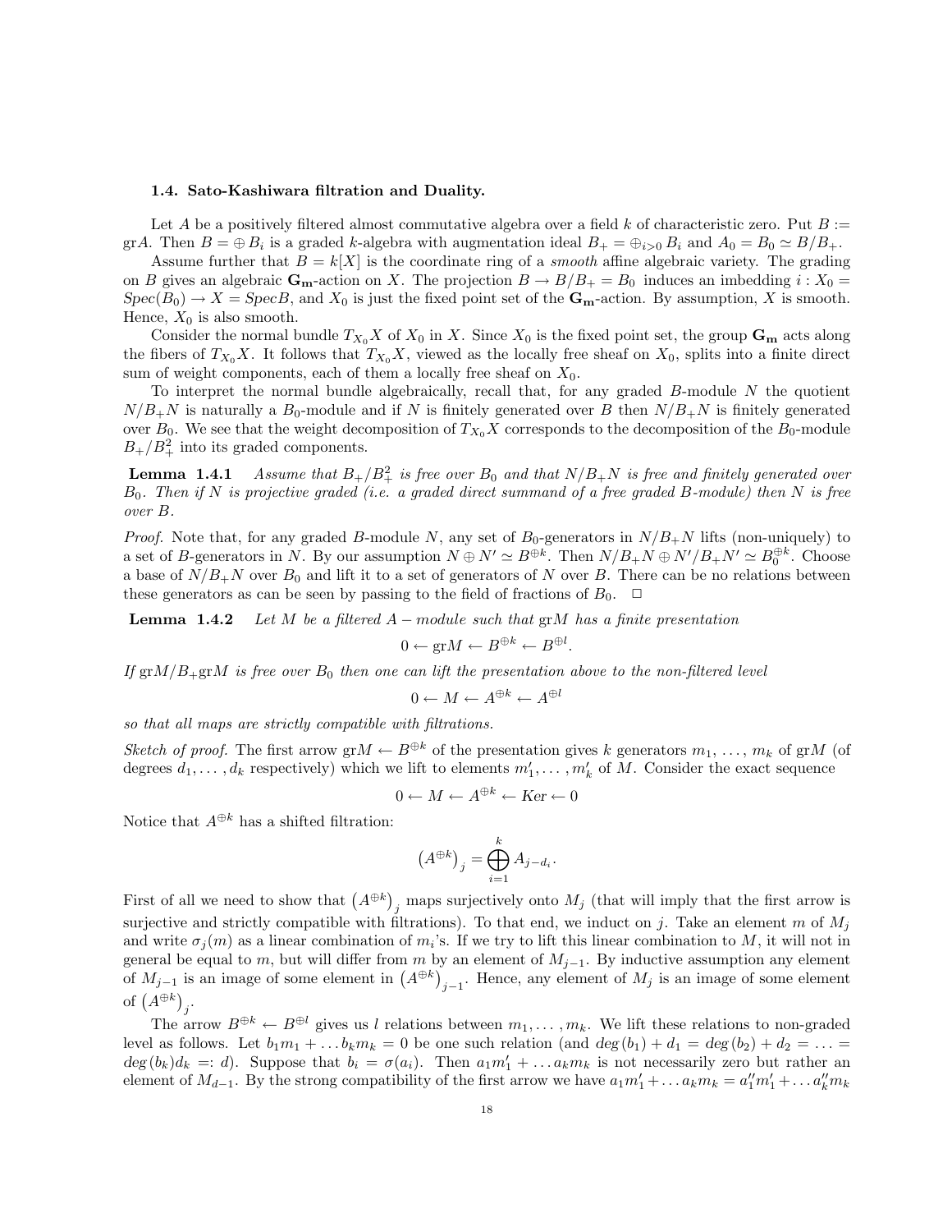### 1.4. Sato-Kashiwara filtration and Duality.

Let $A$ be a positively filtered almost commutative algebra over a field $k$ of characteristic zero. Put $B := \mathrm{gr}A$. Then $B = \oplus B_i$ is a graded $k$-algebra with augmentation ideal $B_+ = \oplus_{i>0} B_i$ and $A_0 = B_0 \simeq B/B_+$.

Assume further that $B = k[X]$ is the coordinate ring of a *smooth* affine algebraic variety. The grading on $B$ gives an algebraic $\mathbf{G_m}$-action on $X$. The projection $B \to B/B_+ = B_0$ induces an imbedding $i : X_0 = Spec(B_0) \to X = Spec B$, and $X_0$ is just the fixed point set of the $\mathbf{G_m}$-action. By assumption, $X$ is smooth. Hence, $X_0$ is also smooth.

Consider the normal bundle $T_{X_0}X$ of $X_0$ in $X$. Since $X_0$ is the fixed point set, the group $\mathbf{G_m}$ acts along the fibers of $T_{X_0}X$. It follows that $T_{X_0}X$, viewed as the locally free sheaf on $X_0$, splits into a finite direct sum of weight components, each of them a locally free sheaf on $X_0$.

To interpret the normal bundle algebraically, recall that, for any graded $B$-module $N$ the quotient $N/B_+N$ is naturally a $B_0$-module and if $N$ is finitely generated over $B$ then $N/B_+N$ is finitely generated over $B_0$. We see that the weight decomposition of $T_{X_0}X$ corresponds to the decomposition of the $B_0$-module $B_+/B_+^2$ into its graded components.

**Lemma 1.4.1** *Assume that $B_+/B_+^2$ is free over $B_0$ and that $N/B_+N$ is free and finitely generated over $B_0$. Then if $N$ is projective graded (i.e. a graded direct summand of a free graded $B$-module) then $N$ is free over $B$.*

*Proof.* Note that, for any graded $B$-module $N$, any set of $B_0$-generators in $N/B_+N$ lifts (non-uniquely) to a set of $B$-generators in $N$. By our assumption $N \oplus N' \simeq B^{\oplus k}$. Then $N/B_+N \oplus N'/B_+N' \simeq B_0^{\oplus k}$. Choose a base of $N/B_+N$ over $B_0$ and lift it to a set of generators of $N$ over $B$. There can be no relations between these generators as can be seen by passing to the field of fractions of $B_0$. $\square$

**Lemma 1.4.2** *Let $M$ be a filtered $A-module$ such that $\mathrm{gr}M$ has a finite presentation*

$$0 \leftarrow \mathrm{gr}M \leftarrow B^{\oplus k} \leftarrow B^{\oplus l}.$$

*If $\mathrm{gr}M/B_+\mathrm{gr}M$ is free over $B_0$ then one can lift the presentation above to the non-filtered level*

$$0 \leftarrow M \leftarrow A^{\oplus k} \leftarrow A^{\oplus l}$$

*so that all maps are strictly compatible with filtrations.*

*Sketch of proof.* The first arrow $\mathrm{gr}M \leftarrow B^{\oplus k}$ of the presentation gives $k$ generators $m_1, \ldots, m_k$ of $\mathrm{gr}M$ (of degrees $d_1, \ldots, d_k$ respectively) which we lift to elements $m_1', \ldots, m_k'$ of $M$. Consider the exact sequence

$$0 \leftarrow M \leftarrow A^{\oplus k} \leftarrow Ker \leftarrow 0$$

Notice that $A^{\oplus k}$ has a shifted filtration:

$$\left(A^{\oplus k}\right)_j = \bigoplus_{i=1}^{k} A_{j-d_i}.$$

First of all we need to show that $\left(A^{\oplus k}\right)_j$ maps surjectively onto $M_j$ (that will imply that the first arrow is surjective and strictly compatible with filtrations). To that end, we induct on $j$. Take an element $m$ of $M_j$ and write $\sigma_j(m)$ as a linear combination of $m_i$'s. If we try to lift this linear combination to $M$, it will not in general be equal to $m$, but will differ from $m$ by an element of $M_{j-1}$. By inductive assumption any element of $M_{j-1}$ is an image of some element in $\left(A^{\oplus k}\right)_{j-1}$. Hence, any element of $M_j$ is an image of some element of $\left(A^{\oplus k}\right)_j$.

The arrow $B^{\oplus k} \leftarrow B^{\oplus l}$ gives us $l$ relations between $m_1, \ldots, m_k$. We lift these relations to non-graded level as follows. Let $b_1m_1 + \ldots b_km_k = 0$ be one such relation (and $deg(b_1) + d_1 = deg(b_2) + d_2 = \ldots = deg(b_k)d_k =: d$). Suppose that $b_i = \sigma(a_i)$. Then $a_1m_1' + \ldots a_km_k$ is not necessarily zero but rather an element of $M_{d-1}$. By the strong compatibility of the first arrow we have $a_1m_1' + \ldots a_km_k = a_1''m_1' + \ldots a_k''m_k$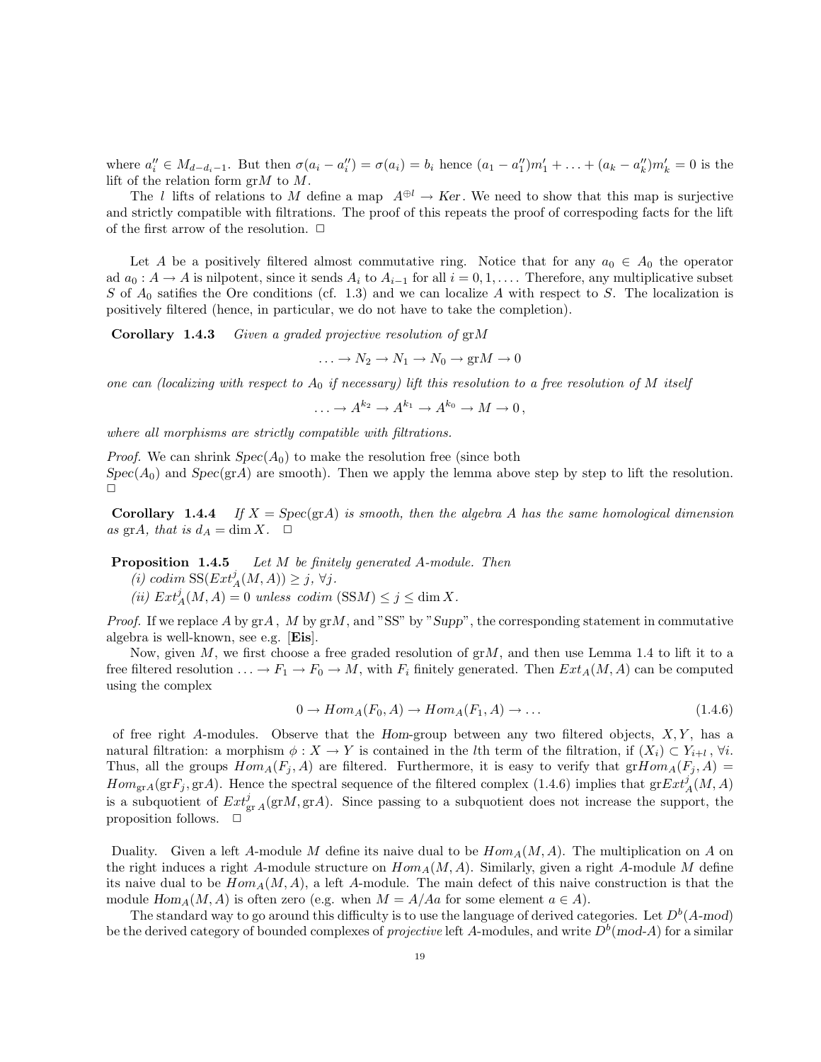where $a_i'' \in M_{d-d_i-1}$. But then $\sigma(a_i - a_i'') = \sigma(a_i) = b_i$ hence $(a_1 - a_1'')m_1' + \ldots + (a_k - a_k'')m_k' = 0$ is the lift of the relation form $\mathrm{gr}M$ to $M$.

The $l$ lifts of relations to $M$ define a map $A^{\oplus l} \to Ker$. We need to show that this map is surjective and strictly compatible with filtrations. The proof of this repeats the proof of correspoding facts for the lift of the first arrow of the resolution. $\Box$

Let $A$ be a positively filtered almost commutative ring. Notice that for any $a_0 \in A_0$ the operator $\mathrm{ad}\, a_0 : A \to A$ is nilpotent, since it sends $A_i$ to $A_{i-1}$ for all $i = 0, 1, \ldots$. Therefore, any multiplicative subset $S$ of $A_0$ satifies the Ore conditions (cf. 1.3) and we can localize $A$ with respect to $S$. The localization is positively filtered (hence, in particular, we do not have to take the completion).

**Corollary 1.4.3** *Given a graded projective resolution of* $\mathrm{gr}M$

$$\ldots \to N_2 \to N_1 \to N_0 \to \mathrm{gr}M \to 0$$

*one can (localizing with respect to $A_0$ if necessary) lift this resolution to a free resolution of $M$ itself*

$$\ldots \to A^{k_2} \to A^{k_1} \to A^{k_0} \to M \to 0\,,$$

*where all morphisms are strictly compatible with filtrations.*

*Proof.* We can shrink $Spec(A_0)$ to make the resolution free (since both $Spec(A_0)$ and $Spec(\mathrm{gr}A)$ are smooth). Then we apply the lemma above step by step to lift the resolution. $\Box$

**Corollary 1.4.4** *If $X = Spec(\mathrm{gr}A)$ is smooth, then the algebra $A$ has the same homological dimension as $\mathrm{gr}A$, that is $d_A = \dim X$.* $\Box$

**Proposition 1.4.5** *Let $M$ be finitely generated $A$-module. Then*
*(i) codim* $\mathrm{SS}(Ext^j_A(M, A)) \geq j$, $\forall j$.
*(ii)* $Ext^j_A(M, A) = 0$ *unless codim* $(\mathrm{SS}M) \leq j \leq \dim X$.

*Proof.* If we replace $A$ by $\mathrm{gr}A$, $M$ by $\mathrm{gr}M$, and "SS" by "$Supp$", the corresponding statement in commutative algebra is well-known, see e.g. [**Eis**].

Now, given $M$, we first choose a free graded resolution of $\mathrm{gr}M$, and then use Lemma 1.4 to lift it to a free filtered resolution $\ldots \to F_1 \to F_0 \to M$, with $F_i$ finitely generated. Then $Ext_A(M, A)$ can be computed using the complex

$$0 \to Hom_A(F_0, A) \to Hom_A(F_1, A) \to \ldots \qquad (1.4.6)$$

of free right $A$-modules. Observe that the $Hom$-group between any two filtered objects, $X, Y$, has a natural filtration: a morphism $\phi : X \to Y$ is contained in the $l$th term of the filtration, if $(X_i) \subset Y_{i+l}$, $\forall i$. Thus, all the groups $Hom_A(F_j, A)$ are filtered. Furthermore, it is easy to verify that $\mathrm{gr}Hom_A(F_j, A) = Hom_{\mathrm{gr}A}(\mathrm{gr}F_j, \mathrm{gr}A)$. Hence the spectral sequence of the filtered complex (1.4.6) implies that $\mathrm{gr}Ext^j_A(M, A)$ is a subquotient of $Ext^j_{\mathrm{gr}\,A}(\mathrm{gr}M, \mathrm{gr}A)$. Since passing to a subquotient does not increase the support, the proposition follows. $\Box$

Duality. Given a left $A$-module $M$ define its naive dual to be $Hom_A(M, A)$. The multiplication on $A$ on the right induces a right $A$-module structure on $Hom_A(M, A)$. Similarly, given a right $A$-module $M$ define its naive dual to be $Hom_A(M, A)$, a left $A$-module. The main defect of this naive construction is that the module $Hom_A(M, A)$ is often zero (e.g. when $M = A/Aa$ for some element $a \in A$).

The standard way to go around this difficulty is to use the language of derived categories. Let $D^b(A\text{-}mod)$ be the derived category of bounded complexes of *projective* left $A$-modules, and write $D^b(mod\text{-}A)$ for a similar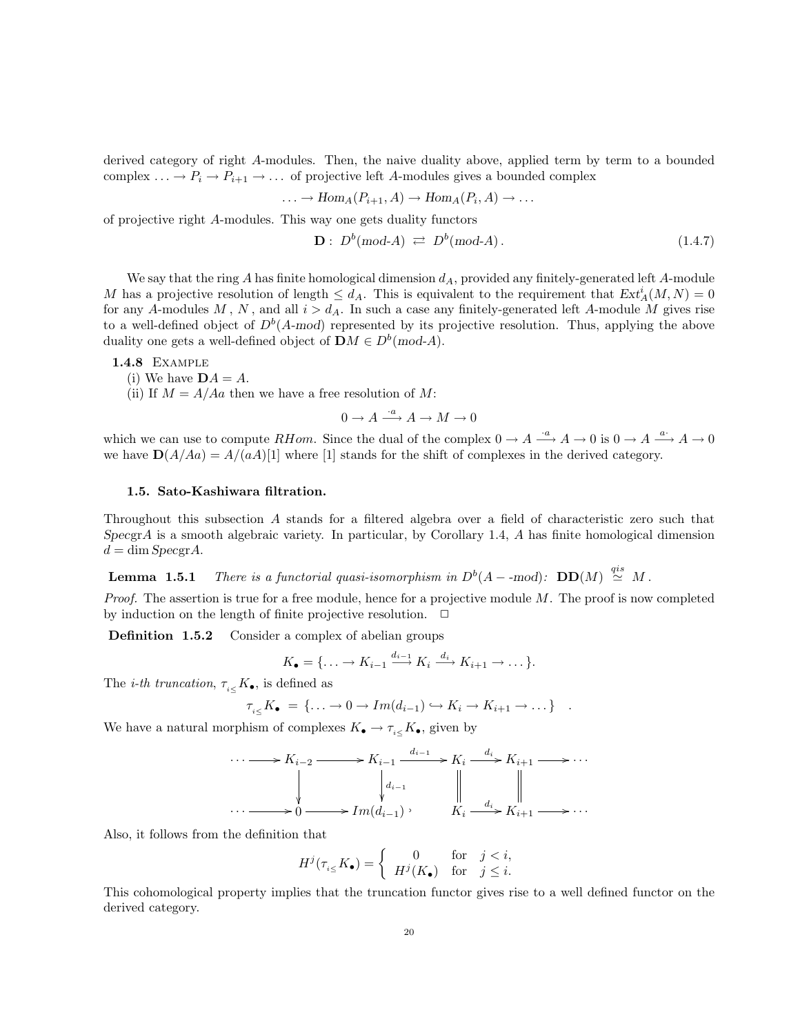derived category of right $A$-modules. Then, the naive duality above, applied term by term to a bounded complex $\ldots \to P_i \to P_{i+1} \to \ldots$ of projective left $A$-modules gives a bounded complex

$$\ldots \to Hom_A(P_{i+1}, A) \to Hom_A(P_i, A) \to \ldots$$

of projective right $A$-modules. This way one gets duality functors

$$\mathbf{D} : D^b(mod\text{-}A) \rightleftarrows D^b(mod\text{-}A). \tag{1.4.7}$$

We say that the ring $A$ has finite homological dimension $d_A$, provided any finitely-generated left $A$-module $M$ has a projective resolution of length $\leq d_A$. This is equivalent to the requirement that $Ext^i_A(M, N) = 0$ for any $A$-modules $M$, $N$, and all $i > d_A$. In such a case any finitely-generated left $A$-module $M$ gives rise to a well-defined object of $D^b(A\text{-}mod)$ represented by its projective resolution. Thus, applying the above duality one gets a well-defined object of $\mathbf{D}M \in D^b(mod\text{-}A)$.

**1.4.8** Example

(i) We have $\mathbf{D}A = A$.

(ii) If $M = A/Aa$ then we have a free resolution of $M$:

$$0 \to A \xrightarrow{\cdot a} A \to M \to 0$$

which we can use to compute $RHom$. Since the dual of the complex $0 \to A \xrightarrow{\cdot a} A \to 0$ is $0 \to A \xrightarrow{a\cdot} A \to 0$ we have $\mathbf{D}(A/Aa) = A/(aA)[1]$ where $[1]$ stands for the shift of complexes in the derived category.

### 1.5. Sato-Kashiwara filtration.

Throughout this subsection $A$ stands for a filtered algebra over a field of characteristic zero such that $Spec\mathrm{gr}A$ is a smooth algebraic variety. In particular, by Corollary 1.4, $A$ has finite homological dimension $d = \dim Spec\mathrm{gr}A$.

**Lemma 1.5.1** *There is a functorial quasi-isomorphism in $D^b(A- \text{-}mod)$: $\mathbf{DD}(M) \overset{qis}{\simeq} M$.*

*Proof.* The assertion is true for a free module, hence for a projective module $M$. The proof is now completed by induction on the length of finite projective resolution. □

**Definition 1.5.2** Consider a complex of abelian groups

$$K_\bullet = \{\ldots \to K_{i-1} \xrightarrow{d_{i-1}} K_i \xrightarrow{d_i} K_{i+1} \to \ldots\}.$$

The *i-th truncation*, $\tau_{i\leq} K_\bullet$, is defined as

$$\tau_{i\leq} K_\bullet \;=\; \{\ldots \to 0 \to Im(d_{i-1}) \hookrightarrow K_i \to K_{i+1} \to \ldots\} \quad .$$

We have a natural morphism of complexes $K_\bullet \to \tau_{i\leq} K_\bullet$, given by

$$\begin{array}{ccccccccc}
\cdots \longrightarrow & K_{i-2} & \longrightarrow & K_{i-1} & \xrightarrow{d_{i-1}} & K_i & \xrightarrow{d_i} & K_{i+1} & \longrightarrow \cdots \\
& \downarrow & & \downarrow{\scriptstyle d_{i-1}} & & \| & & \| & \\
\cdots \longrightarrow & 0 & \longrightarrow & Im(d_{i-1}) & \hookrightarrow & K_i & \xrightarrow{d_i} & K_{i+1} & \longrightarrow \cdots
\end{array}$$

Also, it follows from the definition that

$$H^j(\tau_{i\leq} K_\bullet) = \begin{cases} 0 & \text{for} \quad j < i, \\ H^j(K_\bullet) & \text{for} \quad j \leq i. \end{cases}$$

This cohomological property implies that the truncation functor gives rise to a well defined functor on the derived category.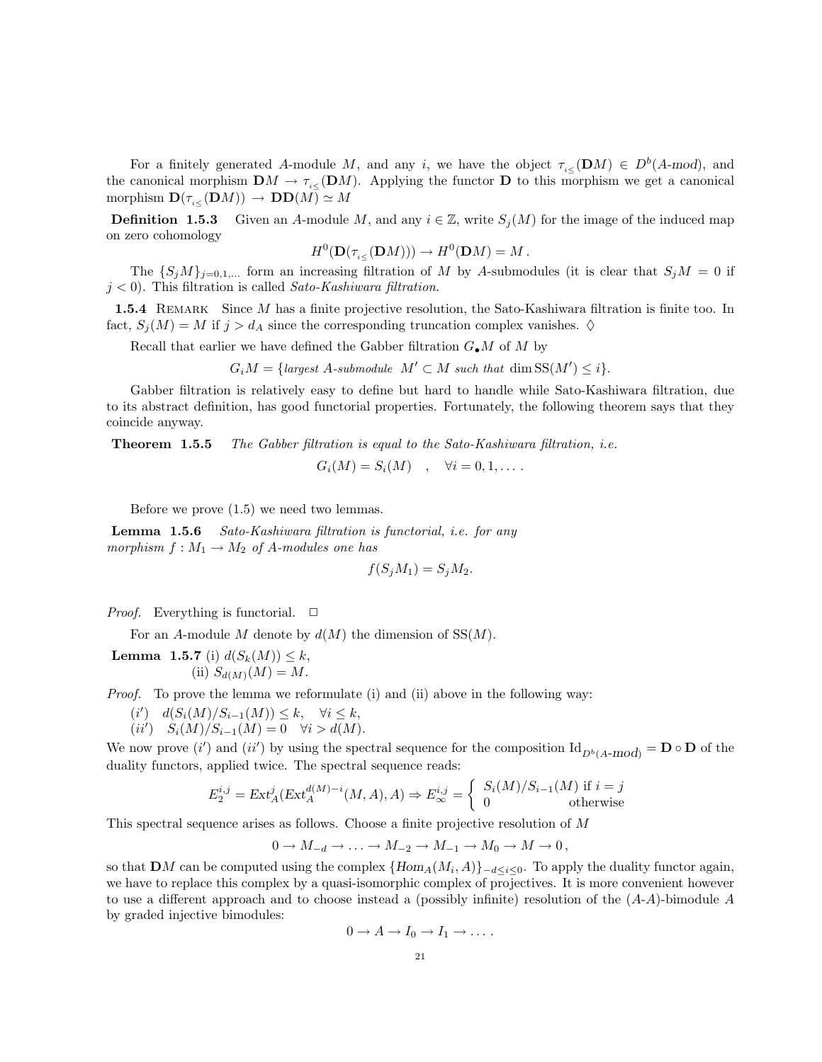For a finitely generated $A$-module $M$, and any $i$, we have the object $\tau_{i\leq}(\mathbf{D}M) \in D^b(A\text{-}\mathbf{mod})$, and the canonical morphism $\mathbf{D}M \to \tau_{i\leq}(\mathbf{D}M)$. Applying the functor $\mathbf{D}$ to this morphism we get a canonical morphism $\mathbf{D}(\tau_{i\leq}(\mathbf{D}M)) \to \mathbf{DD}(M) \simeq M$

**Definition 1.5.3** Given an $A$-module $M$, and any $i \in \mathbb{Z}$, write $S_j(M)$ for the image of the induced map on zero cohomology

$$H^0(\mathbf{D}(\tau_{i\leq}(\mathbf{D}M))) \to H^0(\mathbf{D}M) = M\,.$$

The $\{S_j M\}_{j=0,1,\dots}$ form an increasing filtration of $M$ by $A$-submodules (it is clear that $S_j M = 0$ if $j < 0$). This filtration is called *Sato-Kashiwara filtration*.

**1.5.4** Remark Since $M$ has a finite projective resolution, the Sato-Kashiwara filtration is finite too. In fact, $S_j(M) = M$ if $j > d_A$ since the corresponding truncation complex vanishes. $\diamondsuit$

Recall that earlier we have defined the Gabber filtration $G_\bullet M$ of $M$ by

$$G_i M = \{\textit{largest } A\textit{-submodule } M' \subset M \textit{ such that } \dim \mathrm{SS}(M') \leq i\}.$$

Gabber filtration is relatively easy to define but hard to handle while Sato-Kashiwara filtration, due to its abstract definition, has good functorial properties. Fortunately, the following theorem says that they coincide anyway.

**Theorem 1.5.5** *The Gabber filtration is equal to the Sato-Kashiwara filtration, i.e.*

$$G_i(M) = S_i(M) \quad , \quad \forall i = 0, 1, \dots .$$

Before we prove (1.5) we need two lemmas.

**Lemma 1.5.6** *Sato-Kashiwara filtration is functorial, i.e. for any morphism $f : M_1 \to M_2$ of $A$-modules one has*

$$f(S_j M_1) = S_j M_2.$$

*Proof.* Everything is functorial. $\Box$

For an $A$-module $M$ denote by $d(M)$ the dimension of $\mathrm{SS}(M)$.

**Lemma 1.5.7** (i) $d(S_k(M)) \leq k$,
(ii) $S_{d(M)}(M) = M$.

*Proof.* To prove the lemma we reformulate (i) and (ii) above in the following way:

$(i')$ $\quad d(S_i(M)/S_{i-1}(M)) \leq k, \quad \forall i \leq k,$

$(ii')$ $\quad S_i(M)/S_{i-1}(M) = 0 \quad \forall i > d(M).$

We now prove $(i')$ and $(ii')$ by using the spectral sequence for the composition $\mathrm{Id}_{D^b(A\text{-}\mathbf{mod})} = \mathbf{D} \circ \mathbf{D}$ of the duality functors, applied twice. The spectral sequence reads:

$$E_2^{i,j} = \mathrm{Ext}_A^j(Ext_A^{d(M)-i}(M, A), A) \Rightarrow E_\infty^{i,j} = \begin{cases} S_i(M)/S_{i-1}(M) \text{ if } i = j \\ 0 \qquad\qquad\qquad\quad \text{otherwise} \end{cases}$$

This spectral sequence arises as follows. Choose a finite projective resolution of $M$

$$0 \to M_{-d} \to \ldots \to M_{-2} \to M_{-1} \to M_0 \to M \to 0\,,$$

so that $\mathbf{D}M$ can be computed using the complex $\{Hom_A(M_i, A)\}_{-d \leq i \leq 0}$. To apply the duality functor again, we have to replace this complex by a quasi-isomorphic complex of projectives. It is more convenient however to use a different approach and to choose instead a (possibly infinite) resolution of the $(A\text{-}A)$-bimodule $A$ by graded injective bimodules:

$$0 \to A \to I_0 \to I_1 \to \dots .$$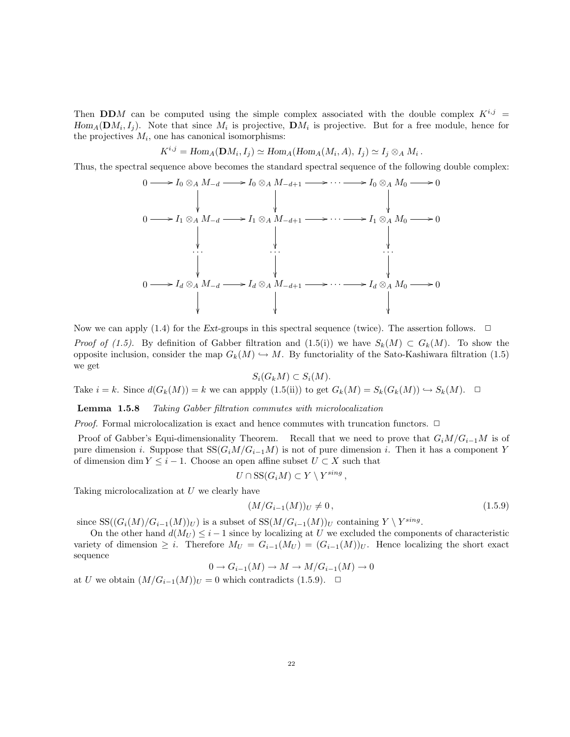Then $\mathbf{DD}M$ can be computed using the simple complex associated with the double complex $K^{i,j} = Hom_A(\mathbf{D}M_i, I_j)$. Note that since $M_i$ is projective, $\mathbf{D}M_i$ is projective. But for a free module, hence for the projectives $M_i$, one has canonical isomorphisms:

$$K^{i,j} = Hom_A(\mathbf{D}M_i, I_j) \simeq Hom_A(Hom_A(M_i, A),\, I_j) \simeq I_j \otimes_A M_i\,.$$

Thus, the spectral sequence above becomes the standard spectral sequence of the following double complex:

$$\begin{array}{ccccccccccc}
0 & \longrightarrow & I_0 \otimes_A M_{-d} & \longrightarrow & I_0 \otimes_A M_{-d+1} & \longrightarrow & \cdots & \longrightarrow & I_0 \otimes_A M_0 & \longrightarrow & 0 \\
 & & \downarrow & & \downarrow & & & & \downarrow & & \\
0 & \longrightarrow & I_1 \otimes_A M_{-d} & \longrightarrow & I_1 \otimes_A M_{-d+1} & \longrightarrow & \cdots & \longrightarrow & I_1 \otimes_A M_0 & \longrightarrow & 0 \\
 & & \downarrow & & \downarrow & & & & \downarrow & & \\
 & & \cdots & & \cdots & & & & \cdots & & \\
 & & \downarrow & & \downarrow & & & & \downarrow & & \\
0 & \longrightarrow & I_d \otimes_A M_{-d} & \longrightarrow & I_d \otimes_A M_{-d+1} & \longrightarrow & \cdots & \longrightarrow & I_d \otimes_A M_0 & \longrightarrow & 0 \\
 & & \downarrow & & \downarrow & & & & \downarrow & & 
\end{array}$$

Now we can apply (1.4) for the *Ext*-groups in this spectral sequence (twice). The assertion follows. $\square$

*Proof of (1.5).* By definition of Gabber filtration and (1.5(i)) we have $S_k(M) \subset G_k(M)$. To show the opposite inclusion, consider the map $G_k(M) \hookrightarrow M$. By functoriality of the Sato-Kashiwara filtration (1.5) we get

$$S_i(G_k M) \subset S_i(M).$$

Take $i = k$. Since $d(G_k(M)) = k$ we can appply (1.5(ii)) to get $G_k(M) = S_k(G_k(M)) \hookrightarrow S_k(M)$. $\square$

**Lemma 1.5.8** *Taking Gabber filtration commutes with microlocalization*

*Proof.* Formal microlocalization is exact and hence commutes with truncation functors. $\square$

Proof of Gabber's Equi-dimensionality Theorem. Recall that we need to prove that $G_iM/G_{i-1}M$ is of pure dimension $i$. Suppose that $\mathrm{SS}(G_iM/G_{i-1}M)$ is not of pure dimension $i$. Then it has a component $Y$ of dimension $\dim Y \leq i-1$. Choose an open affine subset $U \subset X$ such that

$$U \cap \mathrm{SS}(G_iM) \subset Y \setminus Y^{sing}\,,$$

Taking microlocalization at $U$ we clearly have

$$(M/G_{i-1}(M))_U \neq 0\,, \tag{1.5.9}$$

since $\mathrm{SS}((G_i(M)/G_{i-1}(M))_U)$ is a subset of $\mathrm{SS}(M/G_{i-1}(M))_U$ containing $Y \setminus Y^{sing}$.

On the other hand $d(M_U) \leq i-1$ since by localizing at $U$ we excluded the components of characteristic variety of dimension $\geq i$. Therefore $M_U = G_{i-1}(M_U) = (G_{i-1}(M))_U$. Hence localizing the short exact sequence

$$0 \to G_{i-1}(M) \to M \to M/G_{i-1}(M) \to 0$$

at $U$ we obtain $(M/G_{i-1}(M))_U = 0$ which contradicts (1.5.9). $\square$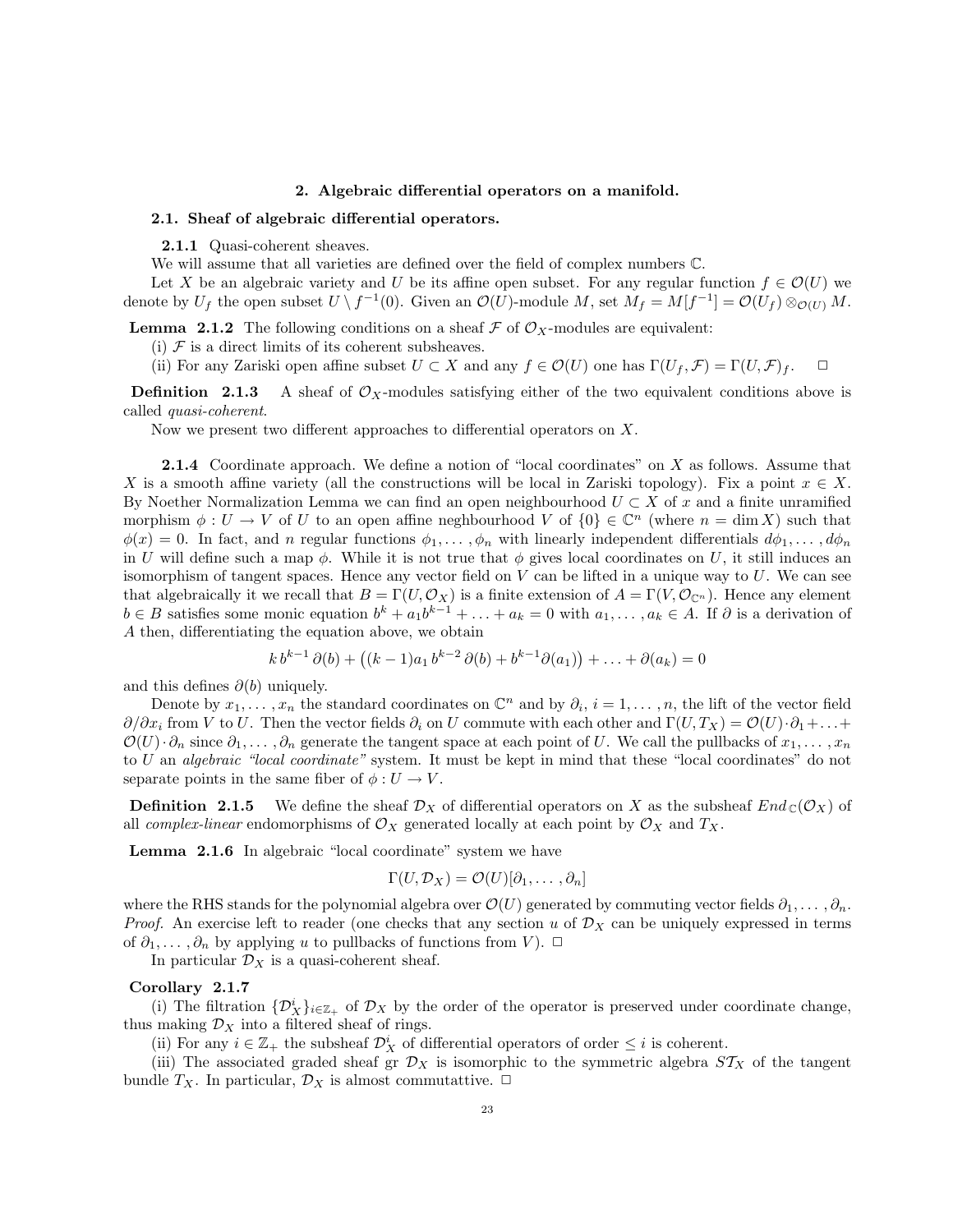## 2. Algebraic differential operators on a manifold.

### 2.1. Sheaf of algebraic differential operators.

**2.1.1** Quasi-coherent sheaves.

We will assume that all varieties are defined over the field of complex numbers $\mathbb{C}$.

Let $X$ be an algebraic variety and $U$ be its affine open subset. For any regular function $f \in \mathcal{O}(U)$ we denote by $U_f$ the open subset $U \setminus f^{-1}(0)$. Given an $\mathcal{O}(U)$-module $M$, set $M_f = M[f^{-1}] = \mathcal{O}(U_f) \otimes_{\mathcal{O}(U)} M$.

**Lemma 2.1.2** The following conditions on a sheaf $\mathcal{F}$ of $\mathcal{O}_X$-modules are equivalent:

(i) $\mathcal{F}$ is a direct limits of its coherent subsheaves.

(ii) For any Zariski open affine subset $U \subset X$ and any $f \in \mathcal{O}(U)$ one has $\Gamma(U_f, \mathcal{F}) = \Gamma(U, \mathcal{F})_f$. $\square$

**Definition 2.1.3** A sheaf of $\mathcal{O}_X$-modules satisfying either of the two equivalent conditions above is called *quasi-coherent*.

Now we present two different approaches to differential operators on $X$.

**2.1.4** Coordinate approach. We define a notion of "local coordinates" on $X$ as follows. Assume that $X$ is a smooth affine variety (all the constructions will be local in Zariski topology). Fix a point $x \in X$. By Noether Normalization Lemma we can find an open neighbourhood $U \subset X$ of $x$ and a finite unramified morphism $\phi : U \to V$ of $U$ to an open affine neghbourhood $V$ of $\{0\} \in \mathbb{C}^n$ (where $n = \dim X$) such that $\phi(x) = 0$. In fact, and $n$ regular functions $\phi_1, \ldots, \phi_n$ with linearly independent differentials $d\phi_1, \ldots, d\phi_n$ in $U$ will define such a map $\phi$. While it is not true that $\phi$ gives local coordinates on $U$, it still induces an isomorphism of tangent spaces. Hence any vector field on $V$ can be lifted in a unique way to $U$. We can see that algebraically it we recall that $B = \Gamma(U, \mathcal{O}_X)$ is a finite extension of $A = \Gamma(V, \mathcal{O}_{\mathbb{C}^n})$. Hence any element $b \in B$ satisfies some monic equation $b^k + a_1 b^{k-1} + \ldots + a_k = 0$ with $a_1, \ldots, a_k \in A$. If $\partial$ is a derivation of $A$ then, differentiating the equation above, we obtain

$$k\, b^{k-1}\, \partial(b) + \big((k-1)a_1\, b^{k-2}\, \partial(b) + b^{k-1}\partial(a_1)\big) + \ldots + \partial(a_k) = 0$$

and this defines $\partial(b)$ uniquely.

Denote by $x_1, \ldots, x_n$ the standard coordinates on $\mathbb{C}^n$ and by $\partial_i$, $i = 1, \ldots, n$, the lift of the vector field $\partial/\partial x_i$ from $V$ to $U$. Then the vector fields $\partial_i$ on $U$ commute with each other and $\Gamma(U, T_X) = \mathcal{O}(U)\cdot\partial_1 + \ldots + \mathcal{O}(U)\cdot\partial_n$ since $\partial_1, \ldots, \partial_n$ generate the tangent space at each point of $U$. We call the pullbacks of $x_1, \ldots, x_n$ to $U$ an *algebraic "local coordinate"* system. It must be kept in mind that these "local coordinates" do not separate points in the same fiber of $\phi : U \to V$.

**Definition 2.1.5** We define the sheaf $\mathcal{D}_X$ of differential operators on $X$ as the subsheaf $End_{\mathbb{C}}(\mathcal{O}_X)$ of all *complex-linear* endomorphisms of $\mathcal{O}_X$ generated locally at each point by $\mathcal{O}_X$ and $T_X$.

**Lemma 2.1.6** In algebraic "local coordinate" system we have

$$\Gamma(U, \mathcal{D}_X) = \mathcal{O}(U)[\partial_1, \ldots, \partial_n]$$

where the RHS stands for the polynomial algebra over $\mathcal{O}(U)$ generated by commuting vector fields $\partial_1, \ldots, \partial_n$.
*Proof.* An exercise left to reader (one checks that any section $u$ of $\mathcal{D}_X$ can be uniquely expressed in terms of $\partial_1, \ldots, \partial_n$ by applying $u$ to pullbacks of functions from $V$). $\square$

In particular $\mathcal{D}_X$ is a quasi-coherent sheaf.

**Corollary 2.1.7**

(i) The filtration $\{\mathcal{D}_X^i\}_{i \in \mathbb{Z}_+}$ of $\mathcal{D}_X$ by the order of the operator is preserved under coordinate change, thus making $\mathcal{D}_X$ into a filtered sheaf of rings.

(ii) For any $i \in \mathbb{Z}_+$ the subsheaf $\mathcal{D}_X^i$ of differential operators of order $\leq i$ is coherent.

(iii) The associated graded sheaf gr $\mathcal{D}_X$ is isomorphic to the symmetric algebra $S\mathcal{T}_X$ of the tangent bundle $T_X$. In particular, $\mathcal{D}_X$ is almost commutattive. $\square$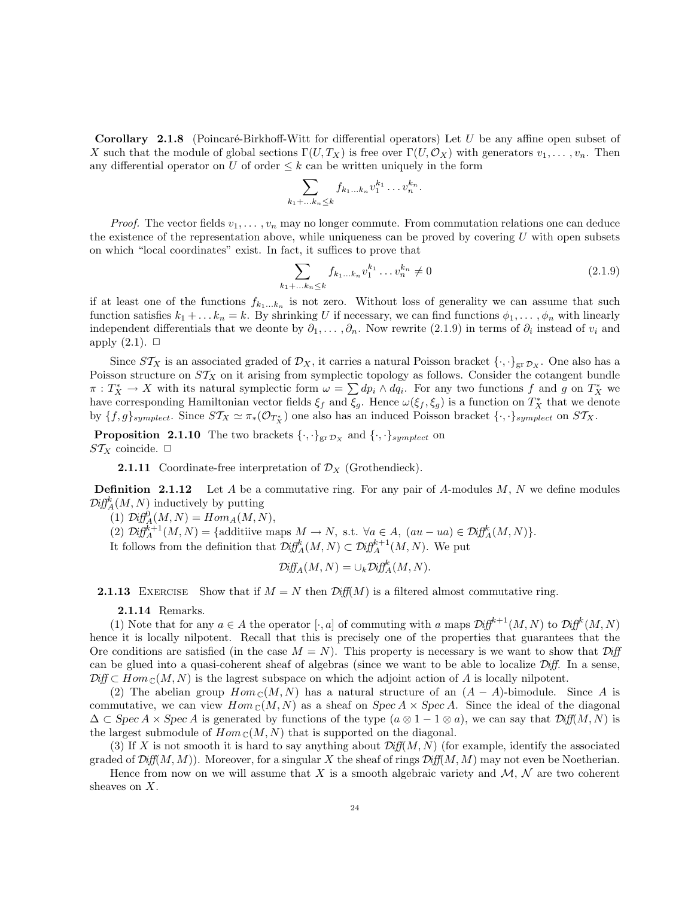**Corollary 2.1.8** (Poincaré-Birkhoff-Witt for differential operators) Let $U$ be any affine open subset of $X$ such that the module of global sections $\Gamma(U, T_X)$ is free over $\Gamma(U, \mathcal{O}_X)$ with generators $v_1, \dots, v_n$. Then any differential operator on $U$ of order $\leq k$ can be written uniquely in the form

$$\sum_{k_1+\dots k_n \leq k} f_{k_1\dots k_n} v_1^{k_1} \dots v_n^{k_n}.$$

*Proof.* The vector fields $v_1, \dots, v_n$ may no longer commute. From commutation relations one can deduce the existence of the representation above, while uniqueness can be proved by covering $U$ with open subsets on which "local coordinates" exist. In fact, it suffices to prove that

$$\sum_{k_1+\dots k_n \leq k} f_{k_1\dots k_n} v_1^{k_1} \dots v_n^{k_n} \neq 0 \tag{2.1.9}$$

if at least one of the functions $f_{k_1\dots k_n}$ is not zero. Without loss of generality we can assume that such function satisfies $k_1 + \dots k_n = k$. By shrinking $U$ if necessary, we can find functions $\phi_1, \dots, \phi_n$ with linearly independent differentials that we deonte by $\partial_1, \dots, \partial_n$. Now rewrite (2.1.9) in terms of $\partial_i$ instead of $v_i$ and apply (2.1). □

Since $\mathcal{S}\mathcal{T}_X$ is an associated graded of $\mathcal{D}_X$, it carries a natural Poisson bracket $\{\cdot,\cdot\}_{\mathrm{gr}\,\mathcal{D}_X}$. One also has a Poisson structure on $\mathcal{S}\mathcal{T}_X$ on it arising from symplectic topology as follows. Consider the cotangent bundle $\pi : T_X^* \to X$ with its natural symplectic form $\omega = \sum dp_i \wedge dq_i$. For any two functions $f$ and $g$ on $T_X^*$ we have corresponding Hamiltonian vector fields $\xi_f$ and $\xi_g$. Hence $\omega(\xi_f, \xi_g)$ is a function on $T_X^*$ that we denote by $\{f, g\}_{symplect}$. Since $\mathcal{S}\mathcal{T}_X \simeq \pi_*(\mathcal{O}_{T_X^*})$ one also has an induced Poisson bracket $\{\cdot,\cdot\}_{symplect}$ on $\mathcal{S}\mathcal{T}_X$.

**Proposition 2.1.10** The two brackets $\{\cdot,\cdot\}_{\mathrm{gr}\,\mathcal{D}_X}$ and $\{\cdot,\cdot\}_{symplect}$ on $\mathcal{S}\mathcal{T}_X$ coincide. □

**2.1.11** Coordinate-free interpretation of $\mathcal{D}_X$ (Grothendieck).

**Definition 2.1.12** Let $A$ be a commutative ring. For any pair of $A$-modules $M$, $N$ we define modules $\mathcal{D}iff_A^k(M, N)$ inductively by putting

(1) $\mathcal{D}iff_A^0(M, N) = Hom_A(M, N)$,

(2) $\mathcal{D}iff_A^{k+1}(M, N) = \{$additiive maps $M \to N$, s.t. $\forall a \in A$, $(au - ua) \in \mathcal{D}iff_A^k(M, N)\}$.

It follows from the definition that $\mathcal{D}iff_A^k(M, N) \subset \mathcal{D}iff_A^{k+1}(M, N)$. We put

$$\mathcal{D}iff_A(M, N) = \cup_k \mathcal{D}iff_A^k(M, N).$$

**2.1.13** EXERCISE Show that if $M = N$ then $\mathcal{D}iff(M)$ is a filtered almost commutative ring.

**2.1.14** Remarks.

(1) Note that for any $a \in A$ the operator $[\cdot, a]$ of commuting with $a$ maps $\mathcal{D}iff^{k+1}(M, N)$ to $\mathcal{D}iff^k(M, N)$ hence it is locally nilpotent. Recall that this is precisely one of the properties that guarantees that the Ore conditions are satisfied (in the case $M = N$). This property is necessary is we want to show that $\mathcal{D}iff$ can be glued into a quasi-coherent sheaf of algebras (since we want to be able to localize $\mathcal{D}iff$. In a sense, $\mathcal{D}iff \subset Hom_{\mathbb{C}}(M, N)$ is the lagrest subspace on which the adjoint action of $A$ is locally nilpotent.

(2) The abelian group $Hom_{\mathbb{C}}(M, N)$ has a natural structure of an $(A - A)$-bimodule. Since $A$ is commutative, we can view $Hom_{\mathbb{C}}(M, N)$ as a sheaf on $Spec\, A \times Spec\, A$. Since the ideal of the diagonal $\Delta \subset Spec\, A \times Spec\, A$ is generated by functions of the type $(a \otimes 1 - 1 \otimes a)$, we can say that $\mathcal{D}iff(M, N)$ is the largest submodule of $Hom_{\mathbb{C}}(M, N)$ that is supported on the diagonal.

(3) If $X$ is not smooth it is hard to say anything about $\mathcal{D}iff(M, N)$ (for example, identify the associated graded of $\mathcal{D}iff(M, M)$). Moreover, for a singular $X$ the sheaf of rings $\mathcal{D}iff(M, M)$ may not even be Noetherian.

Hence from now on we will assume that $X$ is a smooth algebraic variety and $\mathcal{M}$, $\mathcal{N}$ are two coherent sheaves on $X$.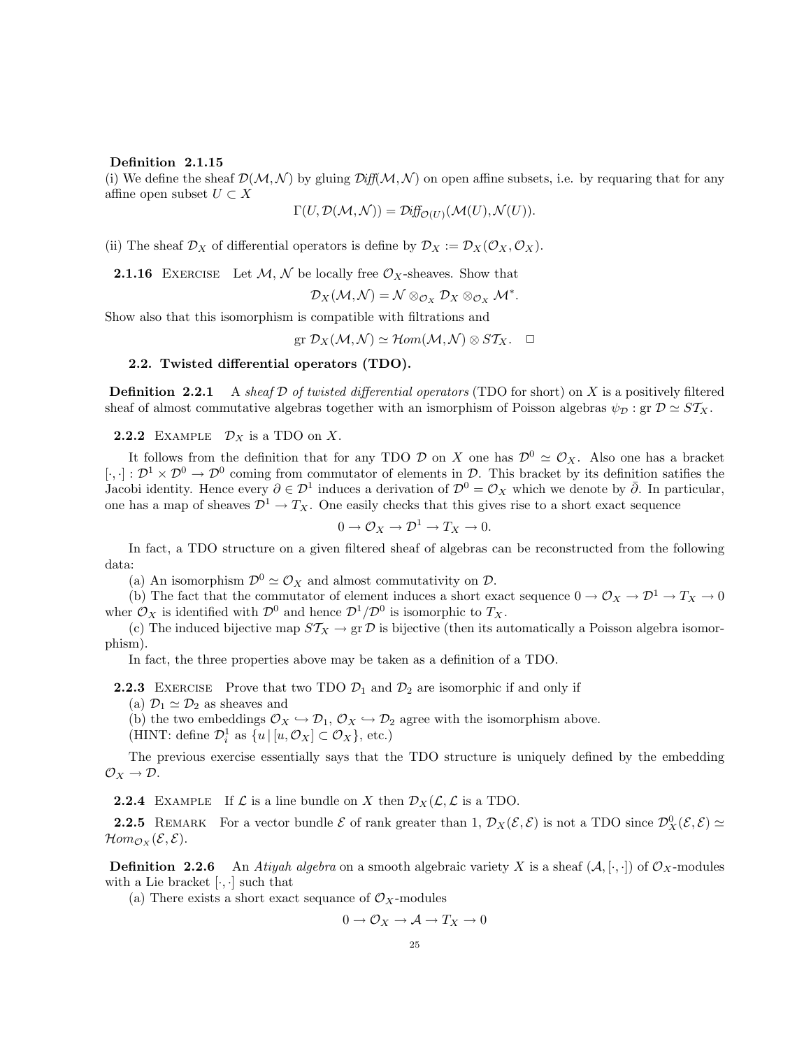**Definition 2.1.15**
(i) We define the sheaf $\mathcal{D}(\mathcal{M},\mathcal{N})$ by gluing $\mathcal{D}iff(\mathcal{M},\mathcal{N})$ on open affine subsets, i.e. by requaring that for any affine open subset $U \subset X$

$$\Gamma(U, \mathcal{D}(\mathcal{M},\mathcal{N})) = \mathcal{D}iff_{\mathcal{O}(U)}(\mathcal{M}(U), \mathcal{N}(U)).$$

(ii) The sheaf $\mathcal{D}_X$ of differential operators is define by $\mathcal{D}_X := \mathcal{D}_X(\mathcal{O}_X, \mathcal{O}_X)$.

**2.1.16** Exercise Let $\mathcal{M}$, $\mathcal{N}$ be locally free $\mathcal{O}_X$-sheaves. Show that

$$\mathcal{D}_X(\mathcal{M},\mathcal{N}) = \mathcal{N} \otimes_{\mathcal{O}_X} \mathcal{D}_X \otimes_{\mathcal{O}_X} \mathcal{M}^*.$$

Show also that this isomorphism is compatible with filtrations and

$$\text{gr } \mathcal{D}_X(\mathcal{M},\mathcal{N}) \simeq \mathcal{H}om(\mathcal{M},\mathcal{N}) \otimes S\mathcal{T}_X. \quad \square$$

## 2.2. Twisted differential operators (TDO).

**Definition 2.2.1** A *sheaf $\mathcal{D}$ of twisted differential operators* (TDO for short) on $X$ is a positively filtered sheaf of almost commutative algebras together with an ismorphism of Poisson algebras $\psi_{\mathcal{D}} : \text{gr } \mathcal{D} \simeq S\mathcal{T}_X$.

**2.2.2** Example $\mathcal{D}_X$ is a TDO on $X$.

It follows from the definition that for any TDO $\mathcal{D}$ on $X$ one has $\mathcal{D}^0 \simeq \mathcal{O}_X$. Also one has a bracket $[\cdot,\cdot] : \mathcal{D}^1 \times \mathcal{D}^0 \to \mathcal{D}^0$ coming from commutator of elements in $\mathcal{D}$. This bracket by its definition satifies the Jacobi identity. Hence every $\partial \in \mathcal{D}^1$ induces a derivation of $\mathcal{D}^0 = \mathcal{O}_X$ which we denote by $\bar{\partial}$. In particular, one has a map of sheaves $\mathcal{D}^1 \to T_X$. One easily checks that this gives rise to a short exact sequence

$$0 \to \mathcal{O}_X \to \mathcal{D}^1 \to T_X \to 0.$$

In fact, a TDO structure on a given filtered sheaf of algebras can be reconstructed from the following data:

(a) An isomorphism $\mathcal{D}^0 \simeq \mathcal{O}_X$ and almost commutativity on $\mathcal{D}$.

(b) The fact that the commutator of element induces a short exact sequence $0 \to \mathcal{O}_X \to \mathcal{D}^1 \to T_X \to 0$ wher $\mathcal{O}_X$ is identified with $\mathcal{D}^0$ and hence $\mathcal{D}^1/\mathcal{D}^0$ is isomorphic to $T_X$.

(c) The induced bijective map $S\mathcal{T}_X \to \text{gr}\,\mathcal{D}$ is bijective (then its automatically a Poisson algebra isomorphism).

In fact, the three properties above may be taken as a definition of a TDO.

**2.2.3** Exercise Prove that two TDO $\mathcal{D}_1$ and $\mathcal{D}_2$ are isomorphic if and only if

(a) $\mathcal{D}_1 \simeq \mathcal{D}_2$ as sheaves and

(b) the two embeddings $\mathcal{O}_X \hookrightarrow \mathcal{D}_1$, $\mathcal{O}_X \hookrightarrow \mathcal{D}_2$ agree with the isomorphism above.

(HINT: define $\mathcal{D}_i^1$ as $\{u \,|\, [u, \mathcal{O}_X] \subset \mathcal{O}_X\}$, etc.)

The previous exercise essentially says that the TDO structure is uniquely defined by the embedding $\mathcal{O}_X \to \mathcal{D}$.

**2.2.4** Example If $\mathcal{L}$ is a line bundle on $X$ then $\mathcal{D}_X(\mathcal{L}, \mathcal{L}$ is a TDO.

**2.2.5** Remark For a vector bundle $\mathcal{E}$ of rank greater than 1, $\mathcal{D}_X(\mathcal{E},\mathcal{E})$ is not a TDO since $\mathcal{D}_X^0(\mathcal{E},\mathcal{E}) \simeq \mathcal{H}om_{\mathcal{O}_X}(\mathcal{E},\mathcal{E})$.

**Definition 2.2.6** An *Atiyah algebra* on a smooth algebraic variety $X$ is a sheaf $(\mathcal{A}, [\cdot,\cdot])$ of $\mathcal{O}_X$-modules with a Lie bracket $[\cdot,\cdot]$ such that

(a) There exists a short exact sequance of $\mathcal{O}_X$-modules

$$0 \to \mathcal{O}_X \to \mathcal{A} \to T_X \to 0$$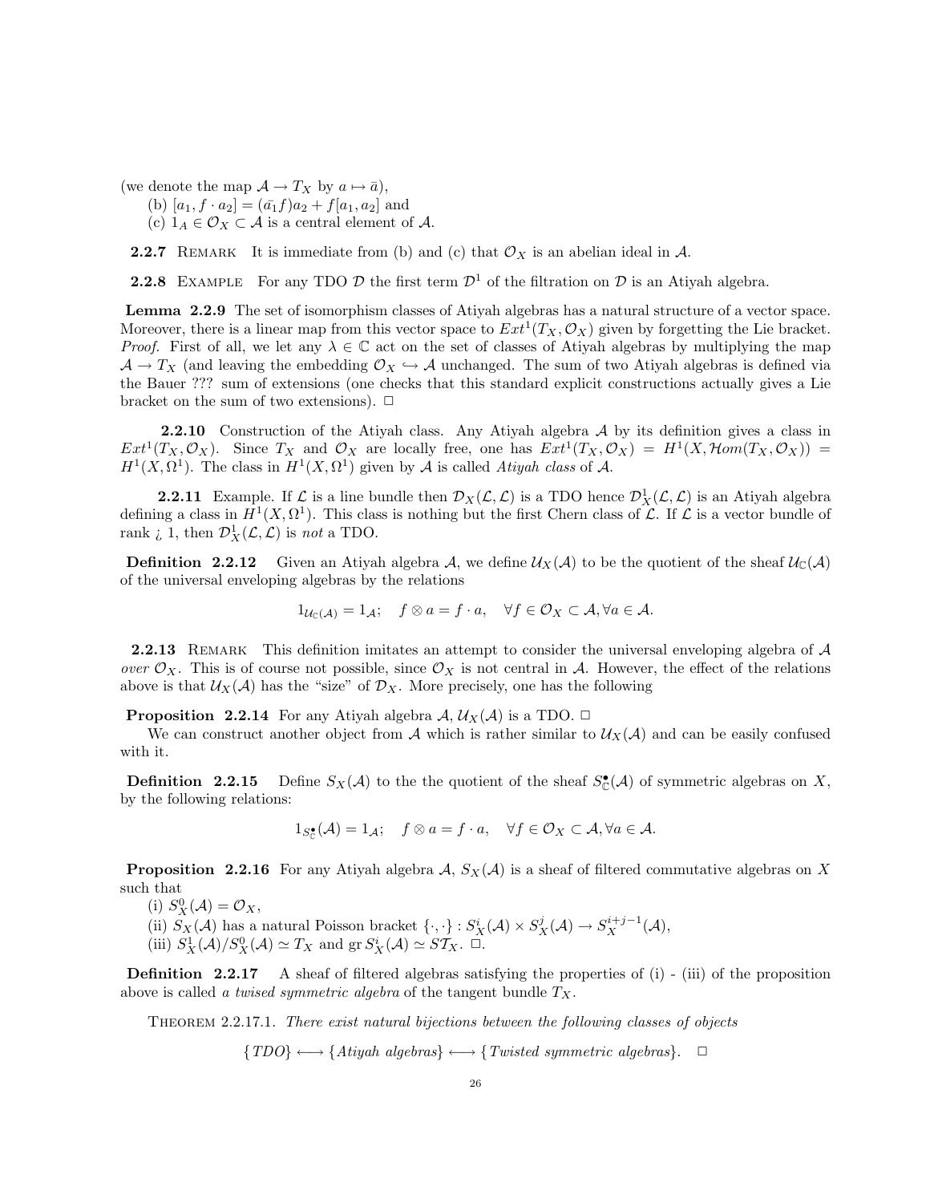(we denote the map $\mathcal{A} \to T_X$ by $a \mapsto \bar{a}$),

(b) $[a_1, f \cdot a_2] = (\bar{a_1} f) a_2 + f[a_1, a_2]$ and

(c) $1_A \in \mathcal{O}_X \subset \mathcal{A}$ is a central element of $\mathcal{A}$.

**2.2.7** Remark It is immediate from (b) and (c) that $\mathcal{O}_X$ is an abelian ideal in $\mathcal{A}$.

**2.2.8** Example For any TDO $\mathcal{D}$ the first term $\mathcal{D}^1$ of the filtration on $\mathcal{D}$ is an Atiyah algebra.

**Lemma 2.2.9** The set of isomorphism classes of Atiyah algebras has a natural structure of a vector space. Moreover, there is a linear map from this vector space to $Ext^1(T_X, \mathcal{O}_X)$ given by forgetting the Lie bracket.
*Proof.* First of all, we let any $\lambda \in \mathbb{C}$ act on the set of classes of Atiyah algebras by multiplying the map $\mathcal{A} \to T_X$ (and leaving the embedding $\mathcal{O}_X \hookrightarrow \mathcal{A}$ unchanged. The sum of two Atiyah algebras is defined via the Bauer ??? sum of extensions (one checks that this standard explicit constructions actually gives a Lie bracket on the sum of two extensions). □

**2.2.10** Construction of the Atiyah class. Any Atiyah algebra $\mathcal{A}$ by its definition gives a class in $Ext^1(T_X, \mathcal{O}_X)$. Since $T_X$ and $\mathcal{O}_X$ are locally free, one has $Ext^1(T_X, \mathcal{O}_X) = H^1(X, \mathcal{H}om(T_X, \mathcal{O}_X)) = H^1(X, \Omega^1)$. The class in $H^1(X, \Omega^1)$ given by $\mathcal{A}$ is called *Atiyah class* of $\mathcal{A}$.

**2.2.11** Example. If $\mathcal{L}$ is a line bundle then $\mathcal{D}_X(\mathcal{L}, \mathcal{L})$ is a TDO hence $\mathcal{D}^1_X(\mathcal{L}, \mathcal{L})$ is an Atiyah algebra defining a class in $H^1(X, \Omega^1)$. This class is nothing but the first Chern class of $\mathcal{L}$. If $\mathcal{L}$ is a vector bundle of rank ¿ 1, then $\mathcal{D}^1_X(\mathcal{L}, \mathcal{L})$ is *not* a TDO.

**Definition 2.2.12** Given an Atiyah algebra $\mathcal{A}$, we define $\mathcal{U}_X(\mathcal{A})$ to be the quotient of the sheaf $\mathcal{U}_{\mathbb{C}}(\mathcal{A})$ of the universal enveloping algebras by the relations

$$1_{\mathcal{U}_{\mathbb{C}}(\mathcal{A})} = 1_{\mathcal{A}}; \quad f \otimes a = f \cdot a, \quad \forall f \in \mathcal{O}_X \subset \mathcal{A}, \forall a \in \mathcal{A}.$$

**2.2.13** Remark This definition imitates an attempt to consider the universal enveloping algebra of $\mathcal{A}$ *over* $\mathcal{O}_X$. This is of course not possible, since $\mathcal{O}_X$ is not central in $\mathcal{A}$. However, the effect of the relations above is that $\mathcal{U}_X(\mathcal{A})$ has the "size" of $\mathcal{D}_X$. More precisely, one has the following

**Proposition 2.2.14** For any Atiyah algebra $\mathcal{A}$, $\mathcal{U}_X(\mathcal{A})$ is a TDO. □

We can construct another object from $\mathcal{A}$ which is rather similar to $\mathcal{U}_X(\mathcal{A})$ and can be easily confused with it.

**Definition 2.2.15** Define $S_X(\mathcal{A})$ to the the quotient of the sheaf $S^\bullet_{\mathbb{C}}(\mathcal{A})$ of symmetric algebras on $X$, by the following relations:

$$1_{S^\bullet_{\mathbb{C}}}(\mathcal{A}) = 1_{\mathcal{A}}; \quad f \otimes a = f \cdot a, \quad \forall f \in \mathcal{O}_X \subset \mathcal{A}, \forall a \in \mathcal{A}.$$

**Proposition 2.2.16** For any Atiyah algebra $\mathcal{A}$, $S_X(\mathcal{A})$ is a sheaf of filtered commutative algebras on $X$ such that

(i) $S^0_X(\mathcal{A}) = \mathcal{O}_X$,

(ii) $S_X(\mathcal{A})$ has a natural Poisson bracket $\{\cdot, \cdot\} : S^i_X(\mathcal{A}) \times S^j_X(\mathcal{A}) \to S^{i+j-1}_X(\mathcal{A})$,

(iii) $S^1_X(\mathcal{A})/S^0_X(\mathcal{A}) \simeq T_X$ and $\operatorname{gr} S^i_X(\mathcal{A}) \simeq S\mathcal{T}_X$. □.

**Definition 2.2.17** A sheaf of filtered algebras satisfying the properties of (i) - (iii) of the proposition above is called *a twisted symmetric algebra* of the tangent bundle $T_X$.

Theorem 2.2.17.1. *There exist natural bijections between the following classes of objects*

$$\{TDO\} \longleftrightarrow \{Atiyah\ algebras\} \longleftrightarrow \{Twisted\ symmetric\ algebras\}. \quad \square$$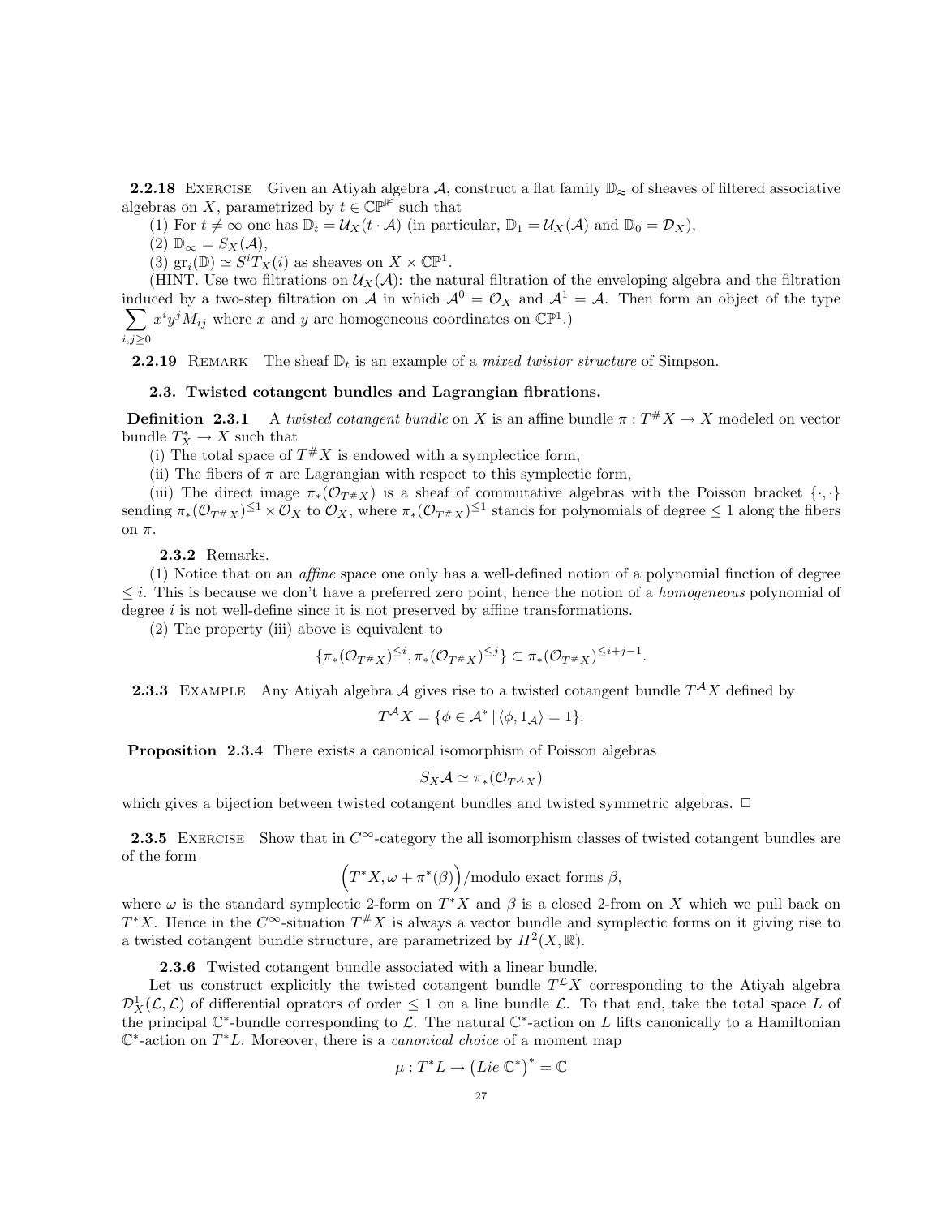**2.2.18** Exercise  Given an Atiyah algebra $\mathcal{A}$, construct a flat family $\mathbb{D}_{\approx}$ of sheaves of filtered associative algebras on $X$, parametrized by $t \in \mathbb{CP}^{\nVdash}$ such that

(1) For $t \neq \infty$ one has $\mathbb{D}_t = \mathcal{U}_X(t \cdot \mathcal{A})$ (in particular, $\mathbb{D}_1 = \mathcal{U}_X(\mathcal{A})$ and $\mathbb{D}_0 = \mathcal{D}_X$),

(2) $\mathbb{D}_\infty = S_X(\mathcal{A})$,

(3) $\mathrm{gr}_i(\mathbb{D}) \simeq S^i T_X(i)$ as sheaves on $X \times \mathbb{CP}^1$.

(HINT. Use two filtrations on $\mathcal{U}_X(\mathcal{A})$: the natural filtration of the enveloping algebra and the filtration induced by a two-step filtration on $\mathcal{A}$ in which $\mathcal{A}^0 = \mathcal{O}_X$ and $\mathcal{A}^1 = \mathcal{A}$. Then form an object of the type $\sum_{i,j\geq 0} x^i y^j M_{ij}$ where $x$ and $y$ are homogeneous coordinates on $\mathbb{CP}^1$.)

**2.2.19** Remark  The sheaf $\mathbb{D}_t$ is an example of a *mixed twistor structure* of Simpson.

### 2.3. Twisted cotangent bundles and Lagrangian fibrations.

**Definition 2.3.1**  A *twisted cotangent bundle* on $X$ is an affine bundle $\pi : T^\# X \to X$ modeled on vector bundle $T^*_X \to X$ such that

(i) The total space of $T^\# X$ is endowed with a symplectice form,

(ii) The fibers of $\pi$ are Lagrangian with respect to this symplectic form,

(iii) The direct image $\pi_*(\mathcal{O}_{T^\# X})$ is a sheaf of commutative algebras with the Poisson bracket $\{\cdot,\cdot\}$ sending $\pi_*(\mathcal{O}_{T^\# X})^{\leq 1} \times \mathcal{O}_X$ to $\mathcal{O}_X$, where $\pi_*(\mathcal{O}_{T^\# X})^{\leq 1}$ stands for polynomials of degree $\leq 1$ along the fibers on $\pi$.

**2.3.2** Remarks.

(1) Notice that on an *affine* space one only has a well-defined notion of a polynomial finction of degree $\leq i$. This is because we don't have a preferred zero point, hence the notion of a *homogeneous* polynomial of degree $i$ is not well-define since it is not preserved by affine transformations.

(2) The property (iii) above is equivalent to

$$\{\pi_*(\mathcal{O}_{T^\# X})^{\leq i}, \pi_*(\mathcal{O}_{T^\# X})^{\leq j}\} \subset \pi_*(\mathcal{O}_{T^\# X})^{\leq i+j-1}.$$

**2.3.3** Example  Any Atiyah algebra $\mathcal{A}$ gives rise to a twisted cotangent bundle $T^{\mathcal{A}} X$ defined by

$$T^{\mathcal{A}} X = \{\phi \in \mathcal{A}^* \mid \langle \phi, 1_{\mathcal{A}} \rangle = 1\}.$$

**Proposition 2.3.4**  There exists a canonical isomorphism of Poisson algebras

$$S_X \mathcal{A} \simeq \pi_*(\mathcal{O}_{T^{\mathcal{A}} X})$$

which gives a bijection between twisted cotangent bundles and twisted symmetric algebras. $\Box$

**2.3.5** Exercise  Show that in $C^\infty$-category the all isomorphism classes of twisted cotangent bundles are of the form

$$\Big(T^* X, \omega + \pi^*(\beta)\Big)/\text{modulo exact forms } \beta,$$

where $\omega$ is the standard symplectic 2-form on $T^* X$ and $\beta$ is a closed 2-from on $X$ which we pull back on $T^* X$. Hence in the $C^\infty$-situation $T^\# X$ is always a vector bundle and symplectic forms on it giving rise to a twisted cotangent bundle structure, are parametrized by $H^2(X, \mathbb{R})$.

**2.3.6** Twisted cotangent bundle associated with a linear bundle.

Let us construct explicitly the twisted cotangent bundle $T^{\mathcal{L}} X$ corresponding to the Atiyah algebra $\mathcal{D}^1_X(\mathcal{L}, \mathcal{L})$ of differential oprators of order $\leq 1$ on a line bundle $\mathcal{L}$. To that end, take the total space $L$ of the principal $\mathbb{C}^*$-bundle corresponding to $\mathcal{L}$. The natural $\mathbb{C}^*$-action on $L$ lifts canonically to a Hamiltonian $\mathbb{C}^*$-action on $T^* L$. Moreover, there is a *canonical choice* of a moment map

$$\mu : T^* L \to \left(Lie\ \mathbb{C}^*\right)^* = \mathbb{C}$$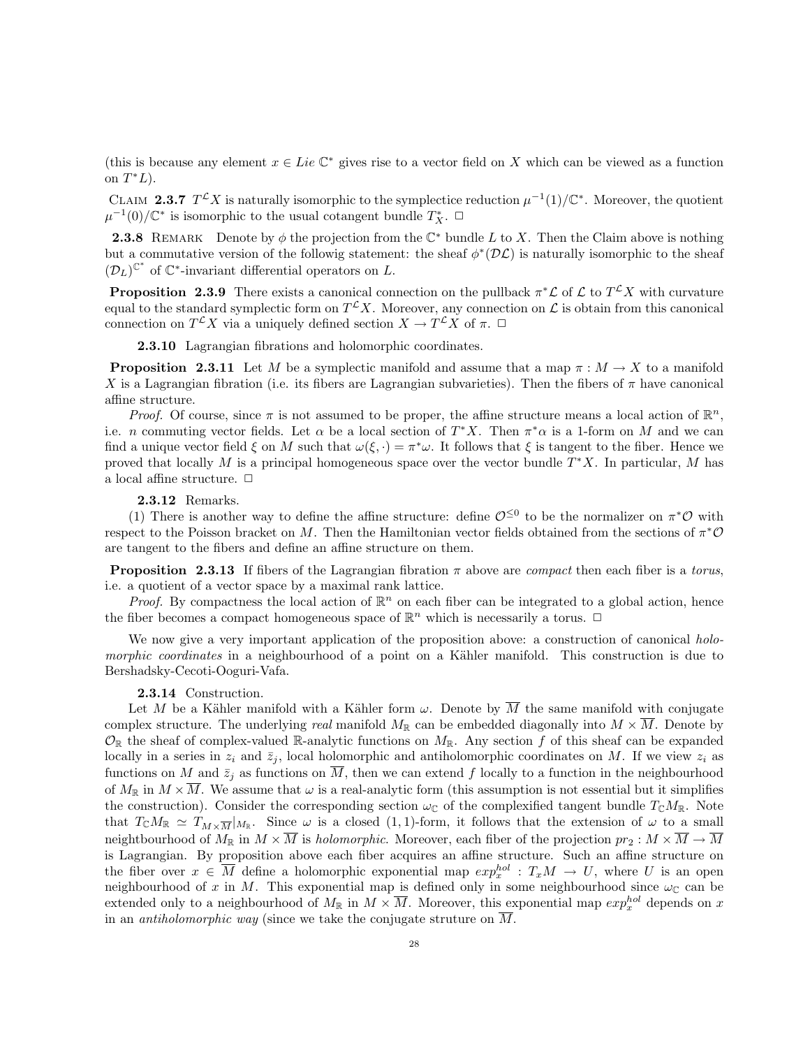(this is because any element $x \in Lie\ \mathbb{C}^*$ gives rise to a vector field on $X$ which can be viewed as a function on $T^*L$).

CLAIM **2.3.7** $T^{\mathcal{L}}X$ is naturally isomorphic to the symplectice reduction $\mu^{-1}(1)/\mathbb{C}^*$. Moreover, the quotient $\mu^{-1}(0)/\mathbb{C}^*$ is isomorphic to the usual cotangent bundle $T^*_X$. □

**2.3.8** REMARK Denote by $\phi$ the projection from the $\mathbb{C}^*$ bundle $L$ to $X$. Then the Claim above is nothing but a commutative version of the followig statement: the sheaf $\phi^*(\mathcal{DL})$ is naturally isomorphic to the sheaf $(\mathcal{D}_L)^{\mathbb{C}^*}$ of $\mathbb{C}^*$-invariant differential operators on $L$.

**Proposition 2.3.9** There exists a canonical connection on the pullback $\pi^*\mathcal{L}$ of $\mathcal{L}$ to $T^{\mathcal{L}}X$ with curvature equal to the standard symplectic form on $T^{\mathcal{L}}X$. Moreover, any connection on $\mathcal{L}$ is obtain from this canonical connection on $T^{\mathcal{L}}X$ via a uniquely defined section $X \to T^{\mathcal{L}}X$ of $\pi$. □

**2.3.10** Lagrangian fibrations and holomorphic coordinates.

**Proposition 2.3.11** Let $M$ be a symplectic manifold and assume that a map $\pi : M \to X$ to a manifold $X$ is a Lagrangian fibration (i.e. its fibers are Lagrangian subvarieties). Then the fibers of $\pi$ have canonical affine structure.

*Proof.* Of course, since $\pi$ is not assumed to be proper, the affine structure means a local action of $\mathbb{R}^n$, i.e. $n$ commuting vector fields. Let $\alpha$ be a local section of $T^*X$. Then $\pi^*\alpha$ is a 1-form on $M$ and we can find a unique vector field $\xi$ on $M$ such that $\omega(\xi, \cdot) = \pi^*\omega$. It follows that $\xi$ is tangent to the fiber. Hence we proved that locally $M$ is a principal homogeneous space over the vector bundle $T^*X$. In particular, $M$ has a local affine structure. □

**2.3.12** Remarks.

(1) There is another way to define the affine structure: define $\mathcal{O}^{\leq 0}$ to be the normalizer on $\pi^*\mathcal{O}$ with respect to the Poisson bracket on $M$. Then the Hamiltonian vector fields obtained from the sections of $\pi^*\mathcal{O}$ are tangent to the fibers and define an affine structure on them.

**Proposition 2.3.13** If fibers of the Lagrangian fibration $\pi$ above are *compact* then each fiber is a *torus*, i.e. a quotient of a vector space by a maximal rank lattice.

*Proof.* By compactness the local action of $\mathbb{R}^n$ on each fiber can be integrated to a global action, hence the fiber becomes a compact homogeneous space of $\mathbb{R}^n$ which is necessarily a torus. □

We now give a very important application of the proposition above: a construction of canonical *holomorphic coordinates* in a neighbourhood of a point on a Kähler manifold. This construction is due to Bershadsky-Cecoti-Ooguri-Vafa.

**2.3.14** Construction.

Let $M$ be a Kähler manifold with a Kähler form $\omega$. Denote by $\overline{M}$ the same manifold with conjugate complex structure. The underlying *real* manifold $M_{\mathbb{R}}$ can be embedded diagonally into $M \times \overline{M}$. Denote by $\mathcal{O}_{\mathbb{R}}$ the sheaf of complex-valued $\mathbb{R}$-analytic functions on $M_{\mathbb{R}}$. Any section $f$ of this sheaf can be expanded locally in a series in $z_i$ and $\bar{z}_j$, local holomorphic and antiholomorphic coordinates on $M$. If we view $z_i$ as functions on $M$ and $\bar{z}_j$ as functions on $\overline{M}$, then we can extend $f$ locally to a function in the neighbourhood of $M_{\mathbb{R}}$ in $M \times \overline{M}$. We assume that $\omega$ is a real-analytic form (this assumption is not essential but it simplifies the construction). Consider the corresponding section $\omega_{\mathbb{C}}$ of the complexified tangent bundle $T_{\mathbb{C}}M_{\mathbb{R}}$. Note that $T_{\mathbb{C}}M_{\mathbb{R}} \simeq T_{M\times\overline{M}}|_{M_{\mathbb{R}}}$. Since $\omega$ is a closed $(1,1)$-form, it follows that the extension of $\omega$ to a small neightbourhood of $M_{\mathbb{R}}$ in $M \times \overline{M}$ is *holomorphic*. Moreover, each fiber of the projection $pr_2 : M \times \overline{M} \to \overline{M}$ is Lagrangian. By proposition above each fiber acquires an affine structure. Such an affine structure on the fiber over $x \in \overline{M}$ define a holomorphic exponential map $exp_x^{hol} : T_xM \to U$, where $U$ is an open neighbourhood of $x$ in $M$. This exponential map is defined only in some neighbourhood since $\omega_{\mathbb{C}}$ can be extended only to a neighbourhood of $M_{\mathbb{R}}$ in $M \times \overline{M}$. Moreover, this exponential map $exp_x^{hol}$ depends on $x$ in an *antiholomorphic way* (since we take the conjugate struture on $\overline{M}$.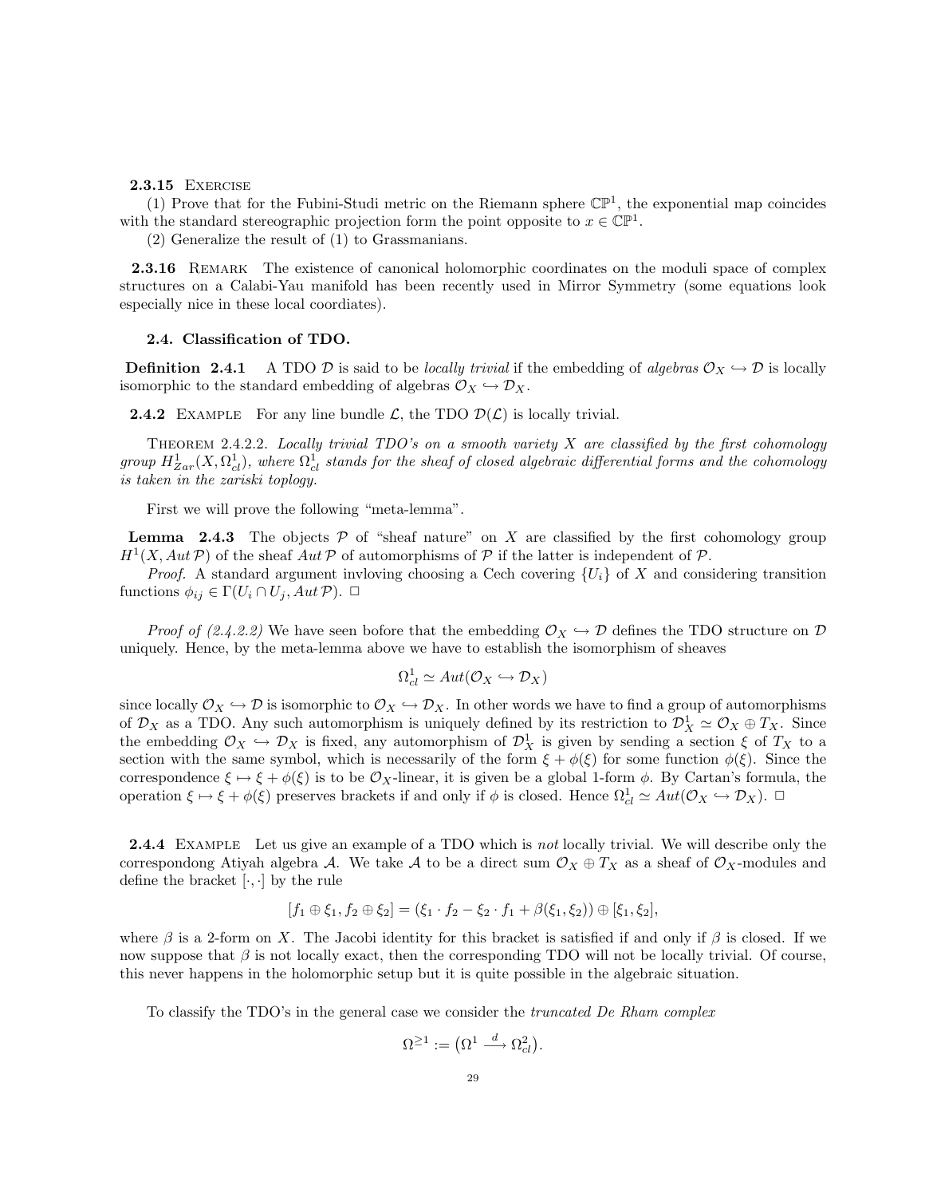**2.3.15** Exercise

(1) Prove that for the Fubini-Studi metric on the Riemann sphere $\mathbb{CP}^1$, the exponential map coincides with the standard stereographic projection form the point opposite to $x \in \mathbb{CP}^1$.

(2) Generalize the result of (1) to Grassmanians.

**2.3.16** Remark The existence of canonical holomorphic coordinates on the moduli space of complex structures on a Calabi-Yau manifold has been recently used in Mirror Symmetry (some equations look especially nice in these local coordiates).

### 2.4. Classification of TDO.

**Definition 2.4.1** A TDO $\mathcal{D}$ is said to be *locally trivial* if the embedding of *algebras* $\mathcal{O}_X \hookrightarrow \mathcal{D}$ is locally isomorphic to the standard embedding of algebras $\mathcal{O}_X \hookrightarrow \mathcal{D}_X$.

**2.4.2** Example For any line bundle $\mathcal{L}$, the TDO $\mathcal{D}(\mathcal{L})$ is locally trivial.

Theorem 2.4.2.2. *Locally trivial TDO's on a smooth variety $X$ are classified by the first cohomology group $H^1_{Zar}(X, \Omega^1_{cl})$, where $\Omega^1_{cl}$ stands for the sheaf of closed algebraic differential forms and the cohomology is taken in the zariski toplogy.*

First we will prove the following "meta-lemma".

**Lemma 2.4.3** The objects $\mathcal{P}$ of "sheaf nature" on $X$ are classified by the first cohomology group $H^1(X, Aut\,\mathcal{P})$ of the sheaf $Aut\,\mathcal{P}$ of automorphisms of $\mathcal{P}$ if the latter is independent of $\mathcal{P}$.

*Proof.* A standard argument invloving choosing a Cech covering $\{U_i\}$ of $X$ and considering transition functions $\phi_{ij} \in \Gamma(U_i \cap U_j, Aut\,\mathcal{P})$. $\square$

*Proof of (2.4.2.2)* We have seen bofore that the embedding $\mathcal{O}_X \hookrightarrow \mathcal{D}$ defines the TDO structure on $\mathcal{D}$ uniquely. Hence, by the meta-lemma above we have to establish the isomorphism of sheaves

$$\Omega^1_{cl} \simeq Aut(\mathcal{O}_X \hookrightarrow \mathcal{D}_X)$$

since locally $\mathcal{O}_X \hookrightarrow \mathcal{D}$ is isomorphic to $\mathcal{O}_X \hookrightarrow \mathcal{D}_X$. In other words we have to find a group of automorphisms of $\mathcal{D}_X$ as a TDO. Any such automorphism is uniquely defined by its restriction to $\mathcal{D}^1_X \simeq \mathcal{O}_X \oplus T_X$. Since the embedding $\mathcal{O}_X \hookrightarrow \mathcal{D}_X$ is fixed, any automorphism of $\mathcal{D}^1_X$ is given by sending a section $\xi$ of $T_X$ to a section with the same symbol, which is necessarily of the form $\xi + \phi(\xi)$ for some function $\phi(\xi)$. Since the correspondence $\xi \mapsto \xi + \phi(\xi)$ is to be $\mathcal{O}_X$-linear, it is given be a global 1-form $\phi$. By Cartan's formula, the operation $\xi \mapsto \xi + \phi(\xi)$ preserves brackets if and only if $\phi$ is closed. Hence $\Omega^1_{cl} \simeq Aut(\mathcal{O}_X \hookrightarrow \mathcal{D}_X)$. $\square$

**2.4.4** Example Let us give an example of a TDO which is *not* locally trivial. We will describe only the correspondong Atiyah algebra $\mathcal{A}$. We take $\mathcal{A}$ to be a direct sum $\mathcal{O}_X \oplus T_X$ as a sheaf of $\mathcal{O}_X$-modules and define the bracket $[\cdot,\cdot]$ by the rule

$$[f_1 \oplus \xi_1, f_2 \oplus \xi_2] = (\xi_1 \cdot f_2 - \xi_2 \cdot f_1 + \beta(\xi_1, \xi_2)) \oplus [\xi_1, \xi_2],$$

where $\beta$ is a 2-form on $X$. The Jacobi identity for this bracket is satisfied if and only if $\beta$ is closed. If we now suppose that $\beta$ is not locally exact, then the corresponding TDO will not be locally trivial. Of course, this never happens in the holomorphic setup but it is quite possible in the algebraic situation.

To classify the TDO's in the general case we consider the *truncated De Rham complex*

$$\Omega^{\geq 1} := \left(\Omega^1 \xrightarrow{d} \Omega^2_{cl}\right).$$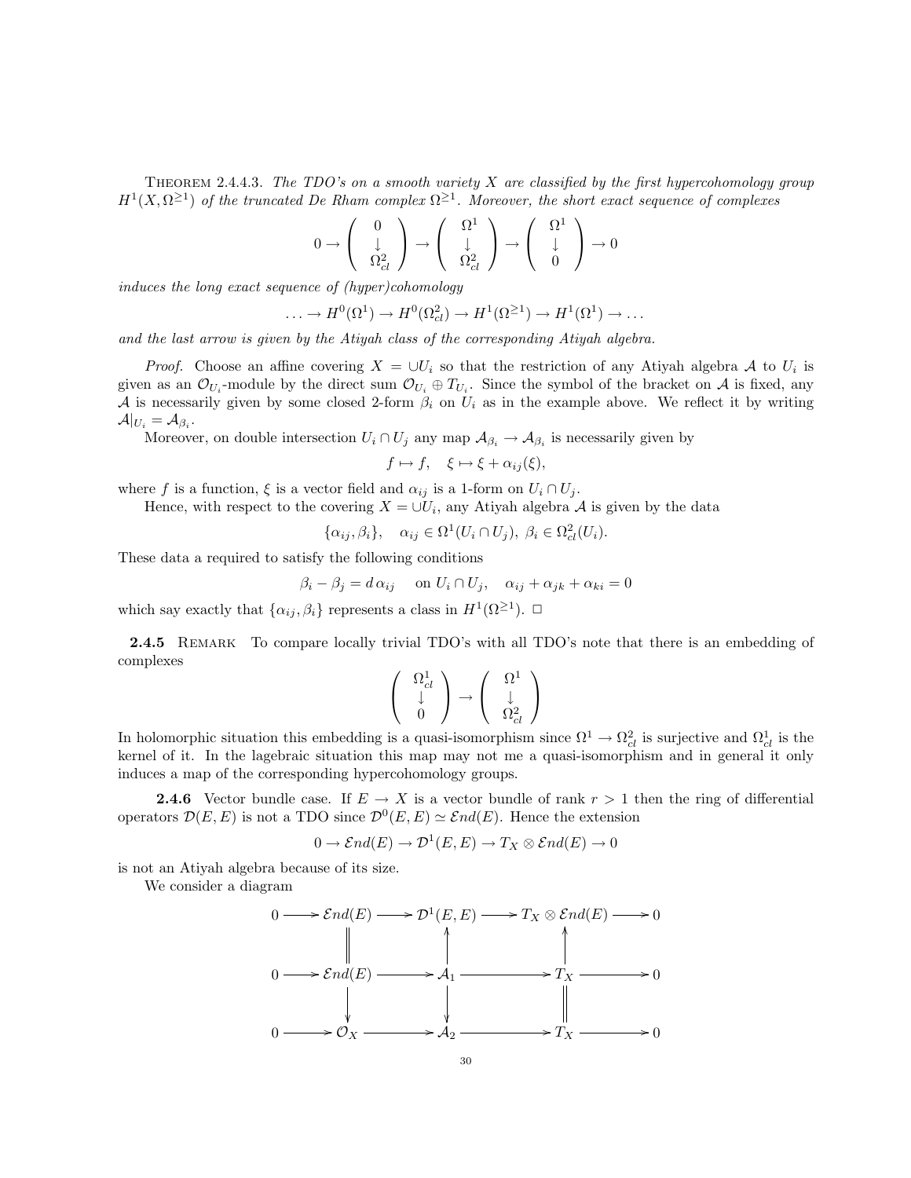THEOREM 2.4.4.3. *The TDO's on a smooth variety $X$ are classified by the first hypercohomology group $H^1(X, \Omega^{\geq 1})$ of the truncated De Rham complex $\Omega^{\geq 1}$. Moreover, the short exact sequence of complexes*

$$0 \to \left(\begin{array}{c} 0 \\ \downarrow \\ \Omega^2_{cl} \end{array}\right) \to \left(\begin{array}{c} \Omega^1 \\ \downarrow \\ \Omega^2_{cl} \end{array}\right) \to \left(\begin{array}{c} \Omega^1 \\ \downarrow \\ 0 \end{array}\right) \to 0$$

*induces the long exact sequence of (hyper)cohomology*

$$\ldots \to H^0(\Omega^1) \to H^0(\Omega^2_{cl}) \to H^1(\Omega^{\geq 1}) \to H^1(\Omega^1) \to \ldots$$

*and the last arrow is given by the Atiyah class of the corresponding Atiyah algebra.*

*Proof.* Choose an affine covering $X = \cup U_i$ so that the restriction of any Atiyah algebra $\mathcal{A}$ to $U_i$ is given as an $\mathcal{O}_{U_i}$-module by the direct sum $\mathcal{O}_{U_i} \oplus T_{U_i}$. Since the symbol of the bracket on $\mathcal{A}$ is fixed, any $\mathcal{A}$ is necessarily given by some closed 2-form $\beta_i$ on $U_i$ as in the example above. We reflect it by writing $\mathcal{A}|_{U_i} = \mathcal{A}_{\beta_i}$.

Moreover, on double intersection $U_i \cap U_j$ any map $\mathcal{A}_{\beta_j} \to \mathcal{A}_{\beta_i}$ is necessarily given by

$$f \mapsto f, \quad \xi \mapsto \xi + \alpha_{ij}(\xi),$$

where $f$ is a function, $\xi$ is a vector field and $\alpha_{ij}$ is a 1-form on $U_i \cap U_j$.

Hence, with respect to the covering $X = \cup U_i$, any Atiyah algebra $\mathcal{A}$ is given by the data

$$\{\alpha_{ij}, \beta_i\}, \quad \alpha_{ij} \in \Omega^1(U_i \cap U_j),\ \beta_i \in \Omega^2_{cl}(U_i).$$

These data a required to satisfy the following conditions

$$\beta_i - \beta_j = d\,\alpha_{ij} \quad \text{ on } U_i \cap U_j, \quad \alpha_{ij} + \alpha_{jk} + \alpha_{ki} = 0$$

which say exactly that $\{\alpha_{ij}, \beta_i\}$ represents a class in $H^1(\Omega^{\geq 1})$. □

**2.4.5** REMARK To compare locally trivial TDO's with all TDO's note that there is an embedding of complexes

$$\left(\begin{array}{c} \Omega^1_{cl} \\ \downarrow \\ 0 \end{array}\right) \to \left(\begin{array}{c} \Omega^1 \\ \downarrow \\ \Omega^2_{cl} \end{array}\right)$$

In holomorphic situation this embedding is a quasi-isomorphism since $\Omega^1 \to \Omega^2_{cl}$ is surjective and $\Omega^1_{cl}$ is the kernel of it. In the lagebraic situation this map may not me a quasi-isomorphism and in general it only induces a map of the corresponding hypercohomology groups.

**2.4.6** Vector bundle case. If $E \to X$ is a vector bundle of rank $r > 1$ then the ring of differential operators $\mathcal{D}(E, E)$ is not a TDO since $\mathcal{D}^0(E, E) \simeq \mathcal{E}nd(E)$. Hence the extension

$$0 \to \mathcal{E}nd(E) \to \mathcal{D}^1(E, E) \to T_X \otimes \mathcal{E}nd(E) \to 0$$

is not an Atiyah algebra because of its size.

We consider a diagram

$$\begin{array}{ccccccccc}
0 & \longrightarrow & \mathcal{E}nd(E) & \longrightarrow & \mathcal{D}^1(E,E) & \longrightarrow & T_X \otimes \mathcal{E}nd(E) & \longrightarrow & 0 \\
 & & \| & & \uparrow & & \uparrow & & \\
0 & \longrightarrow & \mathcal{E}nd(E) & \longrightarrow & \mathcal{A}_1 & \longrightarrow & T_X & \longrightarrow & 0 \\
 & & \downarrow & & \downarrow & & \| & & \\
0 & \longrightarrow & \mathcal{O}_X & \longrightarrow & \mathcal{A}_2 & \longrightarrow & T_X & \longrightarrow & 0
\end{array}$$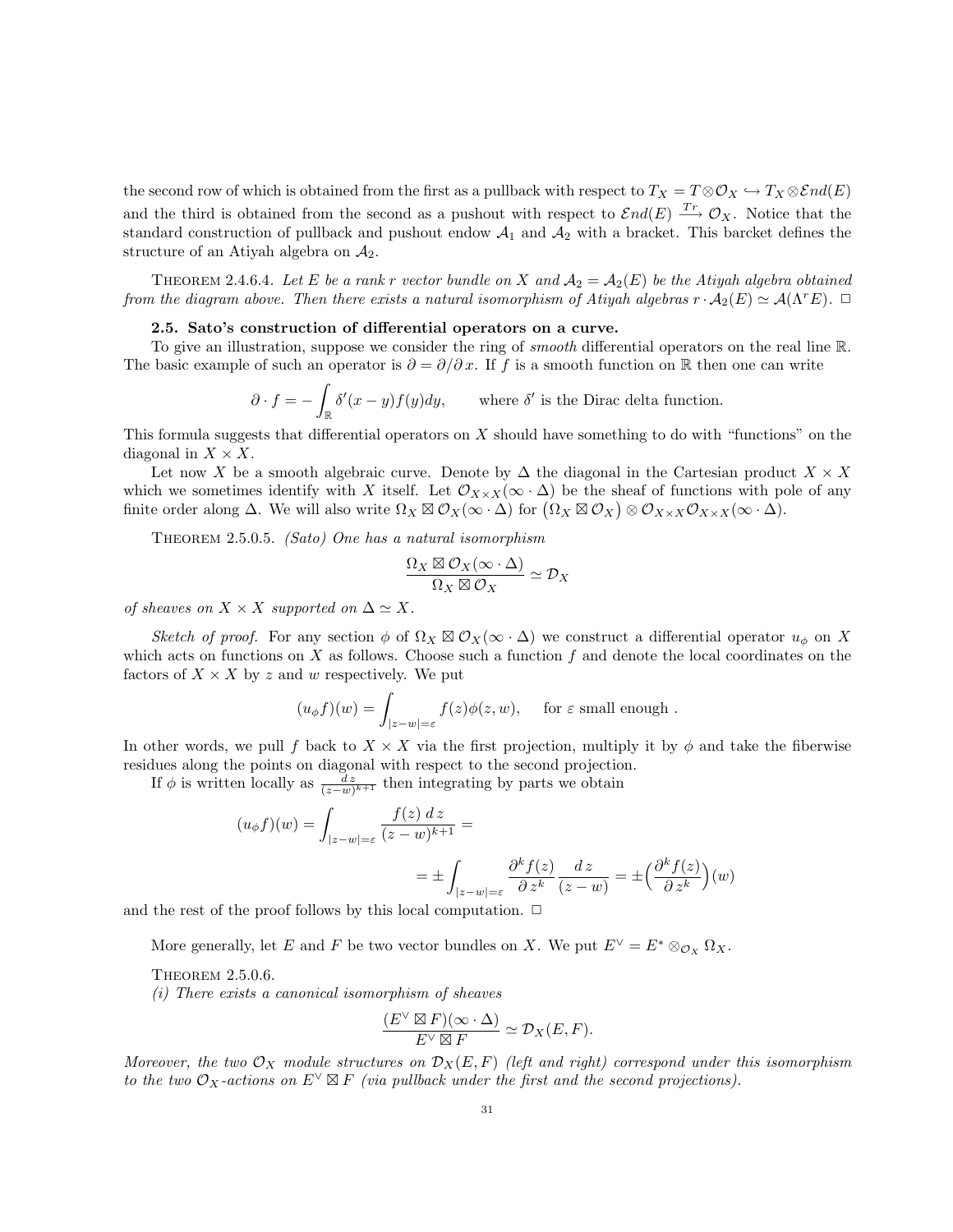the second row of which is obtained from the first as a pullback with respect to $T_X = T \otimes \mathcal{O}_X \hookrightarrow T_X \otimes \mathcal{E}nd(E)$ and the third is obtained from the second as a pushout with respect to $\mathcal{E}nd(E) \xrightarrow{Tr} \mathcal{O}_X$. Notice that the standard construction of pullback and pushout endow $\mathcal{A}_1$ and $\mathcal{A}_2$ with a bracket. This barcket defines the structure of an Atiyah algebra on $\mathcal{A}_2$.

Theorem 2.4.6.4. *Let $E$ be a rank $r$ vector bundle on $X$ and $\mathcal{A}_2 = \mathcal{A}_2(E)$ be the Atiyah algebra obtained from the diagram above. Then there exists a natural isomorphism of Atiyah algebras $r \cdot \mathcal{A}_2(E) \simeq \mathcal{A}(\Lambda^r E)$.* □

## 2.5. Sato's construction of differential operators on a curve.

To give an illustration, suppose we consider the ring of *smooth* differential operators on the real line $\mathbb{R}$. The basic example of such an operator is $\partial = \partial/\partial x$. If $f$ is a smooth function on $\mathbb{R}$ then one can write

$$\partial \cdot f = -\int_{\mathbb{R}} \delta'(x-y) f(y) dy, \qquad \text{where } \delta' \text{ is the Dirac delta function.}$$

This formula suggests that differential operators on $X$ should have something to do with "functions" on the diagonal in $X \times X$.

Let now $X$ be a smooth algebraic curve. Denote by $\Delta$ the diagonal in the Cartesian product $X \times X$ which we sometimes identify with $X$ itself. Let $\mathcal{O}_{X \times X}(\infty \cdot \Delta)$ be the sheaf of functions with pole of any finite order along $\Delta$. We will also write $\Omega_X \boxtimes \mathcal{O}_X(\infty \cdot \Delta)$ for $\big(\Omega_X \boxtimes \mathcal{O}_X\big) \otimes \mathcal{O}_{X \times X} \mathcal{O}_{X \times X}(\infty \cdot \Delta)$.

Theorem 2.5.0.5. *(Sato) One has a natural isomorphism*

$$\frac{\Omega_X \boxtimes \mathcal{O}_X(\infty \cdot \Delta)}{\Omega_X \boxtimes \mathcal{O}_X} \simeq \mathcal{D}_X$$

*of sheaves on $X \times X$ supported on $\Delta \simeq X$.*

*Sketch of proof.* For any section $\phi$ of $\Omega_X \boxtimes \mathcal{O}_X(\infty \cdot \Delta)$ we construct a differential operator $u_\phi$ on $X$ which acts on functions on $X$ as follows. Choose such a function $f$ and denote the local coordinates on the factors of $X \times X$ by $z$ and $w$ respectively. We put

$$(u_\phi f)(w) = \int_{|z-w|=\varepsilon} f(z) \phi(z,w), \quad \text{ for } \varepsilon \text{ small enough }.$$

In other words, we pull $f$ back to $X \times X$ via the first projection, multiply it by $\phi$ and take the fiberwise residues along the points on diagonal with respect to the second projection.

If $\phi$ is written locally as $\frac{d\,z}{(z-w)^{k+1}}$ then integrating by parts we obtain

$$(u_\phi f)(w) = \int_{|z-w|=\varepsilon} \frac{f(z)\; d\,z}{(z-w)^{k+1}} =$$

$$= \pm \int_{|z-w|=\varepsilon} \frac{\partial^k f(z)}{\partial\, z^k} \frac{d\,z}{(z-w)} = \pm \Big(\frac{\partial^k f(z)}{\partial\, z^k}\Big)(w)$$

and the rest of the proof follows by this local computation. □

More generally, let $E$ and $F$ be two vector bundles on $X$. We put $E^\vee = E^* \otimes_{\mathcal{O}_X} \Omega_X$.

Theorem 2.5.0.6.
*(i) There exists a canonical isomorphism of sheaves*

$$\frac{(E^\vee \boxtimes F)(\infty \cdot \Delta)}{E^\vee \boxtimes F} \simeq \mathcal{D}_X(E,F).$$

*Moreover, the two $\mathcal{O}_X$ module structures on $\mathcal{D}_X(E,F)$ (left and right) correspond under this isomorphism to the two $\mathcal{O}_X$-actions on $E^\vee \boxtimes F$ (via pullback under the first and the second projections).*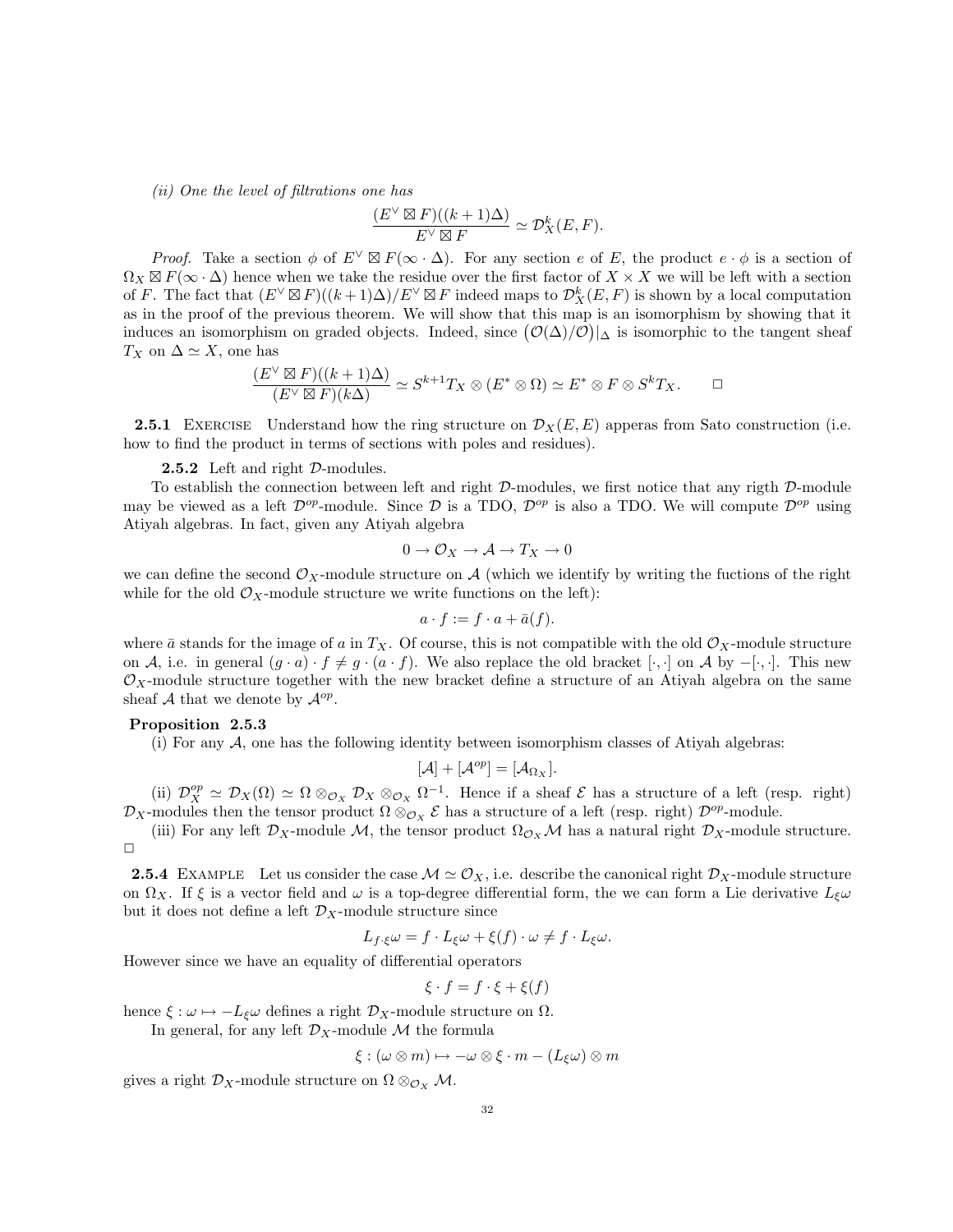*(ii) One the level of filtrations one has*

$$\frac{(E^\vee \boxtimes F)((k+1)\Delta)}{E^\vee \boxtimes F} \simeq \mathcal{D}^k_X(E,F).$$

*Proof.* Take a section $\phi$ of $E^\vee \boxtimes F(\infty \cdot \Delta)$. For any section $e$ of $E$, the product $e \cdot \phi$ is a section of $\Omega_X \boxtimes F(\infty \cdot \Delta)$ hence when we take the residue over the first factor of $X \times X$ we will be left with a section of $F$. The fact that $(E^\vee \boxtimes F)((k+1)\Delta)/E^\vee \boxtimes F$ indeed maps to $\mathcal{D}^k_X(E,F)$ is shown by a local computation as in the proof of the previous theorem. We will show that this map is an isomorphism by showing that it induces an isomorphism on graded objects. Indeed, since $\big(\mathcal{O}(\Delta)/\mathcal{O}\big)|_\Delta$ is isomorphic to the tangent sheaf $T_X$ on $\Delta \simeq X$, one has

$$\frac{(E^\vee \boxtimes F)((k+1)\Delta)}{(E^\vee \boxtimes F)(k\Delta)} \simeq S^{k+1}T_X \otimes (E^* \otimes \Omega) \simeq E^* \otimes F \otimes S^k T_X. \qquad \square$$

**2.5.1** Exercise Understand how the ring structure on $\mathcal{D}_X(E,E)$ apperas from Sato construction (i.e. how to find the product in terms of sections with poles and residues).

**2.5.2** Left and right $\mathcal{D}$-modules.

To establish the connection between left and right $\mathcal{D}$-modules, we first notice that any rigth $\mathcal{D}$-module may be viewed as a left $\mathcal{D}^{op}$-module. Since $\mathcal{D}$ is a TDO, $\mathcal{D}^{op}$ is also a TDO. We will compute $\mathcal{D}^{op}$ using Atiyah algebras. In fact, given any Atiyah algebra

$$0 \to \mathcal{O}_X \to \mathcal{A} \to T_X \to 0$$

we can define the second $\mathcal{O}_X$-module structure on $\mathcal{A}$ (which we identify by writing the fuctions of the right while for the old $\mathcal{O}_X$-module structure we write functions on the left):

$$a \cdot f := f \cdot a + \bar{a}(f).$$

where $\bar{a}$ stands for the image of $a$ in $T_X$. Of course, this is not compatible with the old $\mathcal{O}_X$-module structure on $\mathcal{A}$, i.e. in general $(g \cdot a) \cdot f \neq g \cdot (a \cdot f)$. We also replace the old bracket $[\cdot,\cdot]$ on $\mathcal{A}$ by $-[\cdot,\cdot]$. This new $\mathcal{O}_X$-module structure together with the new bracket define a structure of an Atiyah algebra on the same sheaf $\mathcal{A}$ that we denote by $\mathcal{A}^{op}$.

**Proposition 2.5.3**

(i) For any $\mathcal{A}$, one has the following identity between isomorphism classes of Atiyah algebras:

$$[\mathcal{A}] + [\mathcal{A}^{op}] = [\mathcal{A}_{\Omega_X}].$$

(ii) $\mathcal{D}^{op}_X \simeq \mathcal{D}_X(\Omega) \simeq \Omega \otimes_{\mathcal{O}_X} \mathcal{D}_X \otimes_{\mathcal{O}_X} \Omega^{-1}$. Hence if a sheaf $\mathcal{E}$ has a structure of a left (resp. right) $\mathcal{D}_X$-modules then the tensor product $\Omega \otimes_{\mathcal{O}_X} \mathcal{E}$ has a structure of a left (resp. right) $\mathcal{D}^{op}$-module.

(iii) For any left $\mathcal{D}_X$-module $\mathcal{M}$, the tensor product $\Omega_{\mathcal{O}_X}\mathcal{M}$ has a natural right $\mathcal{D}_X$-module structure. $\square$

**2.5.4** Example Let us consider the case $\mathcal{M} \simeq \mathcal{O}_X$, i.e. describe the canonical right $\mathcal{D}_X$-module structure on $\Omega_X$. If $\xi$ is a vector field and $\omega$ is a top-degree differential form, the we can form a Lie derivative $L_\xi\omega$ but it does not define a left $\mathcal{D}_X$-module structure since

$$L_{f\cdot\xi}\omega = f \cdot L_\xi\omega + \xi(f)\cdot\omega \neq f \cdot L_\xi\omega.$$

However since we have an equality of differential operators

$$\xi \cdot f = f \cdot \xi + \xi(f)$$

hence $\xi : \omega \mapsto -L_\xi\omega$ defines a right $\mathcal{D}_X$-module structure on $\Omega$.

In general, for any left $\mathcal{D}_X$-module $\mathcal{M}$ the formula

$$\xi : (\omega \otimes m) \mapsto -\omega \otimes \xi \cdot m - (L_\xi\omega) \otimes m$$

gives a right $\mathcal{D}_X$-module structure on $\Omega \otimes_{\mathcal{O}_X} \mathcal{M}$.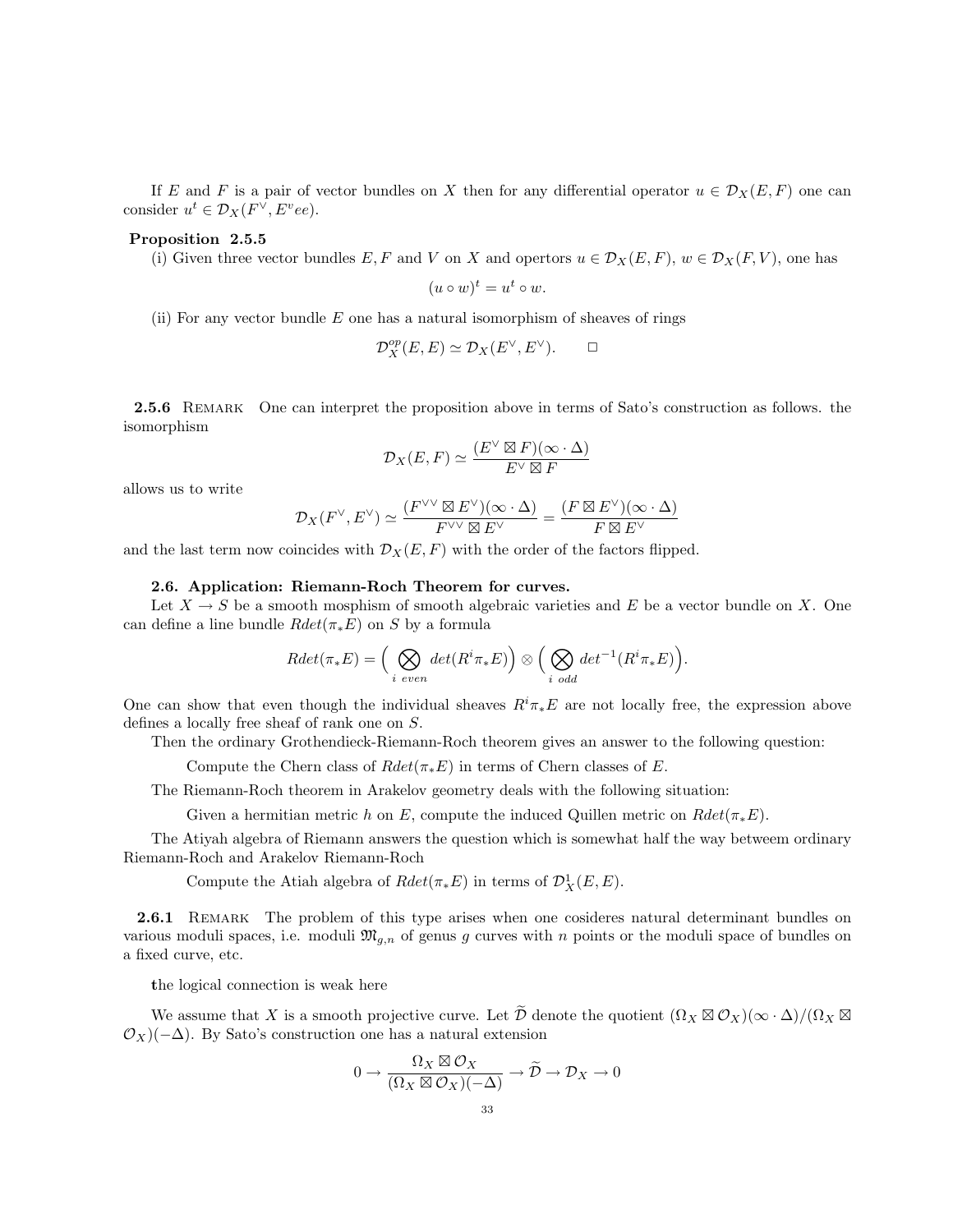If $E$ and $F$ is a pair of vector bundles on $X$ then for any differential operator $u \in \mathcal{D}_X(E, F)$ one can consider $u^t \in \mathcal{D}_X(F^\vee, E^vee)$.

**Proposition 2.5.5**

(i) Given three vector bundles $E, F$ and $V$ on $X$ and opertors $u \in \mathcal{D}_X(E, F)$, $w \in \mathcal{D}_X(F, V)$, one has

$$(u \circ w)^t = u^t \circ w.$$

(ii) For any vector bundle $E$ one has a natural isomorphism of sheaves of rings

$$\mathcal{D}_X^{op}(E, E) \simeq \mathcal{D}_X(E^\vee, E^\vee). \qquad \square$$

**2.5.6** Remark One can interpret the proposition above in terms of Sato's construction as follows. the isomorphism

$$\mathcal{D}_X(E, F) \simeq \frac{(E^\vee \boxtimes F)(\infty \cdot \Delta)}{E^\vee \boxtimes F}$$

allows us to write

$$\mathcal{D}_X(F^\vee, E^\vee) \simeq \frac{(F^{\vee\vee} \boxtimes E^\vee)(\infty \cdot \Delta)}{F^{\vee\vee} \boxtimes E^\vee} = \frac{(F \boxtimes E^\vee)(\infty \cdot \Delta)}{F \boxtimes E^\vee}$$

and the last term now coincides with $\mathcal{D}_X(E, F)$ with the order of the factors flipped.

### 2.6. Application: Riemann-Roch Theorem for curves.

Let $X \to S$ be a smooth mosphism of smooth algebraic varieties and $E$ be a vector bundle on $X$. One can define a line bundle $Rdet(\pi_* E)$ on $S$ by a formula

$$Rdet(\pi_* E) = \Big( \bigotimes_{i \ even} det(R^i \pi_* E) \Big) \otimes \Big( \bigotimes_{i \ odd} det^{-1}(R^i \pi_* E) \Big).$$

One can show that even though the individual sheaves $R^i \pi_* E$ are not locally free, the expression above defines a locally free sheaf of rank one on $S$.

Then the ordinary Grothendieck-Riemann-Roch theorem gives an answer to the following question:

Compute the Chern class of $Rdet(\pi_* E)$ in terms of Chern classes of $E$.

The Riemann-Roch theorem in Arakelov geometry deals with the following situation:

Given a hermitian metric $h$ on $E$, compute the induced Quillen metric on $Rdet(\pi_* E)$.

The Atiyah algebra of Riemann answers the question which is somewhat half the way betweem ordinary Riemann-Roch and Arakelov Riemann-Roch

Compute the Atiah algebra of $Rdet(\pi_* E)$ in terms of $\mathcal{D}^1_X(E, E)$.

**2.6.1** Remark The problem of this type arises when one cosideres natural determinant bundles on various moduli spaces, i.e. moduli $\mathfrak{M}_{g,n}$ of genus $g$ curves with $n$ points or the moduli space of bundles on a fixed curve, etc.

the logical connection is weak here

We assume that $X$ is a smooth projective curve. Let $\widetilde{\mathcal{D}}$ denote the quotient $(\Omega_X \boxtimes \mathcal{O}_X)(\infty \cdot \Delta)/(\Omega_X \boxtimes \mathcal{O}_X)(-\Delta)$. By Sato's construction one has a natural extension

$$0 \to \frac{\Omega_X \boxtimes \mathcal{O}_X}{(\Omega_X \boxtimes \mathcal{O}_X)(-\Delta)} \to \widetilde{\mathcal{D}} \to \mathcal{D}_X \to 0$$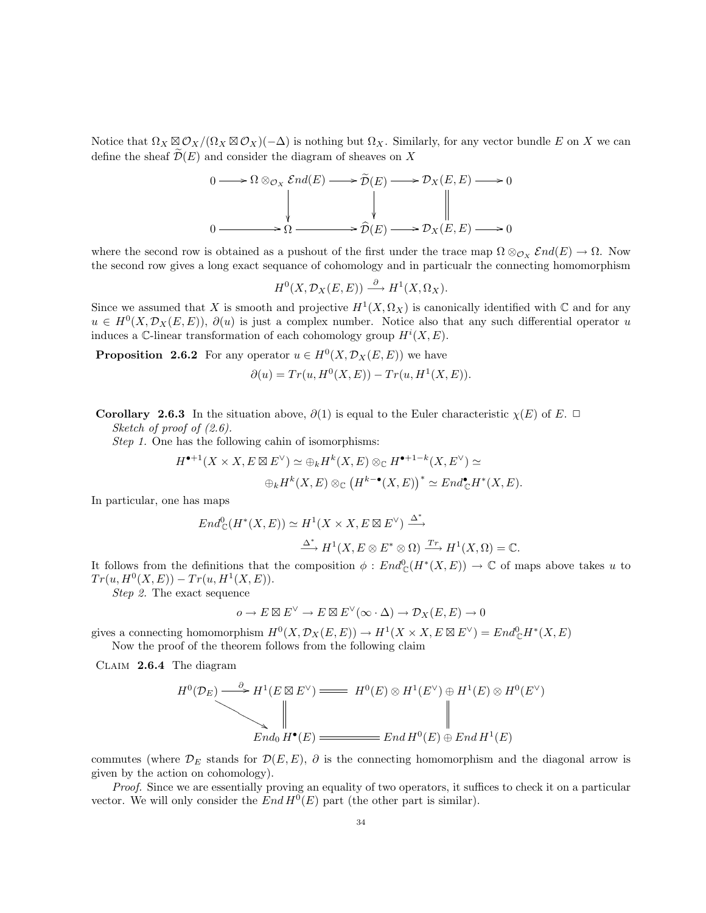Notice that $\Omega_X \boxtimes \mathcal{O}_X/(\Omega_X \boxtimes \mathcal{O}_X)(-\Delta)$ is nothing but $\Omega_X$. Similarly, for any vector bundle $E$ on $X$ we can define the sheaf $\widetilde{\mathcal{D}}(E)$ and consider the diagram of sheaves on $X$

$$
\begin{array}{ccccccccc}
0 & \longrightarrow & \Omega \otimes_{\mathcal{O}_X} \mathcal{E}nd(E) & \longrightarrow & \widetilde{\mathcal{D}}(E) & \longrightarrow & \mathcal{D}_X(E,E) & \longrightarrow & 0 \\
 & & \downarrow & & \downarrow & & \| & & \\
0 & \longrightarrow & \Omega & \longrightarrow & \widehat{\mathcal{D}}(E) & \longrightarrow & \mathcal{D}_X(E,E) & \longrightarrow & 0
\end{array}
$$

where the second row is obtained as a pushout of the first under the trace map $\Omega \otimes_{\mathcal{O}_X} \mathcal{E}nd(E) \to \Omega$. Now the second row gives a long exact sequance of cohomology and in particualr the connecting homomorphism

$$H^0(X, \mathcal{D}_X(E,E)) \xrightarrow{\partial} H^1(X, \Omega_X).$$

Since we assumed that $X$ is smooth and projective $H^1(X, \Omega_X)$ is canonically identified with $\mathbb{C}$ and for any $u \in H^0(X, \mathcal{D}_X(E,E))$, $\partial(u)$ is just a complex number. Notice also that any such differential operator $u$ induces a $\mathbb{C}$-linear transformation of each cohomology group $H^i(X,E)$.

**Proposition 2.6.2** For any operator $u \in H^0(X, \mathcal{D}_X(E,E))$ we have

$$\partial(u) = Tr(u, H^0(X,E)) - Tr(u, H^1(X,E)).$$

**Corollary 2.6.3** In the situation above, $\partial(1)$ is equal to the Euler characteristic $\chi(E)$ of $E$. $\square$

*Sketch of proof of (2.6).*

*Step 1.* One has the following cahin of isomorphisms:

$$H^{\bullet+1}(X \times X, E \boxtimes E^\vee) \simeq \oplus_k H^k(X,E) \otimes_{\mathbb{C}} H^{\bullet+1-k}(X, E^\vee) \simeq$$
$$\oplus_k H^k(X,E) \otimes_{\mathbb{C}} \left(H^{k-\bullet}(X,E)\right)^* \simeq End^{\bullet}_{\mathbb{C}} H^*(X,E).$$

In particular, one has maps

$$End^0_{\mathbb{C}}(H^*(X,E)) \simeq H^1(X \times X, E \boxtimes E^\vee) \xrightarrow{\Delta^*}$$
$$\xrightarrow{\Delta^*} H^1(X, E \otimes E^* \otimes \Omega) \xrightarrow{Tr} H^1(X, \Omega) = \mathbb{C}.$$

It follows from the definitions that the composition $\phi : End^0_{\mathbb{C}}(H^*(X,E)) \to \mathbb{C}$ of maps above takes $u$ to $Tr(u, H^0(X,E)) - Tr(u, H^1(X,E))$.

*Step 2.* The exact sequence

$$o \to E \boxtimes E^\vee \to E \boxtimes E^\vee(\infty \cdot \Delta) \to \mathcal{D}_X(E,E) \to 0$$

gives a connecting homomorphism $H^0(X, \mathcal{D}_X(E,E)) \to H^1(X \times X, E \boxtimes E^\vee) = End^0_{\mathbb{C}} H^*(X,E)$

Now the proof of the theorem follows from the following claim

Claim **2.6.4** The diagram

$$
\begin{array}{ccccc}
H^0(\mathcal{D}_E) & \xrightarrow{\partial} & H^1(E \boxtimes E^\vee) & = & H^0(E) \otimes H^1(E^\vee) \oplus H^1(E) \otimes H^0(E^\vee) \\
 & \searrow & \| & & \| \\
 & & End_0\, H^\bullet(E) & = & End\, H^0(E) \oplus End\, H^1(E)
\end{array}
$$

commutes (where $\mathcal{D}_E$ stands for $\mathcal{D}(E,E)$, $\partial$ is the connecting homomorphism and the diagonal arrow is given by the action on cohomology).

*Proof.* Since we are essentially proving an equality of two operators, it suffices to check it on a particular vector. We will only consider the $End\, H^0(E)$ part (the other part is similar).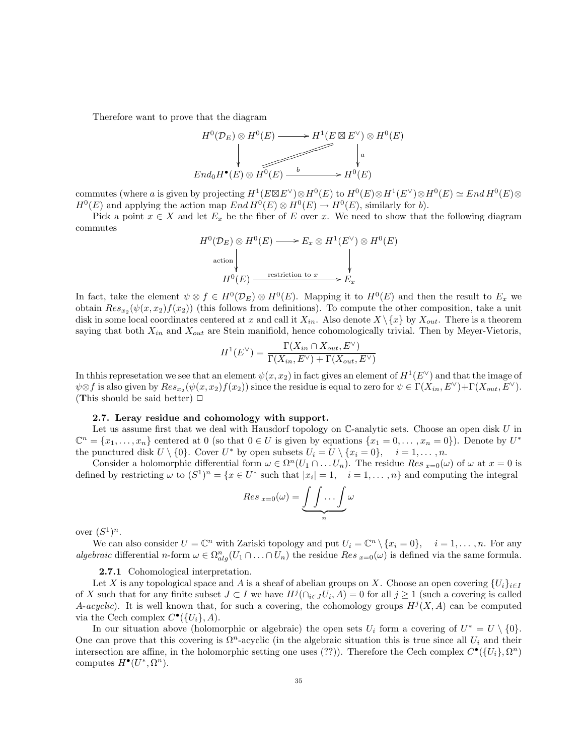Therefore want to prove that the diagram

$$\begin{array}{ccc} H^0(\mathcal{D}_E) \otimes H^0(E) & \longrightarrow & H^1(E \boxtimes E^\vee) \otimes H^0(E) \\ \downarrow & & \downarrow a \\ End_0 H^\bullet(E) \otimes H^0(E) & \xrightarrow{b} & H^0(E) \end{array}$$

commutes (where $a$ is given by projecting $H^1(E \boxtimes E^\vee) \otimes H^0(E)$ to $H^0(E) \otimes H^1(E^\vee) \otimes H^0(E) \simeq End\, H^0(E) \otimes H^0(E)$ and applying the action map $End\, H^0(E) \otimes H^0(E) \to H^0(E)$, similarly for $b$).

Pick a point $x \in X$ and let $E_x$ be the fiber of $E$ over $x$. We need to show that the following diagram commutes

$$\begin{array}{ccc} H^0(\mathcal{D}_E) \otimes H^0(E) & \longrightarrow & E_x \otimes H^1(E^\vee) \otimes H^0(E) \\ \text{action} \downarrow & & \downarrow \\ H^0(E) & \xrightarrow{\text{restriction to } x} & E_x \end{array}$$

In fact, take the element $\psi \otimes f \in H^0(\mathcal{D}_E) \otimes H^0(E)$. Mapping it to $H^0(E)$ and then the result to $E_x$ we obtain $Res_{x_2}(\psi(x, x_2) f(x_2))$ (this follows from definitions). To compute the other composition, take a unit disk in some local coordinates centered at $x$ and call it $X_{in}$. Also denote $X \setminus \{x\}$ by $X_{out}$. There is a theorem saying that both $X_{in}$ and $X_{out}$ are Stein manifiold, hence cohomologically trivial. Then by Meyer-Vietoris,

$$H^1(E^\vee) = \frac{\Gamma(X_{in} \cap X_{out}, E^\vee)}{\Gamma(X_{in}, E^\vee) + \Gamma(X_{out}, E^\vee)}$$

In thhis represetation we see that an element $\psi(x, x_2)$ in fact gives an element of $H^1(E^\vee)$ and that the image of $\psi \otimes f$ is also given by $Res_{x_2}(\psi(x, x_2) f(x_2))$ since the residue is equal to zero for $\psi \in \Gamma(X_{in}, E^\vee) + \Gamma(X_{out}, E^\vee)$. (**T**his should be said better) □

### 2.7. Leray residue and cohomology with support.

Let us assume first that we deal with Hausdorf topology on $\mathbb{C}$-analytic sets. Choose an open disk $U$ in $\mathbb{C}^n = \{x_1, \ldots, x_n\}$ centered at 0 (so that $0 \in U$ is given by equations $\{x_1 = 0, \ldots, x_n = 0\}$). Denote by $U^*$ the punctured disk $U \setminus \{0\}$. Cover $U^*$ by open subsets $U_i = U \setminus \{x_i = 0\}, \quad i = 1, \ldots, n$.

Consider a holomorphic differential form $\omega \in \Omega^n(U_1 \cap \ldots U_n)$. The residue $Res_{\,x=0}(\omega)$ of $\omega$ at $x = 0$ is defined by restricting $\omega$ to $(S^1)^n = \{x \in U^* \text{ such that } |x_i| = 1, \quad i = 1, \ldots, n\}$ and computing the integral

$$Res_{\,x=0}(\omega) = \underbrace{\int\int \ldots \int}_{n} \omega$$

over $(S^1)^n$.

We can also consider $U = \mathbb{C}^n$ with Zariski topology and put $U_i = \mathbb{C}^n \setminus \{x_i = 0\}, \quad i = 1, \ldots, n$. For any *algebraic* differential $n$-form $\omega \in \Omega^n_{alg}(U_1 \cap \ldots \cap U_n)$ the residue $Res_{\,x=0}(\omega)$ is defined via the same formula.

#### 2.7.1 Cohomological interpretation.

Let $X$ is any topological space and $A$ is a sheaf of abelian groups on $X$. Choose an open covering $\{U_i\}_{i \in I}$ of $X$ such that for any finite subset $J \subset I$ we have $H^j(\cap_{i \in J} U_i, A) = 0$ for all $j \geq 1$ (such a covering is called *A-acyclic*). It is well known that, for such a covering, the cohomology groups $H^j(X, A)$ can be computed via the Cech complex $C^\bullet(\{U_i\}, A)$.

In our situation above (holomorphic or algebraic) the open sets $U_i$ form a covering of $U^* = U \setminus \{0\}$. One can prove that this covering is $\Omega^n$-acyclic (in the algebraic situation this is true since all $U_i$ and their intersection are affine, in the holomorphic setting one uses (??)). Therefore the Cech complex $C^\bullet(\{U_i\}, \Omega^n)$ computes $H^\bullet(U^*, \Omega^n)$.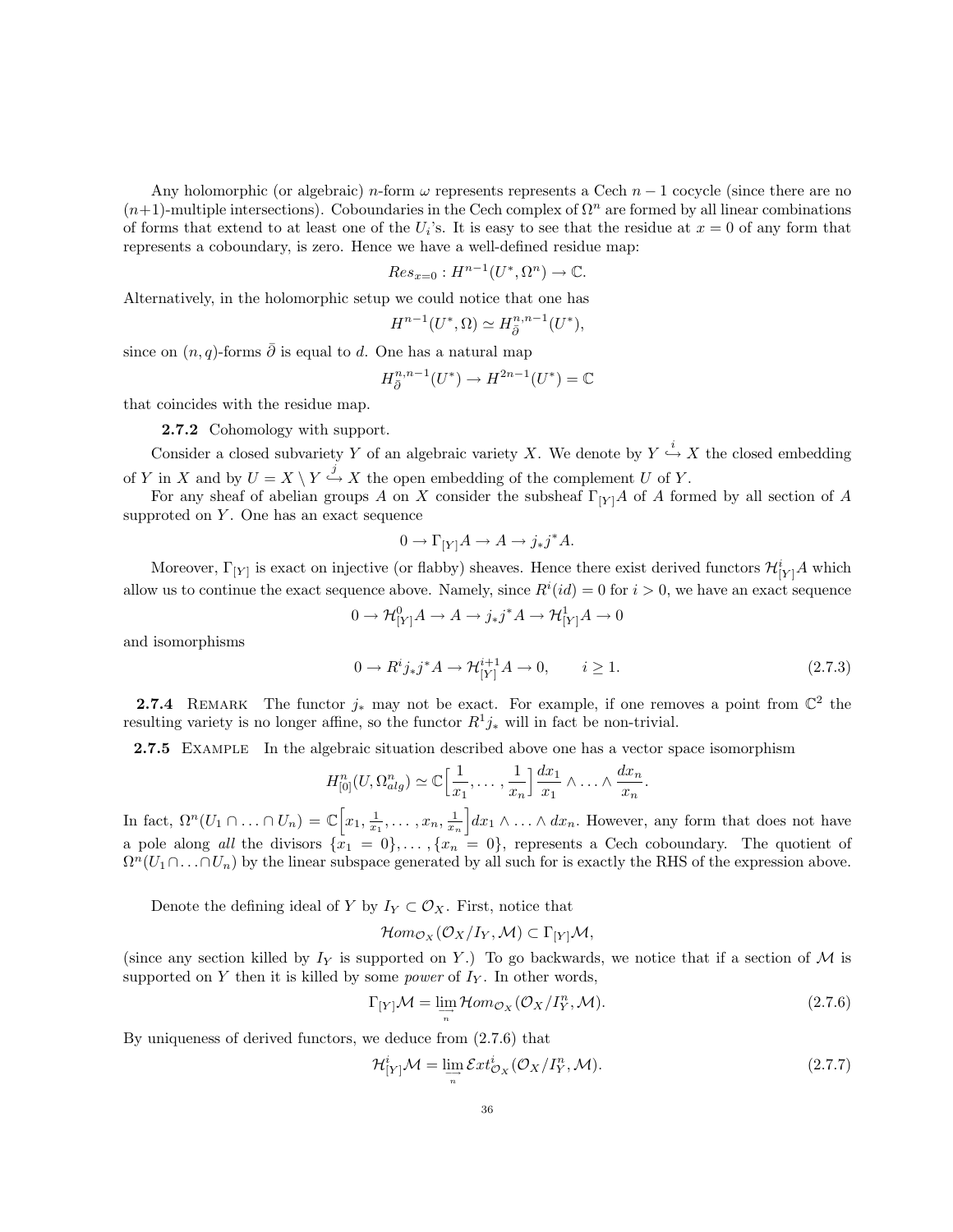Any holomorphic (or algebraic) $n$-form $\omega$ represents represents a Cech $n-1$ cocycle (since there are no $(n+1)$-multiple intersections). Coboundaries in the Cech complex of $\Omega^n$ are formed by all linear combinations of forms that extend to at least one of the $U_i$'s. It is easy to see that the residue at $x=0$ of any form that represents a coboundary, is zero. Hence we have a well-defined residue map:

$$Res_{x=0} : H^{n-1}(U^*, \Omega^n) \to \mathbb{C}.$$

Alternatively, in the holomorphic setup we could notice that one has

$$H^{n-1}(U^*, \Omega) \simeq H^{n,n-1}_{\bar{\partial}}(U^*),$$

since on $(n,q)$-forms $\bar{\partial}$ is equal to $d$. One has a natural map

$$H^{n,n-1}_{\bar{\partial}}(U^*) \to H^{2n-1}(U^*) = \mathbb{C}$$

that coincides with the residue map.

**2.7.2** Cohomology with support.

Consider a closed subvariety $Y$ of an algebraic variety $X$. We denote by $Y \overset{i}{\hookrightarrow} X$ the closed embedding of $Y$ in $X$ and by $U = X \setminus Y \overset{j}{\hookrightarrow} X$ the open embedding of the complement $U$ of $Y$.

For any sheaf of abelian groups $A$ on $X$ consider the subsheaf $\Gamma_{[Y]}A$ of $A$ formed by all section of $A$ supproted on $Y$. One has an exact sequence

$$0 \to \Gamma_{[Y]}A \to A \to j_*j^*A.$$

Moreover, $\Gamma_{[Y]}$ is exact on injective (or flabby) sheaves. Hence there exist derived functors $\mathcal{H}^i_{[Y]}A$ which allow us to continue the exact sequence above. Namely, since $R^i(id) = 0$ for $i > 0$, we have an exact sequence

$$0 \to \mathcal{H}^0_{[Y]}A \to A \to j_*j^*A \to \mathcal{H}^1_{[Y]}A \to 0$$

and isomorphisms

$$0 \to R^ij_*j^*A \to \mathcal{H}^{i+1}_{[Y]}A \to 0, \qquad i \geq 1. \tag{2.7.3}$$

**2.7.4** Remark The functor $j_*$ may not be exact. For example, if one removes a point from $\mathbb{C}^2$ the resulting variety is no longer affine, so the functor $R^1j_*$ will in fact be non-trivial.

**2.7.5** Example In the algebraic situation described above one has a vector space isomorphism

$$H^n_{[0]}(U, \Omega^n_{alg}) \simeq \mathbb{C}\Big[\frac{1}{x_1}, \ldots, \frac{1}{x_n}\Big]\frac{dx_1}{x_1} \wedge \ldots \wedge \frac{dx_n}{x_n}.$$

In fact, $\Omega^n(U_1 \cap \ldots \cap U_n) = \mathbb{C}\Big[x_1, \frac{1}{x_1}, \ldots, x_n, \frac{1}{x_n}\Big]dx_1 \wedge \ldots \wedge dx_n$. However, any form that does not have a pole along *all* the divisors $\{x_1 = 0\}, \ldots, \{x_n = 0\}$, represents a Cech coboundary. The quotient of $\Omega^n(U_1 \cap \ldots \cap U_n)$ by the linear subspace generated by all such for is exactly the RHS of the expression above.

Denote the defining ideal of $Y$ by $I_Y \subset \mathcal{O}_X$. First, notice that

$$\mathcal{H}om_{\mathcal{O}_X}(\mathcal{O}_X/I_Y, \mathcal{M}) \subset \Gamma_{[Y]}\mathcal{M},$$

(since any section killed by $I_Y$ is supported on $Y$.) To go backwards, we notice that if a section of $\mathcal{M}$ is supported on $Y$ then it is killed by some *power* of $I_Y$. In other words,

$$\Gamma_{[Y]}\mathcal{M} = \varinjlim_n \mathcal{H}om_{\mathcal{O}_X}(\mathcal{O}_X/I^n_Y, \mathcal{M}). \tag{2.7.6}$$

By uniqueness of derived functors, we deduce from (2.7.6) that

$$\mathcal{H}^i_{[Y]}\mathcal{M} = \varinjlim_n \mathcal{E}xt^i_{\mathcal{O}_X}(\mathcal{O}_X/I^n_Y, \mathcal{M}). \tag{2.7.7}$$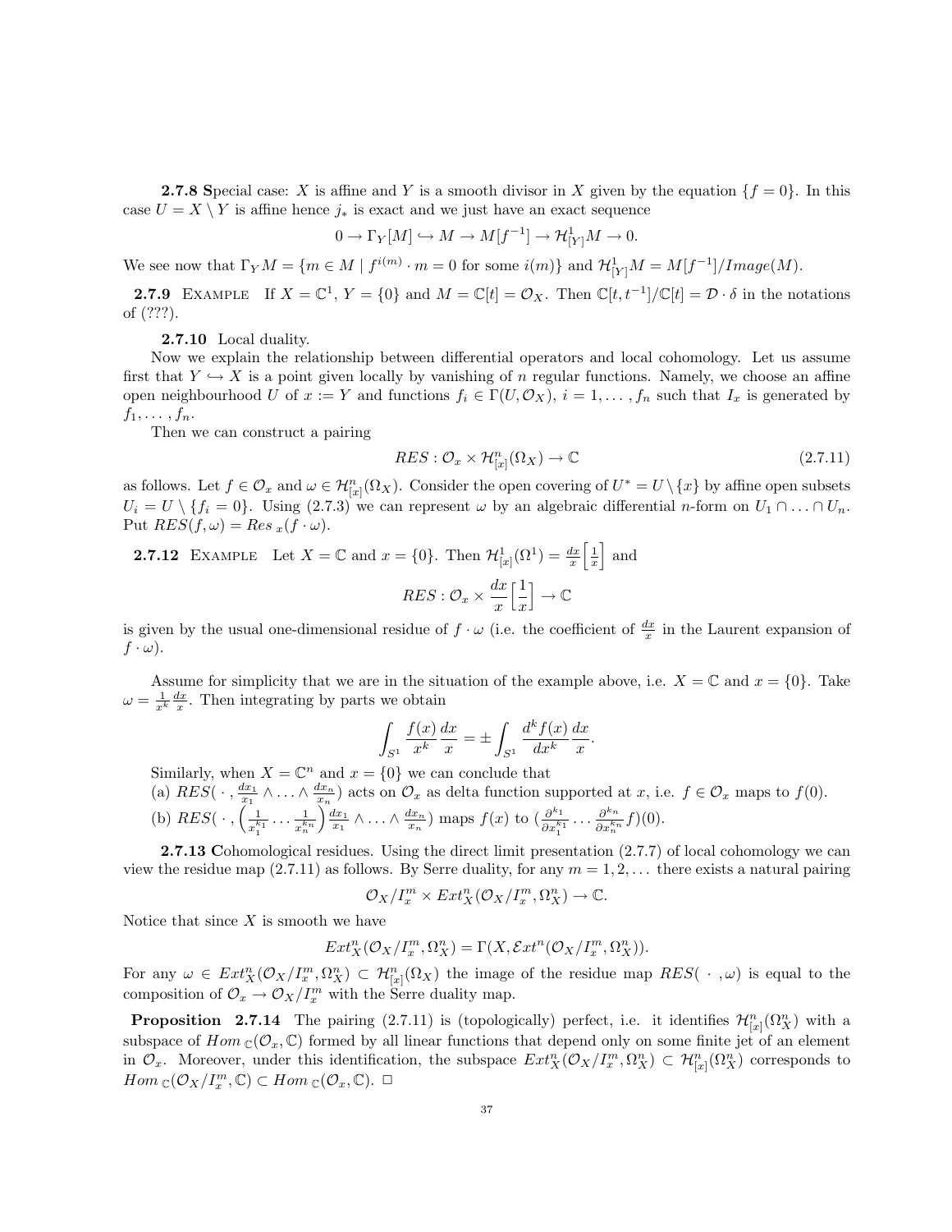**2.7.8** Special case: $X$ is affine and $Y$ is a smooth divisor in $X$ given by the equation $\{f = 0\}$. In this case $U = X \setminus Y$ is affine hence $j_*$ is exact and we just have an exact sequence

$$0 \to \Gamma_Y[M] \hookrightarrow M \to M[f^{-1}] \to \mathcal{H}^1_{[Y]}M \to 0.$$

We see now that $\Gamma_Y M = \{m \in M \mid f^{i(m)} \cdot m = 0 \text{ for some } i(m)\}$ and $\mathcal{H}^1_{[Y]}M = M[f^{-1}]/Image(M)$.

**2.7.9** EXAMPLE If $X = \mathbb{C}^1$, $Y = \{0\}$ and $M = \mathbb{C}[t] = \mathcal{O}_X$. Then $\mathbb{C}[t,t^{-1}]/\mathbb{C}[t] = \mathcal{D} \cdot \delta$ in the notations of (???).

**2.7.10** Local duality.

Now we explain the relationship between differential operators and local cohomology. Let us assume first that $Y \hookrightarrow X$ is a point given locally by vanishing of $n$ regular functions. Namely, we choose an affine open neighbourhood $U$ of $x := Y$ and functions $f_i \in \Gamma(U, \mathcal{O}_X)$, $i = 1, \ldots, n$ such that $I_x$ is generated by $f_1, \ldots, f_n$.

Then we can construct a pairing

$$RES : \mathcal{O}_x \times \mathcal{H}^n_{[x]}(\Omega_X) \to \mathbb{C} \tag{2.7.11}$$

as follows. Let $f \in \mathcal{O}_x$ and $\omega \in \mathcal{H}^n_{[x]}(\Omega_X)$. Consider the open covering of $U^* = U \setminus \{x\}$ by affine open subsets $U_i = U \setminus \{f_i = 0\}$. Using (2.7.3) we can represent $\omega$ by an algebraic differential $n$-form on $U_1 \cap \ldots \cap U_n$. Put $RES(f, \omega) = Res_{\,x}(f \cdot \omega)$.

**2.7.12** EXAMPLE Let $X = \mathbb{C}$ and $x = \{0\}$. Then $\mathcal{H}^1_{[x]}(\Omega^1) = \frac{dx}{x}\Big[\frac{1}{x}\Big]$ and

$$RES : \mathcal{O}_x \times \frac{dx}{x}\Big[\frac{1}{x}\Big] \to \mathbb{C}$$

is given by the usual one-dimensional residue of $f \cdot \omega$ (i.e. the coefficient of $\frac{dx}{x}$ in the Laurent expansion of $f \cdot \omega$).

Assume for simplicity that we are in the situation of the example above, i.e. $X = \mathbb{C}$ and $x = \{0\}$. Take $\omega = \frac{1}{x^k}\frac{dx}{x}$. Then integrating by parts we obtain

$$\int_{S^1} \frac{f(x)}{x^k}\frac{dx}{x} = \pm \int_{S^1} \frac{d^k f(x)}{dx^k}\frac{dx}{x}.$$

Similarly, when $X = \mathbb{C}^n$ and $x = \{0\}$ we can conclude that

(a) $RES(\,\cdot\,, \frac{dx_1}{x_1} \wedge \ldots \wedge \frac{dx_n}{x_n})$ acts on $\mathcal{O}_x$ as delta function supported at $x$, i.e. $f \in \mathcal{O}_x$ maps to $f(0)$.

(b) $RES(\,\cdot\,, \Big(\frac{1}{x_1^{k_1}} \cdots \frac{1}{x_n^{k_n}}\Big)\frac{dx_1}{x_1} \wedge \ldots \wedge \frac{dx_n}{x_n})$ maps $f(x)$ to $(\frac{\partial^{k_1}}{\partial x_1^{k_1}} \cdots \frac{\partial^{k_n}}{\partial x_n^{k_n}} f)(0)$.

**2.7.13** Cohomological residues. Using the direct limit presentation (2.7.7) of local cohomology we can view the residue map (2.7.11) as follows. By Serre duality, for any $m = 1, 2, \ldots$ there exists a natural pairing

$$\mathcal{O}_X/I_x^m \times Ext^n_X(\mathcal{O}_X/I_x^m, \Omega^n_X) \to \mathbb{C}.$$

Notice that since $X$ is smooth we have

$$Ext^n_X(\mathcal{O}_X/I_x^m, \Omega^n_X) = \Gamma(X, \mathcal{E}xt^n(\mathcal{O}_X/I_x^m, \Omega^n_X)).$$

For any $\omega \in Ext^n_X(\mathcal{O}_X/I_x^m, \Omega^n_X) \subset \mathcal{H}^n_{[x]}(\Omega_X)$ the image of the residue map $RES(\,\cdot\,, \omega)$ is equal to the composition of $\mathcal{O}_x \to \mathcal{O}_X/I_x^m$ with the Serre duality map.

**Proposition 2.7.14** The pairing (2.7.11) is (topologically) perfect, i.e. it identifies $\mathcal{H}^n_{[x]}(\Omega^n_X)$ with a subspace of $Hom_{\,\mathbb{C}}(\mathcal{O}_x, \mathbb{C})$ formed by all linear functions that depend only on some finite jet of an element in $\mathcal{O}_x$. Moreover, under this identification, the subspace $Ext^n_X(\mathcal{O}_X/I_x^m, \Omega^n_X) \subset \mathcal{H}^n_{[x]}(\Omega^n_X)$ corresponds to $Hom_{\,\mathbb{C}}(\mathcal{O}_X/I_x^m, \mathbb{C}) \subset Hom_{\,\mathbb{C}}(\mathcal{O}_x, \mathbb{C})$. □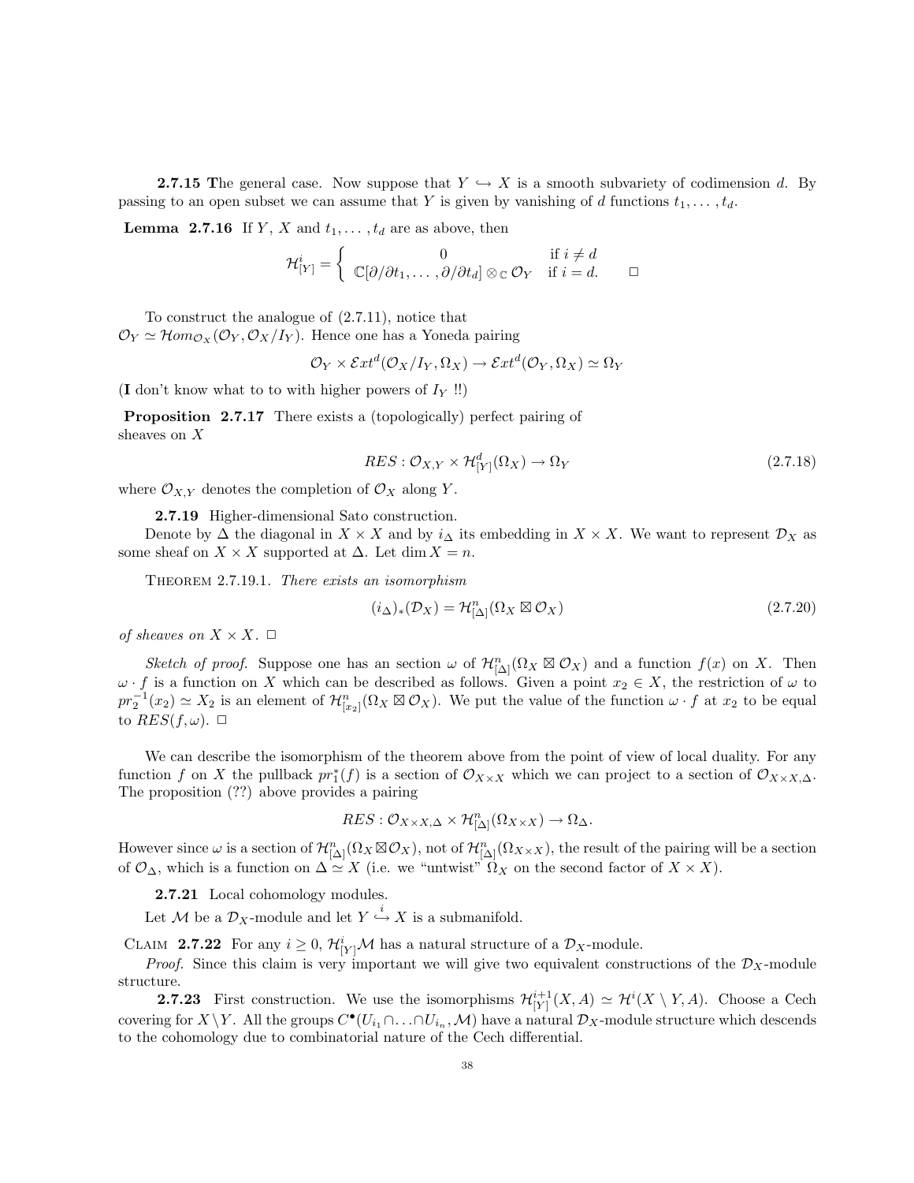**2.7.15 The general case.** Now suppose that $Y \hookrightarrow X$ is a smooth subvariety of codimension $d$. By passing to an open subset we can assume that $Y$ is given by vanishing of $d$ functions $t_1, \ldots, t_d$.

**Lemma 2.7.16** If $Y$, $X$ and $t_1, \ldots, t_d$ are as above, then

$$\mathcal{H}^i_{[Y]} = \begin{cases} 0 & \text{if } i \neq d \\ \mathbb{C}[\partial/\partial t_1, \ldots, \partial/\partial t_d] \otimes_{\mathbb{C}} \mathcal{O}_Y & \text{if } i = d. \end{cases} \qquad \square$$

To construct the analogue of (2.7.11), notice that $\mathcal{O}_Y \simeq \mathcal{H}om_{\mathcal{O}_X}(\mathcal{O}_Y, \mathcal{O}_X/I_Y)$. Hence one has a Yoneda pairing

$$\mathcal{O}_Y \times \mathcal{E}xt^d(\mathcal{O}_X/I_Y, \Omega_X) \to \mathcal{E}xt^d(\mathcal{O}_Y, \Omega_X) \simeq \Omega_Y$$

(**I** don't know what to to with higher powers of $I_Y$ !!)

**Proposition 2.7.17** There exists a (topologically) perfect pairing of sheaves on $X$

$$RES : \mathcal{O}_{X,Y} \times \mathcal{H}^d_{[Y]}(\Omega_X) \to \Omega_Y \tag{2.7.18}$$

where $\mathcal{O}_{X,Y}$ denotes the completion of $\mathcal{O}_X$ along $Y$.

**2.7.19** Higher-dimensional Sato construction.

Denote by $\Delta$ the diagonal in $X \times X$ and by $i_\Delta$ its embedding in $X \times X$. We want to represent $\mathcal{D}_X$ as some sheaf on $X \times X$ supported at $\Delta$. Let $\dim X = n$.

Theorem 2.7.19.1. *There exists an isomorphism*

$$(i_\Delta)_*(\mathcal{D}_X) = \mathcal{H}^n_{[\Delta]}(\Omega_X \boxtimes \mathcal{O}_X) \tag{2.7.20}$$

*of sheaves on* $X \times X$. $\square$

*Sketch of proof.* Suppose one has an section $\omega$ of $\mathcal{H}^n_{[\Delta]}(\Omega_X \boxtimes \mathcal{O}_X)$ and a function $f(x)$ on $X$. Then $\omega \cdot f$ is a function on $X$ which can be described as follows. Given a point $x_2 \in X$, the restriction of $\omega$ to $pr_2^{-1}(x_2) \simeq X_2$ is an element of $\mathcal{H}^n_{[x_2]}(\Omega_X \boxtimes \mathcal{O}_X)$. We put the value of the function $\omega \cdot f$ at $x_2$ to be equal to $RES(f, \omega)$. $\square$

We can describe the isomorphism of the theorem above from the point of view of local duality. For any function $f$ on $X$ the pullback $pr_1^*(f)$ is a section of $\mathcal{O}_{X\times X}$ which we can project to a section of $\mathcal{O}_{X\times X,\Delta}$. The proposition (??) above provides a pairing

$$RES : \mathcal{O}_{X\times X,\Delta} \times \mathcal{H}^n_{[\Delta]}(\Omega_{X\times X}) \to \Omega_\Delta.$$

However since $\omega$ is a section of $\mathcal{H}^n_{[\Delta]}(\Omega_X \boxtimes \mathcal{O}_X)$, not of $\mathcal{H}^n_{[\Delta]}(\Omega_{X\times X})$, the result of the pairing will be a section of $\mathcal{O}_\Delta$, which is a function on $\Delta \simeq X$ (i.e. we "untwist" $\Omega_X$ on the second factor of $X \times X$).

**2.7.21** Local cohomology modules.

Let $\mathcal{M}$ be a $\mathcal{D}_X$-module and let $Y \overset{i}{\hookrightarrow} X$ is a submanifold.

Claim **2.7.22** For any $i \geq 0$, $\mathcal{H}^i_{[Y]}\mathcal{M}$ has a natural structure of a $\mathcal{D}_X$-module.

*Proof.* Since this claim is very important we will give two equivalent constructions of the $\mathcal{D}_X$-module structure.

**2.7.23** First construction. We use the isomorphisms $\mathcal{H}^{i+1}_{[Y]}(X, A) \simeq \mathcal{H}^i(X \setminus Y, A)$. Choose a Cech covering for $X \setminus Y$. All the groups $C^\bullet(U_{i_1} \cap \ldots \cap U_{i_n}, \mathcal{M})$ have a natural $\mathcal{D}_X$-module structure which descends to the cohomology due to combinatorial nature of the Cech differential.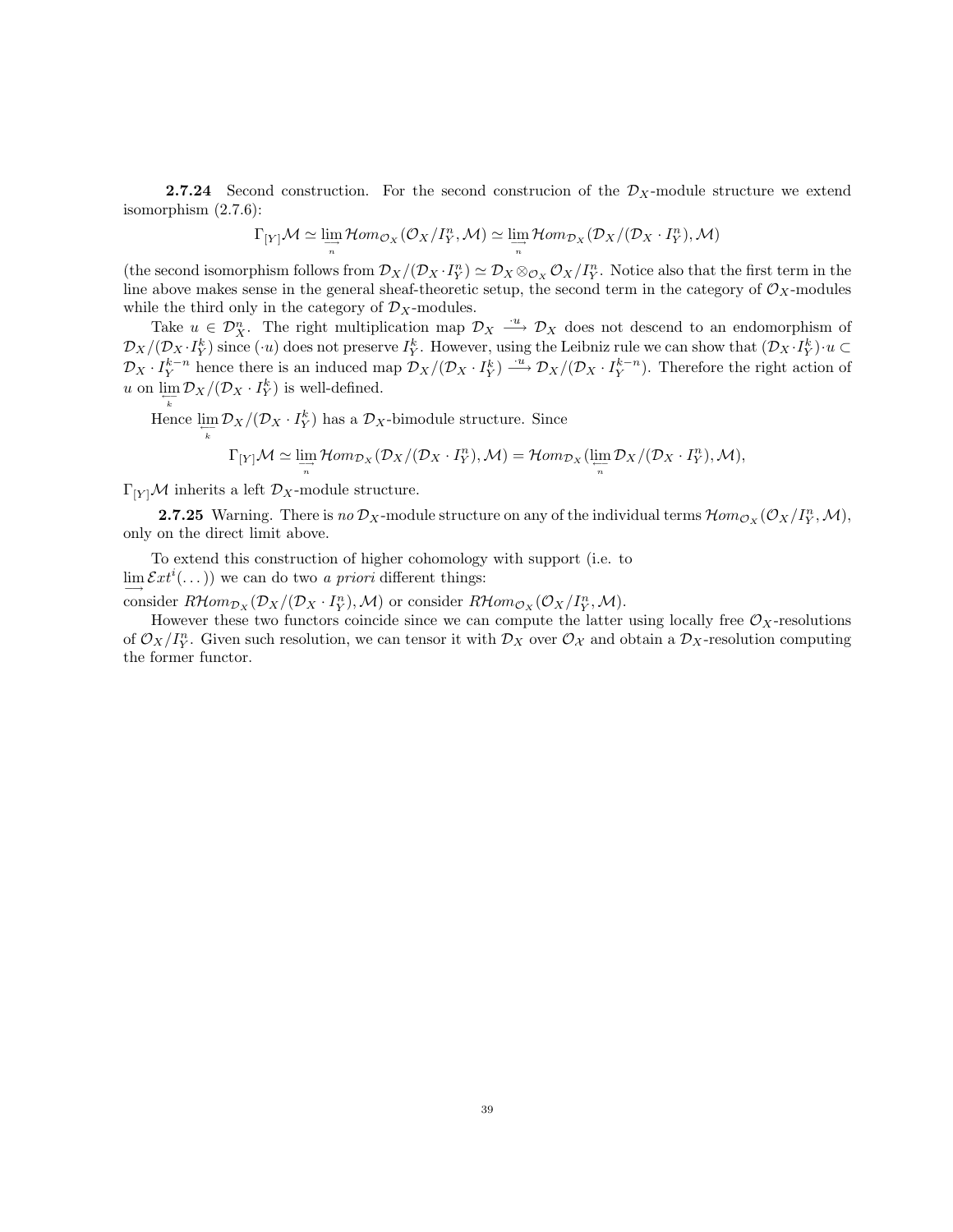**2.7.24** Second construction. For the second construcion of the $\mathcal{D}_X$-module structure we extend isomorphism (2.7.6):

$$\Gamma_{[Y]}\mathcal{M} \simeq \varinjlim_n \mathcal{H}om_{\mathcal{O}_X}(\mathcal{O}_X/I_Y^n, \mathcal{M}) \simeq \varinjlim_n \mathcal{H}om_{\mathcal{D}_X}(\mathcal{D}_X/(\mathcal{D}_X \cdot I_Y^n), \mathcal{M})$$

(the second isomorphism follows from $\mathcal{D}_X/(\mathcal{D}_X \cdot I_Y^n) \simeq \mathcal{D}_X \otimes_{\mathcal{O}_X} \mathcal{O}_X/I_Y^n$. Notice also that the first term in the line above makes sense in the general sheaf-theoretic setup, the second term in the category of $\mathcal{O}_X$-modules while the third only in the category of $\mathcal{D}_X$-modules.

Take $u \in \mathcal{D}_X^n$. The right multiplication map $\mathcal{D}_X \xrightarrow{\cdot u} \mathcal{D}_X$ does not descend to an endomorphism of $\mathcal{D}_X/(\mathcal{D}_X \cdot I_Y^k)$ since $(\cdot u)$ does not preserve $I_Y^k$. However, using the Leibniz rule we can show that $(\mathcal{D}_X \cdot I_Y^k)\cdot u \subset \mathcal{D}_X \cdot I_Y^{k-n}$ hence there is an induced map $\mathcal{D}_X/(\mathcal{D}_X \cdot I_Y^k) \xrightarrow{\cdot u} \mathcal{D}_X/(\mathcal{D}_X \cdot I_Y^{k-n})$. Therefore the right action of $u$ on $\varprojlim_k \mathcal{D}_X/(\mathcal{D}_X \cdot I_Y^k)$ is well-defined.

Hence $\varprojlim_k \mathcal{D}_X/(\mathcal{D}_X \cdot I_Y^k)$ has a $\mathcal{D}_X$-bimodule structure. Since

$$\Gamma_{[Y]}\mathcal{M} \simeq \varinjlim_n \mathcal{H}om_{\mathcal{D}_X}(\mathcal{D}_X/(\mathcal{D}_X \cdot I_Y^n), \mathcal{M}) = \mathcal{H}om_{\mathcal{D}_X}(\varprojlim_n \mathcal{D}_X/(\mathcal{D}_X \cdot I_Y^n), \mathcal{M}),$$

$\Gamma_{[Y]}\mathcal{M}$ inherits a left $\mathcal{D}_X$-module structure.

**2.7.25** Warning. There is *no* $\mathcal{D}_X$-module structure on any of the individual terms $\mathcal{H}om_{\mathcal{O}_X}(\mathcal{O}_X/I_Y^n, \mathcal{M})$, only on the direct limit above.

To extend this construction of higher cohomology with support (i.e. to $\varinjlim \mathcal{E}xt^i(\dots)$) we can do two *a priori* different things:
consider $R\mathcal{H}om_{\mathcal{D}_X}(\mathcal{D}_X/(\mathcal{D}_X \cdot I_Y^n), \mathcal{M})$ or consider $R\mathcal{H}om_{\mathcal{O}_X}(\mathcal{O}_X/I_Y^n, \mathcal{M})$.

However these two functors coincide since we can compute the latter using locally free $\mathcal{O}_X$-resolutions of $\mathcal{O}_X/I_Y^n$. Given such resolution, we can tensor it with $\mathcal{D}_X$ over $\mathcal{O}_{\mathcal{X}}$ and obtain a $\mathcal{D}_X$-resolution computing the former functor.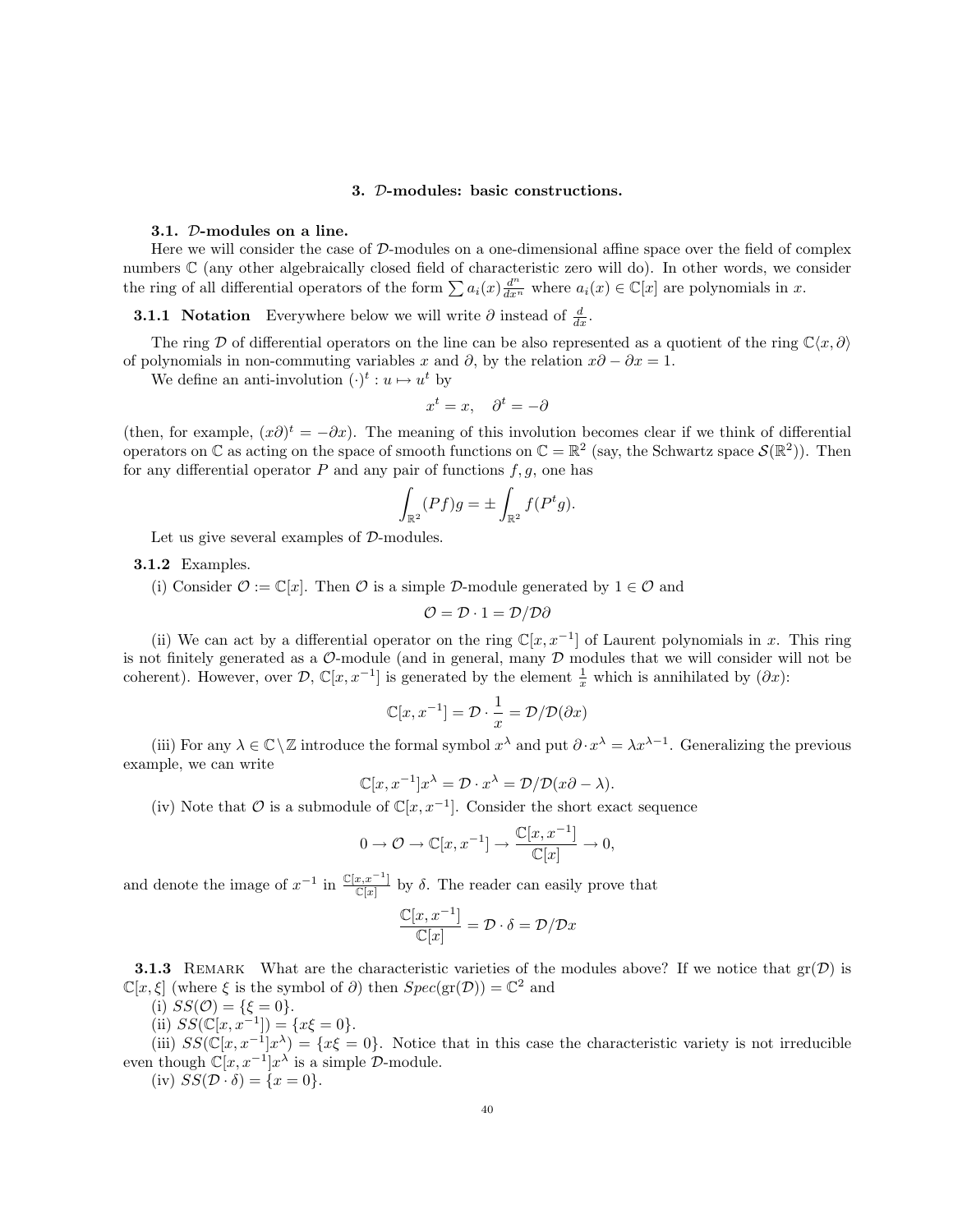## 3. $\mathcal{D}$-modules: basic constructions.

### 3.1. $\mathcal{D}$-modules on a line.

Here we will consider the case of $\mathcal{D}$-modules on a one-dimensional affine space over the field of complex numbers $\mathbb{C}$ (any other algebraically closed field of characteristic zero will do). In other words, we consider the ring of all differential operators of the form $\sum a_i(x)\frac{d^n}{dx^n}$ where $a_i(x) \in \mathbb{C}[x]$ are polynomials in $x$.

**3.1.1 Notation** Everywhere below we will write $\partial$ instead of $\frac{d}{dx}$.

The ring $\mathcal{D}$ of differential operators on the line can be also represented as a quotient of the ring $\mathbb{C}\langle x, \partial\rangle$ of polynomials in non-commuting variables $x$ and $\partial$, by the relation $x\partial - \partial x = 1$.

We define an anti-involution $(\cdot)^t : u \mapsto u^t$ by

$$x^t = x, \quad \partial^t = -\partial$$

(then, for example, $(x\partial)^t = -\partial x$). The meaning of this involution becomes clear if we think of differential operators on $\mathbb{C}$ as acting on the space of smooth functions on $\mathbb{C} = \mathbb{R}^2$ (say, the Schwartz space $\mathcal{S}(\mathbb{R}^2)$). Then for any differential operator $P$ and any pair of functions $f, g$, one has

$$\int_{\mathbb{R}^2} (Pf)g = \pm \int_{\mathbb{R}^2} f(P^t g).$$

Let us give several examples of $\mathcal{D}$-modules.

**3.1.2** Examples.

(i) Consider $\mathcal{O} := \mathbb{C}[x]$. Then $\mathcal{O}$ is a simple $\mathcal{D}$-module generated by $1 \in \mathcal{O}$ and

$$\mathcal{O} = \mathcal{D} \cdot 1 = \mathcal{D}/\mathcal{D}\partial$$

(ii) We can act by a differential operator on the ring $\mathbb{C}[x, x^{-1}]$ of Laurent polynomials in $x$. This ring is not finitely generated as a $\mathcal{O}$-module (and in general, many $\mathcal{D}$ modules that we will consider will not be coherent). However, over $\mathcal{D}$, $\mathbb{C}[x, x^{-1}]$ is generated by the element $\frac{1}{x}$ which is annihilated by $(\partial x)$:

$$\mathbb{C}[x, x^{-1}] = \mathcal{D} \cdot \frac{1}{x} = \mathcal{D}/\mathcal{D}(\partial x)$$

(iii) For any $\lambda \in \mathbb{C} \setminus \mathbb{Z}$ introduce the formal symbol $x^\lambda$ and put $\partial \cdot x^\lambda = \lambda x^{\lambda - 1}$. Generalizing the previous example, we can write

$$\mathbb{C}[x, x^{-1}]x^\lambda = \mathcal{D} \cdot x^\lambda = \mathcal{D}/\mathcal{D}(x\partial - \lambda).$$

(iv) Note that $\mathcal{O}$ is a submodule of $\mathbb{C}[x, x^{-1}]$. Consider the short exact sequence

$$0 \to \mathcal{O} \to \mathbb{C}[x, x^{-1}] \to \frac{\mathbb{C}[x, x^{-1}]}{\mathbb{C}[x]} \to 0,$$

and denote the image of $x^{-1}$ in $\frac{\mathbb{C}[x, x^{-1}]}{\mathbb{C}[x]}$ by $\delta$. The reader can easily prove that

$$\frac{\mathbb{C}[x, x^{-1}]}{\mathbb{C}[x]} = \mathcal{D} \cdot \delta = \mathcal{D}/\mathcal{D}x$$

**3.1.3** Remark What are the characteristic varieties of the modules above? If we notice that $\mathrm{gr}(\mathcal{D})$ is $\mathbb{C}[x, \xi]$ (where $\xi$ is the symbol of $\partial$) then $Spec(\mathrm{gr}(\mathcal{D})) = \mathbb{C}^2$ and

(i) $SS(\mathcal{O}) = \{\xi = 0\}$.

(ii) $SS(\mathbb{C}[x, x^{-1}]) = \{x\xi = 0\}$.

(iii) $SS(\mathbb{C}[x, x^{-1}]x^\lambda) = \{x\xi = 0\}$. Notice that in this case the characteristic variety is not irreducible even though $\mathbb{C}[x, x^{-1}]x^\lambda$ is a simple $\mathcal{D}$-module.

(iv) $SS(\mathcal{D} \cdot \delta) = \{x = 0\}$.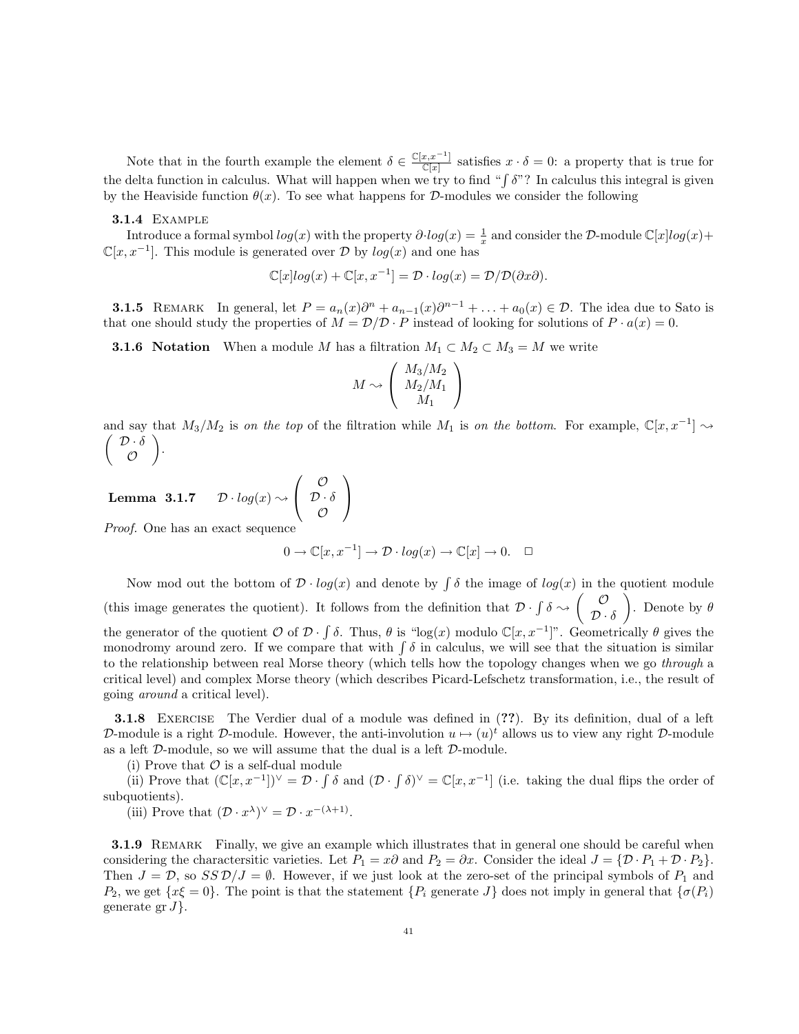Note that in the fourth example the element $\delta \in \frac{\mathbb{C}[x,x^{-1}]}{\mathbb{C}[x]}$ satisfies $x \cdot \delta = 0$: a property that is true for the delta function in calculus. What will happen when we try to find "$\int \delta$"? In calculus this integral is given by the Heaviside function $\theta(x)$. To see what happens for $\mathcal{D}$-modules we consider the following

**3.1.4** Example

Introduce a formal symbol $log(x)$ with the property $\partial \cdot log(x) = \frac{1}{x}$ and consider the $\mathcal{D}$-module $\mathbb{C}[x]log(x) + \mathbb{C}[x,x^{-1}]$. This module is generated over $\mathcal{D}$ by $log(x)$ and one has

$$\mathbb{C}[x]log(x) + \mathbb{C}[x,x^{-1}] = \mathcal{D} \cdot log(x) = \mathcal{D}/\mathcal{D}(\partial x \partial).$$

**3.1.5** Remark In general, let $P = a_n(x)\partial^n + a_{n-1}(x)\partial^{n-1} + \ldots + a_0(x) \in \mathcal{D}$. The idea due to Sato is that one should study the properties of $M = \mathcal{D}/\mathcal{D} \cdot P$ instead of looking for solutions of $P \cdot a(x) = 0$.

**3.1.6 Notation** When a module $M$ has a filtration $M_1 \subset M_2 \subset M_3 = M$ we write

$$M \rightsquigarrow \begin{pmatrix} M_3/M_2 \\ M_2/M_1 \\ M_1 \end{pmatrix}$$

and say that $M_3/M_2$ is *on the top* of the filtration while $M_1$ is *on the bottom*. For example, $\mathbb{C}[x,x^{-1}] \rightsquigarrow \begin{pmatrix} \mathcal{D} \cdot \delta \\ \mathcal{O} \end{pmatrix}$.

**Lemma 3.1.7** $\mathcal{D} \cdot log(x) \rightsquigarrow \begin{pmatrix} \mathcal{O} \\ \mathcal{D} \cdot \delta \\ \mathcal{O} \end{pmatrix}$

*Proof.* One has an exact sequence

$$0 \to \mathbb{C}[x,x^{-1}] \to \mathcal{D} \cdot log(x) \to \mathbb{C}[x] \to 0. \quad \square$$

Now mod out the bottom of $\mathcal{D} \cdot log(x)$ and denote by $\int \delta$ the image of $log(x)$ in the quotient module (this image generates the quotient). It follows from the definition that $\mathcal{D} \cdot \int \delta \rightsquigarrow \begin{pmatrix} \mathcal{O} \\ \mathcal{D} \cdot \delta \end{pmatrix}$. Denote by $\theta$ the generator of the quotient $\mathcal{O}$ of $\mathcal{D} \cdot \int \delta$. Thus, $\theta$ is "log(x) modulo $\mathbb{C}[x,x^{-1}]$". Geometrically $\theta$ gives the monodromy around zero. If we compare that with $\int \delta$ in calculus, we will see that the situation is similar to the relationship between real Morse theory (which tells how the topology changes when we go *through* a critical level) and complex Morse theory (which describes Picard-Lefschetz transformation, i.e., the result of going *around* a critical level).

**3.1.8** Exercise The Verdier dual of a module was defined in (**??**). By its definition, dual of a left $\mathcal{D}$-module is a right $\mathcal{D}$-module. However, the anti-involution $u \mapsto (u)^t$ allows us to view any right $\mathcal{D}$-module as a left $\mathcal{D}$-module, so we will assume that the dual is a left $\mathcal{D}$-module.

(i) Prove that $\mathcal{O}$ is a self-dual module

(ii) Prove that $(\mathbb{C}[x,x^{-1}])^\vee = \mathcal{D} \cdot \int \delta$ and $(\mathcal{D} \cdot \int \delta)^\vee = \mathbb{C}[x,x^{-1}]$ (i.e. taking the dual flips the order of subquotients).

(iii) Prove that $(\mathcal{D} \cdot x^\lambda)^\vee = \mathcal{D} \cdot x^{-(\lambda+1)}$.

**3.1.9** Remark Finally, we give an example which illustrates that in general one should be careful when considering the charactersitic varieties. Let $P_1 = x\partial$ and $P_2 = \partial x$. Consider the ideal $J = \{\mathcal{D} \cdot P_1 + \mathcal{D} \cdot P_2\}$. Then $J = \mathcal{D}$, so $SS\,\mathcal{D}/J = \emptyset$. However, if we just look at the zero-set of the principal symbols of $P_1$ and $P_2$, we get $\{x\xi = 0\}$. The point is that the statement $\{P_i$ generate $J\}$ does not imply in general that $\{\sigma(P_i)$ generate $\mathrm{gr}\, J\}$.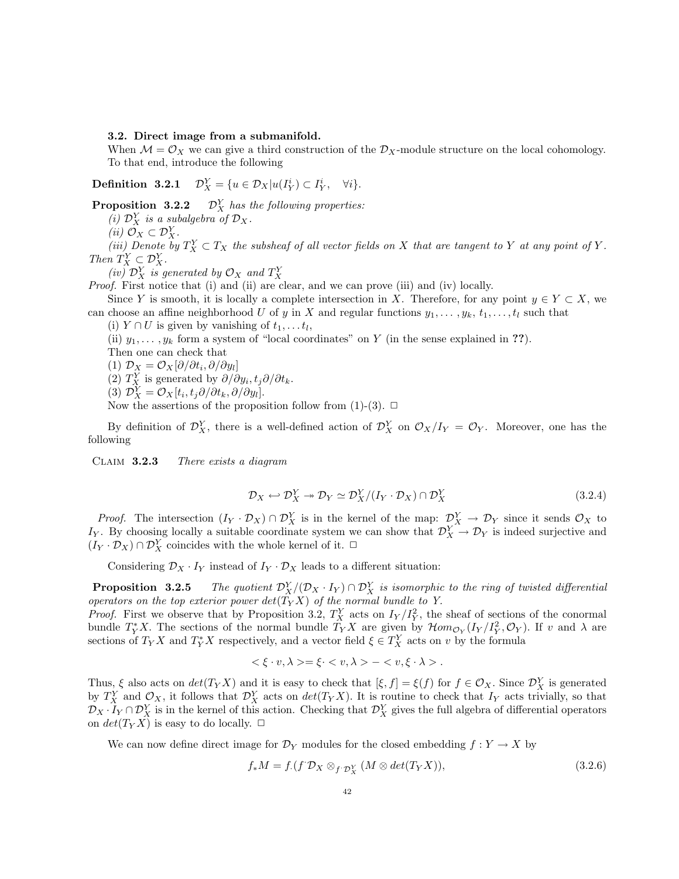### 3.2. Direct image from a submanifold.

When $\mathcal{M} = \mathcal{O}_X$ we can give a third construction of the $\mathcal{D}_X$-module structure on the local cohomology. To that end, introduce the following

**Definition 3.2.1** $\mathcal{D}_X^Y = \{u \in \mathcal{D}_X | u(I_Y^i) \subset I_Y^i, \quad \forall i\}$.

**Proposition 3.2.2** *$\mathcal{D}_X^Y$ has the following properties:*
*(i) $\mathcal{D}_X^Y$ is a subalgebra of $\mathcal{D}_X$.*
*(ii) $\mathcal{O}_X \subset \mathcal{D}_X^Y$.*
*(iii) Denote by $T_X^Y \subset T_X$ the subsheaf of all vector fields on $X$ that are tangent to $Y$ at any point of $Y$. Then $T_X^Y \subset \mathcal{D}_X^Y$.*
*(iv) $\mathcal{D}_X^Y$ is generated by $\mathcal{O}_X$ and $T_X^Y$*

*Proof.* First notice that (i) and (ii) are clear, and we can prove (iii) and (iv) locally.

Since $Y$ is smooth, it is locally a complete intersection in $X$. Therefore, for any point $y \in Y \subset X$, we can choose an affine neighborhood $U$ of $y$ in $X$ and regular functions $y_1, \dots, y_k$, $t_1, \dots, t_l$ such that

(i) $Y \cap U$ is given by vanishing of $t_1, \dots t_l$,

(ii) $y_1, \dots, y_k$ form a system of "local coordinates" on $Y$ (in the sense explained in **??**).

Then one can check that

(1) $\mathcal{D}_X = \mathcal{O}_X[\partial/\partial t_i, \partial/\partial y_l]$

(2) $T_X^Y$ is generated by $\partial/\partial y_i, t_j\partial/\partial t_k$.

(3) $\mathcal{D}_X^Y = \mathcal{O}_X[t_i, t_j\partial/\partial t_k, \partial/\partial y_l]$.

Now the assertions of the proposition follow from (1)-(3). □

By definition of $\mathcal{D}_X^Y$, there is a well-defined action of $\mathcal{D}_X^Y$ on $\mathcal{O}_X/I_Y = \mathcal{O}_Y$. Moreover, one has the following

CLAIM **3.2.3** *There exists a diagram*

$$\mathcal{D}_X \hookleftarrow \mathcal{D}_X^Y \twoheadrightarrow \mathcal{D}_Y \simeq \mathcal{D}_X^Y/(I_Y \cdot \mathcal{D}_X) \cap \mathcal{D}_X^Y \tag{3.2.4}$$

*Proof.* The intersection $(I_Y \cdot \mathcal{D}_X) \cap \mathcal{D}_X^Y$ is in the kernel of the map: $\mathcal{D}_X^Y \to \mathcal{D}_Y$ since it sends $\mathcal{O}_X$ to $I_Y$. By choosing locally a suitable coordinate system we can show that $\mathcal{D}_X^Y \to \mathcal{D}_Y$ is indeed surjective and $(I_Y \cdot \mathcal{D}_X) \cap \mathcal{D}_X^Y$ coincides with the whole kernel of it. □

Considering $\mathcal{D}_X \cdot I_Y$ instead of $I_Y \cdot \mathcal{D}_X$ leads to a different situation:

**Proposition 3.2.5** *The quotient $\mathcal{D}_X^Y/(\mathcal{D}_X \cdot I_Y) \cap \mathcal{D}_X^Y$ is isomorphic to the ring of twisted differential operators on the top exterior power $det(T_YX)$ of the normal bundle to $Y$.*

*Proof.* First we observe that by Proposition 3.2, $T_X^Y$ acts on $I_Y/I_Y^2$, the sheaf of sections of the conormal bundle $T_Y^*X$. The sections of the normal bundle $T_YX$ are given by $\mathcal{H}om_{\mathcal{O}_Y}(I_Y/I_Y^2, \mathcal{O}_Y)$. If $v$ and $\lambda$ are sections of $T_YX$ and $T_Y^*X$ respectively, and a vector field $\xi \in T_X^Y$ acts on $v$ by the formula

$$< \xi \cdot v, \lambda > = \xi \cdot < v, \lambda > - < v, \xi \cdot \lambda > .$$

Thus, $\xi$ also acts on $det(T_YX)$ and it is easy to check that $[\xi, f] = \xi(f)$ for $f \in \mathcal{O}_X$. Since $\mathcal{D}_X^Y$ is generated by $T_X^Y$ and $\mathcal{O}_X$, it follows that $\mathcal{D}_X^Y$ acts on $det(T_YX)$. It is routine to check that $I_Y$ acts trivially, so that $\mathcal{D}_X \cdot I_Y \cap \mathcal{D}_X^Y$ is in the kernel of this action. Checking that $\mathcal{D}_X^Y$ gives the full algebra of differential operators on $det(T_YX)$ is easy to do locally. □

We can now define direct image for $\mathcal{D}_Y$ modules for the closed embedding $f : Y \to X$ by

$$f_*M = f_\cdot(f^\cdot \mathcal{D}_X \otimes_{f^\cdot \mathcal{D}_X^Y} (M \otimes det(T_YX)), \tag{3.2.6}$$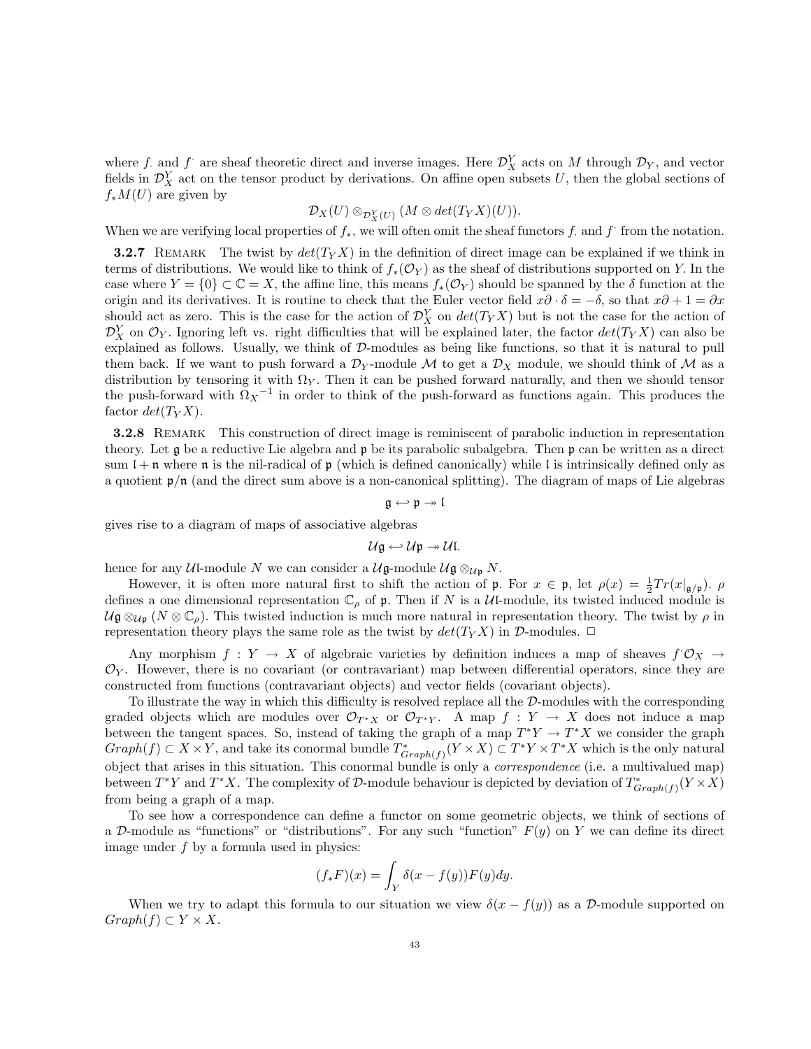where $f_\cdot$ and $f^\cdot$ are sheaf theoretic direct and inverse images. Here $\mathcal{D}_X^Y$ acts on $M$ through $\mathcal{D}_Y$, and vector fields in $\mathcal{D}_X^Y$ act on the tensor product by derivations. On affine open subsets $U$, then the global sections of $f_*M(U)$ are given by

$$\mathcal{D}_X(U) \otimes_{\mathcal{D}_X^Y(U)} (M \otimes det(T_Y X)(U)).$$

When we are verifying local properties of $f_*$, we will often omit the sheaf functors $f_\cdot$ and $f^\cdot$ from the notation.

**3.2.7** Remark The twist by $det(T_Y X)$ in the definition of direct image can be explained if we think in terms of distributions. We would like to think of $f_*(\mathcal{O}_Y)$ as the sheaf of distributions supported on $Y$. In the case where $Y = \{0\} \subset \mathbb{C} = X$, the affine line, this means $f_*(\mathcal{O}_Y)$ should be spanned by the $\delta$ function at the origin and its derivatives. It is routine to check that the Euler vector field $x\partial \cdot \delta = -\delta$, so that $x\partial + 1 = \partial x$ should act as zero. This is the case for the action of $\mathcal{D}_X^Y$ on $det(T_Y X)$ but is not the case for the action of $\mathcal{D}_X^Y$ on $\mathcal{O}_Y$. Ignoring left vs. right difficulties that will be explained later, the factor $det(T_Y X)$ can also be explained as follows. Usually, we think of $\mathcal{D}$-modules as being like functions, so that it is natural to pull them back. If we want to push forward a $\mathcal{D}_Y$-module $\mathcal{M}$ to get a $\mathcal{D}_X$ module, we should think of $\mathcal{M}$ as a distribution by tensoring it with $\Omega_Y$. Then it can be pushed forward naturally, and then we should tensor the push-forward with ${\Omega_X}^{-1}$ in order to think of the push-forward as functions again. This produces the factor $det(T_Y X)$.

**3.2.8** Remark This construction of direct image is reminiscent of parabolic induction in representation theory. Let $\mathfrak{g}$ be a reductive Lie algebra and $\mathfrak{p}$ be its parabolic subalgebra. Then $\mathfrak{p}$ can be written as a direct sum $\mathfrak{l} + \mathfrak{n}$ where $\mathfrak{n}$ is the nil-radical of $\mathfrak{p}$ (which is defined canonically) while $\mathfrak{l}$ is intrinsically defined only as a quotient $\mathfrak{p}/\mathfrak{n}$ (and the direct sum above is a non-canonical splitting). The diagram of maps of Lie algebras

$$\mathfrak{g} \hookleftarrow \mathfrak{p} \twoheadrightarrow \mathfrak{l}$$

gives rise to a diagram of maps of associative algebras

$$\mathcal{U}\mathfrak{g} \hookleftarrow \mathcal{U}\mathfrak{p} \twoheadrightarrow \mathcal{U}\mathfrak{l}.$$

hence for any $\mathcal{U}\mathfrak{l}$-module $N$ we can consider a $\mathcal{U}\mathfrak{g}$-module $\mathcal{U}\mathfrak{g} \otimes_{\mathcal{U}\mathfrak{p}} N$.

However, it is often more natural first to shift the action of $\mathfrak{p}$. For $x \in \mathfrak{p}$, let $\rho(x) = \frac{1}{2} Tr(x|_{\mathfrak{g}/\mathfrak{p}})$. $\rho$ defines a one dimensional representation $\mathbb{C}_\rho$ of $\mathfrak{p}$. Then if $N$ is a $\mathcal{U}\mathfrak{l}$-module, its twisted induced module is $\mathcal{U}\mathfrak{g} \otimes_{\mathcal{U}\mathfrak{p}} (N \otimes \mathbb{C}_\rho)$. This twisted induction is much more natural in representation theory. The twist by $\rho$ in representation theory plays the same role as the twist by $det(T_Y X)$ in $\mathcal{D}$-modules. $\square$

Any morphism $f : Y \to X$ of algebraic varieties by definition induces a map of sheaves $f^\cdot \mathcal{O}_X \to \mathcal{O}_Y$. However, there is no covariant (or contravariant) map between differential operators, since they are constructed from functions (contravariant objects) and vector fields (covariant objects).

To illustrate the way in which this difficulty is resolved replace all the $\mathcal{D}$-modules with the corresponding graded objects which are modules over $\mathcal{O}_{T^*X}$ or $\mathcal{O}_{T^*Y}$. A map $f : Y \to X$ does not induce a map between the tangent spaces. So, instead of taking the graph of a map $T^*Y \to T^*X$ we consider the graph $Graph(f) \subset X \times Y$, and take its conormal bundle $T^*_{Graph(f)}(Y \times X) \subset T^*Y \times T^*X$ which is the only natural object that arises in this situation. This conormal bundle is only a *correspondence* (i.e. a multivalued map) between $T^*Y$ and $T^*X$. The complexity of $\mathcal{D}$-module behaviour is depicted by deviation of $T^*_{Graph(f)}(Y \times X)$ from being a graph of a map.

To see how a correspondence can define a functor on some geometric objects, we think of sections of a $\mathcal{D}$-module as "functions" or "distributions". For any such "function" $F(y)$ on $Y$ we can define its direct image under $f$ by a formula used in physics:

$$(f_*F)(x) = \int_Y \delta(x - f(y))F(y)dy.$$

When we try to adapt this formula to our situation we view $\delta(x - f(y))$ as a $\mathcal{D}$-module supported on $Graph(f) \subset Y \times X$.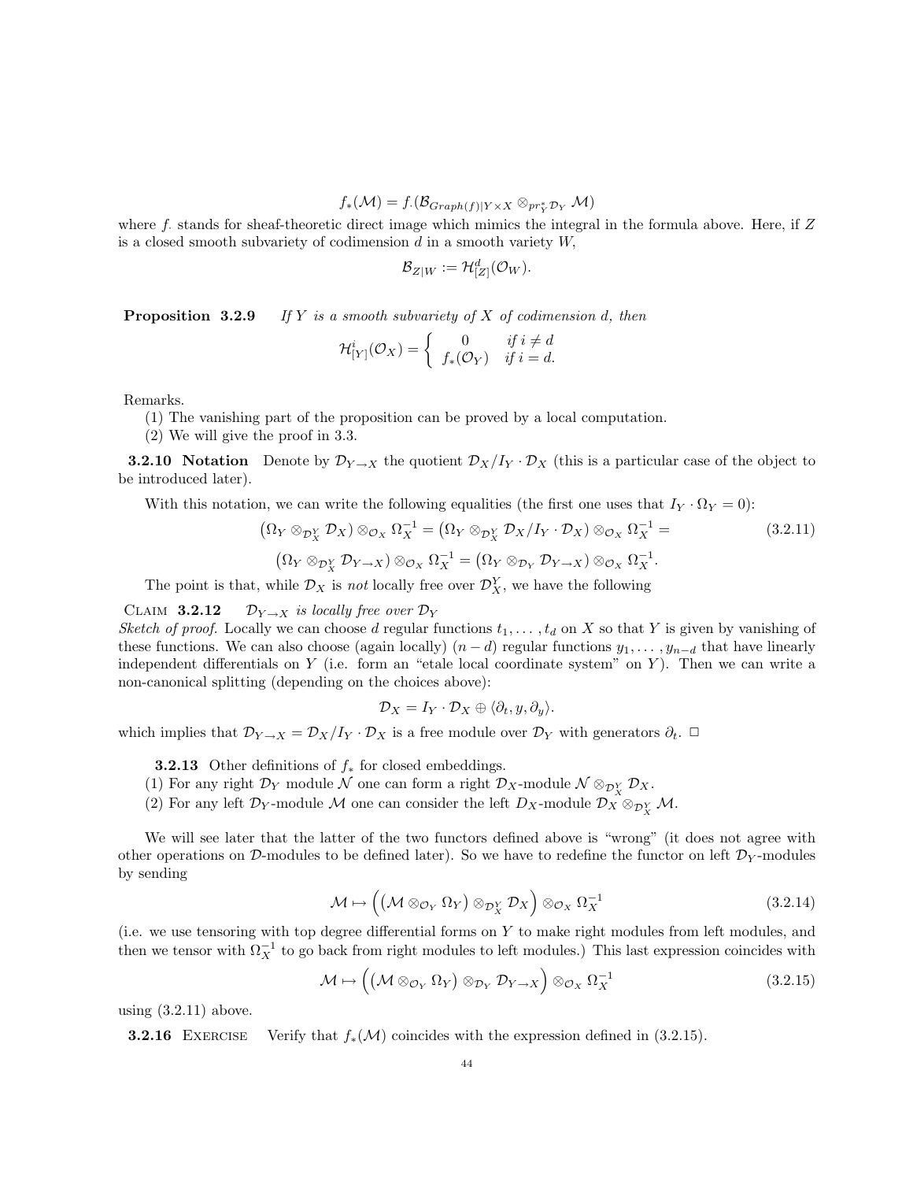$$f_*(\mathcal{M}) = f_\cdot(\mathcal{B}_{Graph(f)|Y\times X} \otimes_{pr_Y^*\mathcal{D}_Y} \mathcal{M})$$

where $f_\cdot$ stands for sheaf-theoretic direct image which mimics the integral in the formula above. Here, if $Z$ is a closed smooth subvariety of codimension $d$ in a smooth variety $W$,

$$\mathcal{B}_{Z|W} := \mathcal{H}^d_{[Z]}(\mathcal{O}_W).$$

**Proposition 3.2.9** *If $Y$ is a smooth subvariety of $X$ of codimension $d$, then*

$$\mathcal{H}^i_{[Y]}(\mathcal{O}_X) = \begin{cases} 0 & \text{if } i \neq d \\ f_*(\mathcal{O}_Y) & \text{if } i = d. \end{cases}$$

Remarks.

(1) The vanishing part of the proposition can be proved by a local computation.

(2) We will give the proof in 3.3.

**3.2.10 Notation** Denote by $\mathcal{D}_{Y\to X}$ the quotient $\mathcal{D}_X/I_Y\cdot\mathcal{D}_X$ (this is a particular case of the object to be introduced later).

With this notation, we can write the following equalities (the first one uses that $I_Y\cdot\Omega_Y = 0$):

$$\left(\Omega_Y \otimes_{\mathcal{D}_X^Y} \mathcal{D}_X\right)\otimes_{\mathcal{O}_X}\Omega_X^{-1} = \left(\Omega_Y \otimes_{\mathcal{D}_X^Y} \mathcal{D}_X/I_Y\cdot\mathcal{D}_X\right)\otimes_{\mathcal{O}_X}\Omega_X^{-1} = \tag{3.2.11}$$

$$\left(\Omega_Y \otimes_{\mathcal{D}_X^Y} \mathcal{D}_{Y\to X}\right)\otimes_{\mathcal{O}_X}\Omega_X^{-1} = \left(\Omega_Y \otimes_{\mathcal{D}_Y} \mathcal{D}_{Y\to X}\right)\otimes_{\mathcal{O}_X}\Omega_X^{-1}.$$

The point is that, while $\mathcal{D}_X$ is *not* locally free over $\mathcal{D}_X^Y$, we have the following

CLAIM **3.2.12** *$\mathcal{D}_{Y\to X}$ is locally free over $\mathcal{D}_Y$*

*Sketch of proof.* Locally we can choose $d$ regular functions $t_1,\ldots,t_d$ on $X$ so that $Y$ is given by vanishing of these functions. We can also choose (again locally) $(n-d)$ regular functions $y_1,\ldots,y_{n-d}$ that have linearly independent differentials on $Y$ (i.e. form an "etale local coordinate system" on $Y$). Then we can write a non-canonical splitting (depending on the choices above):

$$\mathcal{D}_X = I_Y\cdot\mathcal{D}_X \oplus \langle\partial_t, y, \partial_y\rangle.$$

which implies that $\mathcal{D}_{Y\to X} = \mathcal{D}_X/I_Y\cdot\mathcal{D}_X$ is a free module over $\mathcal{D}_Y$ with generators $\partial_t$. □

**3.2.13** Other definitions of $f_*$ for closed embeddings.

(1) For any right $\mathcal{D}_Y$ module $\mathcal{N}$ one can form a right $\mathcal{D}_X$-module $\mathcal{N}\otimes_{\mathcal{D}_X^Y}\mathcal{D}_X$.

(2) For any left $\mathcal{D}_Y$-module $\mathcal{M}$ one can consider the left $D_X$-module $\mathcal{D}_X\otimes_{\mathcal{D}_X^Y}\mathcal{M}$.

We will see later that the latter of the two functors defined above is "wrong" (it does not agree with other operations on $\mathcal{D}$-modules to be defined later). So we have to redefine the functor on left $\mathcal{D}_Y$-modules by sending

$$\mathcal{M}\mapsto\Big(\left(\mathcal{M}\otimes_{\mathcal{O}_Y}\Omega_Y\right)\otimes_{\mathcal{D}_X^Y}\mathcal{D}_X\Big)\otimes_{\mathcal{O}_X}\Omega_X^{-1} \tag{3.2.14}$$

(i.e. we use tensoring with top degree differential forms on $Y$ to make right modules from left modules, and then we tensor with $\Omega_X^{-1}$ to go back from right modules to left modules.) This last expression coincides with

$$\mathcal{M}\mapsto\Big(\left(\mathcal{M}\otimes_{\mathcal{O}_Y}\Omega_Y\right)\otimes_{\mathcal{D}_Y}\mathcal{D}_{Y\to X}\Big)\otimes_{\mathcal{O}_X}\Omega_X^{-1} \tag{3.2.15}$$

using (3.2.11) above.

**3.2.16** EXERCISE Verify that $f_*(\mathcal{M})$ coincides with the expression defined in (3.2.15).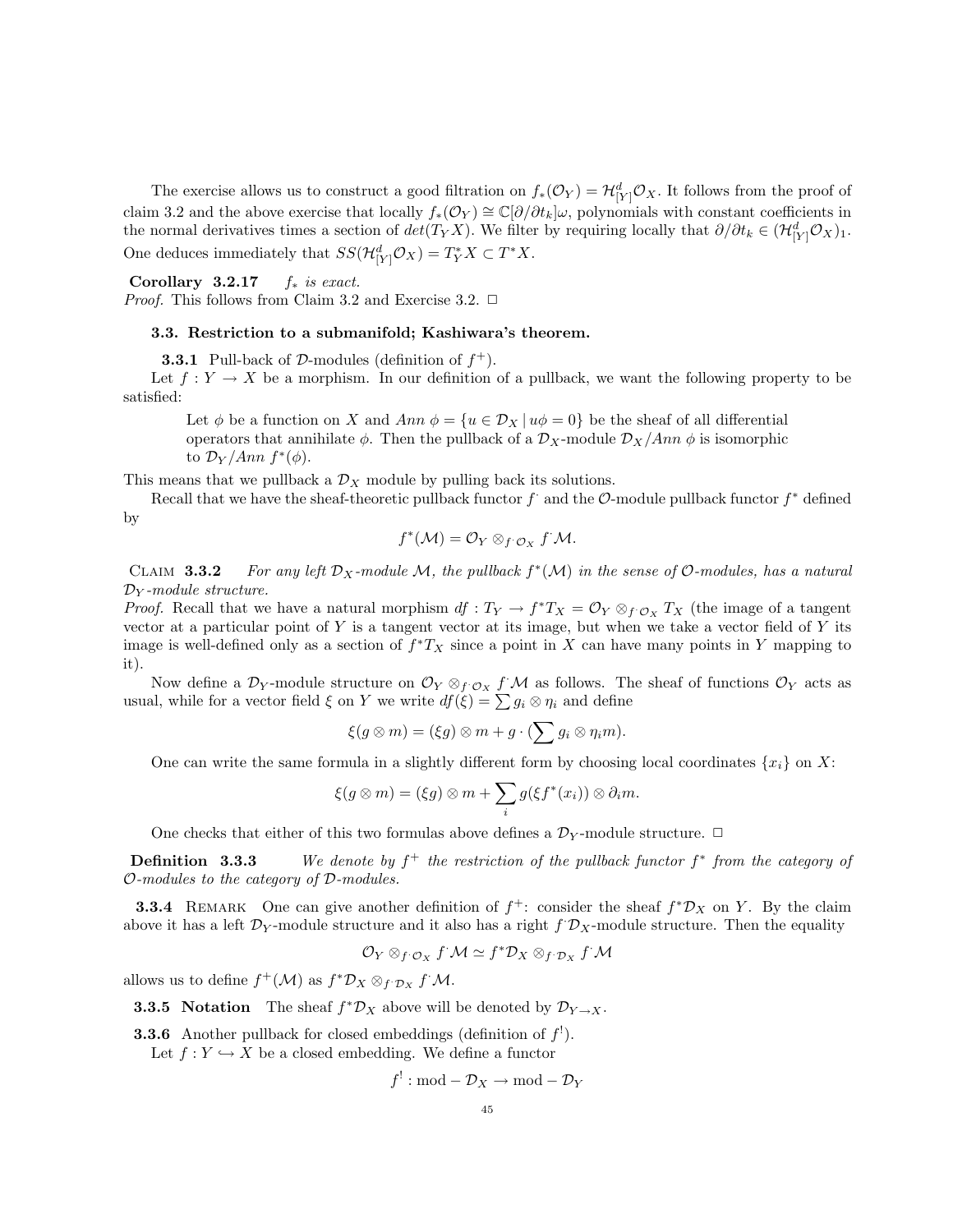The exercise allows us to construct a good filtration on $f_*(\mathcal{O}_Y) = \mathcal{H}^d_{[Y]}\mathcal{O}_X$. It follows from the proof of claim 3.2 and the above exercise that locally $f_*(\mathcal{O}_Y) \cong \mathbb{C}[\partial/\partial t_k]\omega$, polynomials with constant coefficients in the normal derivatives times a section of $det(T_Y X)$. We filter by requiring locally that $\partial/\partial t_k \in (\mathcal{H}^d_{[Y]}\mathcal{O}_X)_1$. One deduces immediately that $SS(\mathcal{H}^d_{[Y]}\mathcal{O}_X) = T^*_Y X \subset T^*X$.

**Corollary 3.2.17** *$f_*$ is exact.*
*Proof.* This follows from Claim 3.2 and Exercise 3.2. □

### 3.3. Restriction to a submanifold; Kashiwara's theorem.

**3.3.1** Pull-back of $\mathcal{D}$-modules (definition of $f^+$).

Let $f : Y \to X$ be a morphism. In our definition of a pullback, we want the following property to be satisfied:

> Let $\phi$ be a function on $X$ and $Ann\ \phi = \{u \in \mathcal{D}_X \,|\, u\phi = 0\}$ be the sheaf of all differential operators that annihilate $\phi$. Then the pullback of a $\mathcal{D}_X$-module $\mathcal{D}_X/Ann\ \phi$ is isomorphic to $\mathcal{D}_Y/Ann\ f^*(\phi)$.

This means that we pullback a $\mathcal{D}_X$ module by pulling back its solutions.

Recall that we have the sheaf-theoretic pullback functor $f^{\cdot}$ and the $\mathcal{O}$-module pullback functor $f^*$ defined by

$$f^*(\mathcal{M}) = \mathcal{O}_Y \otimes_{f^{\cdot}\mathcal{O}_X} f^{\cdot}\mathcal{M}.$$

Claim **3.3.2** *For any left $\mathcal{D}_X$-module $\mathcal{M}$, the pullback $f^*(\mathcal{M})$ in the sense of $\mathcal{O}$-modules, has a natural $\mathcal{D}_Y$-module structure.*

*Proof.* Recall that we have a natural morphism $df : T_Y \to f^*T_X = \mathcal{O}_Y \otimes_{f^{\cdot}\mathcal{O}_X} T_X$ (the image of a tangent vector at a particular point of $Y$ is a tangent vector at its image, but when we take a vector field of $Y$ its image is well-defined only as a section of $f^*T_X$ since a point in $X$ can have many points in $Y$ mapping to it).

Now define a $\mathcal{D}_Y$-module structure on $\mathcal{O}_Y \otimes_{f^{\cdot}\mathcal{O}_X} f^{\cdot}\mathcal{M}$ as follows. The sheaf of functions $\mathcal{O}_Y$ acts as usual, while for a vector field $\xi$ on $Y$ we write $df(\xi) = \sum g_i \otimes \eta_i$ and define

$$\xi(g \otimes m) = (\xi g) \otimes m + g \cdot (\sum g_i \otimes \eta_i m).$$

One can write the same formula in a slightly different form by choosing local coordinates $\{x_i\}$ on $X$:

$$\xi(g \otimes m) = (\xi g) \otimes m + \sum_i g(\xi f^*(x_i)) \otimes \partial_i m.$$

One checks that either of this two formulas above defines a $\mathcal{D}_Y$-module structure. □

**Definition 3.3.3** *We denote by $f^+$ the restriction of the pullback functor $f^*$ from the category of $\mathcal{O}$-modules to the category of $\mathcal{D}$-modules.*

**3.3.4** Remark One can give another definition of $f^+$: consider the sheaf $f^*\mathcal{D}_X$ on $Y$. By the claim above it has a left $\mathcal{D}_Y$-module structure and it also has a right $f^{\cdot}\mathcal{D}_X$-module structure. Then the equality

$$\mathcal{O}_Y \otimes_{f^{\cdot}\mathcal{O}_X} f^{\cdot}\mathcal{M} \simeq f^*\mathcal{D}_X \otimes_{f^{\cdot}\mathcal{D}_X} f^{\cdot}\mathcal{M}$$

allows us to define $f^+(\mathcal{M})$ as $f^*\mathcal{D}_X \otimes_{f^{\cdot}\mathcal{D}_X} f^{\cdot}\mathcal{M}$.

**3.3.5 Notation** The sheaf $f^*\mathcal{D}_X$ above will be denoted by $\mathcal{D}_{Y\to X}$.

**3.3.6** Another pullback for closed embeddings (definition of $f^!$).

Let $f : Y \hookrightarrow X$ be a closed embedding. We define a functor

$$f^! : \text{mod} - \mathcal{D}_X \to \text{mod} - \mathcal{D}_Y$$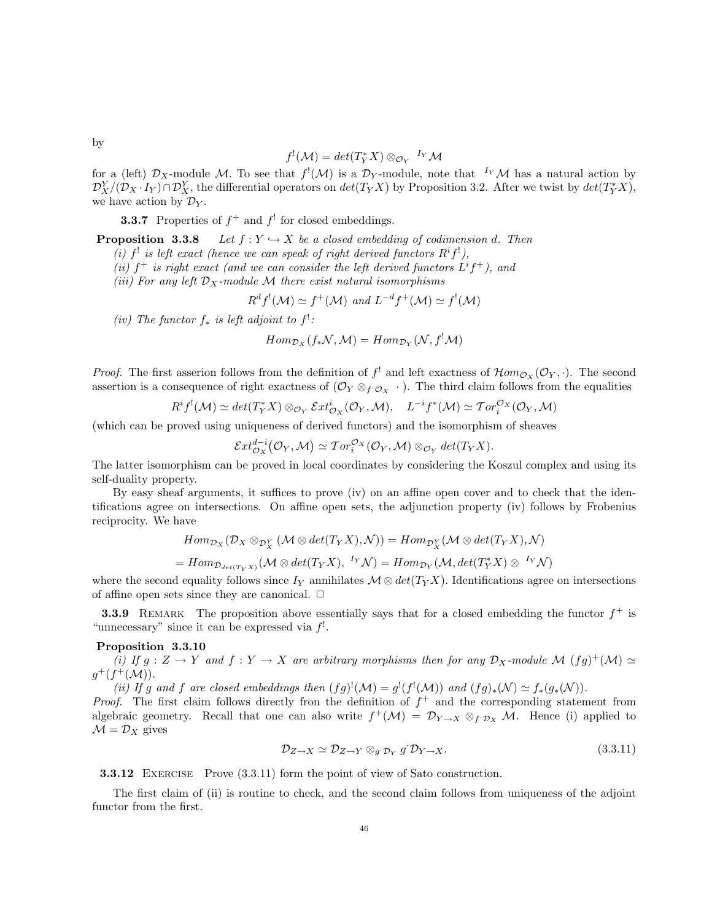by

$$f^!(\mathcal{M}) = det(T_Y^*X) \otimes_{\mathcal{O}_Y} {}^{I_Y}\mathcal{M}$$

for a (left) $\mathcal{D}_X$-module $\mathcal{M}$. To see that $f^!(\mathcal{M})$ is a $\mathcal{D}_Y$-module, note that ${}^{I_Y}\mathcal{M}$ has a natural action by $\mathcal{D}_X^Y/(\mathcal{D}_X \cdot I_Y) \cap \mathcal{D}_X^Y$, the differential operators on $det(T_YX)$ by Proposition 3.2. After we twist by $det(T_Y^*X)$, we have action by $\mathcal{D}_Y$.

**3.3.7** Properties of $f^+$ and $f^!$ for closed embeddings.

**Proposition 3.3.8** *Let $f : Y \hookrightarrow X$ be a closed embedding of codimension $d$. Then*
*(i) $f^!$ is left exact (hence we can speak of right derived functors $R^if^!$),*
*(ii) $f^+$ is right exact (and we can consider the left derived functors $L^if^+$), and*
*(iii) For any left $\mathcal{D}_X$-module $\mathcal{M}$ there exist natural isomorphisms*

$$R^df^!(\mathcal{M}) \simeq f^+(\mathcal{M}) \text{ and } L^{-d}f^+(\mathcal{M}) \simeq f^!(\mathcal{M})$$

*(iv) The functor $f_*$ is left adjoint to $f^!$:*

$$Hom_{\mathcal{D}_X}(f_*\mathcal{N}, \mathcal{M}) = Hom_{\mathcal{D}_Y}(\mathcal{N}, f^!\mathcal{M})$$

*Proof.* The first asserion follows from the definition of $f^!$ and left exactness of $\mathcal{H}om_{\mathcal{O}_X}(\mathcal{O}_Y, \cdot)$. The second assertion is a consequence of right exactness of $(\mathcal{O}_Y \otimes_{f^{\cdot}\mathcal{O}_X} \cdot)$. The third claim follows from the equalities

$$R^if^!(\mathcal{M}) \simeq det(T_Y^*X) \otimes_{\mathcal{O}_Y} \mathcal{E}xt^i_{\mathcal{O}_X}(\mathcal{O}_Y, \mathcal{M}), \quad L^{-i}f^*(\mathcal{M}) \simeq \mathcal{T}or_i^{\mathcal{O}_X}(\mathcal{O}_Y, \mathcal{M})$$

(which can be proved using uniqueness of derived functors) and the isomorphism of sheaves

$$\mathcal{E}xt^{d-i}_{\mathcal{O}_X}(\mathcal{O}_Y, \mathcal{M}) \simeq \mathcal{T}or_i^{\mathcal{O}_X}(\mathcal{O}_Y, \mathcal{M}) \otimes_{\mathcal{O}_Y} det(T_YX).$$

The latter isomorphism can be proved in local coordinates by considering the Koszul complex and using its self-duality property.

By easy sheaf arguments, it suffices to prove (iv) on an affine open cover and to check that the identifications agree on intersections. On affine open sets, the adjunction property (iv) follows by Frobenius reciprocity. We have

$$Hom_{\mathcal{D}_X}(\mathcal{D}_X \otimes_{\mathcal{D}_X^Y} (\mathcal{M} \otimes det(T_YX), \mathcal{N})) = Hom_{\mathcal{D}_X^Y}(\mathcal{M} \otimes det(T_YX), \mathcal{N})$$

$$= Hom_{\mathcal{D}_{det(T_YX)}}(\mathcal{M} \otimes det(T_YX), {}^{I_Y}\mathcal{N}) = Hom_{\mathcal{D}_Y}(\mathcal{M}, det(T_Y^*X) \otimes {}^{I_Y}\mathcal{N})$$

where the second equality follows since $I_Y$ annihilates $\mathcal{M} \otimes det(T_YX)$. Identifications agree on intersections of affine open sets since they are canonical. $\Box$

**3.3.9** Remark The proposition above essentially says that for a closed embedding the functor $f^+$ is "unnecessary" since it can be expressed via $f^!$.

**Proposition 3.3.10**
*(i) If $g : Z \to Y$ and $f : Y \to X$ are arbitrary morphisms then for any $\mathcal{D}_X$-module $\mathcal{M}$ $(fg)^+(\mathcal{M}) \simeq g^+(f^+(\mathcal{M}))$.*
*(ii) If $g$ and $f$ are closed embeddings then $(fg)^!(\mathcal{M}) = g^!(f^!(\mathcal{M}))$ and $(fg)_*(\mathcal{N}) \simeq f_*(g_*(\mathcal{N}))$.*
*Proof.* The first claim follows directly fron the definition of $f^+$ and the corresponding statement from algebraic geometry. Recall that one can also write $f^+(\mathcal{M}) = \mathcal{D}_{Y\to X} \otimes_{f^{\cdot}\mathcal{D}_X} \mathcal{M}$. Hence (i) applied to $\mathcal{M} = \mathcal{D}_X$ gives

$$\mathcal{D}_{Z\to X} \simeq \mathcal{D}_{Z\to Y} \otimes_{g^{\cdot}\mathcal{D}_Y} g^{\cdot}\mathcal{D}_{Y\to X}. \tag{3.3.11}$$

**3.3.12** Exercise Prove (3.3.11) form the point of view of Sato construction.

The first claim of (ii) is routine to check, and the second claim follows from uniqueness of the adjoint functor from the first.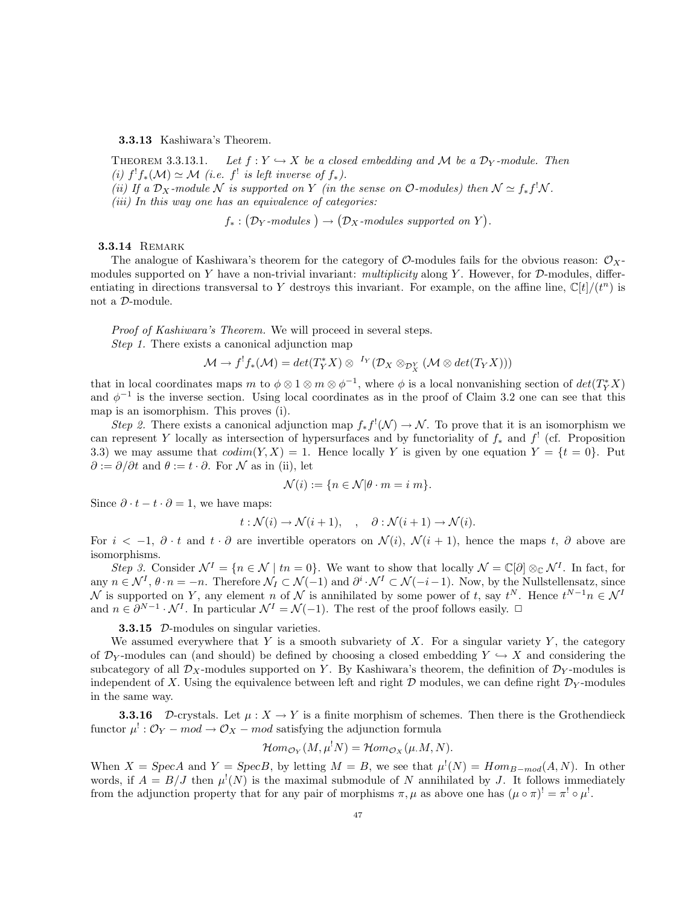**3.3.13** Kashiwara's Theorem.

THEOREM 3.3.13.1. *Let $f : Y \hookrightarrow X$ be a closed embedding and $\mathcal{M}$ be a $\mathcal{D}_Y$-module. Then*
*(i) $f^! f_*(\mathcal{M}) \simeq \mathcal{M}$ (i.e. $f^!$ is left inverse of $f_*$).*
*(ii) If a $\mathcal{D}_X$-module $\mathcal{N}$ is supported on $Y$ (in the sense on $\mathcal{O}$-modules) then $\mathcal{N} \simeq f_* f^! \mathcal{N}$.*
*(iii) In this way one has an equivalence of categories:*

$$f_* : (\mathcal{D}_Y\text{-modules}) \to (\mathcal{D}_X\text{-modules supported on } Y).$$

**3.3.14** REMARK

The analogue of Kashiwara's theorem for the category of $\mathcal{O}$-modules fails for the obvious reason: $\mathcal{O}_X$-modules supported on $Y$ have a non-trivial invariant: *multiplicity* along $Y$. However, for $\mathcal{D}$-modules, differentiating in directions transversal to $Y$ destroys this invariant. For example, on the affine line, $\mathbb{C}[t]/(t^n)$ is not a $\mathcal{D}$-module.

*Proof of Kashiwara's Theorem.* We will proceed in several steps.

*Step 1.* There exists a canonical adjunction map

$$\mathcal{M} \to f^! f_*(\mathcal{M}) = det(T_Y^* X) \otimes \ ^{I_Y}(\mathcal{D}_X \otimes_{\mathcal{D}_X^Y} (\mathcal{M} \otimes det(T_Y X)))$$

that in local coordinates maps $m$ to $\phi \otimes 1 \otimes m \otimes \phi^{-1}$, where $\phi$ is a local nonvanishing section of $det(T_Y^* X)$ and $\phi^{-1}$ is the inverse section. Using local coordinates as in the proof of Claim 3.2 one can see that this map is an isomorphism. This proves (i).

*Step 2.* There exists a canonical adjunction map $f_* f^!(\mathcal{N}) \to \mathcal{N}$. To prove that it is an isomorphism we can represent $Y$ locally as intersection of hypersurfaces and by functoriality of $f_*$ and $f^!$ (cf. Proposition 3.3) we may assume that $codim(Y, X) = 1$. Hence locally $Y$ is given by one equation $Y = \{t = 0\}$. Put $\partial := \partial/\partial t$ and $\theta := t \cdot \partial$. For $\mathcal{N}$ as in (ii), let

$$\mathcal{N}(i) := \{n \in \mathcal{N} | \theta \cdot m = i\, m\}.$$

Since $\partial \cdot t - t \cdot \partial = 1$, we have maps:

$$t : \mathcal{N}(i) \to \mathcal{N}(i+1), \quad , \quad \partial : \mathcal{N}(i+1) \to \mathcal{N}(i).$$

For $i < -1$, $\partial \cdot t$ and $t \cdot \partial$ are invertible operators on $\mathcal{N}(i)$, $\mathcal{N}(i+1)$, hence the maps $t$, $\partial$ above are isomorphisms.

*Step 3.* Consider $\mathcal{N}^I = \{n \in \mathcal{N} \mid tn = 0\}$. We want to show that locally $\mathcal{N} = \mathbb{C}[\partial] \otimes_{\mathbb{C}} \mathcal{N}^I$. In fact, for any $n \in \mathcal{N}^I$, $\theta \cdot n = -n$. Therefore $\mathcal{N}_I \subset \mathcal{N}(-1)$ and $\partial^i \cdot \mathcal{N}^I \subset \mathcal{N}(-i-1)$. Now, by the Nullstellensatz, since $\mathcal{N}$ is supported on $Y$, any element $n$ of $\mathcal{N}$ is annihilated by some power of $t$, say $t^N$. Hence $t^{N-1} n \in \mathcal{N}^I$ and $n \in \partial^{N-1} \cdot \mathcal{N}^I$. In particular $\mathcal{N}^I = \mathcal{N}(-1)$. The rest of the proof follows easily. □

**3.3.15** $\mathcal{D}$-modules on singular varieties.

We assumed everywhere that $Y$ is a smooth subvariety of $X$. For a singular variety $Y$, the category of $\mathcal{D}_Y$-modules can (and should) be defined by choosing a closed embedding $Y \hookrightarrow X$ and considering the subcategory of all $\mathcal{D}_X$-modules supported on $Y$. By Kashiwara's theorem, the definition of $\mathcal{D}_Y$-modules is independent of $X$. Using the equivalence between left and right $\mathcal{D}$ modules, we can define right $\mathcal{D}_Y$-modules in the same way.

**3.3.16** $\mathcal{D}$-crystals. Let $\mu : X \to Y$ is a finite morphism of schemes. Then there is the Grothendieck functor $\mu^! : \mathcal{O}_Y - mod \to \mathcal{O}_X - mod$ satisfying the adjunction formula

$$\mathcal{H}om_{\mathcal{O}_Y}(M, \mu^! N) = \mathcal{H}om_{\mathcal{O}_X}(\mu.M, N).$$

When $X = SpecA$ and $Y = SpecB$, by letting $M = B$, we see that $\mu^!(N) = Hom_{B-mod}(A, N)$. In other words, if $A = B/J$ then $\mu^!(N)$ is the maximal submodule of $N$ annihilated by $J$. It follows immediately from the adjunction property that for any pair of morphisms $\pi, \mu$ as above one has $(\mu \circ \pi)^! = \pi^! \circ \mu^!$.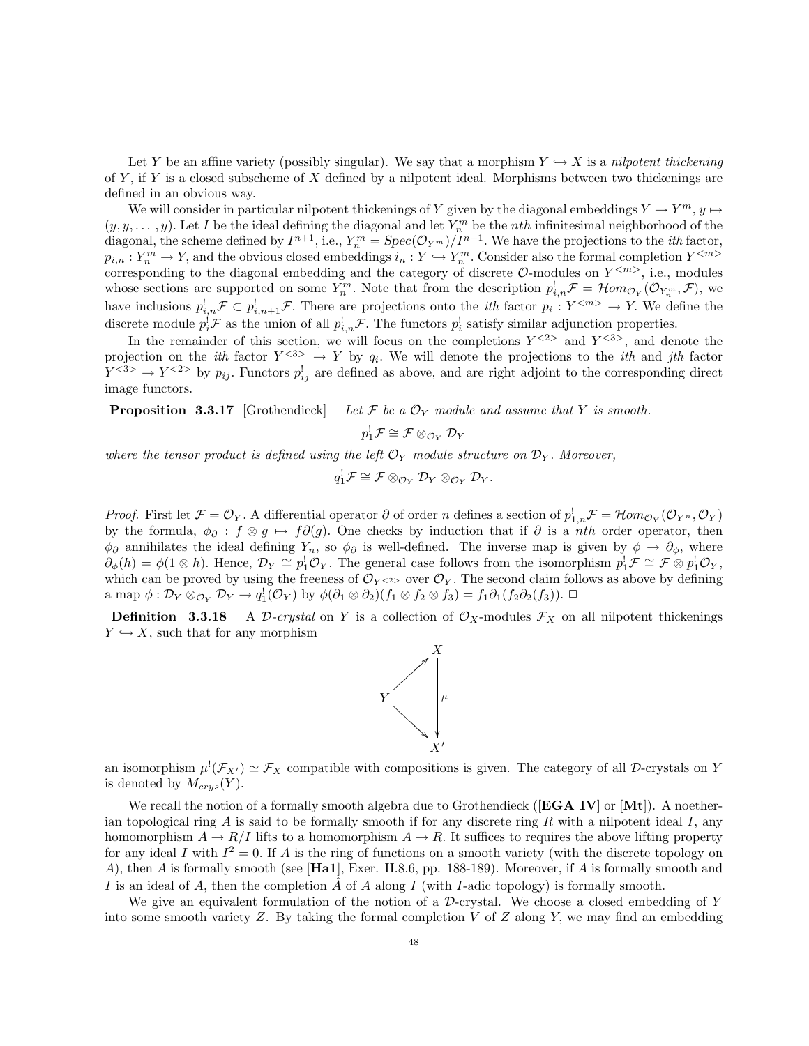Let $Y$ be an affine variety (possibly singular). We say that a morphism $Y \hookrightarrow X$ is a *nilpotent thickening* of $Y$, if $Y$ is a closed subscheme of $X$ defined by a nilpotent ideal. Morphisms between two thickenings are defined in an obvious way.

We will consider in particular nilpotent thickenings of $Y$ given by the diagonal embeddings $Y \to Y^m$, $y \mapsto (y, y, \ldots, y)$. Let $I$ be the ideal defining the diagonal and let $Y_n^m$ be the $nth$ infinitesimal neighborhood of the diagonal, the scheme defined by $I^{n+1}$, i.e., $Y_n^m = Spec(\mathcal{O}_{Y^m})/I^{n+1}$. We have the projections to the $ith$ factor, $p_{i,n} : Y_n^m \to Y$, and the obvious closed embeddings $i_n : Y \hookrightarrow Y_n^m$. Consider also the formal completion $Y^{<m>}$ corresponding to the diagonal embedding and the category of discrete $\mathcal{O}$-modules on $Y^{<m>}$, i.e., modules whose sections are supported on some $Y_n^m$. Note that from the description $p_{i,n}^! \mathcal{F} = \mathcal{H}om_{\mathcal{O}_Y}(\mathcal{O}_{Y_n^m}, \mathcal{F})$, we have inclusions $p_{i,n}^! \mathcal{F} \subset p_{i,n+1}^! \mathcal{F}$. There are projections onto the $ith$ factor $p_i : Y^{<m>} \to Y$. We define the discrete module $p_i^! \mathcal{F}$ as the union of all $p_{i,n}^! \mathcal{F}$. The functors $p_i^!$ satisfy similar adjunction properties.

In the remainder of this section, we will focus on the completions $Y^{<2>}$ and $Y^{<3>}$, and denote the projection on the $ith$ factor $Y^{<3>} \to Y$ by $q_i$. We will denote the projections to the $ith$ and $jth$ factor $Y^{<3>} \to Y^{<2>}$ by $p_{ij}$. Functors $p_{ij}^!$ are defined as above, and are right adjoint to the corresponding direct image functors.

**Proposition 3.3.17** [Grothendieck] *Let $\mathcal{F}$ be a $\mathcal{O}_Y$ module and assume that $Y$ is smooth.*

$$p_1^! \mathcal{F} \cong \mathcal{F} \otimes_{\mathcal{O}_Y} \mathcal{D}_Y$$

*where the tensor product is defined using the left $\mathcal{O}_Y$ module structure on $\mathcal{D}_Y$. Moreover,*

$$q_1^! \mathcal{F} \cong \mathcal{F} \otimes_{\mathcal{O}_Y} \mathcal{D}_Y \otimes_{\mathcal{O}_Y} \mathcal{D}_Y.$$

*Proof.* First let $\mathcal{F} = \mathcal{O}_Y$. A differential operator $\partial$ of order $n$ defines a section of $p_{1,n}^! \mathcal{F} = \mathcal{H}om_{\mathcal{O}_Y}(\mathcal{O}_{Y^n}, \mathcal{O}_Y)$ by the formula, $\phi_\partial : f \otimes g \mapsto f\partial(g)$. One checks by induction that if $\partial$ is a $nth$ order operator, then $\phi_\partial$ annihilates the ideal defining $Y_n$, so $\phi_\partial$ is well-defined. The inverse map is given by $\phi \to \partial_\phi$, where $\partial_\phi(h) = \phi(1 \otimes h)$. Hence, $\mathcal{D}_Y \cong p_1^! \mathcal{O}_Y$. The general case follows from the isomorphism $p_1^! \mathcal{F} \cong \mathcal{F} \otimes p_1^! \mathcal{O}_Y$, which can be proved by using the freeness of $\mathcal{O}_{Y^{<2>}}$ over $\mathcal{O}_Y$. The second claim follows as above by defining a map $\phi : \mathcal{D}_Y \otimes_{\mathcal{O}_Y} \mathcal{D}_Y \to q_1^!(\mathcal{O}_Y)$ by $\phi(\partial_1 \otimes \partial_2)(f_1 \otimes f_2 \otimes f_3) = f_1 \partial_1(f_2 \partial_2(f_3))$. □

**Definition 3.3.18** A *$\mathcal{D}$-crystal* on $Y$ is a collection of $\mathcal{O}_X$-modules $\mathcal{F}_X$ on all nilpotent thickenings $Y \hookrightarrow X$, such that for any morphism

$$\begin{array}{ccc} & & X \\ & \nearrow & \\ Y & & \downarrow \mu \\ & \searrow & \\ & & X' \end{array}$$

an isomorphism $\mu^!(\mathcal{F}_{X'}) \simeq \mathcal{F}_X$ compatible with compositions is given. The category of all $\mathcal{D}$-crystals on $Y$ is denoted by $M_{crys}(Y)$.

We recall the notion of a formally smooth algebra due to Grothendieck ([**EGA IV**] or [**Mt**]). A noetherian topological ring $A$ is said to be formally smooth if for any discrete ring $R$ with a nilpotent ideal $I$, any homomorphism $A \to R/I$ lifts to a homomorphism $A \to R$. It suffices to requires the above lifting property for any ideal $I$ with $I^2 = 0$. If $A$ is the ring of functions on a smooth variety (with the discrete topology on $A$), then $A$ is formally smooth (see [**Ha1**], Exer. II.8.6, pp. 188-189). Moreover, if $A$ is formally smooth and $I$ is an ideal of $A$, then the completion $\hat{A}$ of $A$ along $I$ (with $I$-adic topology) is formally smooth.

We give an equivalent formulation of the notion of a $\mathcal{D}$-crystal. We choose a closed embedding of $Y$ into some smooth variety $Z$. By taking the formal completion $V$ of $Z$ along $Y$, we may find an embedding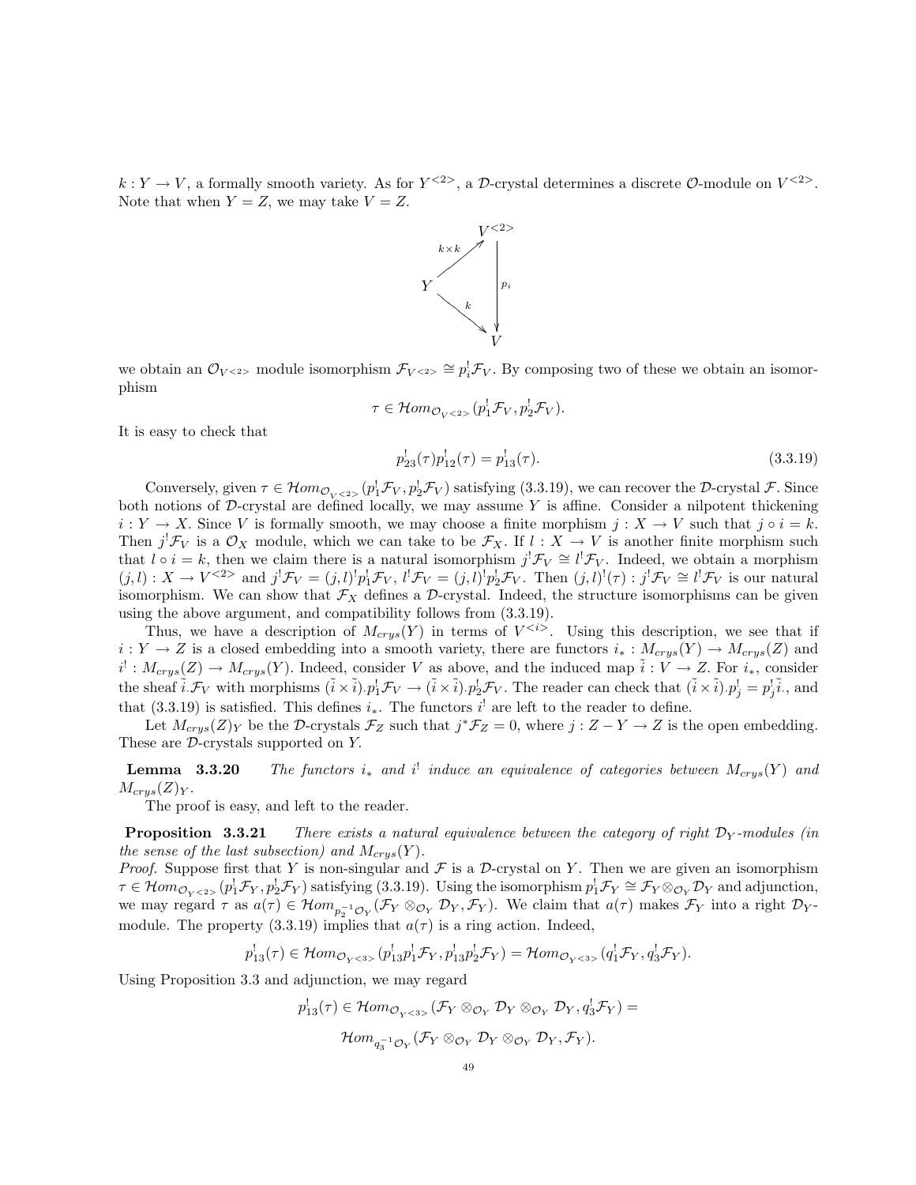$k : Y \to V$, a formally smooth variety. As for $Y^{<2>}$, a $\mathcal{D}$-crystal determines a discrete $\mathcal{O}$-module on $V^{<2>}$. Note that when $Y = Z$, we may take $V = Z$.

$$\begin{array}{ccc} & & V^{<2>} \\ & \overset{k\times k}{\nearrow} & \Big\downarrow p_i \\ Y & & \\ & \underset{k}{\searrow} & V \end{array}$$

we obtain an $\mathcal{O}_{V^{<2>}}$ module isomorphism $\mathcal{F}_{V^{<2>}} \cong p_i^! \mathcal{F}_V$. By composing two of these we obtain an isomorphism

$$\tau \in \mathcal{H}om_{\mathcal{O}_{V^{<2>}}}(p_1^! \mathcal{F}_V, p_2^! \mathcal{F}_V).$$

It is easy to check that

$$p_{23}^!(\tau) p_{12}^!(\tau) = p_{13}^!(\tau). \tag{3.3.19}$$

Conversely, given $\tau \in \mathcal{H}om_{\mathcal{O}_{V^{<2>}}}(p_1^! \mathcal{F}_V, p_2^! \mathcal{F}_V)$ satisfying (3.3.19), we can recover the $\mathcal{D}$-crystal $\mathcal{F}$. Since both notions of $\mathcal{D}$-crystal are defined locally, we may assume $Y$ is affine. Consider a nilpotent thickening $i : Y \to X$. Since $V$ is formally smooth, we may choose a finite morphism $j : X \to V$ such that $j \circ i = k$. Then $j^! \mathcal{F}_V$ is a $\mathcal{O}_X$ module, which we can take to be $\mathcal{F}_X$. If $l : X \to V$ is another finite morphism such that $l \circ i = k$, then we claim there is a natural isomorphism $j^! \mathcal{F}_V \cong l^! \mathcal{F}_V$. Indeed, we obtain a morphism $(j, l) : X \to V^{<2>}$ and $j^! \mathcal{F}_V = (j, l)^! p_1^! \mathcal{F}_V$, $l^! \mathcal{F}_V = (j, l)^! p_2^! \mathcal{F}_V$. Then $(j, l)^!(\tau) : j^! \mathcal{F}_V \cong l^! \mathcal{F}_V$ is our natural isomorphism. We can show that $\mathcal{F}_X$ defines a $\mathcal{D}$-crystal. Indeed, the structure isomorphisms can be given using the above argument, and compatibility follows from (3.3.19).

Thus, we have a description of $M_{crys}(Y)$ in terms of $V^{<i>}$. Using this description, we see that if $i : Y \to Z$ is a closed embedding into a smooth variety, there are functors $i_* : M_{crys}(Y) \to M_{crys}(Z)$ and $i^! : M_{crys}(Z) \to M_{crys}(Y)$. Indeed, consider $V$ as above, and the induced map $\tilde{i} : V \to Z$. For $i_*$, consider the sheaf $\tilde{i}_. \mathcal{F}_V$ with morphisms $(\tilde{i} \times \tilde{i})_. p_1^! \mathcal{F}_V \to (\tilde{i} \times \tilde{i})_. p_2^! \mathcal{F}_V$. The reader can check that $(\tilde{i} \times \tilde{i})_. p_j^! = p_j^! \tilde{i}_.$, and that (3.3.19) is satisfied. This defines $i_*$. The functors $i^!$ are left to the reader to define.

Let $M_{crys}(Z)_Y$ be the $\mathcal{D}$-crystals $\mathcal{F}_Z$ such that $j^* \mathcal{F}_Z = 0$, where $j : Z - Y \to Z$ is the open embedding. These are $\mathcal{D}$-crystals supported on $Y$.

**Lemma 3.3.20** *The functors $i_*$ and $i^!$ induce an equivalence of categories between $M_{crys}(Y)$ and $M_{crys}(Z)_Y$.*

The proof is easy, and left to the reader.

**Proposition 3.3.21** *There exists a natural equivalence between the category of right $\mathcal{D}_Y$-modules (in the sense of the last subsection) and $M_{crys}(Y)$.*

*Proof.* Suppose first that $Y$ is non-singular and $\mathcal{F}$ is a $\mathcal{D}$-crystal on $Y$. Then we are given an isomorphism $\tau \in \mathcal{H}om_{\mathcal{O}_{Y^{<2>}}}(p_1^! \mathcal{F}_Y, p_2^! \mathcal{F}_Y)$ satisfying (3.3.19). Using the isomorphism $p_1^! \mathcal{F}_Y \cong \mathcal{F}_Y \otimes_{\mathcal{O}_Y} \mathcal{D}_Y$ and adjunction, we may regard $\tau$ as $a(\tau) \in \mathcal{H}om_{p_2^{-1}\mathcal{O}_Y}(\mathcal{F}_Y \otimes_{\mathcal{O}_Y} \mathcal{D}_Y, \mathcal{F}_Y)$. We claim that $a(\tau)$ makes $\mathcal{F}_Y$ into a right $\mathcal{D}_Y$-module. The property (3.3.19) implies that $a(\tau)$ is a ring action. Indeed,

$$p_{13}^!(\tau) \in \mathcal{H}om_{\mathcal{O}_{Y^{<3>}}}(p_{13}^! p_1^! \mathcal{F}_Y, p_{13}^! p_2^! \mathcal{F}_Y) = \mathcal{H}om_{\mathcal{O}_{Y^{<3>}}}(q_1^! \mathcal{F}_Y, q_3^! \mathcal{F}_Y).$$

Using Proposition 3.3 and adjunction, we may regard

$$p_{13}^!(\tau) \in \mathcal{H}om_{\mathcal{O}_{Y^{<3>}}}(\mathcal{F}_Y \otimes_{\mathcal{O}_Y} \mathcal{D}_Y \otimes_{\mathcal{O}_Y} \mathcal{D}_Y, q_3^! \mathcal{F}_Y) =$$

$$\mathcal{H}om_{q_3^{-1}\mathcal{O}_Y}(\mathcal{F}_Y \otimes_{\mathcal{O}_Y} \mathcal{D}_Y \otimes_{\mathcal{O}_Y} \mathcal{D}_Y, \mathcal{F}_Y).$$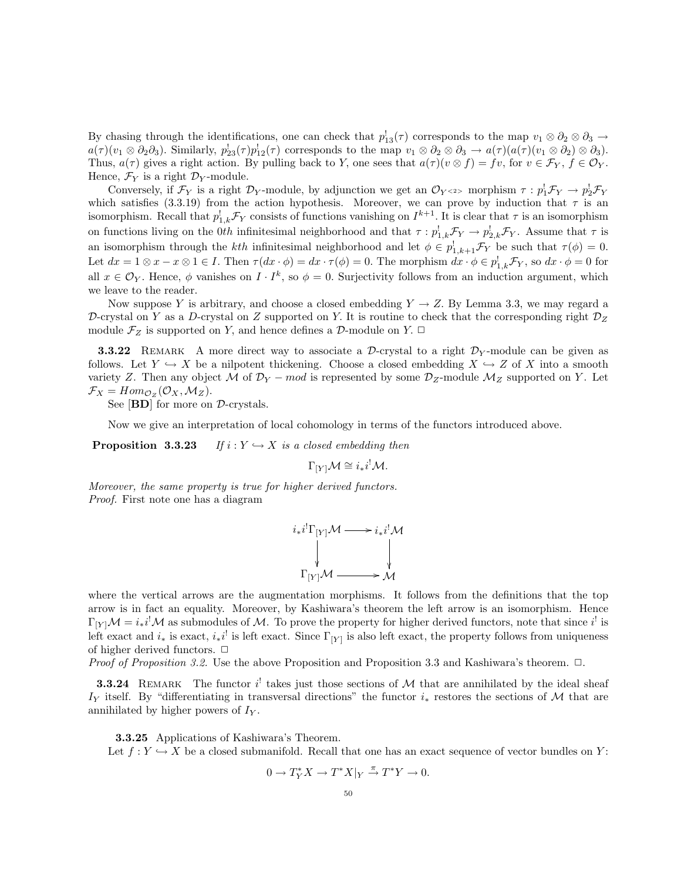By chasing through the identifications, one can check that $p_{13}^!(\tau)$ corresponds to the map $v_1 \otimes \partial_2 \otimes \partial_3 \to a(\tau)(v_1 \otimes \partial_2\partial_3)$. Similarly, $p_{23}^!(\tau)p_{12}^!(\tau)$ corresponds to the map $v_1 \otimes \partial_2 \otimes \partial_3 \to a(\tau)(a(\tau)(v_1 \otimes \partial_2) \otimes \partial_3)$. Thus, $a(\tau)$ gives a right action. By pulling back to $Y$, one sees that $a(\tau)(v \otimes f) = fv$, for $v \in \mathcal{F}_Y$, $f \in \mathcal{O}_Y$. Hence, $\mathcal{F}_Y$ is a right $\mathcal{D}_Y$-module.

Conversely, if $\mathcal{F}_Y$ is a right $\mathcal{D}_Y$-module, by adjunction we get an $\mathcal{O}_{Y^{<2>}}$ morphism $\tau : p_1^!\mathcal{F}_Y \to p_2^!\mathcal{F}_Y$ which satisfies (3.3.19) from the action hypothesis. Moreover, we can prove by induction that $\tau$ is an isomorphism. Recall that $p_{1,k}^!\mathcal{F}_Y$ consists of functions vanishing on $I^{k+1}$. It is clear that $\tau$ is an isomorphism on functions living on the $0th$ infinitesimal neighborhood and that $\tau : p_{1,k}^!\mathcal{F}_Y \to p_{2,k}^!\mathcal{F}_Y$. Assume that $\tau$ is an isomorphism through the $kth$ infinitesimal neighborhood and let $\phi \in p_{1,k+1}^!\mathcal{F}_Y$ be such that $\tau(\phi) = 0$. Let $dx = 1 \otimes x - x \otimes 1 \in I$. Then $\tau(dx \cdot \phi) = dx \cdot \tau(\phi) = 0$. The morphism $dx \cdot \phi \in p_{1,k}^!\mathcal{F}_Y$, so $dx \cdot \phi = 0$ for all $x \in \mathcal{O}_Y$. Hence, $\phi$ vanishes on $I \cdot I^k$, so $\phi = 0$. Surjectivity follows from an induction argument, which we leave to the reader.

Now suppose $Y$ is arbitrary, and choose a closed embedding $Y \to Z$. By Lemma 3.3, we may regard a $\mathcal{D}$-crystal on $Y$ as a $D$-crystal on $Z$ supported on $Y$. It is routine to check that the corresponding right $\mathcal{D}_Z$ module $\mathcal{F}_Z$ is supported on $Y$, and hence defines a $\mathcal{D}$-module on $Y$. □

**3.3.22** Remark A more direct way to associate a $\mathcal{D}$-crystal to a right $\mathcal{D}_Y$-module can be given as follows. Let $Y \hookrightarrow X$ be a nilpotent thickening. Choose a closed embedding $X \hookrightarrow Z$ of $X$ into a smooth variety $Z$. Then any object $\mathcal{M}$ of $\mathcal{D}_Y - mod$ is represented by some $\mathcal{D}_Z$-module $\mathcal{M}_Z$ supported on $Y$. Let $\mathcal{F}_X = Hom_{\mathcal{O}_Z}(\mathcal{O}_X, \mathcal{M}_Z)$.

See [**BD**] for more on $\mathcal{D}$-crystals.

Now we give an interpretation of local cohomology in terms of the functors introduced above.

**Proposition 3.3.23** *If $i : Y \hookrightarrow X$ is a closed embedding then*

$$\Gamma_{[Y]}\mathcal{M} \cong i_*i^!\mathcal{M}.$$

*Moreover, the same property is true for higher derived functors.*
*Proof.* First note one has a diagram

$$\begin{array}{ccc} i_*i^!\Gamma_{[Y]}\mathcal{M} & \longrightarrow & i_*i^!\mathcal{M} \\ \downarrow & & \downarrow \\ \Gamma_{[Y]}\mathcal{M} & \longrightarrow & \mathcal{M} \end{array}$$

where the vertical arrows are the augmentation morphisms. It follows from the definitions that the top arrow is in fact an equality. Moreover, by Kashiwara's theorem the left arrow is an isomorphism. Hence $\Gamma_{[Y]}\mathcal{M} = i_*i^!\mathcal{M}$ as submodules of $\mathcal{M}$. To prove the property for higher derived functors, note that since $i^!$ is left exact and $i_*$ is exact, $i_*i^!$ is left exact. Since $\Gamma_{[Y]}$ is also left exact, the property follows from uniqueness of higher derived functors. □
*Proof of Proposition 3.2.* Use the above Proposition and Proposition 3.3 and Kashiwara's theorem. □.

**3.3.24** Remark The functor $i^!$ takes just those sections of $\mathcal{M}$ that are annihilated by the ideal sheaf $I_Y$ itself. By "differentiating in transversal directions" the functor $i_*$ restores the sections of $\mathcal{M}$ that are annihilated by higher powers of $I_Y$.

**3.3.25** Applications of Kashiwara's Theorem.
Let $f : Y \hookrightarrow X$ be a closed submanifold. Recall that one has an exact sequence of vector bundles on $Y$:

$$0 \to T_Y^*X \to T^*X|_Y \xrightarrow{\pi} T^*Y \to 0.$$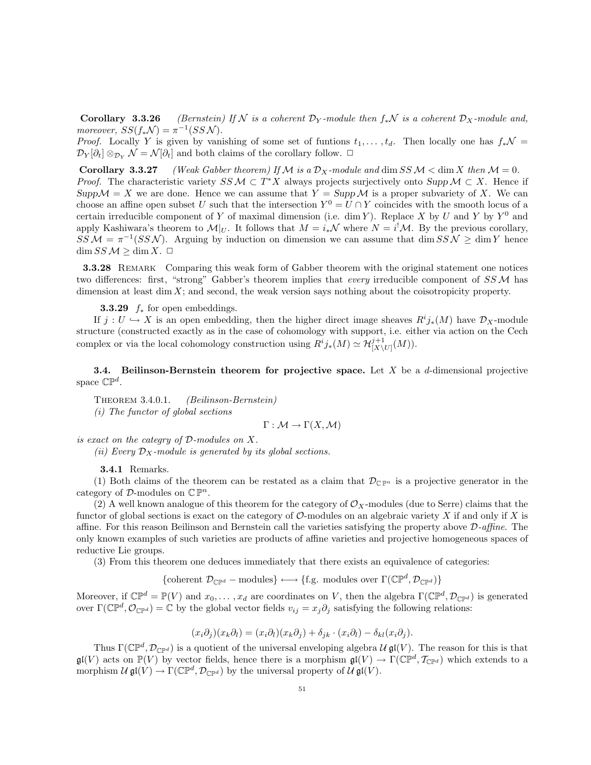**Corollary 3.3.26** *(Bernstein) If $\mathcal{N}$ is a coherent $\mathcal{D}_Y$-module then $f_*\mathcal{N}$ is a coherent $\mathcal{D}_X$-module and, moreover, $SS(f_*\mathcal{N}) = \pi^{-1}(SS\,\mathcal{N})$.*

*Proof.* Locally $Y$ is given by vanishing of some set of funtions $t_1, \ldots, t_d$. Then locally one has $f_*\mathcal{N} = \mathcal{D}_Y[\partial_t] \otimes_{\mathcal{D}_Y} \mathcal{N} = \mathcal{N}[\partial_t]$ and both claims of the corollary follow. □

**Corollary 3.3.27** *(Weak Gabber theorem) If $\mathcal{M}$ is a $\mathcal{D}_X$-module and $\dim SS\,\mathcal{M} < \dim X$ then $\mathcal{M} = 0$.*

*Proof.* The characteristic variety $SS\,\mathcal{M} \subset T^*X$ always projects surjectively onto $Supp\,\mathcal{M} \subset X$. Hence if $Supp\mathcal{M} = X$ we are done. Hence we can assume that $Y = Supp\,\mathcal{M}$ is a proper subvariety of $X$. We can choose an affine open subset $U$ such that the intersection $Y^0 = U \cap Y$ coincides with the smooth locus of a certain irreducible component of $Y$ of maximal dimension (i.e. $\dim Y$). Replace $X$ by $U$ and $Y$ by $Y^0$ and apply Kashiwara's theorem to $\mathcal{M}|_U$. It follows that $M = i_*\mathcal{N}$ where $N = i^!\mathcal{M}$. By the previous corollary, $SS\,\mathcal{M} = \pi^{-1}(SS\mathcal{N})$. Arguing by induction on dimension we can assume that $\dim SS\,\mathcal{N} \geq \dim Y$ hence $\dim SS\,\mathcal{M} \geq \dim X$. □

**3.3.28** Remark Comparing this weak form of Gabber theorem with the original statement one notices two differences: first, "strong" Gabber's theorem implies that *every* irreducible component of $SS\,\mathcal{M}$ has dimension at least $\dim X$; and second, the weak version says nothing about the coisotropicity property.

**3.3.29** $f_*$ for open embeddings.

If $j : U \hookrightarrow X$ is an open embedding, then the higher direct image sheaves $R^i j_*(M)$ have $\mathcal{D}_X$-module structure (constructed exactly as in the case of cohomology with support, i.e. either via action on the Cech complex or via the local cohomology construction using $R^i j_*(M) \simeq \mathcal{H}^{j+1}_{[X\setminus U]}(M)$).

### 3.4. Beilinson-Bernstein theorem for projective space.

Let $X$ be a $d$-dimensional projective space $\mathbb{CP}^d$.

Theorem 3.4.0.1. *(Beilinson-Bernstein)*
*(i) The functor of global sections*

$$\Gamma : \mathcal{M} \to \Gamma(X, \mathcal{M})$$

*is exact on the categry of $\mathcal{D}$-modules on $X$.*
*(ii) Every $\mathcal{D}_X$-module is generated by its global sections.*

**3.4.1** Remarks.

(1) Both claims of the theorem can be restated as a claim that $\mathcal{D}_{\mathbb{CP}^n}$ is a projective generator in the category of $\mathcal{D}$-modules on $\mathbb{CP}^n$.

(2) A well known analogue of this theorem for the category of $\mathcal{O}_X$-modules (due to Serre) claims that the functor of global sections is exact on the category of $\mathcal{O}$-modules on an algebraic variety $X$ if and only if $X$ is affine. For this reason Beilinson and Bernstein call the varieties satisfying the property above *$\mathcal{D}$-affine*. The only known examples of such varieties are products of affine varieties and projective homogeneous spaces of reductive Lie groups.

(3) From this theorem one deduces immediately that there exists an equivalence of categories:

$$\{\text{coherent } \mathcal{D}_{\mathbb{CP}^d} - \text{modules}\} \longleftrightarrow \{\text{f.g. modules over } \Gamma(\mathbb{CP}^d, \mathcal{D}_{\mathbb{CP}^d})\}$$

Moreover, if $\mathbb{CP}^d = \mathbb{P}(V)$ and $x_0, \ldots, x_d$ are coordinates on $V$, then the algebra $\Gamma(\mathbb{CP}^d, \mathcal{D}_{\mathbb{CP}^d})$ is generated over $\Gamma(\mathbb{CP}^d, \mathcal{O}_{\mathbb{CP}^d}) = \mathbb{C}$ by the global vector fields $v_{ij} = x_j \partial_j$ satisfying the following relations:

$$(x_i\partial_j)(x_k\partial_l) = (x_i\partial_l)(x_k\partial_j) + \delta_{jk} \cdot (x_i\partial_l) - \delta_{kl}(x_i\partial_j).$$

Thus $\Gamma(\mathbb{CP}^d, \mathcal{D}_{\mathbb{CP}^d})$ is a quotient of the universal enveloping algebra $\mathcal{U}\,\mathfrak{gl}(V)$. The reason for this is that $\mathfrak{gl}(V)$ acts on $\mathbb{P}(V)$ by vector fields, hence there is a morphism $\mathfrak{gl}(V) \to \Gamma(\mathbb{CP}^d, \mathcal{T}_{\mathbb{CP}^d})$ which extends to a morphism $\mathcal{U}\,\mathfrak{gl}(V) \to \Gamma(\mathbb{CP}^d, \mathcal{D}_{\mathbb{CP}^d})$ by the universal property of $\mathcal{U}\,\mathfrak{gl}(V)$.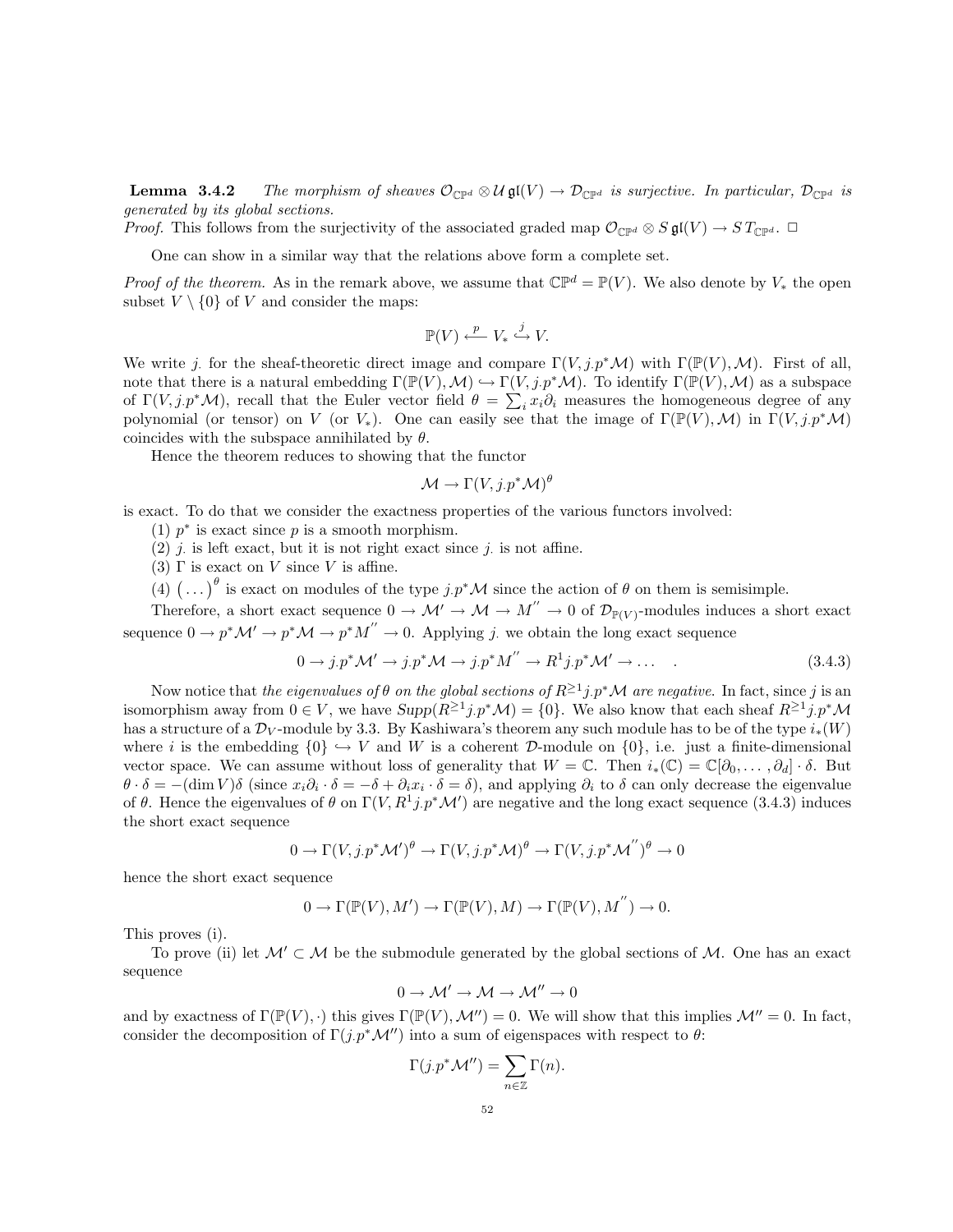**Lemma 3.4.2** *The morphism of sheaves $\mathcal{O}_{\mathbb{CP}^d} \otimes \mathcal{U}\,\mathfrak{gl}(V) \to \mathcal{D}_{\mathbb{CP}^d}$ is surjective. In particular, $\mathcal{D}_{\mathbb{CP}^d}$ is generated by its global sections.*

*Proof.* This follows from the surjectivity of the associated graded map $\mathcal{O}_{\mathbb{CP}^d} \otimes S\,\mathfrak{gl}(V) \to S\,T_{\mathbb{CP}^d}$. $\square$

One can show in a similar way that the relations above form a complete set.

*Proof of the theorem.* As in the remark above, we assume that $\mathbb{CP}^d = \mathbb{P}(V)$. We also denote by $V_*$ the open subset $V \setminus \{0\}$ of $V$ and consider the maps:

$$\mathbb{P}(V) \xleftarrow{\;p\;} V_* \overset{j}{\hookrightarrow} V.$$

We write $j_\cdot$ for the sheaf-theoretic direct image and compare $\Gamma(V, j_\cdot p^*\mathcal{M})$ with $\Gamma(\mathbb{P}(V), \mathcal{M})$. First of all, note that there is a natural embedding $\Gamma(\mathbb{P}(V), \mathcal{M}) \hookrightarrow \Gamma(V, j_\cdot p^*\mathcal{M})$. To identify $\Gamma(\mathbb{P}(V), \mathcal{M})$ as a subspace of $\Gamma(V, j_\cdot p^*\mathcal{M})$, recall that the Euler vector field $\theta = \sum_i x_i \partial_i$ measures the homogeneous degree of any polynomial (or tensor) on $V$ (or $V_*$). One can easily see that the image of $\Gamma(\mathbb{P}(V), \mathcal{M})$ in $\Gamma(V, j_\cdot p^*\mathcal{M})$ coincides with the subspace annihilated by $\theta$.

Hence the theorem reduces to showing that the functor

$$\mathcal{M} \to \Gamma(V, j_\cdot p^*\mathcal{M})^\theta$$

is exact. To do that we consider the exactness properties of the various functors involved:

(1) $p^*$ is exact since $p$ is a smooth morphism.

(2) $j_\cdot$ is left exact, but it is not right exact since $j_\cdot$ is not affine.

(3) $\Gamma$ is exact on $V$ since $V$ is affine.

(4) $\big(\dots\big)^\theta$ is exact on modules of the type $j_\cdot p^*\mathcal{M}$ since the action of $\theta$ on them is semisimple.

Therefore, a short exact sequence $0 \to \mathcal{M}' \to \mathcal{M} \to M^{''} \to 0$ of $\mathcal{D}_{\mathbb{P}(V)}$-modules induces a short exact sequence $0 \to p^*\mathcal{M}' \to p^*\mathcal{M} \to p^*M^{''} \to 0$. Applying $j_\cdot$ we obtain the long exact sequence

$$0 \to j_\cdot p^*\mathcal{M}' \to j_\cdot p^*\mathcal{M} \to j_\cdot p^*M^{''} \to R^1 j_\cdot p^*\mathcal{M}' \to \dots \quad . \tag{3.4.3}$$

Now notice that *the eigenvalues of $\theta$ on the global sections of $R^{\geq 1} j_\cdot p^*\mathcal{M}$ are negative.* In fact, since $j$ is an isomorphism away from $0 \in V$, we have $Supp(R^{\geq 1} j_\cdot p^*\mathcal{M}) = \{0\}$. We also know that each sheaf $R^{\geq 1} j_\cdot p^*\mathcal{M}$ has a structure of a $\mathcal{D}_V$-module by 3.3. By Kashiwara's theorem any such module has to be of the type $i_*(W)$ where $i$ is the embedding $\{0\} \hookrightarrow V$ and $W$ is a coherent $\mathcal{D}$-module on $\{0\}$, i.e. just a finite-dimensional vector space. We can assume without loss of generality that $W = \mathbb{C}$. Then $i_*(\mathbb{C}) = \mathbb{C}[\partial_0, \dots, \partial_d] \cdot \delta$. But $\theta \cdot \delta = -(\dim V)\delta$ (since $x_i \partial_i \cdot \delta = -\delta + \partial_i x_i \cdot \delta = \delta$), and applying $\partial_i$ to $\delta$ can only decrease the eigenvalue of $\theta$. Hence the eigenvalues of $\theta$ on $\Gamma(V, R^1 j_\cdot p^*\mathcal{M}')$ are negative and the long exact sequence (3.4.3) induces the short exact sequence

$$0 \to \Gamma(V, j_\cdot p^*\mathcal{M}')^\theta \to \Gamma(V, j_\cdot p^*\mathcal{M})^\theta \to \Gamma(V, j_\cdot p^*\mathcal{M}^{''})^\theta \to 0$$

hence the short exact sequence

$$0 \to \Gamma(\mathbb{P}(V), M') \to \Gamma(\mathbb{P}(V), M) \to \Gamma(\mathbb{P}(V), M^{''}) \to 0.$$

This proves (i).

To prove (ii) let $\mathcal{M}' \subset \mathcal{M}$ be the submodule generated by the global sections of $\mathcal{M}$. One has an exact sequence

$$0 \to \mathcal{M}' \to \mathcal{M} \to \mathcal{M}'' \to 0$$

and by exactness of $\Gamma(\mathbb{P}(V), \cdot)$ this gives $\Gamma(\mathbb{P}(V), \mathcal{M}'') = 0$. We will show that this implies $\mathcal{M}'' = 0$. In fact, consider the decomposition of $\Gamma(j_\cdot p^*\mathcal{M}'')$ into a sum of eigenspaces with respect to $\theta$:

$$\Gamma(j_\cdot p^*\mathcal{M}'') = \sum_{n \in \mathbb{Z}} \Gamma(n).$$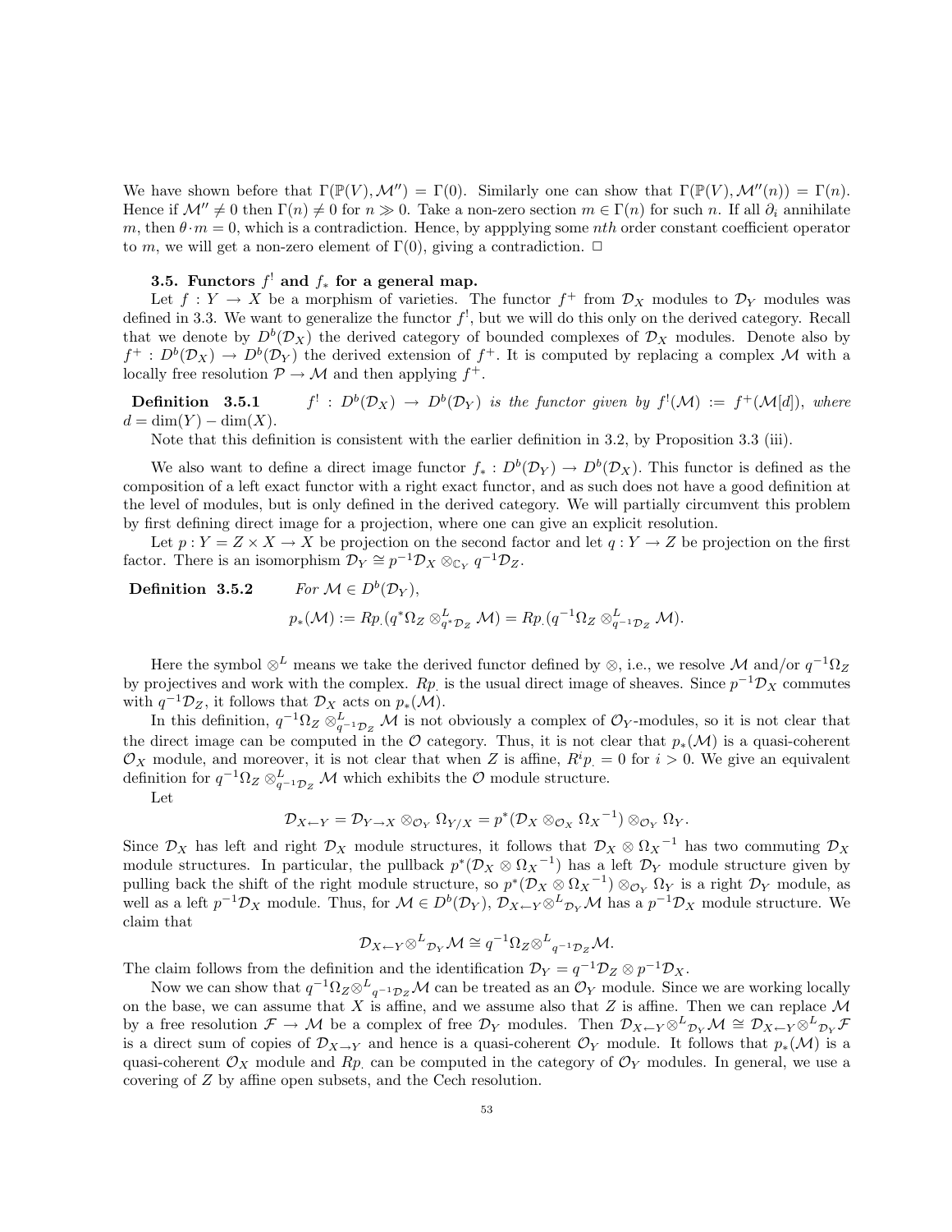We have shown before that $\Gamma(\mathbb{P}(V), \mathcal{M}'') = \Gamma(0)$. Similarly one can show that $\Gamma(\mathbb{P}(V), \mathcal{M}''(n)) = \Gamma(n)$. Hence if $\mathcal{M}'' \neq 0$ then $\Gamma(n) \neq 0$ for $n \gg 0$. Take a non-zero section $m \in \Gamma(n)$ for such $n$. If all $\partial_i$ annihilate $m$, then $\theta \cdot m = 0$, which is a contradiction. Hence, by appplying some $nth$ order constant coefficient operator to $m$, we will get a non-zero element of $\Gamma(0)$, giving a contradiction. □

### 3.5. Functors $f^!$ and $f_*$ for a general map.

Let $f : Y \to X$ be a morphism of varieties. The functor $f^+$ from $\mathcal{D}_X$ modules to $\mathcal{D}_Y$ modules was defined in 3.3. We want to generalize the functor $f^!$, but we will do this only on the derived category. Recall that we denote by $D^b(\mathcal{D}_X)$ the derived category of bounded complexes of $\mathcal{D}_X$ modules. Denote also by $f^+ : D^b(\mathcal{D}_X) \to D^b(\mathcal{D}_Y)$ the derived extension of $f^+$. It is computed by replacing a complex $\mathcal{M}$ with a locally free resolution $\mathcal{P} \to \mathcal{M}$ and then applying $f^+$.

**Definition 3.5.1** *$f^! : D^b(\mathcal{D}_X) \to D^b(\mathcal{D}_Y)$ is the functor given by $f^!(\mathcal{M}) := f^+(\mathcal{M}[d])$, where $d = \dim(Y) - \dim(X)$.*

Note that this definition is consistent with the earlier definition in 3.2, by Proposition 3.3 (iii).

We also want to define a direct image functor $f_* : D^b(\mathcal{D}_Y) \to D^b(\mathcal{D}_X)$. This functor is defined as the composition of a left exact functor with a right exact functor, and as such does not have a good definition at the level of modules, but is only defined in the derived category. We will partially circumvent this problem by first defining direct image for a projection, where one can give an explicit resolution.

Let $p : Y = Z \times X \to X$ be projection on the second factor and let $q : Y \to Z$ be projection on the first factor. There is an isomorphism $\mathcal{D}_Y \cong p^{-1}\mathcal{D}_X \otimes_{\mathbb{C}_Y} q^{-1}\mathcal{D}_Z$.

**Definition 3.5.2** *For $\mathcal{M} \in D^b(\mathcal{D}_Y)$,*

$$p_*(\mathcal{M}) := Rp_.(q^*\Omega_Z \otimes^L_{q^*\mathcal{D}_Z} \mathcal{M}) = Rp_.(q^{-1}\Omega_Z \otimes^L_{q^{-1}\mathcal{D}_Z} \mathcal{M}).$$

Here the symbol $\otimes^L$ means we take the derived functor defined by $\otimes$, i.e., we resolve $\mathcal{M}$ and/or $q^{-1}\Omega_Z$ by projectives and work with the complex. $Rp_.$ is the usual direct image of sheaves. Since $p^{-1}\mathcal{D}_X$ commutes with $q^{-1}\mathcal{D}_Z$, it follows that $\mathcal{D}_X$ acts on $p_*(\mathcal{M})$.

In this definition, $q^{-1}\Omega_Z \otimes^L_{q^{-1}\mathcal{D}_Z} \mathcal{M}$ is not obviously a complex of $\mathcal{O}_Y$-modules, so it is not clear that the direct image can be computed in the $\mathcal{O}$ category. Thus, it is not clear that $p_*(\mathcal{M})$ is a quasi-coherent $\mathcal{O}_X$ module, and moreover, it is not clear that when $Z$ is affine, $R^ip_. = 0$ for $i > 0$. We give an equivalent definition for $q^{-1}\Omega_Z \otimes^L_{q^{-1}\mathcal{D}_Z} \mathcal{M}$ which exhibits the $\mathcal{O}$ module structure.

Let

$$\mathcal{D}_{X\leftarrow Y} = \mathcal{D}_{Y\to X} \otimes_{\mathcal{O}_Y} \Omega_{Y/X} = p^*(\mathcal{D}_X \otimes_{\mathcal{O}_X} {\Omega_X}^{-1}) \otimes_{\mathcal{O}_Y} \Omega_Y.$$

Since $\mathcal{D}_X$ has left and right $\mathcal{D}_X$ module structures, it follows that $\mathcal{D}_X \otimes {\Omega_X}^{-1}$ has two commuting $\mathcal{D}_X$ module structures. In particular, the pullback $p^*(\mathcal{D}_X \otimes {\Omega_X}^{-1})$ has a left $\mathcal{D}_Y$ module structure given by pulling back the shift of the right module structure, so $p^*(\mathcal{D}_X \otimes {\Omega_X}^{-1}) \otimes_{\mathcal{O}_Y} \Omega_Y$ is a right $\mathcal{D}_Y$ module, as well as a left $p^{-1}\mathcal{D}_X$ module. Thus, for $\mathcal{M} \in D^b(\mathcal{D}_Y)$, $\mathcal{D}_{X\leftarrow Y} {\otimes^L}_{\mathcal{D}_Y} \mathcal{M}$ has a $p^{-1}\mathcal{D}_X$ module structure. We claim that

$$\mathcal{D}_{X\leftarrow Y} {\otimes^L}_{\mathcal{D}_Y} \mathcal{M} \cong q^{-1}\Omega_Z {\otimes^L}_{q^{-1}\mathcal{D}_Z} \mathcal{M}.$$

The claim follows from the definition and the identification $\mathcal{D}_Y = q^{-1}\mathcal{D}_Z \otimes p^{-1}\mathcal{D}_X$.

Now we can show that $q^{-1}\Omega_Z {\otimes^L}_{q^{-1}\mathcal{D}_Z} \mathcal{M}$ can be treated as an $\mathcal{O}_Y$ module. Since we are working locally on the base, we can assume that $X$ is affine, and we assume also that $Z$ is affine. Then we can replace $\mathcal{M}$ by a free resolution $\mathcal{F} \to \mathcal{M}$ be a complex of free $\mathcal{D}_Y$ modules. Then $\mathcal{D}_{X\leftarrow Y} {\otimes^L}_{\mathcal{D}_Y} \mathcal{M} \cong \mathcal{D}_{X\leftarrow Y} {\otimes^L}_{\mathcal{D}_Y} \mathcal{F}$ is a direct sum of copies of $\mathcal{D}_{X\to Y}$ and hence is a quasi-coherent $\mathcal{O}_Y$ module. It follows that $p_*(\mathcal{M})$ is a quasi-coherent $\mathcal{O}_X$ module and $Rp_.$ can be computed in the category of $\mathcal{O}_Y$ modules. In general, we use a covering of $Z$ by affine open subsets, and the Cech resolution.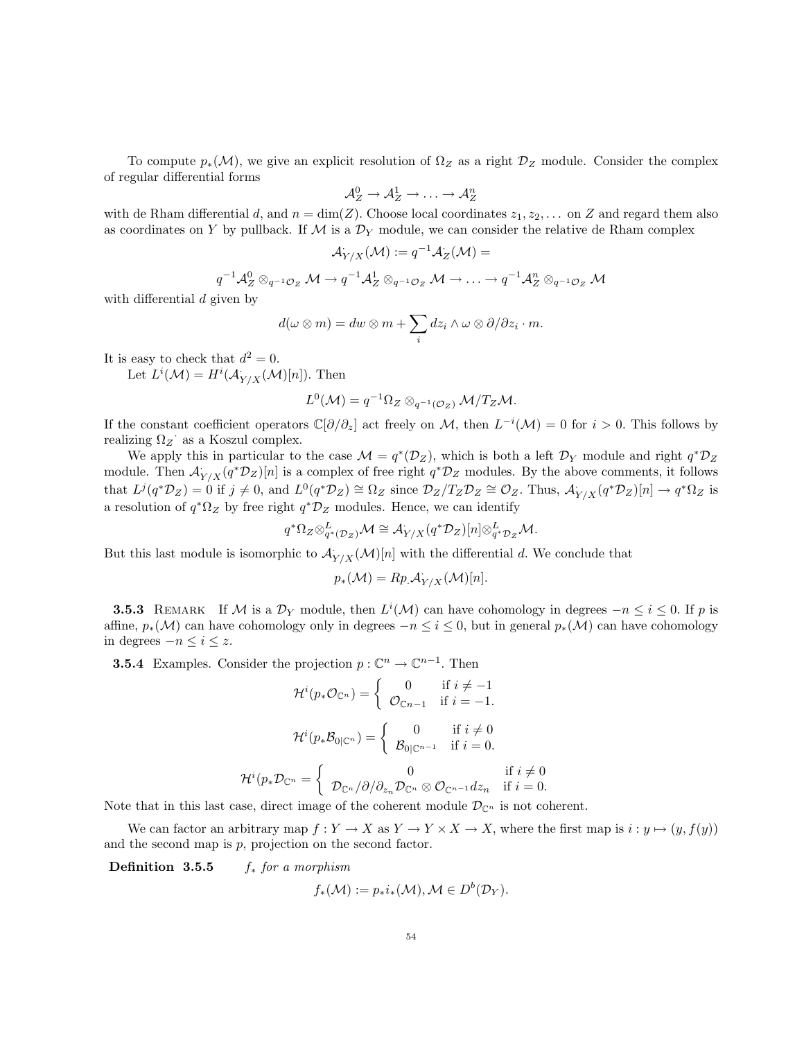To compute $p_*(\mathcal{M})$, we give an explicit resolution of $\Omega_Z$ as a right $\mathcal{D}_Z$ module. Consider the complex of regular differential forms

$$\mathcal{A}_Z^0 \to \mathcal{A}_Z^1 \to \ldots \to \mathcal{A}_Z^n$$

with de Rham differential $d$, and $n = \dim(Z)$. Choose local coordinates $z_1, z_2, \ldots$ on $Z$ and regard them also as coordinates on $Y$ by pullback. If $\mathcal{M}$ is a $\mathcal{D}_Y$ module, we can consider the relative de Rham complex

$$\mathcal{A}_{Y/X}^{\cdot}(\mathcal{M}) := q^{-1}\mathcal{A}_Z^{\cdot}(\mathcal{M}) =$$

$$q^{-1}\mathcal{A}_Z^0 \otimes_{q^{-1}\mathcal{O}_Z} \mathcal{M} \to q^{-1}\mathcal{A}_Z^1 \otimes_{q^{-1}\mathcal{O}_Z} \mathcal{M} \to \ldots \to q^{-1}\mathcal{A}_Z^n \otimes_{q^{-1}\mathcal{O}_Z} \mathcal{M}$$

with differential $d$ given by

$$d(\omega \otimes m) = dw \otimes m + \sum_i dz_i \wedge \omega \otimes \partial/\partial z_i \cdot m.$$

It is easy to check that $d^2 = 0$.

Let $L^i(\mathcal{M}) = H^i(\mathcal{A}_{Y/X}^{\cdot}(\mathcal{M})[n])$. Then

$$L^0(\mathcal{M}) = q^{-1}\Omega_Z \otimes_{q^{-1}(\mathcal{O}_Z)} \mathcal{M}/T_Z\mathcal{M}.$$

If the constant coefficient operators $\mathbb{C}[\partial/\partial_z]$ act freely on $\mathcal{M}$, then $L^{-i}(\mathcal{M}) = 0$ for $i > 0$. This follows by realizing $\Omega_Z^{\cdot}$ as a Koszul complex.

We apply this in particular to the case $\mathcal{M} = q^*(\mathcal{D}_Z)$, which is both a left $\mathcal{D}_Y$ module and right $q^*\mathcal{D}_Z$ module. Then $\mathcal{A}_{Y/X}^{\cdot}(q^*\mathcal{D}_Z)[n]$ is a complex of free right $q^*\mathcal{D}_Z$ modules. By the above comments, it follows that $L^j(q^*\mathcal{D}_Z) = 0$ if $j \neq 0$, and $L^0(q^*\mathcal{D}_Z) \cong \Omega_Z$ since $\mathcal{D}_Z/T_Z\mathcal{D}_Z \cong \mathcal{O}_Z$. Thus, $\mathcal{A}_{Y/X}^{\cdot}(q^*\mathcal{D}_Z)[n] \to q^*\Omega_Z$ is a resolution of $q^*\Omega_Z$ by free right $q^*\mathcal{D}_Z$ modules. Hence, we can identify

$$q^*\Omega_Z \otimes^L_{q^*(\mathcal{D}_Z)} \mathcal{M} \cong \mathcal{A}_{Y/X}^{\cdot}(q^*\mathcal{D}_Z)[n] \otimes^L_{q^*\mathcal{D}_Z} \mathcal{M}.$$

But this last module is isomorphic to $\mathcal{A}_{Y/X}^{\cdot}(\mathcal{M})[n]$ with the differential $d$. We conclude that

$$p_*(\mathcal{M}) = Rp_\cdot \mathcal{A}_{Y/X}^{\cdot}(\mathcal{M})[n].$$

**3.5.3** Remark If $\mathcal{M}$ is a $\mathcal{D}_Y$ module, then $L^i(\mathcal{M})$ can have cohomology in degrees $-n \leq i \leq 0$. If $p$ is affine, $p_*(\mathcal{M})$ can have cohomology only in degrees $-n \leq i \leq 0$, but in general $p_*(\mathcal{M})$ can have cohomology in degrees $-n \leq i \leq z$.

**3.5.4** Examples. Consider the projection $p : \mathbb{C}^n \to \mathbb{C}^{n-1}$. Then

$$\mathcal{H}^i(p_*\mathcal{O}_{\mathbb{C}^n}) = \begin{cases} 0 & \text{if } i \neq -1 \\ \mathcal{O}_{\mathbb{C}n-1} & \text{if } i = -1. \end{cases}$$

$$\mathcal{H}^i(p_*\mathcal{B}_{0|\mathbb{C}^n}) = \begin{cases} 0 & \text{if } i \neq 0 \\ \mathcal{B}_{0|\mathbb{C}^{n-1}} & \text{if } i = 0. \end{cases}$$

$$\mathcal{H}^i(p_*\mathcal{D}_{\mathbb{C}^n} = \begin{cases} 0 & \text{if } i \neq 0 \\ \mathcal{D}_{\mathbb{C}^n}/\partial/\partial_{z_n}\mathcal{D}_{\mathbb{C}^n} \otimes \mathcal{O}_{\mathbb{C}^{n-1}} dz_n & \text{if } i = 0. \end{cases}$$

Note that in this last case, direct image of the coherent module $\mathcal{D}_{\mathbb{C}^n}$ is not coherent.

We can factor an arbitrary map $f : Y \to X$ as $Y \to Y \times X \to X$, where the first map is $i : y \mapsto (y, f(y))$ and the second map is $p$, projection on the second factor.

**Definition 3.5.5** *$f_*$ for a morphism*

$$f_*(\mathcal{M}) := p_*i_*(\mathcal{M}), \mathcal{M} \in D^b(\mathcal{D}_Y).$$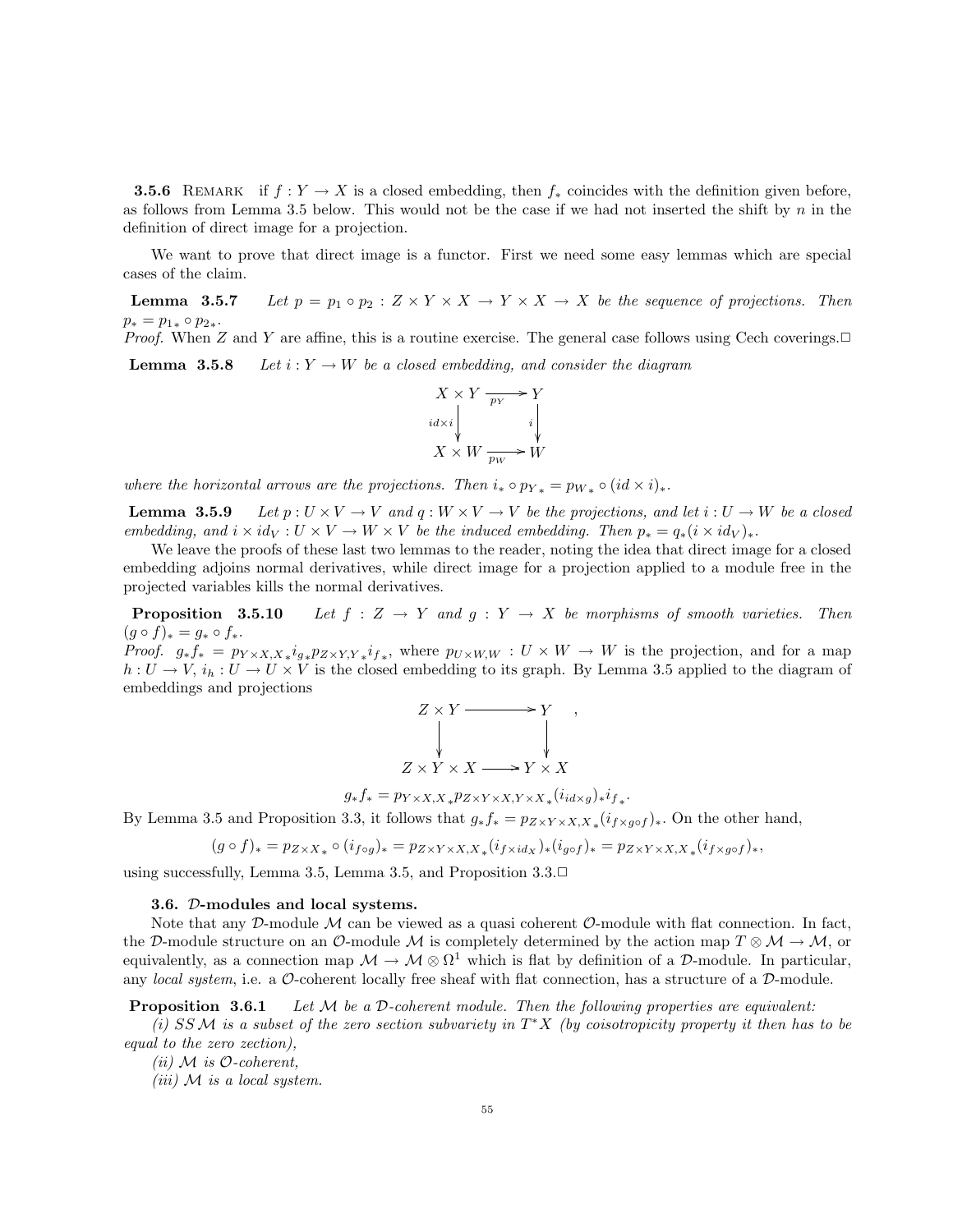**3.5.6** Remark if $f : Y \to X$ is a closed embedding, then $f_*$ coincides with the definition given before, as follows from Lemma 3.5 below. This would not be the case if we had not inserted the shift by $n$ in the definition of direct image for a projection.

We want to prove that direct image is a functor. First we need some easy lemmas which are special cases of the claim.

**Lemma 3.5.7** *Let $p = p_1 \circ p_2 : Z \times Y \times X \to Y \times X \to X$ be the sequence of projections. Then $p_* = p_{1*} \circ p_{2*}$.*

*Proof.* When $Z$ and $Y$ are affine, this is a routine exercise. The general case follows using Cech coverings.□

**Lemma 3.5.8** *Let $i : Y \to W$ be a closed embedding, and consider the diagram*

$$\begin{array}{ccc} X \times Y & \xrightarrow{p_Y} & Y \\ {\scriptstyle id\times i}\downarrow & & \downarrow{\scriptstyle i} \\ X \times W & \xrightarrow{p_W} & W \end{array}$$

*where the horizontal arrows are the projections. Then $i_* \circ p_{Y*} = p_{W*} \circ (id \times i)_*$.*

**Lemma 3.5.9** *Let $p : U \times V \to V$ and $q : W \times V \to V$ be the projections, and let $i : U \to W$ be a closed embedding, and $i \times id_V : U \times V \to W \times V$ be the induced embedding. Then $p_* = q_*(i \times id_V)_*$.*

We leave the proofs of these last two lemmas to the reader, noting the idea that direct image for a closed embedding adjoins normal derivatives, while direct image for a projection applied to a module free in the projected variables kills the normal derivatives.

**Proposition 3.5.10** *Let $f : Z \to Y$ and $g : Y \to X$ be morphisms of smooth varieties. Then $(g \circ f)_* = g_* \circ f_*$.*

*Proof.* $g_* f_* = p_{Y\times X,X*} i_{g*} p_{Z\times Y,Y*} i_{f*}$, where $p_{U\times W,W} : U \times W \to W$ is the projection, and for a map $h : U \to V$, $i_h : U \to U \times V$ is the closed embedding to its graph. By Lemma 3.5 applied to the diagram of embeddings and projections

$$\begin{array}{ccc} Z \times Y & \longrightarrow & Y \\ \downarrow & & \downarrow \\ Z \times Y \times X & \longrightarrow & Y \times X \end{array},$$

$$g_* f_* = p_{Y\times X,X*} p_{Z\times Y\times X,Y\times X*} (i_{id\times g})_* i_{f*}.$$

By Lemma 3.5 and Proposition 3.3, it follows that $g_* f_* = p_{Z\times Y\times X,X*}(i_{f\times g\circ f})_*$. On the other hand,

$$(g \circ f)_* = p_{Z\times X*} \circ (i_{f\circ g})_* = p_{Z\times Y\times X,X*}(i_{f\times id_X})_*(i_{g\circ f})_* = p_{Z\times Y\times X,X*}(i_{f\times g\circ f})_*,$$

using successfully, Lemma 3.5, Lemma 3.5, and Proposition 3.3.□

### 3.6. $\mathcal{D}$-modules and local systems.

Note that any $\mathcal{D}$-module $\mathcal{M}$ can be viewed as a quasi coherent $\mathcal{O}$-module with flat connection. In fact, the $\mathcal{D}$-module structure on an $\mathcal{O}$-module $\mathcal{M}$ is completely determined by the action map $T \otimes \mathcal{M} \to \mathcal{M}$, or equivalently, as a connection map $\mathcal{M} \to \mathcal{M} \otimes \Omega^1$ which is flat by definition of a $\mathcal{D}$-module. In particular, any *local system*, i.e. a $\mathcal{O}$-coherent locally free sheaf with flat connection, has a structure of a $\mathcal{D}$-module.

**Proposition 3.6.1** *Let $\mathcal{M}$ be a $\mathcal{D}$-coherent module. Then the following properties are equivalent:*

*(i) $SS\,\mathcal{M}$ is a subset of the zero section subvariety in $T^*X$ (by coisotropicity property it then has to be equal to the zero zection),*

*(ii) $\mathcal{M}$ is $\mathcal{O}$-coherent,*

*(iii) $\mathcal{M}$ is a local system.*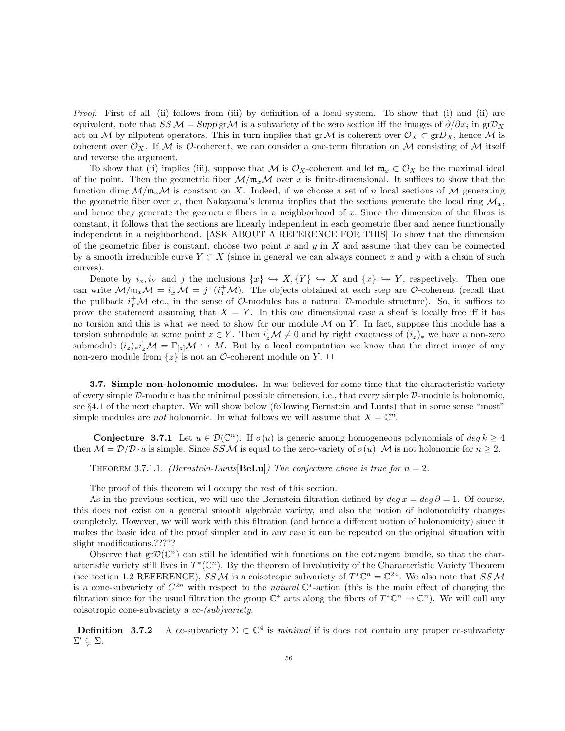*Proof.* First of all, (ii) follows from (iii) by definition of a local system. To show that (i) and (ii) are equivalent, note that $SS\,\mathcal{M} = Supp\,\mathrm{gr}\mathcal{M}$ is a subvariety of the zero section iff the images of $\partial/\partial x_i$ in $\mathrm{gr}\mathcal{D}_X$ act on $\mathcal{M}$ by nilpotent operators. This in turn implies that $\mathrm{gr}\,\mathcal{M}$ is coherent over $\mathcal{O}_X \subset \mathrm{gr}D_X$, hence $\mathcal{M}$ is coherent over $\mathcal{O}_X$. If $\mathcal{M}$ is $\mathcal{O}$-coherent, we can consider a one-term filtration on $\mathcal{M}$ consisting of $\mathcal{M}$ itself and reverse the argument.

To show that (ii) implies (iii), suppose that $\mathcal{M}$ is $\mathcal{O}_X$-coherent and let $\mathfrak{m}_x \subset \mathcal{O}_X$ be the maximal ideal of the point. Then the geometric fiber $\mathcal{M}/\mathfrak{m}_x\mathcal{M}$ over $x$ is finite-dimensional. It suffices to show that the function $\dim_{\mathbb{C}} \mathcal{M}/\mathfrak{m}_x\mathcal{M}$ is constant on $X$. Indeed, if we choose a set of $n$ local sections of $\mathcal{M}$ generating the geometric fiber over $x$, then Nakayama's lemma implies that the sections generate the local ring $\mathcal{M}_x$, and hence they generate the geometric fibers in a neighborhood of $x$. Since the dimension of the fibers is constant, it follows that the sections are linearly independent in each geometric fiber and hence functionally independent in a neighborhood. [ASK ABOUT A REFERENCE FOR THIS] To show that the dimension of the geometric fiber is constant, choose two point $x$ and $y$ in $X$ and assume that they can be connected by a smooth irreducible curve $Y \subset X$ (since in general we can always connect $x$ and $y$ with a chain of such curves).

Denote by $i_x, i_Y$ and $j$ the inclusions $\{x\} \hookrightarrow X, \{Y\} \hookrightarrow X$ and $\{x\} \hookrightarrow Y$, respectively. Then one can write $\mathcal{M}/\mathfrak{m}_x\mathcal{M} = i_x^+\mathcal{M} = j^+(i_Y^+\mathcal{M})$. The objects obtained at each step are $\mathcal{O}$-coherent (recall that the pullback $i_Y^+\mathcal{M}$ etc., in the sense of $\mathcal{O}$-modules has a natural $\mathcal{D}$-module structure). So, it suffices to prove the statement assuming that $X = Y$. In this one dimensional case a sheaf is locally free iff it has no torsion and this is what we need to show for our module $\mathcal{M}$ on $Y$. In fact, suppose this module has a torsion submodule at some point $z \in Y$. Then $i_z^!\mathcal{M} \neq 0$ and by right exactness of $(i_z)_*$ we have a non-zero submodule $(i_z)_*i_z^!\mathcal{M} = \Gamma_{[z]}\mathcal{M} \hookrightarrow M$. But by a local computation we know that the direct image of any non-zero module from $\{z\}$ is not an $\mathcal{O}$-coherent module on $Y$. $\square$

**3.7. Simple non-holonomic modules.** In was believed for some time that the characteristic variety of every simple $\mathcal{D}$-module has the minimal possible dimension, i.e., that every simple $\mathcal{D}$-module is holonomic, see §4.1 of the next chapter. We will show below (following Bernstein and Lunts) that in some sense "most" simple modules are *not* holonomic. In what follows we will assume that $X = \mathbb{C}^n$.

**Conjecture 3.7.1** Let $u \in \mathcal{D}(\mathbb{C}^n)$. If $\sigma(u)$ is generic among homogeneous polynomials of $deg\,k \geq 4$ then $\mathcal{M} = \mathcal{D}/\mathcal{D}\cdot u$ is simple. Since $SS\,\mathcal{M}$ is equal to the zero-variety of $\sigma(u)$, $\mathcal{M}$ is not holonomic for $n \geq 2$.

THEOREM 3.7.1.1. *(Bernstein-Lunts[**BeLu**]) The conjecture above is true for $n = 2$.*

The proof of this theorem will occupy the rest of this section.

As in the previous section, we will use the Bernstein filtration defined by $deg\,x = deg\,\partial = 1$. Of course, this does not exist on a general smooth algebraic variety, and also the notion of holonomicity changes completely. However, we will work with this filtration (and hence a different notion of holonomicity) since it makes the basic idea of the proof simpler and in any case it can be repeated on the original situation with slight modifications.?????

Observe that $\mathrm{gr}\mathcal{D}(\mathbb{C}^n)$ can still be identified with functions on the cotangent bundle, so that the characteristic variety still lives in $T^*(\mathbb{C}^n)$. By the theorem of Involutivity of the Characteristic Variety Theorem (see section 1.2 REFERENCE), $SS\,\mathcal{M}$ is a coisotropic subvariety of $T^*\mathbb{C}^n = \mathbb{C}^{2n}$. We also note that $SS\,\mathcal{M}$ is a cone-subvariety of $C^{2n}$ with respect to the *natural* $\mathbb{C}^*$-action (this is the main effect of changing the filtration since for the usual filtration the group $\mathbb{C}^*$ acts along the fibers of $T^*\mathbb{C}^n \to \mathbb{C}^n$). We will call any coisotropic cone-subvariety a *cc-(sub)variety*.

**Definition 3.7.2** A cc-subvariety $\Sigma \subset \mathbb{C}^4$ is *minimal* if is does not contain any proper cc-subvariety $\Sigma' \subsetneq \Sigma$.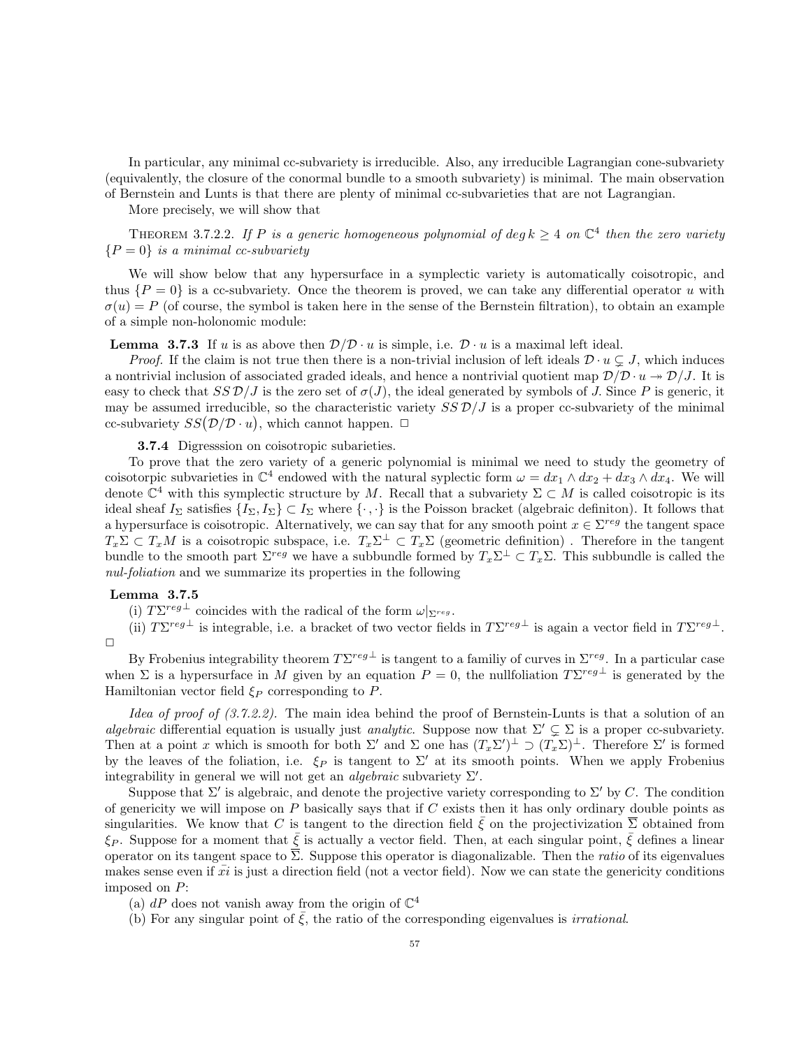In particular, any minimal cc-subvariety is irreducible. Also, any irreducible Lagrangian cone-subvariety (equivalently, the closure of the conormal bundle to a smooth subvariety) is minimal. The main observation of Bernstein and Lunts is that there are plenty of minimal cc-subvarieties that are not Lagrangian.

More precisely, we will show that

THEOREM 3.7.2.2. *If $P$ is a generic homogeneous polynomial of $\deg k \geq 4$ on $\mathbb{C}^4$ then the zero variety $\{P = 0\}$ is a minimal cc-subvariety*

We will show below that any hypersurface in a symplectic variety is automatically coisotropic, and thus $\{P = 0\}$ is a cc-subvariety. Once the theorem is proved, we can take any differential operator $u$ with $\sigma(u) = P$ (of course, the symbol is taken here in the sense of the Bernstein filtration), to obtain an example of a simple non-holonomic module:

**Lemma 3.7.3** If $u$ is as above then $\mathcal{D}/\mathcal{D} \cdot u$ is simple, i.e. $\mathcal{D} \cdot u$ is a maximal left ideal.

*Proof.* If the claim is not true then there is a non-trivial inclusion of left ideals $\mathcal{D} \cdot u \subsetneq J$, which induces a nontrivial inclusion of associated graded ideals, and hence a nontrivial quotient map $\mathcal{D}/\mathcal{D} \cdot u \twoheadrightarrow \mathcal{D}/J$. It is easy to check that $SS\,\mathcal{D}/J$ is the zero set of $\sigma(J)$, the ideal generated by symbols of $J$. Since $P$ is generic, it may be assumed irreducible, so the characteristic variety $SS\,\mathcal{D}/J$ is a proper cc-subvariety of the minimal cc-subvariety $SS\big(\mathcal{D}/\mathcal{D} \cdot u\big)$, which cannot happen. □

**3.7.4** Digresssion on coisotropic subarieties.

To prove that the zero variety of a generic polynomial is minimal we need to study the geometry of coisotorpic subvarieties in $\mathbb{C}^4$ endowed with the natural syplectic form $\omega = dx_1 \wedge dx_2 + dx_3 \wedge dx_4$. We will denote $\mathbb{C}^4$ with this symplectic structure by $M$. Recall that a subvariety $\Sigma \subset M$ is called coisotropic is its ideal sheaf $I_\Sigma$ satisfies $\{I_\Sigma, I_\Sigma\} \subset I_\Sigma$ where $\{\cdot, \cdot\}$ is the Poisson bracket (algebraic definiton). It follows that a hypersurface is coisotropic. Alternatively, we can say that for any smooth point $x \in \Sigma^{reg}$ the tangent space $T_x\Sigma \subset T_xM$ is a coisotropic subspace, i.e. $T_x\Sigma^\perp \subset T_x\Sigma$ (geometric definition) . Therefore in the tangent bundle to the smooth part $\Sigma^{reg}$ we have a subbundle formed by $T_x\Sigma^\perp \subset T_x\Sigma$. This subbundle is called the *nul-foliation* and we summarize its properties in the following

**Lemma 3.7.5**

(i) $T\Sigma^{reg\perp}$ coincides with the radical of the form $\omega|_{\Sigma^{reg}}$.

(ii) $T\Sigma^{reg\perp}$ is integrable, i.e. a bracket of two vector fields in $T\Sigma^{reg\perp}$ is again a vector field in $T\Sigma^{reg\perp}$. □

By Frobenius integrability theorem $T\Sigma^{reg\perp}$ is tangent to a familiy of curves in $\Sigma^{reg}$. In a particular case when $\Sigma$ is a hypersurface in $M$ given by an equation $P = 0$, the nullfoliation $T\Sigma^{reg\perp}$ is generated by the Hamiltonian vector field $\xi_P$ corresponding to $P$.

*Idea of proof of (3.7.2.2).* The main idea behind the proof of Bernstein-Lunts is that a solution of an *algebraic* differential equation is usually just *analytic*. Suppose now that $\Sigma' \subsetneq \Sigma$ is a proper cc-subvariety. Then at a point $x$ which is smooth for both $\Sigma'$ and $\Sigma$ one has $(T_x\Sigma')^\perp \supset (T_x\Sigma)^\perp$. Therefore $\Sigma'$ is formed by the leaves of the foliation, i.e. $\xi_P$ is tangent to $\Sigma'$ at its smooth points. When we apply Frobenius integrability in general we will not get an *algebraic* subvariety $\Sigma'$.

Suppose that $\Sigma'$ is algebraic, and denote the projective variety corresponding to $\Sigma'$ by $C$. The condition of genericity we will impose on $P$ basically says that if $C$ exists then it has only ordinary double points as singularities. We know that $C$ is tangent to the direction field $\bar{\xi}$ on the projectivization $\overline{\Sigma}$ obtained from $\xi_P$. Suppose for a moment that $\bar{\xi}$ is actually a vector field. Then, at each singular point, $\bar{\xi}$ defines a linear operator on its tangent space to $\overline{\Sigma}$. Suppose this operator is diagonalizable. Then the *ratio* of its eigenvalues makes sense even if $\bar{xi}$ is just a direction field (not a vector field). Now we can state the genericity conditions imposed on $P$:

(a) $dP$ does not vanish away from the origin of $\mathbb{C}^4$

(b) For any singular point of $\bar{\xi}$, the ratio of the corresponding eigenvalues is *irrational*.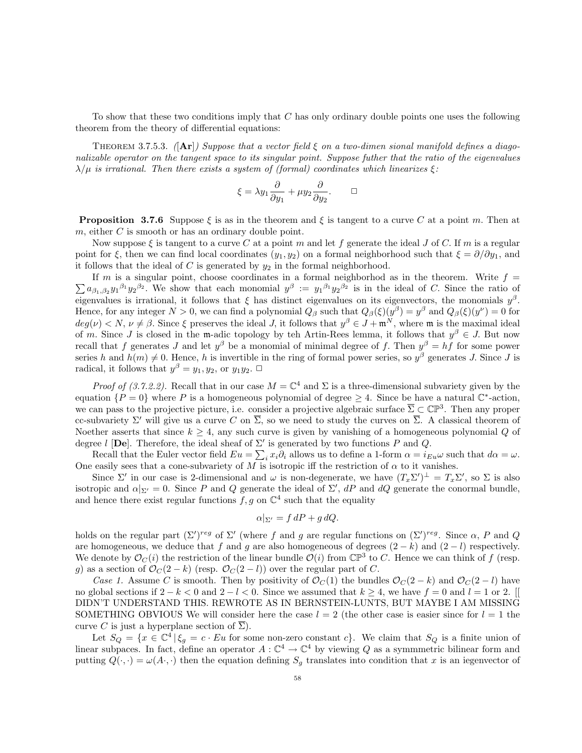To show that these two conditions imply that $C$ has only ordinary double points one uses the following theorem from the theory of differential equations:

THEOREM 3.7.5.3. *([**Ar**]) Suppose that a vector field $\xi$ on a two-dimen sional manifold defines a diagonalizable operator on the tangent space to its singular point. Suppose futher that the ratio of the eigenvalues $\lambda/\mu$ is irrational. Then there exists a system of (formal) coordinates which linearizes $\xi$:*

$$\xi = \lambda y_1 \frac{\partial}{\partial y_1} + \mu y_2 \frac{\partial}{\partial y_2}. \qquad \Box$$

**Proposition 3.7.6** Suppose $\xi$ is as in the theorem and $\xi$ is tangent to a curve $C$ at a point $m$. Then at $m$, either $C$ is smooth or has an ordinary double point.

Now suppose $\xi$ is tangent to a curve $C$ at a point $m$ and let $f$ generate the ideal $J$ of $C$. If $m$ is a regular point for $\xi$, then we can find local coordinates $(y_1, y_2)$ on a formal neighborhood such that $\xi = \partial/\partial y_1$, and it follows that the ideal of $C$ is generated by $y_2$ in the formal neighborhood.

If $m$ is a singular point, choose coordinates in a formal neighborhod as in the theorem. Write $f = \sum a_{\beta_1,\beta_2} {y_1}^{\beta_1} {y_2}^{\beta_2}$. We show that each monomial $y^\beta := {y_1}^{\beta_1}{y_2}^{\beta_2}$ is in the ideal of $C$. Since the ratio of eigenvalues is irrational, it follows that $\xi$ has distinct eigenvalues on its eigenvectors, the monomials $y^\beta$. Hence, for any integer $N > 0$, we can find a polynomial $Q_\beta$ such that $Q_\beta(\xi)(y^\beta) = y^\beta$ and $Q_\beta(\xi)(y^\nu) = 0$ for $deg(\nu) < N$, $\nu \neq \beta$. Since $\xi$ preserves the ideal $J$, it follows that $y^\beta \in J + \mathfrak{m}^N$, where $\mathfrak{m}$ is the maximal ideal of $m$. Since $J$ is closed in the $\mathfrak{m}$-adic topology by teh Artin-Rees lemma, it follows that $y^\beta \in J$. But now recall that $f$ generates $J$ and let $y^\beta$ be a monomial of minimal degree of $f$. Then $y^\beta = hf$ for some power series $h$ and $h(m) \neq 0$. Hence, $h$ is invertible in the ring of formal power series, so $y^\beta$ generates $J$. Since $J$ is radical, it follows that $y^\beta = y_1, y_2$, or $y_1 y_2$. $\Box$

*Proof of (3.7.2.2).* Recall that in our case $M = \mathbb{C}^4$ and $\Sigma$ is a three-dimensional subvariety given by the equation $\{P = 0\}$ where $P$ is a homogeneous polynomial of degree $\geq 4$. Since be have a natural $\mathbb{C}^*$-action, we can pass to the projective picture, i.e. consider a projective algebraic surface $\overline{\Sigma} \subset \mathbb{CP}^3$. Then any proper cc-subvariety $\Sigma'$ will give us a curve $C$ on $\overline{\Sigma}$, so we need to study the curves on $\overline{\Sigma}$. A classical theorem of Noether asserts that since $k \geq 4$, any such curve is given by vanishing of a homogeneous polynomial $Q$ of degree $l$ [**De**]. Therefore, the ideal sheaf of $\Sigma'$ is generated by two functions $P$ and $Q$.

Recall that the Euler vector field $Eu = \sum_i x_i \partial_i$ allows us to define a 1-form $\alpha = i_{Eu}\omega$ such that $d\alpha = \omega$. One easily sees that a cone-subvariety of $M$ is isotropic iff the restriction of $\alpha$ to it vanishes.

Since $\Sigma'$ in our case is 2-dimensional and $\omega$ is non-degenerate, we have $(T_x\Sigma')^\perp = T_x\Sigma'$, so $\Sigma$ is also isotropic and $\alpha|_{\Sigma'} = 0$. Since $P$ and $Q$ generate the ideal of $\Sigma'$, $dP$ and $dQ$ generate the conormal bundle, and hence there exist regular functions $f, g$ on $\mathbb{C}^4$ such that the equality

$$\alpha|_{\Sigma'} = f\, dP + g\, dQ.$$

holds on the regular part $(\Sigma')^{reg}$ of $\Sigma'$ (where $f$ and $g$ are regular functions on $(\Sigma')^{reg}$. Since $\alpha$, $P$ and $Q$ are homogeneous, we deduce that $f$ and $g$ are also homogeneous of degrees $(2-k)$ and $(2-l)$ respectively. We denote by $\mathcal{O}_C(i)$ the restriction of the linear bundle $\mathcal{O}(i)$ from $\mathbb{CP}^3$ to $C$. Hence we can think of $f$ (resp. $g$) as a section of $\mathcal{O}_C(2-k)$ (resp. $\mathcal{O}_C(2-l)$) over the regular part of $C$.

*Case 1.* Assume $C$ is smooth. Then by positivity of $\mathcal{O}_C(1)$ the bundles $\mathcal{O}_C(2-k)$ and $\mathcal{O}_C(2-l)$ have no global sections if $2-k < 0$ and $2-l < 0$. Since we assumed that $k \geq 4$, we have $f = 0$ and $l = 1$ or 2. [[ DIDN'T UNDERSTAND THIS. REWROTE AS IN BERNSTEIN-LUNTS, BUT MAYBE I AM MISSING SOMETHING OBVIOUS We will consider here the case $l = 2$ (the other case is easier since for $l = 1$ the curve $C$ is just a hyperplane section of $\overline{\Sigma}$).

Let $S_Q = \{x \in \mathbb{C}^4 \,|\, \xi_g = c \cdot Eu$ for some non-zero constant $c\}$. We claim that $S_Q$ is a finite union of linear subpaces. In fact, define an operator $A : \mathbb{C}^4 \to \mathbb{C}^4$ by viewing $Q$ as a symmmetric bilinear form and putting $Q(\cdot, \cdot) = \omega(A\cdot, \cdot)$ then the equation defining $S_g$ translates into condition that $x$ is an iegenvector of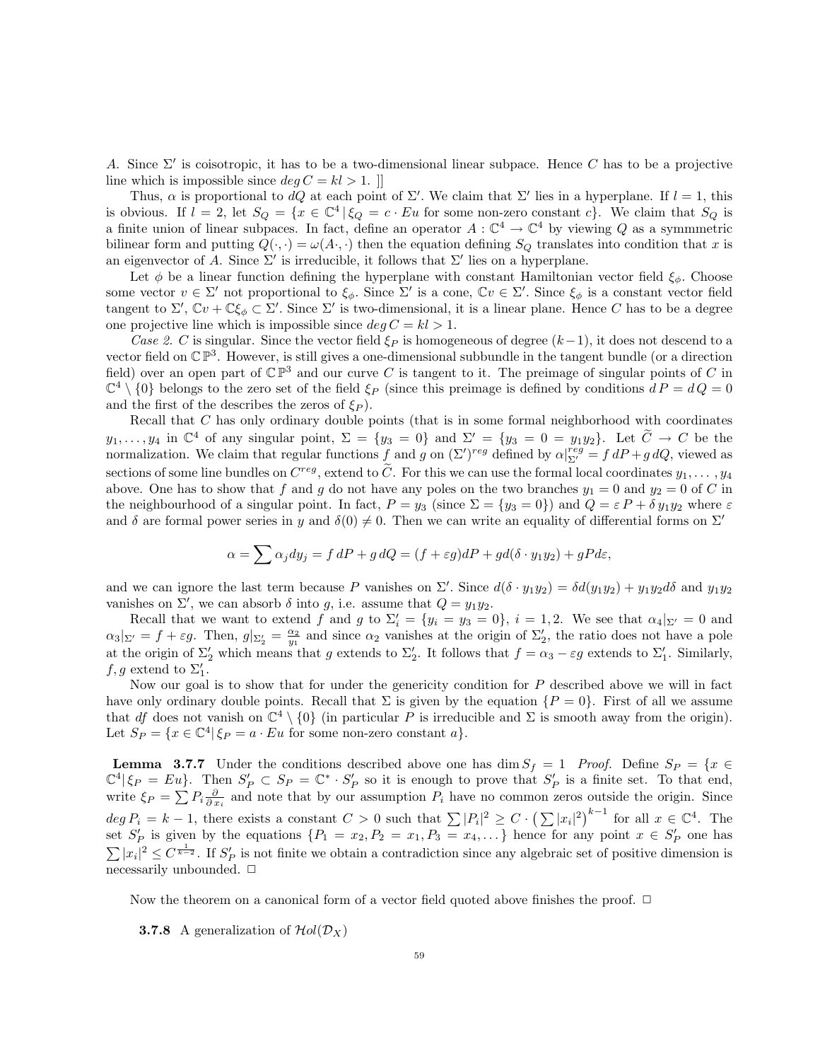$A$. Since $\Sigma'$ is coisotropic, it has to be a two-dimensional linear subpace. Hence $C$ has to be a projective line which is impossible since $deg\, C = kl > 1$. ]]

Thus, $\alpha$ is proportional to $dQ$ at each point of $\Sigma'$. We claim that $\Sigma'$ lies in a hyperplane. If $l = 1$, this is obvious. If $l = 2$, let $S_Q = \{x \in \mathbb{C}^4 \,|\, \xi_Q = c \cdot Eu$ for some non-zero constant $c\}$. We claim that $S_Q$ is a finite union of linear subpaces. In fact, define an operator $A : \mathbb{C}^4 \to \mathbb{C}^4$ by viewing $Q$ as a symmmetric bilinear form and putting $Q(\cdot, \cdot) = \omega(A\cdot, \cdot)$ then the equation defining $S_Q$ translates into condition that $x$ is an eigenvector of $A$. Since $\Sigma'$ is irreducible, it follows that $\Sigma'$ lies on a hyperplane.

Let $\phi$ be a linear function defining the hyperplane with constant Hamiltonian vector field $\xi_\phi$. Choose some vector $v \in \Sigma'$ not proportional to $\xi_\phi$. Since $\Sigma'$ is a cone, $\mathbb{C}v \in \Sigma'$. Since $\xi_\phi$ is a constant vector field tangent to $\Sigma'$, $\mathbb{C}v + \mathbb{C}\xi_\phi \subset \Sigma'$. Since $\Sigma'$ is two-dimensional, it is a linear plane. Hence $C$ has to be a degree one projective line which is impossible since $deg\, C = kl > 1$.

*Case 2.* $C$ is singular. Since the vector field $\xi_P$ is homogeneous of degree $(k-1)$, it does not descend to a vector field on $\mathbb{CP}^3$. However, is still gives a one-dimensional subbundle in the tangent bundle (or a direction field) over an open part of $\mathbb{CP}^3$ and our curve $C$ is tangent to it. The preimage of singular points of $C$ in $\mathbb{C}^4 \setminus \{0\}$ belongs to the zero set of the field $\xi_P$ (since this preimage is defined by conditions $dP = dQ = 0$ and the first of the describes the zeros of $\xi_P$).

Recall that $C$ has only ordinary double points (that is in some formal neighborhood with coordinates $y_1, \ldots, y_4$ in $\mathbb{C}^4$ of any singular point, $\Sigma = \{y_3 = 0\}$ and $\Sigma' = \{y_3 = 0 = y_1 y_2\}$. Let $\widetilde{C} \to C$ be the normalization. We claim that regular functions $f$ and $g$ on $(\Sigma')^{reg}$ defined by $\alpha|^{reg}_{\Sigma'} = f\, dP + g\, dQ$, viewed as sections of some line bundles on $C^{reg}$, extend to $\widetilde{C}$. For this we can use the formal local coordinates $y_1, \ldots, y_4$ above. One has to show that $f$ and $g$ do not have any poles on the two branches $y_1 = 0$ and $y_2 = 0$ of $C$ in the neighbourhood of a singular point. In fact, $P = y_3$ (since $\Sigma = \{y_3 = 0\}$) and $Q = \varepsilon\, P + \delta\, y_1 y_2$ where $\varepsilon$ and $\delta$ are formal power series in $y$ and $\delta(0) \neq 0$. Then we can write an equality of differential forms on $\Sigma'$

$$\alpha = \sum \alpha_j dy_j = f\, dP + g\, dQ = (f + \varepsilon g) dP + g d(\delta \cdot y_1 y_2) + g P d\varepsilon,$$

and we can ignore the last term because $P$ vanishes on $\Sigma'$. Since $d(\delta \cdot y_1 y_2) = \delta d(y_1 y_2) + y_1 y_2 d\delta$ and $y_1 y_2$ vanishes on $\Sigma'$, we can absorb $\delta$ into $g$, i.e. assume that $Q = y_1 y_2$.

Recall that we want to extend $f$ and $g$ to $\Sigma'_i = \{y_i = y_3 = 0\}$, $i = 1, 2$. We see that $\alpha_4|_{\Sigma'} = 0$ and $\alpha_3|_{\Sigma'} = f + \varepsilon g$. Then, $g|_{\Sigma'_2} = \frac{\alpha_2}{y_1}$ and since $\alpha_2$ vanishes at the origin of $\Sigma'_2$, the ratio does not have a pole at the origin of $\Sigma'_2$ which means that $g$ extends to $\Sigma'_2$. It follows that $f = \alpha_3 - \varepsilon g$ extends to $\Sigma'_1$. Similarly, $f, g$ extend to $\Sigma'_1$.

Now our goal is to show that for under the genericity condition for $P$ described above we will in fact have only ordinary double points. Recall that $\Sigma$ is given by the equation $\{P = 0\}$. First of all we assume that $df$ does not vanish on $\mathbb{C}^4 \setminus \{0\}$ (in particular $P$ is irreducible and $\Sigma$ is smooth away from the origin). Let $S_P = \{x \in \mathbb{C}^4 |\, \xi_P = a \cdot Eu$ for some non-zero constant $a\}$.

**Lemma 3.7.7** Under the conditions described above one has $\dim S_f = 1$ *Proof.* Define $S_P = \{x \in \mathbb{C}^4 |\, \xi_P = Eu\}$. Then $S'_P \subset S_P = \mathbb{C}^* \cdot S'_P$ so it is enough to prove that $S'_P$ is a finite set. To that end, write $\xi_P = \sum P_i \frac{\partial}{\partial x_i}$ and note that by our assumption $P_i$ have no common zeros outside the origin. Since $deg\, P_i = k - 1$, there exists a constant $C > 0$ such that $\sum |P_i|^2 \geq C \cdot \left(\sum |x_i|^2\right)^{k-1}$ for all $x \in \mathbb{C}^4$. The set $S'_P$ is given by the equations $\{P_1 = x_2, P_2 = x_1, P_3 = x_4, \ldots\}$ hence for any point $x \in S'_P$ one has $\sum |x_i|^2 \leq C^{\frac{1}{k-2}}$. If $S'_P$ is not finite we obtain a contradiction since any algebraic set of positive dimension is necessarily unbounded. $\square$

Now the theorem on a canonical form of a vector field quoted above finishes the proof. $\square$

**3.7.8** A generalization of $\mathcal{H}ol(\mathcal{D}_X)$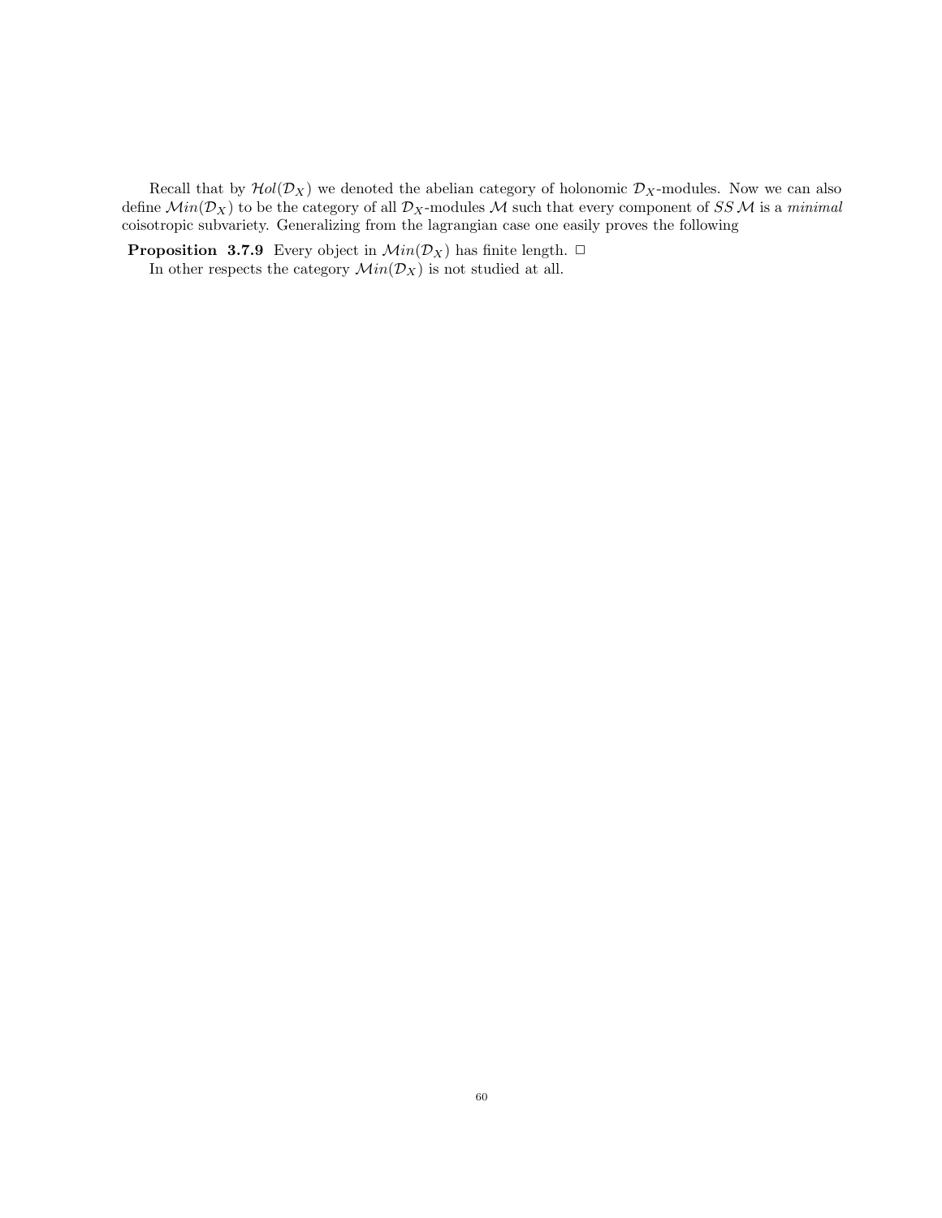Recall that by $\mathcal{H}ol(\mathcal{D}_X)$ we denoted the abelian category of holonomic $\mathcal{D}_X$-modules. Now we can also define $\mathcal{M}in(\mathcal{D}_X)$ to be the category of all $\mathcal{D}_X$-modules $\mathcal{M}$ such that every component of $SS\,\mathcal{M}$ is a *minimal* coisotropic subvariety. Generalizing from the lagrangian case one easily proves the following

**Proposition 3.7.9** Every object in $\mathcal{M}in(\mathcal{D}_X)$ has finite length. $\Box$

In other respects the category $\mathcal{M}in(\mathcal{D}_X)$ is not studied at all.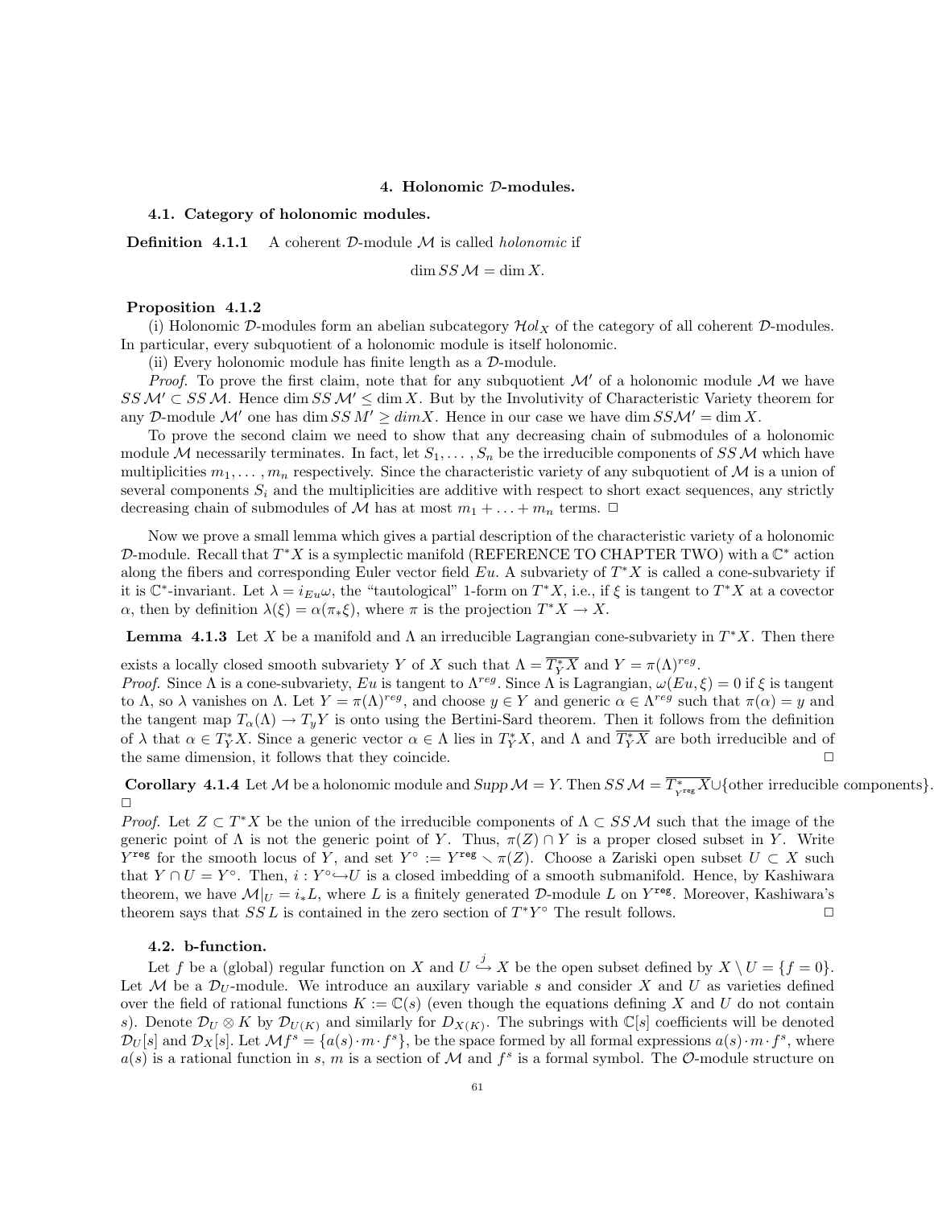## 4. Holonomic $\mathcal{D}$-modules.

### 4.1. Category of holonomic modules.

**Definition 4.1.1** A coherent $\mathcal{D}$-module $\mathcal{M}$ is called *holonomic* if

$$\dim SS\,\mathcal{M} = \dim X.$$

**Proposition 4.1.2**

(i) Holonomic $\mathcal{D}$-modules form an abelian subcategory $\mathcal{H}ol_X$ of the category of all coherent $\mathcal{D}$-modules. In particular, every subquotient of a holonomic module is itself holonomic.

(ii) Every holonomic module has finite length as a $\mathcal{D}$-module.

*Proof.* To prove the first claim, note that for any subquotient $\mathcal{M}'$ of a holonomic module $\mathcal{M}$ we have $SS\,\mathcal{M}' \subset SS\,\mathcal{M}$. Hence $\dim SS\,\mathcal{M}' \leq \dim X$. But by the Involutivity of Characteristic Variety theorem for any $\mathcal{D}$-module $\mathcal{M}'$ one has $\dim SS\,M' \geq dim X$. Hence in our case we have $\dim SS\mathcal{M}' = \dim X$.

To prove the second claim we need to show that any decreasing chain of submodules of a holonomic module $\mathcal{M}$ necessarily terminates. In fact, let $S_1, \dots, S_n$ be the irreducible components of $SS\,\mathcal{M}$ which have multiplicities $m_1, \dots, m_n$ respectively. Since the characteristic variety of any subquotient of $\mathcal{M}$ is a union of several components $S_i$ and the multiplicities are additive with respect to short exact sequences, any strictly decreasing chain of submodules of $\mathcal{M}$ has at most $m_1 + \ldots + m_n$ terms. $\Box$

Now we prove a small lemma which gives a partial description of the characteristic variety of a holonomic $\mathcal{D}$-module. Recall that $T^*X$ is a symplectic manifold (REFERENCE TO CHAPTER TWO) with a $\mathbb{C}^*$ action along the fibers and corresponding Euler vector field $Eu$. A subvariety of $T^*X$ is called a cone-subvariety if it is $\mathbb{C}^*$-invariant. Let $\lambda = i_{Eu}\omega$, the "tautological" 1-form on $T^*X$, i.e., if $\xi$ is tangent to $T^*X$ at a covector $\alpha$, then by definition $\lambda(\xi) = \alpha(\pi_*\xi)$, where $\pi$ is the projection $T^*X \to X$.

**Lemma 4.1.3** Let $X$ be a manifold and $\Lambda$ an irreducible Lagrangian cone-subvariety in $T^*X$. Then there exists a locally closed smooth subvariety $Y$ of $X$ such that $\Lambda = \overline{T_Y^*X}$ and $Y = \pi(\Lambda)^{reg}$.

*Proof.* Since $\Lambda$ is a cone-subvariety, $Eu$ is tangent to $\Lambda^{reg}$. Since $\Lambda$ is Lagrangian, $\omega(Eu, \xi) = 0$ if $\xi$ is tangent to $\Lambda$, so $\lambda$ vanishes on $\Lambda$. Let $Y = \pi(\Lambda)^{reg}$, and choose $y \in Y$ and generic $\alpha \in \Lambda^{reg}$ such that $\pi(\alpha) = y$ and the tangent map $T_\alpha(\Lambda) \to T_yY$ is onto using the Bertini-Sard theorem. Then it follows from the definition of $\lambda$ that $\alpha \in T_Y^*X$. Since a generic vector $\alpha \in \Lambda$ lies in $T_Y^*X$, and $\Lambda$ and $\overline{T_Y^*X}$ are both irreducible and of the same dimension, it follows that they coincide. $\Box$

**Corollary 4.1.4** Let $\mathcal{M}$ be a holonomic module and $Supp\,\mathcal{M} = Y$. Then $SS\,\mathcal{M} = \overline{T^*_{Y^{\mathbf{reg}}}X} \cup \{\text{other irreducible components}\}$. $\Box$

*Proof.* Let $Z \subset T^*X$ be the union of the irreducible components of $\Lambda \subset SS\,\mathcal{M}$ such that the image of the generic point of $\Lambda$ is not the generic point of $Y$. Thus, $\pi(Z) \cap Y$ is a proper closed subset in $Y$. Write $Y^{\mathbf{reg}}$ for the smooth locus of $Y$, and set $Y^\circ := Y^{\mathbf{reg}} \smallsetminus \pi(Z)$. Choose a Zariski open subset $U \subset X$ such that $Y \cap U = Y^\circ$. Then, $i : Y^\circ \hookrightarrow U$ is a closed imbedding of a smooth submanifold. Hence, by Kashiwara theorem, we have $\mathcal{M}|_U = i_*L$, where $L$ is a finitely generated $\mathcal{D}$-module $L$ on $Y^{\mathbf{reg}}$. Moreover, Kashiwara's theorem says that $SS\,L$ is contained in the zero section of $T^*Y^\circ$ The result follows. $\Box$

### 4.2. b-function.

Let $f$ be a (global) regular function on $X$ and $U \overset{j}{\hookrightarrow} X$ be the open subset defined by $X \setminus U = \{f = 0\}$. Let $\mathcal{M}$ be a $\mathcal{D}_U$-module. We introduce an auxiliary variable $s$ and consider $X$ and $U$ as varieties defined over the field of rational functions $K := \mathbb{C}(s)$ (even though the equations defining $X$ and $U$ do not contain $s$). Denote $\mathcal{D}_U \otimes K$ by $\mathcal{D}_{U(K)}$ and similarly for $D_{X(K)}$. The subrings with $\mathbb{C}[s]$ coefficients will be denoted $\mathcal{D}_U[s]$ and $\mathcal{D}_X[s]$. Let $\mathcal{M}f^s = \{a(s) \cdot m \cdot f^s\}$, be the space formed by all formal expressions $a(s) \cdot m \cdot f^s$, where $a(s)$ is a rational function in $s$, $m$ is a section of $\mathcal{M}$ and $f^s$ is a formal symbol. The $\mathcal{O}$-module structure on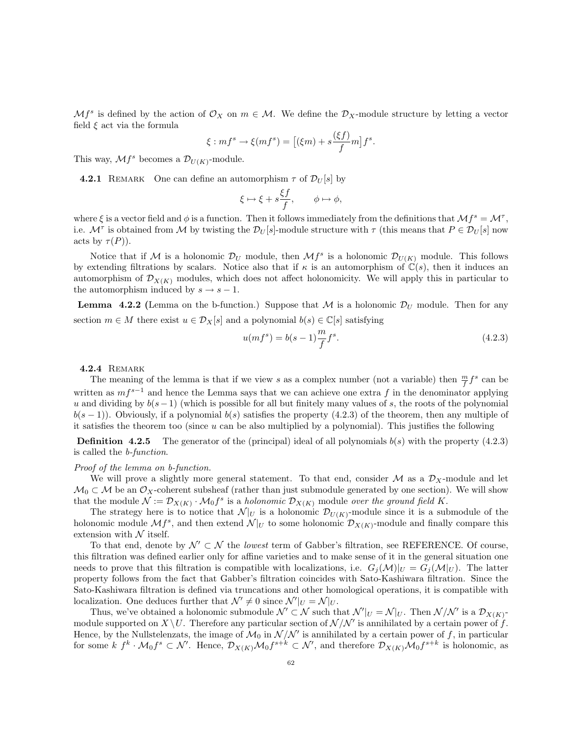$\mathcal{M}f^s$ is defined by the action of $\mathcal{O}_X$ on $m \in \mathcal{M}$. We define the $\mathcal{D}_X$-module structure by letting a vector field $\xi$ act via the formula

$$\xi : mf^s \to \xi(mf^s) = \big[(\xi m) + s\frac{(\xi f)}{f}m\big]f^s.$$

This way, $\mathcal{M}f^s$ becomes a $\mathcal{D}_{U(K)}$-module.

**4.2.1** Remark One can define an automorphism $\tau$ of $\mathcal{D}_U[s]$ by

$$\xi \mapsto \xi + s\frac{\xi f}{f}, \qquad \phi \mapsto \phi,$$

where $\xi$ is a vector field and $\phi$ is a function. Then it follows immediately from the definitions that $\mathcal{M}f^s = \mathcal{M}^\tau$, i.e. $\mathcal{M}^\tau$ is obtained from $\mathcal{M}$ by twisting the $\mathcal{D}_U[s]$-module structure with $\tau$ (this means that $P \in \mathcal{D}_U[s]$ now acts by $\tau(P)$).

Notice that if $\mathcal{M}$ is a holonomic $\mathcal{D}_U$ module, then $\mathcal{M}f^s$ is a holonomic $\mathcal{D}_{U(K)}$ module. This follows by extending filtrations by scalars. Notice also that if $\kappa$ is an automorphism of $\mathbb{C}(s)$, then it induces an automorphism of $\mathcal{D}_{X(K)}$ modules, which does not affect holonomicity. We will apply this in particular to the automorphism induced by $s \to s-1$.

**Lemma 4.2.2** (Lemma on the b-function.) Suppose that $\mathcal{M}$ is a holonomic $\mathcal{D}_U$ module. Then for any section $m \in M$ there exist $u \in \mathcal{D}_X[s]$ and a polynomial $b(s) \in \mathbb{C}[s]$ satisfying

$$u(mf^s) = b(s-1)\frac{m}{f}f^s. \tag{4.2.3}$$

**4.2.4** Remark

The meaning of the lemma is that if we view $s$ as a complex number (not a variable) then $\frac{m}{f}f^s$ can be written as $mf^{s-1}$ and hence the Lemma says that we can achieve one extra $f$ in the denominator applying $u$ and dividing by $b(s-1)$ (which is possible for all but finitely many values of $s$, the roots of the polynomial $b(s-1)$). Obviously, if a polynomial $b(s)$ satisfies the property (4.2.3) of the theorem, then any multiple of it satisfies the theorem too (since $u$ can be also multiplied by a polynomial). This justifies the following

**Definition 4.2.5** The generator of the (principal) ideal of all polynomials $b(s)$ with the property (4.2.3) is called the *b-function*.

*Proof of the lemma on b-function.*

We will prove a slightly more general statement. To that end, consider $\mathcal{M}$ as a $\mathcal{D}_X$-module and let $\mathcal{M}_0 \subset \mathcal{M}$ be an $\mathcal{O}_X$-coherent subsheaf (rather than just submodule generated by one section). We will show that the module $\mathcal{N} := \mathcal{D}_{X(K)} \cdot \mathcal{M}_0 f^s$ is a *holonomic* $\mathcal{D}_{X(K)}$ module *over the ground field* $K$.

The strategy here is to notice that $\mathcal{N}|_U$ is a holonomic $\mathcal{D}_{U(K)}$-module since it is a submodule of the holonomic module $\mathcal{M}f^s$, and then extend $\mathcal{N}|_U$ to some holonomic $\mathcal{D}_{X(K)}$-module and finally compare this extension with $\mathcal{N}$ itself.

To that end, denote by $\mathcal{N}' \subset \mathcal{N}$ the *lowest* term of Gabber's filtration, see REFERENCE. Of course, this filtration was defined earlier only for affine varieties and to make sense of it in the general situation one needs to prove that this filtration is compatible with localizations, i.e. $G_j(\mathcal{M})|_U = G_j(\mathcal{M}|_U)$. The latter property follows from the fact that Gabber's filtration coincides with Sato-Kashiwara filtration. Since the Sato-Kashiwara filtration is defined via truncations and other homological operations, it is compatible with localization. One deduces further that $\mathcal{N}' \neq 0$ since $\mathcal{N}'|_U = \mathcal{N}|_U$.

Thus, we've obtained a holonomic submodule $\mathcal{N}' \subset \mathcal{N}$ such that $\mathcal{N}'|_U = \mathcal{N}|_U$. Then $\mathcal{N}/\mathcal{N}'$ is a $\mathcal{D}_{X(K)}$-module supported on $X \setminus U$. Therefore any particular section of $\mathcal{N}/\mathcal{N}'$ is annihilated by a certain power of $f$. Hence, by the Nullstelenzats, the image of $\mathcal{M}_0$ in $\mathcal{N}/\mathcal{N}'$ is annihilated by a certain power of $f$, in particular for some $k$ $f^k \cdot \mathcal{M}_0 f^s \subset \mathcal{N}'$. Hence, $\mathcal{D}_{X(K)}\mathcal{M}_0 f^{s+k} \subset \mathcal{N}'$, and therefore $\mathcal{D}_{X(K)}\mathcal{M}_0 f^{s+k}$ is holonomic, as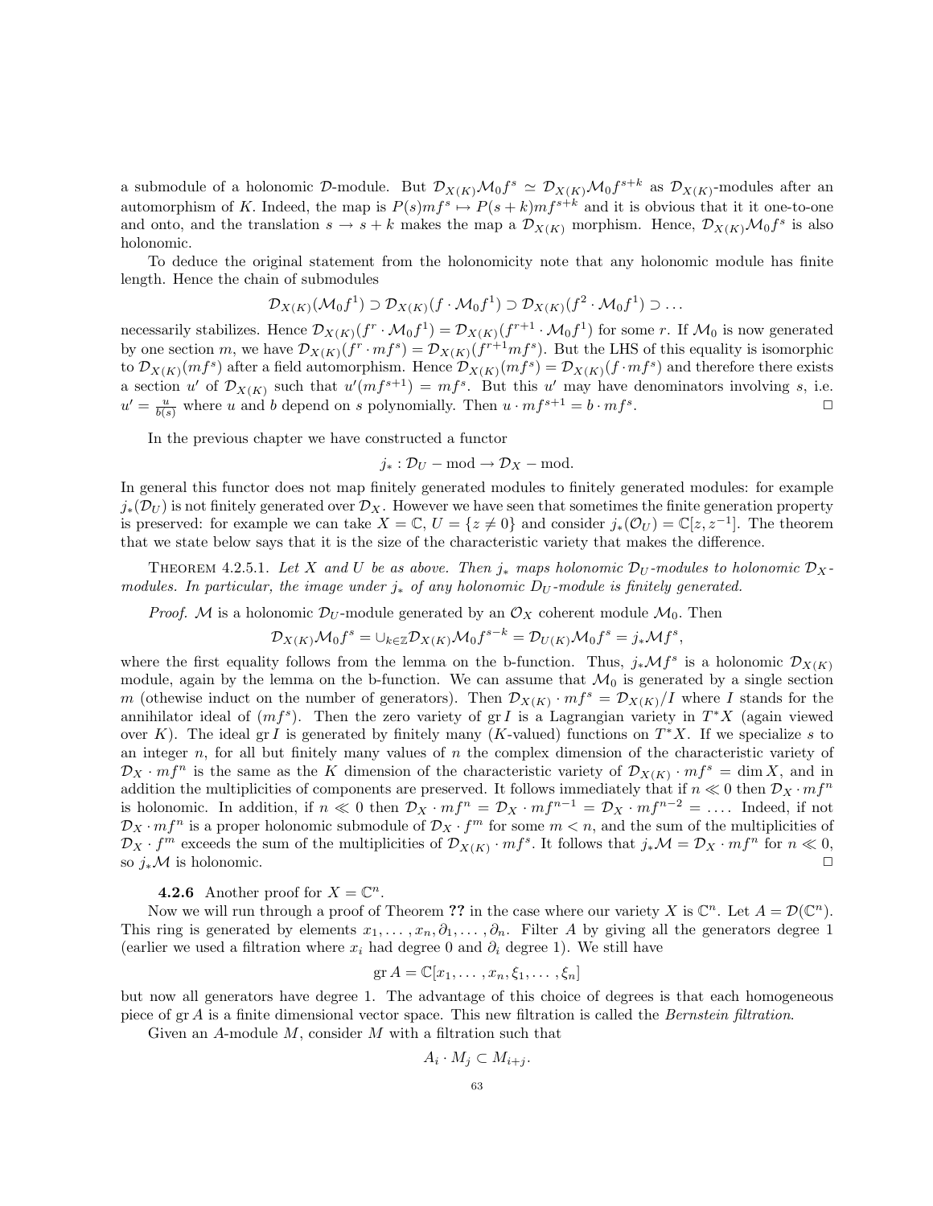a submodule of a holonomic $\mathcal{D}$-module. But $\mathcal{D}_{X(K)}\mathcal{M}_0 f^s \simeq \mathcal{D}_{X(K)}\mathcal{M}_0 f^{s+k}$ as $\mathcal{D}_{X(K)}$-modules after an automorphism of $K$. Indeed, the map is $P(s)mf^s \mapsto P(s+k)mf^{s+k}$ and it is obvious that it it one-to-one and onto, and the translation $s \to s+k$ makes the map a $\mathcal{D}_{X(K)}$ morphism. Hence, $\mathcal{D}_{X(K)}\mathcal{M}_0 f^s$ is also holonomic.

To deduce the original statement from the holonomicity note that any holonomic module has finite length. Hence the chain of submodules

$$\mathcal{D}_{X(K)}(\mathcal{M}_0 f^1) \supset \mathcal{D}_{X(K)}(f \cdot \mathcal{M}_0 f^1) \supset \mathcal{D}_{X(K)}(f^2 \cdot \mathcal{M}_0 f^1) \supset \dots$$

necessarily stabilizes. Hence $\mathcal{D}_{X(K)}(f^r \cdot \mathcal{M}_0 f^1) = \mathcal{D}_{X(K)}(f^{r+1} \cdot \mathcal{M}_0 f^1)$ for some $r$. If $\mathcal{M}_0$ is now generated by one section $m$, we have $\mathcal{D}_{X(K)}(f^r \cdot mf^s) = \mathcal{D}_{X(K)}(f^{r+1} mf^s)$. But the LHS of this equality is isomorphic to $\mathcal{D}_{X(K)}(mf^s)$ after a field automorphism. Hence $\mathcal{D}_{X(K)}(mf^s) = \mathcal{D}_{X(K)}(f \cdot mf^s)$ and therefore there exists a section $u'$ of $\mathcal{D}_{X(K)}$ such that $u'(mf^{s+1}) = mf^s$. But this $u'$ may have denominators involving $s$, i.e. $u' = \frac{u}{b(s)}$ where $u$ and $b$ depend on $s$ polynomially. Then $u \cdot mf^{s+1} = b \cdot mf^s$. □

In the previous chapter we have constructed a functor

$$j_* : \mathcal{D}_U - \text{mod} \to \mathcal{D}_X - \text{mod}.$$

In general this functor does not map finitely generated modules to finitely generated modules: for example $j_*(\mathcal{D}_U)$ is not finitely generated over $\mathcal{D}_X$. However we have seen that sometimes the finite generation property is preserved: for example we can take $X = \mathbb{C}$, $U = \{z \neq 0\}$ and consider $j_*(\mathcal{O}_U) = \mathbb{C}[z, z^{-1}]$. The theorem that we state below says that it is the size of the characteristic variety that makes the difference.

Theorem 4.2.5.1. *Let $X$ and $U$ be as above. Then $j_*$ maps holonomic $\mathcal{D}_U$-modules to holonomic $\mathcal{D}_X$-modules. In particular, the image under $j_*$ of any holonomic $D_U$-module is finitely generated.*

*Proof.* $\mathcal{M}$ is a holonomic $\mathcal{D}_U$-module generated by an $\mathcal{O}_X$ coherent module $\mathcal{M}_0$. Then

$$\mathcal{D}_{X(K)}\mathcal{M}_0 f^s = \cup_{k \in \mathbb{Z}} \mathcal{D}_{X(K)}\mathcal{M}_0 f^{s-k} = \mathcal{D}_{U(K)}\mathcal{M}_0 f^s = j_*\mathcal{M} f^s,$$

where the first equality follows from the lemma on the b-function. Thus, $j_*\mathcal{M} f^s$ is a holonomic $\mathcal{D}_{X(K)}$ module, again by the lemma on the b-function. We can assume that $\mathcal{M}_0$ is generated by a single section $m$ (othewise induct on the number of generators). Then $\mathcal{D}_{X(K)} \cdot mf^s = \mathcal{D}_{X(K)}/I$ where $I$ stands for the annihilator ideal of $(mf^s)$. Then the zero variety of $\operatorname{gr} I$ is a Lagrangian variety in $T^*X$ (again viewed over $K$). The ideal $\operatorname{gr} I$ is generated by finitely many ($K$-valued) functions on $T^*X$. If we specialize $s$ to an integer $n$, for all but finitely many values of $n$ the complex dimension of the characteristic variety of $\mathcal{D}_X \cdot mf^n$ is the same as the $K$ dimension of the characteristic variety of $\mathcal{D}_{X(K)} \cdot mf^s = \dim X$, and in addition the multiplicities of components are preserved. It follows immediately that if $n \ll 0$ then $\mathcal{D}_X \cdot mf^n$ is holonomic. In addition, if $n \ll 0$ then $\mathcal{D}_X \cdot mf^n = \mathcal{D}_X \cdot mf^{n-1} = \mathcal{D}_X \cdot mf^{n-2} = \dots$. Indeed, if not $\mathcal{D}_X \cdot mf^n$ is a proper holonomic submodule of $\mathcal{D}_X \cdot f^m$ for some $m < n$, and the sum of the multiplicities of $\mathcal{D}_X \cdot f^m$ exceeds the sum of the multiplicities of $\mathcal{D}_{X(K)} \cdot mf^s$. It follows that $j_*\mathcal{M} = \mathcal{D}_X \cdot mf^n$ for $n \ll 0$, so $j_*\mathcal{M}$ is holonomic. □

#### 4.2.6 Another proof for $X = \mathbb{C}^n$.

Now we will run through a proof of Theorem ?? in the case where our variety $X$ is $\mathbb{C}^n$. Let $A = \mathcal{D}(\mathbb{C}^n)$. This ring is generated by elements $x_1, \dots, x_n, \partial_1, \dots, \partial_n$. Filter $A$ by giving all the generators degree 1 (earlier we used a filtration where $x_i$ had degree 0 and $\partial_i$ degree 1). We still have

$$\operatorname{gr} A = \mathbb{C}[x_1, \dots, x_n, \xi_1, \dots, \xi_n]$$

but now all generators have degree 1. The advantage of this choice of degrees is that each homogeneous piece of $\operatorname{gr} A$ is a finite dimensional vector space. This new filtration is called the *Bernstein filtration*.

Given an $A$-module $M$, consider $M$ with a filtration such that

$$A_i \cdot M_j \subset M_{i+j}.$$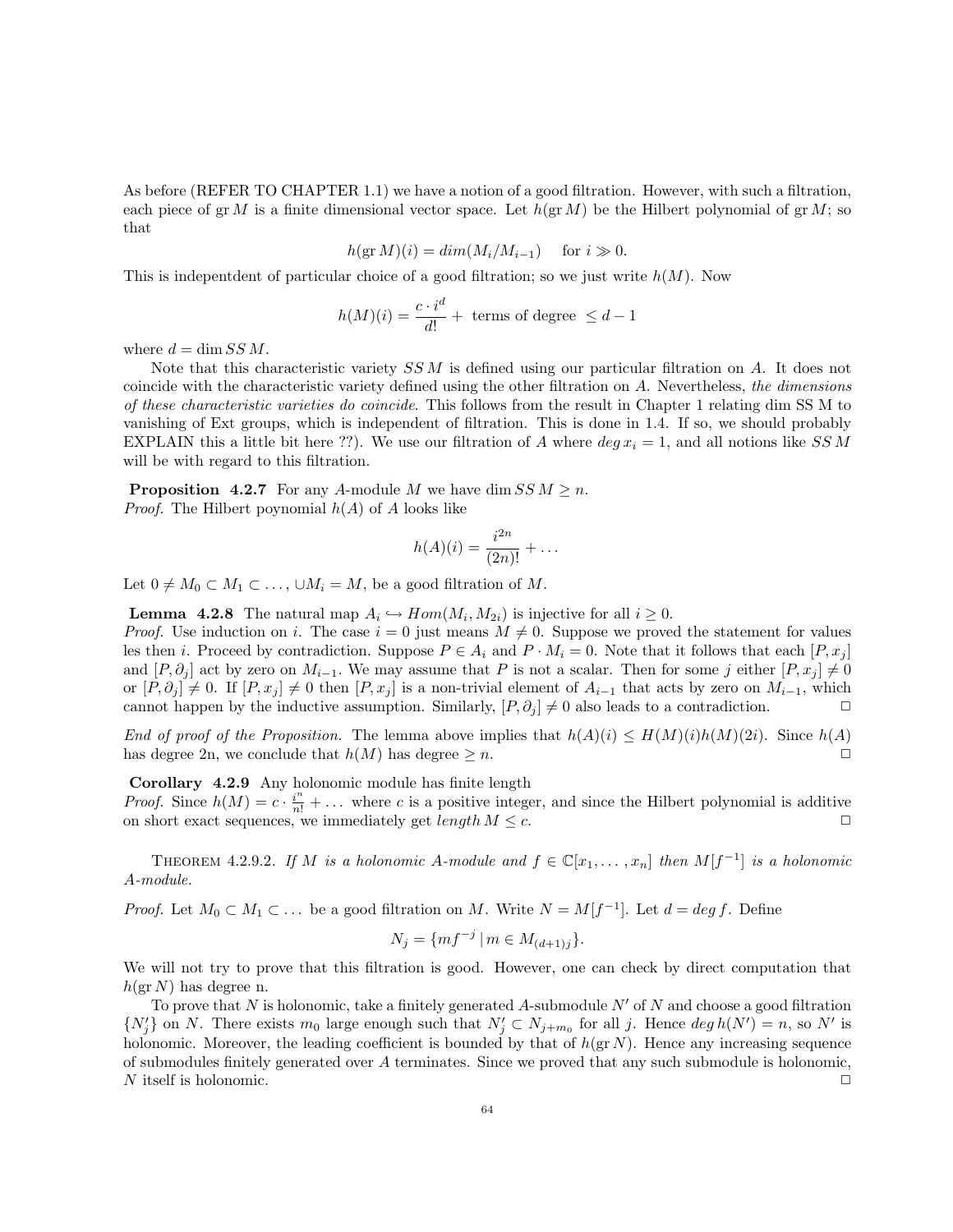As before (REFER TO CHAPTER 1.1) we have a notion of a good filtration. However, with such a filtration, each piece of $\operatorname{gr} M$ is a finite dimensional vector space. Let $h(\operatorname{gr} M)$ be the Hilbert polynomial of $\operatorname{gr} M$; so that

$$h(\operatorname{gr} M)(i) = dim(M_i/M_{i-1}) \quad \text{ for } i \gg 0.$$

This is independent of particular choice of a good filtration; so we just write $h(M)$. Now

$$h(M)(i) = \frac{c \cdot i^d}{d!} + \text{ terms of degree } \leq d-1$$

where $d = \dim SS\, M$.

Note that this characteristic variety $SS\, M$ is defined using our particular filtration on $A$. It does not coincide with the characteristic variety defined using the other filtration on $A$. Nevertheless, *the dimensions of these characteristic varieties do coincide*. This follows from the result in Chapter 1 relating dim SS M to vanishing of Ext groups, which is independent of filtration. This is done in 1.4. If so, we should probably EXPLAIN this a little bit here ??). We use our filtration of $A$ where $deg\, x_i = 1$, and all notions like $SS\, M$ will be with regard to this filtration.

**Proposition 4.2.7** For any $A$-module $M$ we have $\dim SS\, M \geq n$.
*Proof.* The Hilbert poynomial $h(A)$ of $A$ looks like

$$h(A)(i) = \frac{i^{2n}}{(2n)!} + \dots$$

Let $0 \neq M_0 \subset M_1 \subset \dots, \cup M_i = M$, be a good filtration of $M$.

**Lemma 4.2.8** The natural map $A_i \hookrightarrow Hom(M_i, M_{2i})$ is injective for all $i \geq 0$.
*Proof.* Use induction on $i$. The case $i = 0$ just means $M \neq 0$. Suppose we proved the statement for values les then $i$. Proceed by contradiction. Suppose $P \in A_i$ and $P \cdot M_i = 0$. Note that it follows that each $[P, x_j]$ and $[P, \partial_j]$ act by zero on $M_{i-1}$. We may assume that $P$ is not a scalar. Then for some $j$ either $[P, x_j] \neq 0$ or $[P, \partial_j] \neq 0$. If $[P, x_j] \neq 0$ then $[P, x_j]$ is a non-trivial element of $A_{i-1}$ that acts by zero on $M_{i-1}$, which cannot happen by the inductive assumption. Similarly, $[P, \partial_j] \neq 0$ also leads to a contradiction. $\square$

*End of proof of the Proposition.* The lemma above implies that $h(A)(i) \leq H(M)(i)h(M)(2i)$. Since $h(A)$ has degree 2n, we conclude that $h(M)$ has degree $\geq n$. $\square$

**Corollary 4.2.9** Any holonomic module has finite length
*Proof.* Since $h(M) = c \cdot \frac{i^n}{n!} + \dots$ where $c$ is a positive integer, and since the Hilbert polynomial is additive on short exact sequences, we immediately get $length\, M \leq c$. $\square$

THEOREM 4.2.9.2. *If $M$ is a holonomic $A$-module and $f \in \mathbb{C}[x_1, \dots, x_n]$ then $M[f^{-1}]$ is a holonomic $A$-module.*

*Proof.* Let $M_0 \subset M_1 \subset \dots$ be a good filtration on $M$. Write $N = M[f^{-1}]$. Let $d = deg\, f$. Define

$$N_j = \{ m f^{-j} \mid m \in M_{(d+1)j} \}.$$

We will not try to prove that this filtration is good. However, one can check by direct computation that $h(\operatorname{gr} N)$ has degree n.

To prove that $N$ is holonomic, take a finitely generated $A$-submodule $N'$ of $N$ and choose a good filtration $\{N'_j\}$ on $N$. There exists $m_0$ large enough such that $N'_j \subset N_{j+m_0}$ for all $j$. Hence $deg\, h(N') = n$, so $N'$ is holonomic. Moreover, the leading coefficient is bounded by that of $h(\operatorname{gr} N)$. Hence any increasing sequence of submodules finitely generated over $A$ terminates. Since we proved that any such submodule is holonomic, $N$ itself is holonomic. $\square$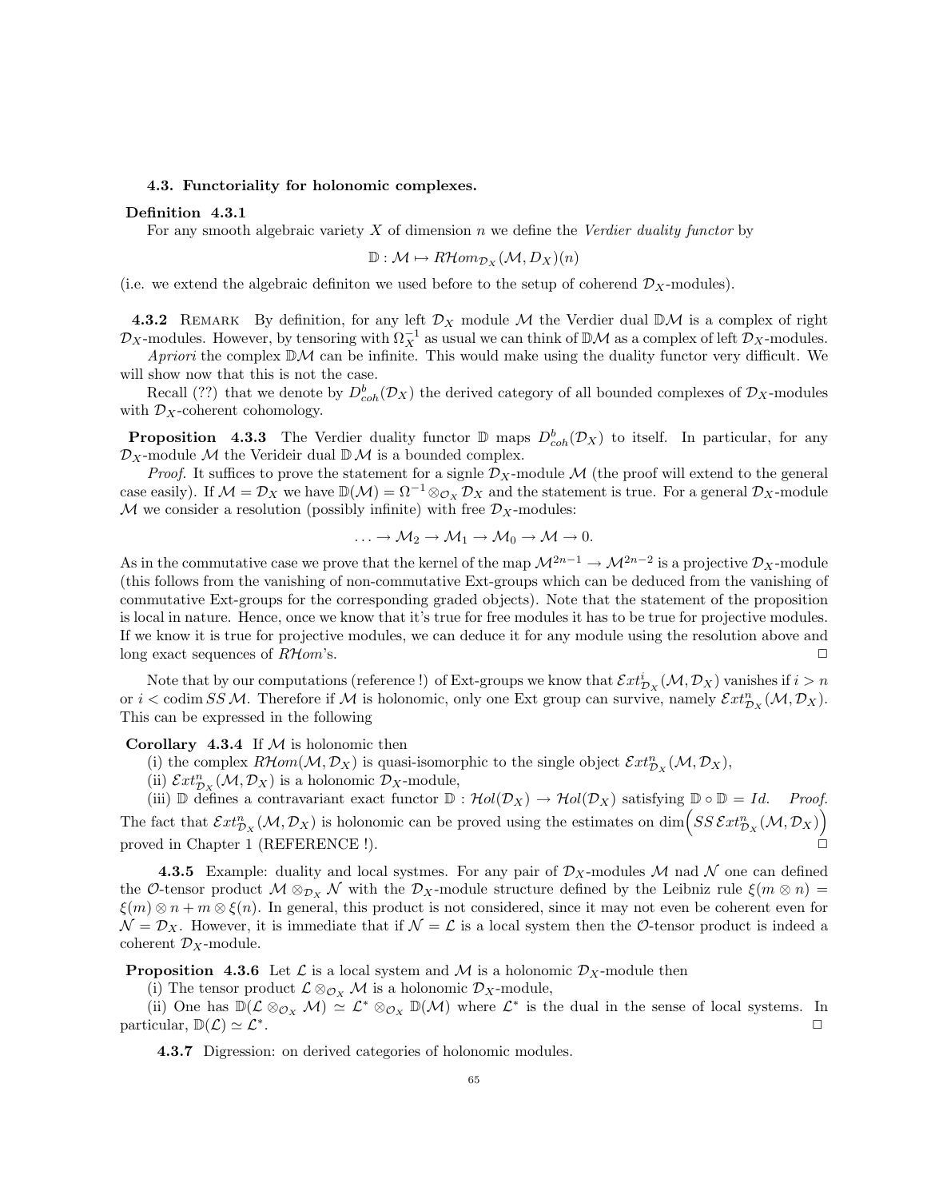### 4.3. Functoriality for holonomic complexes.

**Definition 4.3.1**
For any smooth algebraic variety $X$ of dimension $n$ we define the *Verdier duality functor* by

$$\mathbb{D} : \mathcal{M} \mapsto R\mathcal{H}om_{\mathcal{D}_X}(\mathcal{M}, D_X)(n)$$

(i.e. we extend the algebraic definiton we used before to the setup of coherend $\mathcal{D}_X$-modules).

**4.3.2** Remark By definition, for any left $\mathcal{D}_X$ module $\mathcal{M}$ the Verdier dual $\mathbb{D}\mathcal{M}$ is a complex of right $\mathcal{D}_X$-modules. However, by tensoring with $\Omega_X^{-1}$ as usual we can think of $\mathbb{D}\mathcal{M}$ as a complex of left $\mathcal{D}_X$-modules.

*Apriori* the complex $\mathbb{D}\mathcal{M}$ can be infinite. This would make using the duality functor very difficult. We will show now that this is not the case.

Recall (??) that we denote by $D^b_{coh}(\mathcal{D}_X)$ the derived category of all bounded complexes of $\mathcal{D}_X$-modules with $\mathcal{D}_X$-coherent cohomology.

**Proposition 4.3.3** The Verdier duality functor $\mathbb{D}$ maps $D^b_{coh}(\mathcal{D}_X)$ to itself. In particular, for any $\mathcal{D}_X$-module $\mathcal{M}$ the Verideir dual $\mathbb{D}\,\mathcal{M}$ is a bounded complex.

*Proof.* It suffices to prove the statement for a signle $\mathcal{D}_X$-module $\mathcal{M}$ (the proof will extend to the general case easily). If $\mathcal{M} = \mathcal{D}_X$ we have $\mathbb{D}(\mathcal{M}) = \Omega^{-1} \otimes_{\mathcal{O}_X} \mathcal{D}_X$ and the statement is true. For a general $\mathcal{D}_X$-module $\mathcal{M}$ we consider a resolution (possibly infinite) with free $\mathcal{D}_X$-modules:

$$\ldots \to \mathcal{M}_2 \to \mathcal{M}_1 \to \mathcal{M}_0 \to \mathcal{M} \to 0.$$

As in the commutative case we prove that the kernel of the map $\mathcal{M}^{2n-1} \to \mathcal{M}^{2n-2}$ is a projective $\mathcal{D}_X$-module (this follows from the vanishing of non-commutative Ext-groups which can be deduced from the vanishing of commutative Ext-groups for the corresponding graded objects). Note that the statement of the proposition is local in nature. Hence, once we know that it's true for free modules it has to be true for projective modules. If we know it is true for projective modules, we can deduce it for any module using the resolution above and long exact sequences of $R\mathcal{H}om$'s. □

Note that by our computations (reference !) of Ext-groups we know that $\mathcal{E}xt^i_{\mathcal{D}_X}(\mathcal{M}, \mathcal{D}_X)$ vanishes if $i > n$ or $i < \operatorname{codim} SS\,\mathcal{M}$. Therefore if $\mathcal{M}$ is holonomic, only one Ext group can survive, namely $\mathcal{E}xt^n_{\mathcal{D}_X}(\mathcal{M}, \mathcal{D}_X)$. This can be expressed in the following

**Corollary 4.3.4** If $\mathcal{M}$ is holonomic then

(i) the complex $R\mathcal{H}om(\mathcal{M}, \mathcal{D}_X)$ is quasi-isomorphic to the single object $\mathcal{E}xt^n_{\mathcal{D}_X}(\mathcal{M}, \mathcal{D}_X)$,

(ii) $\mathcal{E}xt^n_{\mathcal{D}_X}(\mathcal{M}, \mathcal{D}_X)$ is a holonomic $\mathcal{D}_X$-module,

(iii) $\mathbb{D}$ defines a contravariant exact functor $\mathbb{D} : \mathcal{H}ol(\mathcal{D}_X) \to \mathcal{H}ol(\mathcal{D}_X)$ satisfying $\mathbb{D} \circ \mathbb{D} = Id$. *Proof.* The fact that $\mathcal{E}xt^n_{\mathcal{D}_X}(\mathcal{M}, \mathcal{D}_X)$ is holonomic can be proved using the estimates on $\dim\Big(SS\,\mathcal{E}xt^n_{\mathcal{D}_X}(\mathcal{M}, \mathcal{D}_X)\Big)$ proved in Chapter 1 (REFERENCE !). □

**4.3.5** Example: duality and local systmes. For any pair of $\mathcal{D}_X$-modules $\mathcal{M}$ nad $\mathcal{N}$ one can defined the $\mathcal{O}$-tensor product $\mathcal{M} \otimes_{\mathcal{D}_X} \mathcal{N}$ with the $\mathcal{D}_X$-module structure defined by the Leibniz rule $\xi(m \otimes n) = \xi(m) \otimes n + m \otimes \xi(n)$. In general, this product is not considered, since it may not even be coherent even for $\mathcal{N} = \mathcal{D}_X$. However, it is immediate that if $\mathcal{N} = \mathcal{L}$ is a local system then the $\mathcal{O}$-tensor product is indeed a coherent $\mathcal{D}_X$-module.

**Proposition 4.3.6** Let $\mathcal{L}$ is a local system and $\mathcal{M}$ is a holonomic $\mathcal{D}_X$-module then

(i) The tensor product $\mathcal{L} \otimes_{\mathcal{O}_X} \mathcal{M}$ is a holonomic $\mathcal{D}_X$-module,

(ii) One has $\mathbb{D}(\mathcal{L} \otimes_{\mathcal{O}_X} \mathcal{M}) \simeq \mathcal{L}^* \otimes_{\mathcal{O}_X} \mathbb{D}(\mathcal{M})$ where $\mathcal{L}^*$ is the dual in the sense of local systems. In particular, $\mathbb{D}(\mathcal{L}) \simeq \mathcal{L}^*$. □

**4.3.7** Digression: on derived categories of holonomic modules.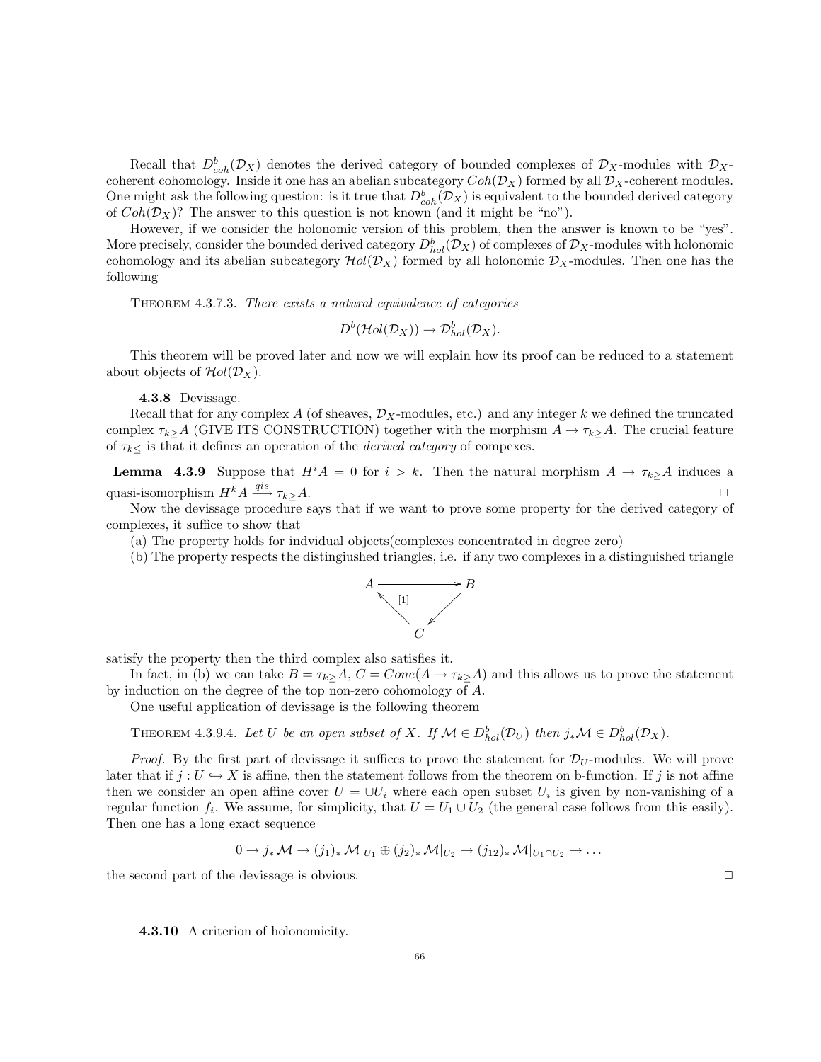Recall that $D^b_{coh}(\mathcal{D}_X)$ denotes the derived category of bounded complexes of $\mathcal{D}_X$-modules with $\mathcal{D}_X$-coherent cohomology. Inside it one has an abelian subcategory $Coh(\mathcal{D}_X)$ formed by all $\mathcal{D}_X$-coherent modules. One might ask the following question: is it true that $D^b_{coh}(\mathcal{D}_X)$ is equivalent to the bounded derived category of $Coh(\mathcal{D}_X)$? The answer to this question is not known (and it might be "no").

However, if we consider the holonomic version of this problem, then the answer is known to be "yes". More precisely, consider the bounded derived category $D^b_{hol}(\mathcal{D}_X)$ of complexes of $\mathcal{D}_X$-modules with holonomic cohomology and its abelian subcategory $\mathcal{H}ol(\mathcal{D}_X)$ formed by all holonomic $\mathcal{D}_X$-modules. Then one has the following

Theorem 4.3.7.3. *There exists a natural equivalence of categories*

$$D^b(\mathcal{H}ol(\mathcal{D}_X)) \to \mathcal{D}^b_{hol}(\mathcal{D}_X).$$

This theorem will be proved later and now we will explain how its proof can be reduced to a statement about objects of $\mathcal{H}ol(\mathcal{D}_X)$.

### 4.3.8 Devissage.

Recall that for any complex $A$ (of sheaves, $\mathcal{D}_X$-modules, etc.) and any integer $k$ we defined the truncated complex $\tau_{k\geq}A$ (GIVE ITS CONSTRUCTION) together with the morphism $A \to \tau_{k\geq}A$. The crucial feature of $\tau_{k\leq}$ is that it defines an operation of the *derived category* of compexes.

**Lemma 4.3.9** Suppose that $H^iA = 0$ for $i > k$. Then the natural morphism $A \to \tau_{k\geq}A$ induces a quasi-isomorphism $H^kA \xrightarrow{qis} \tau_{k\geq}A$. □

Now the devissage procedure says that if we want to prove some property for the derived category of complexes, it suffice to show that

(a) The property holds for indvidual objects(complexes concentrated in degree zero)

(b) The property respects the distingiushed triangles, i.e. if any two complexes in a distinguished triangle

$$\begin{array}{ccc} A & \longrightarrow & B \\ & {\scriptstyle [1]}\nwarrow \quad \swarrow & \\ & C & \end{array}$$

satisfy the property then the third complex also satisfies it.

In fact, in (b) we can take $B = \tau_{k\geq}A$, $C = Cone(A \to \tau_{k\geq}A)$ and this allows us to prove the statement by induction on the degree of the top non-zero cohomology of $A$.

One useful application of devissage is the following theorem

Theorem 4.3.9.4. *Let $U$ be an open subset of $X$. If $\mathcal{M} \in D^b_{hol}(\mathcal{D}_U)$ then $j_*\mathcal{M} \in D^b_{hol}(\mathcal{D}_X)$.*

*Proof.* By the first part of devissage it suffices to prove the statement for $\mathcal{D}_U$-modules. We will prove later that if $j : U \hookrightarrow X$ is affine, then the statement follows from the theorem on b-function. If $j$ is not affine then we consider an open affine cover $U = \cup U_i$ where each open subset $U_i$ is given by non-vanishing of a regular function $f_i$. We assume, for simplicity, that $U = U_1 \cup U_2$ (the general case follows from this easily). Then one has a long exact sequence

$$0 \to j_*\mathcal{M} \to (j_1)_*\mathcal{M}|_{U_1} \oplus (j_2)_*\mathcal{M}|_{U_2} \to (j_{12})_*\mathcal{M}|_{U_1\cap U_2} \to \dots$$

the second part of the devissage is obvious. □

### 4.3.10 A criterion of holonomicity.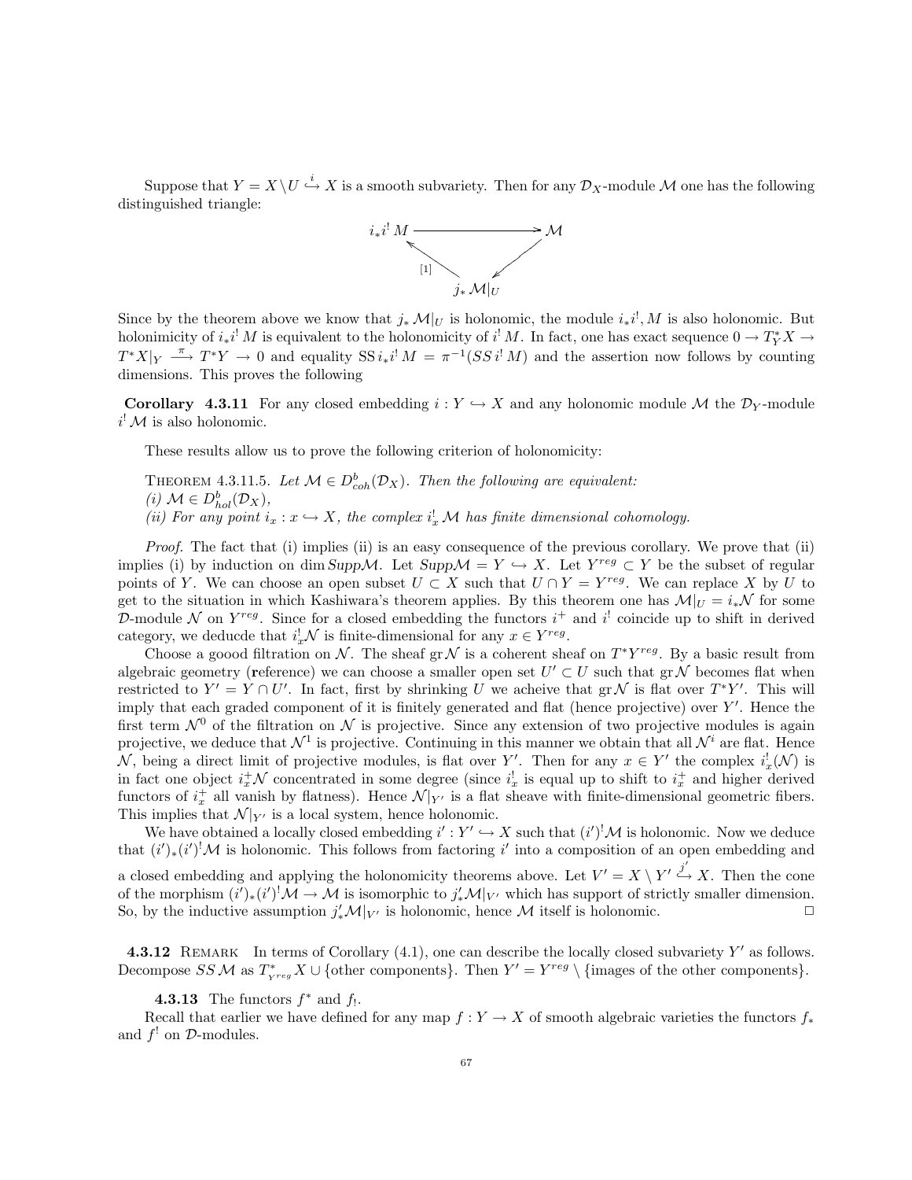Suppose that $Y = X \setminus U \overset{i}{\hookrightarrow} X$ is a smooth subvariety. Then for any $\mathcal{D}_X$-module $\mathcal{M}$ one has the following distinguished triangle:

$$\begin{array}{ccc} i_* i^! M & \longrightarrow & \mathcal{M} \\ & {\scriptstyle [1]}\nwarrow \quad \swarrow & \\ & j_* \mathcal{M}|_U & \end{array}$$

Since by the theorem above we know that $j_* \mathcal{M}|_U$ is holonomic, the module $i_* i^!, M$ is also holonomic. But holonimicity of $i_* i^! M$ is equivalent to the holonomicity of $i^! M$. In fact, one has exact sequence $0 \to T^*_Y X \to T^*X|_Y \xrightarrow{\pi} T^*Y \to 0$ and equality $\mathrm{SS}\, i_* i^! M = \pi^{-1}(SS\, i^! M)$ and the assertion now follows by counting dimensions. This proves the following

**Corollary 4.3.11** For any closed embedding $i : Y \hookrightarrow X$ and any holonomic module $\mathcal{M}$ the $\mathcal{D}_Y$-module $i^! \mathcal{M}$ is also holonomic.

These results allow us to prove the following criterion of holonomicity:

Theorem 4.3.11.5. *Let $\mathcal{M} \in D^b_{coh}(\mathcal{D}_X)$. Then the following are equivalent:*
*(i) $\mathcal{M} \in D^b_{hol}(\mathcal{D}_X)$,*
*(ii) For any point $i_x : x \hookrightarrow X$, the complex $i_x^! \mathcal{M}$ has finite dimensional cohomology.*

*Proof.* The fact that (i) implies (ii) is an easy consequence of the previous corollary. We prove that (ii) implies (i) by induction on $\dim Supp\mathcal{M}$. Let $Supp\mathcal{M} = Y \hookrightarrow X$. Let $Y^{reg} \subset Y$ be the subset of regular points of $Y$. We can choose an open subset $U \subset X$ such that $U \cap Y = Y^{reg}$. We can replace $X$ by $U$ to get to the situation in which Kashiwara's theorem applies. By this theorem one has $\mathcal{M}|_U = i_* \mathcal{N}$ for some $\mathcal{D}$-module $\mathcal{N}$ on $Y^{reg}$. Since for a closed embedding the functors $i^+$ and $i^!$ coincide up to shift in derived category, we deducde that $i^!_x \mathcal{N}$ is finite-dimensional for any $x \in Y^{reg}$.

Choose a goood filtration on $\mathcal{N}$. The sheaf $\mathrm{gr}\,\mathcal{N}$ is a coherent sheaf on $T^*Y^{reg}$. By a basic result from algebraic geometry (**r**eference) we can choose a smaller open set $U' \subset U$ such that $\mathrm{gr}\,\mathcal{N}$ becomes flat when restricted to $Y' = Y \cap U'$. In fact, first by shrinking $U$ we acheive that $\mathrm{gr}\,\mathcal{N}$ is flat over $T^*Y'$. This will imply that each graded component of it is finitely generated and flat (hence projective) over $Y'$. Hence the first term $\mathcal{N}^0$ of the filtration on $\mathcal{N}$ is projective. Since any extension of two projective modules is again projective, we deduce that $\mathcal{N}^1$ is projective. Continuing in this manner we obtain that all $\mathcal{N}^i$ are flat. Hence $\mathcal{N}$, being a direct limit of projective modules, is flat over $Y'$. Then for any $x \in Y'$ the complex $i^!_x(\mathcal{N})$ is in fact one object $i^+_x \mathcal{N}$ concentrated in some degree (since $i^!_x$ is equal up to shift to $i^+_x$ and higher derived functors of $i^+_x$ all vanish by flatness). Hence $\mathcal{N}|_{Y'}$ is a flat sheave with finite-dimensional geometric fibers. This implies that $\mathcal{N}|_{Y'}$ is a local system, hence holonomic.

We have obtained a locally closed embedding $i' : Y' \hookrightarrow X$ such that $(i')^! \mathcal{M}$ is holonomic. Now we deduce that $(i')_*(i')^! \mathcal{M}$ is holonomic. This follows from factoring $i'$ into a composition of an open embedding and a closed embedding and applying the holonomicity theorems above. Let $V' = X \setminus Y' \overset{j'}{\hookrightarrow} X$. Then the cone of the morphism $(i')_*(i')^! \mathcal{M} \to \mathcal{M}$ is isomorphic to $j'_* \mathcal{M}|_{V'}$ which has support of strictly smaller dimension. So, by the inductive assumption $j'_* \mathcal{M}|_{V'}$ is holonomic, hence $\mathcal{M}$ itself is holonomic. $\square$

**4.3.12** Remark In terms of Corollary (4.1), one can describe the locally closed subvariety $Y'$ as follows. Decompose $SS\,\mathcal{M}$ as $T^*_{Y^{reg}} X \cup \{\text{other components}\}$. Then $Y' = Y^{reg} \setminus \{\text{images of the other components}\}$.

**4.3.13** The functors $f^*$ and $f_!$.

Recall that earlier we have defined for any map $f : Y \to X$ of smooth algebraic varieties the functors $f_*$ and $f^!$ on $\mathcal{D}$-modules.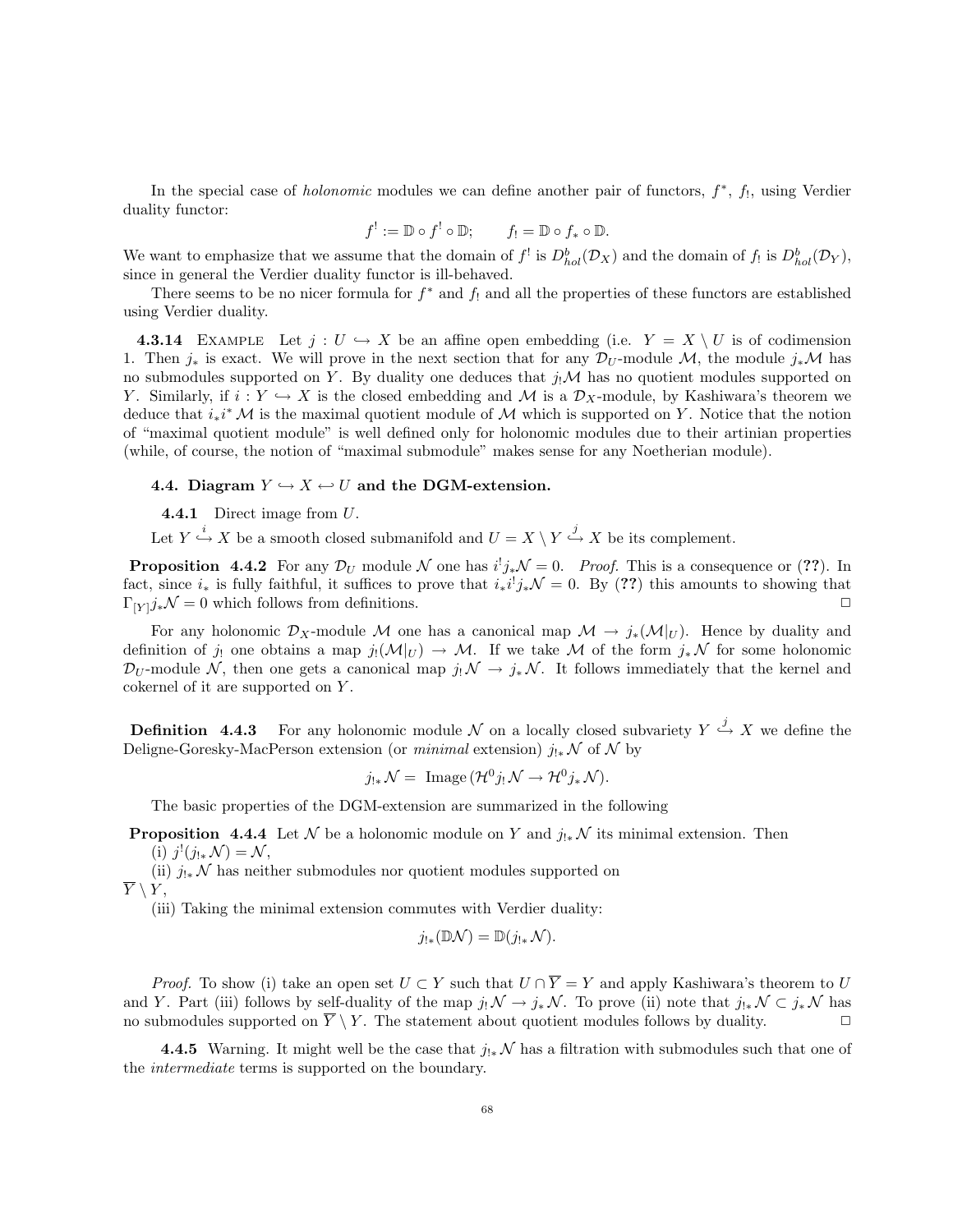In the special case of *holonomic* modules we can define another pair of functors, $f^*$, $f_!$, using Verdier duality functor:

$$f^! := \mathbb{D} \circ f^! \circ \mathbb{D}; \qquad f_! = \mathbb{D} \circ f_* \circ \mathbb{D}.$$

We want to emphasize that we assume that the domain of $f^!$ is $D^b_{hol}(\mathcal{D}_X)$ and the domain of $f_!$ is $D^b_{hol}(\mathcal{D}_Y)$, since in general the Verdier duality functor is ill-behaved.

There seems to be no nicer formula for $f^*$ and $f_!$ and all the properties of these functors are established using Verdier duality.

**4.3.14** Example Let $j : U \hookrightarrow X$ be an affine open embedding (i.e. $Y = X \setminus U$ is of codimension 1. Then $j_*$ is exact. We will prove in the next section that for any $\mathcal{D}_U$-module $\mathcal{M}$, the module $j_*\mathcal{M}$ has no submodules supported on $Y$. By duality one deduces that $j_!\mathcal{M}$ has no quotient modules supported on $Y$. Similarly, if $i : Y \hookrightarrow X$ is the closed embedding and $\mathcal{M}$ is a $\mathcal{D}_X$-module, by Kashiwara's theorem we deduce that $i_*i^*\mathcal{M}$ is the maximal quotient module of $\mathcal{M}$ which is supported on $Y$. Notice that the notion of "maximal quotient module" is well defined only for holonomic modules due to their artinian properties (while, of course, the notion of "maximal submodule" makes sense for any Noetherian module).

### 4.4. Diagram $Y \hookrightarrow X \hookleftarrow U$ and the DGM-extension.

**4.4.1** Direct image from $U$.

Let $Y \overset{i}{\hookrightarrow} X$ be a smooth closed submanifold and $U = X \setminus Y \overset{j}{\hookrightarrow} X$ be its complement.

**Proposition 4.4.2** For any $\mathcal{D}_U$ module $\mathcal{N}$ one has $i^! j_* \mathcal{N} = 0$. *Proof.* This is a consequence or (??). In fact, since $i_*$ is fully faithful, it suffices to prove that $i_* i^! j_* \mathcal{N} = 0$. By (??) this amounts to showing that $\Gamma_{[Y]} j_* \mathcal{N} = 0$ which follows from definitions. □

For any holonomic $\mathcal{D}_X$-module $\mathcal{M}$ one has a canonical map $\mathcal{M} \to j_*(\mathcal{M}|_U)$. Hence by duality and definition of $j_!$ one obtains a map $j_!(\mathcal{M}|_U) \to \mathcal{M}$. If we take $\mathcal{M}$ of the form $j_*\mathcal{N}$ for some holonomic $\mathcal{D}_U$-module $\mathcal{N}$, then one gets a canonical map $j_!\mathcal{N} \to j_*\mathcal{N}$. It follows immediately that the kernel and cokernel of it are supported on $Y$.

**Definition 4.4.3** For any holonomic module $\mathcal{N}$ on a locally closed subvariety $Y \overset{j}{\hookrightarrow} X$ we define the Deligne-Goresky-MacPherson extension (or *minimal* extension) $j_{!*}\mathcal{N}$ of $\mathcal{N}$ by

$$j_{!*}\mathcal{N} = \text{ Image}\,(\mathcal{H}^0 j_! \mathcal{N} \to \mathcal{H}^0 j_* \mathcal{N}).$$

The basic properties of the DGM-extension are summarized in the following

**Proposition 4.4.4** Let $\mathcal{N}$ be a holonomic module on $Y$ and $j_{!*}\mathcal{N}$ its minimal extension. Then

(i) $j^!(j_{!*}\mathcal{N}) = \mathcal{N}$,

(ii) $j_{!*}\mathcal{N}$ has neither submodules nor quotient modules supported on $\overline{Y} \setminus Y$,

(iii) Taking the minimal extension commutes with Verdier duality:

$$j_{!*}(\mathbb{D}\mathcal{N}) = \mathbb{D}(j_{!*}\mathcal{N}).$$

*Proof.* To show (i) take an open set $U \subset Y$ such that $U \cap \overline{Y} = Y$ and apply Kashiwara's theorem to $U$ and $Y$. Part (iii) follows by self-duality of the map $j_!\mathcal{N} \to j_*\mathcal{N}$. To prove (ii) note that $j_{!*}\mathcal{N} \subset j_*\mathcal{N}$ has no submodules supported on $\overline{Y} \setminus Y$. The statement about quotient modules follows by duality. □

**4.4.5** Warning. It might well be the case that $j_{!*}\mathcal{N}$ has a filtration with submodules such that one of the *intermediate* terms is supported on the boundary.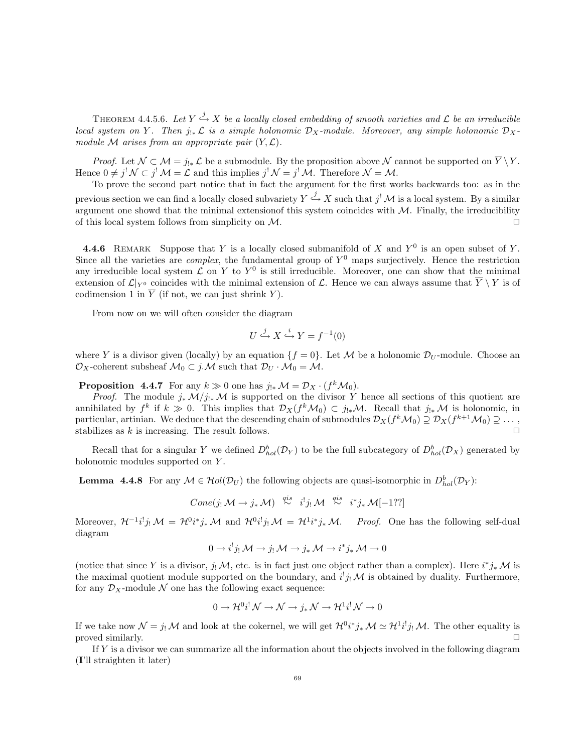THEOREM 4.4.5.6. *Let $Y \overset{j}{\hookrightarrow} X$ be a locally closed embedding of smooth varieties and $\mathcal{L}$ be an irreducible local system on $Y$. Then $j_{!*}\mathcal{L}$ is a simple holonomic $\mathcal{D}_X$-module. Moreover, any simple holonomic $\mathcal{D}_X$-module $\mathcal{M}$ arises from an appropriate pair $(Y, \mathcal{L})$.*

*Proof.* Let $\mathcal{N} \subset \mathcal{M} = j_{!*}\mathcal{L}$ be a submodule. By the proposition above $\mathcal{N}$ cannot be supported on $\overline{Y} \setminus Y$. Hence $0 \neq j^!\mathcal{N} \subset j^!\mathcal{M} = \mathcal{L}$ and this implies $j^!\mathcal{N} = j^!\mathcal{M}$. Therefore $\mathcal{N} = \mathcal{M}$.

To prove the second part notice that in fact the argument for the first works backwards too: as in the previous section we can find a locally closed subvariety $Y \overset{j}{\hookrightarrow} X$ such that $j^!\mathcal{M}$ is a local system. By a similar argument one showd that the minimal extensionof this system coincides with $\mathcal{M}$. Finally, the irreducibility of this local system follows from simplicity on $\mathcal{M}$. □

**4.4.6** REMARK Suppose that $Y$ is a locally closed submanifold of $X$ and $Y^0$ is an open subset of $Y$. Since all the varieties are *complex*, the fundamental group of $Y^0$ maps surjectively. Hence the restriction any irreducible local system $\mathcal{L}$ on $Y$ to $Y^0$ is still irreducible. Moreover, one can show that the minimal extension of $\mathcal{L}|_{Y^0}$ coincides with the minimal extension of $\mathcal{L}$. Hence we can always assume that $\overline{Y} \setminus Y$ is of codimension 1 in $\overline{Y}$ (if not, we can just shrink $Y$).

From now on we will often consider the diagram

$$U \overset{j}{\hookrightarrow} X \overset{i}{\hookleftarrow} Y = f^{-1}(0)$$

where $Y$ is a divisor given (locally) by an equation $\{f = 0\}$. Let $\mathcal{M}$ be a holonomic $\mathcal{D}_U$-module. Choose an $\mathcal{O}_X$-coherent subsheaf $\mathcal{M}_0 \subset j_\cdot\mathcal{M}$ such that $\mathcal{D}_U \cdot \mathcal{M}_0 = \mathcal{M}$.

**Proposition 4.4.7** For any $k \gg 0$ one has $j_{!*}\mathcal{M} = \mathcal{D}_X \cdot (f^k\mathcal{M}_0)$.

*Proof.* The module $j_*\mathcal{M}/j_{!*}\mathcal{M}$ is supported on the divisor $Y$ hence all sections of this quotient are annihilated by $f^k$ if $k \gg 0$. This implies that $\mathcal{D}_X(f^k\mathcal{M}_0) \subset j_{!*}\mathcal{M}$. Recall that $j_{!*}\mathcal{M}$ is holonomic, in particular, artinian. We deduce that the descending chain of submodules $\mathcal{D}_X(f^k\mathcal{M}_0) \supseteq \mathcal{D}_X(f^{k+1}\mathcal{M}_0) \supseteq \dots$, stabilizes as $k$ is increasing. The result follows. □

Recall that for a singular $Y$ we defined $D^b_{hol}(\mathcal{D}_Y)$ to be the full subcategory of $D^b_{hol}(\mathcal{D}_X)$ generated by holonomic modules supported on $Y$.

**Lemma 4.4.8** For any $\mathcal{M} \in \mathcal{H}ol(\mathcal{D}_U)$ the following objects are quasi-isomorphic in $D^b_{hol}(\mathcal{D}_Y)$:

$$Cone(j_!\mathcal{M} \to j_*\mathcal{M}) \overset{qis}{\sim} i^!j_!\mathcal{M} \overset{qis}{\sim} i^*j_*\mathcal{M}[-1??]$$

Moreover, $\mathcal{H}^{-1}i^!j_!\mathcal{M} = \mathcal{H}^0i^*j_*\mathcal{M}$ and $\mathcal{H}^0i^!j_!\mathcal{M} = \mathcal{H}^1i^*j_*\mathcal{M}$. *Proof.* One has the following self-dual diagram

$$0 \to i^!j_!\mathcal{M} \to j_!\mathcal{M} \to j_*\mathcal{M} \to i^*j_*\mathcal{M} \to 0$$

(notice that since $Y$ is a divisor, $j_!\mathcal{M}$, etc. is in fact just one object rather than a complex). Here $i^*j_*\mathcal{M}$ is the maximal quotient module supported on the boundary, and $i^!j_!\mathcal{M}$ is obtained by duality. Furthermore, for any $\mathcal{D}_X$-module $\mathcal{N}$ one has the following exact sequence:

$$0 \to \mathcal{H}^0i^!\mathcal{N} \to \mathcal{N} \to j_*\mathcal{N} \to \mathcal{H}^1i^!\mathcal{N} \to 0$$

If we take now $\mathcal{N} = j_!\mathcal{M}$ and look at the cokernel, we will get $\mathcal{H}^0i^*j_*\mathcal{M} \simeq \mathcal{H}^1i^!j_!\mathcal{M}$. The other equality is proved similarly. □

If $Y$ is a divisor we can summarize all the information about the objects involved in the following diagram (**I**'ll straighten it later)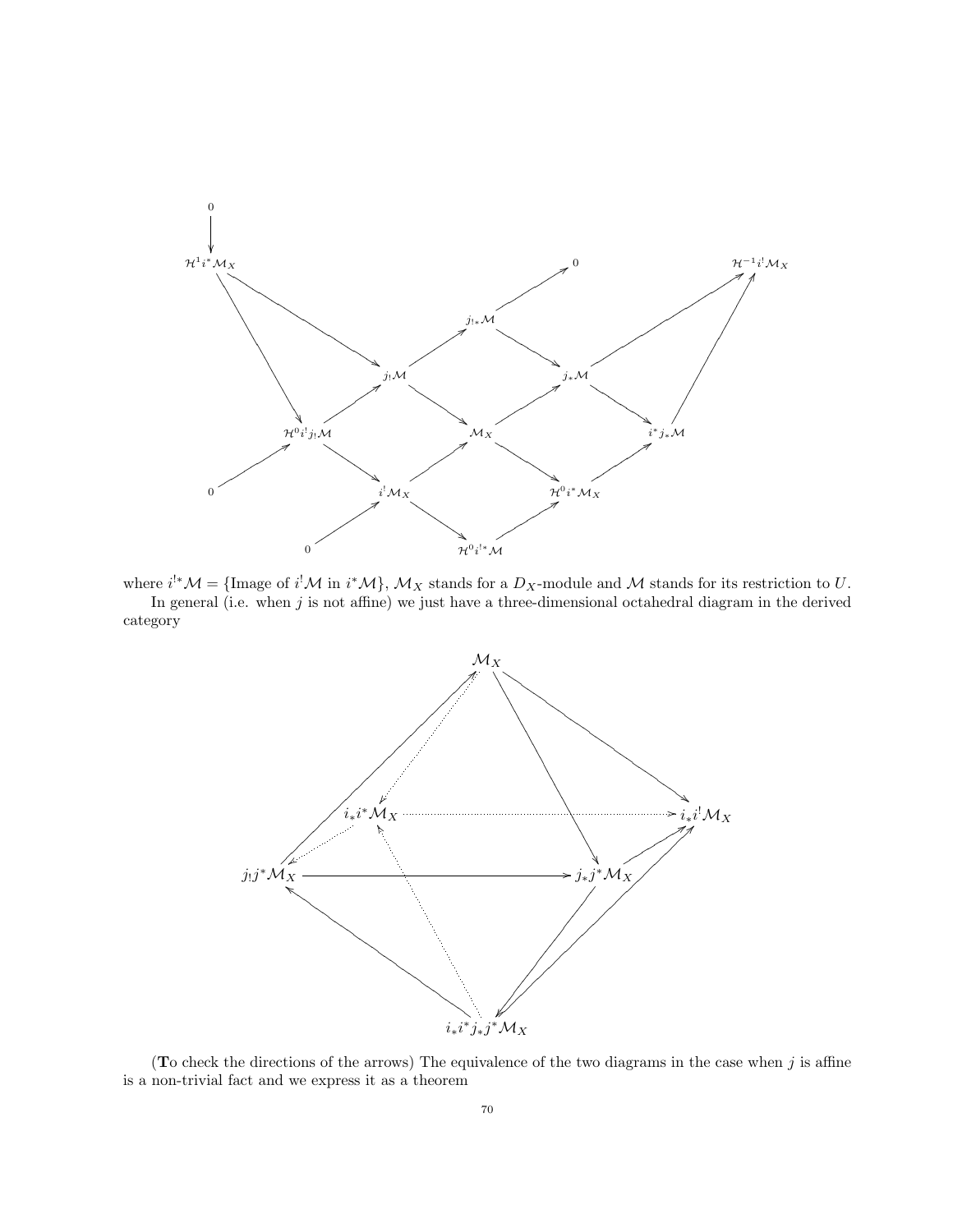where $i^{!*}\mathcal{M} = \{\text{Image of } i^!\mathcal{M} \text{ in } i^*\mathcal{M}\}$, $\mathcal{M}_X$ stands for a $D_X$-module and $\mathcal{M}$ stands for its restriction to $U$.

In general (i.e. when $j$ is not affine) we just have a three-dimensional octahedral diagram in the derived category

(**T**o check the directions of the arrows) The equivalence of the two diagrams in the case when $j$ is affine is a non-trivial fact and we express it as a theorem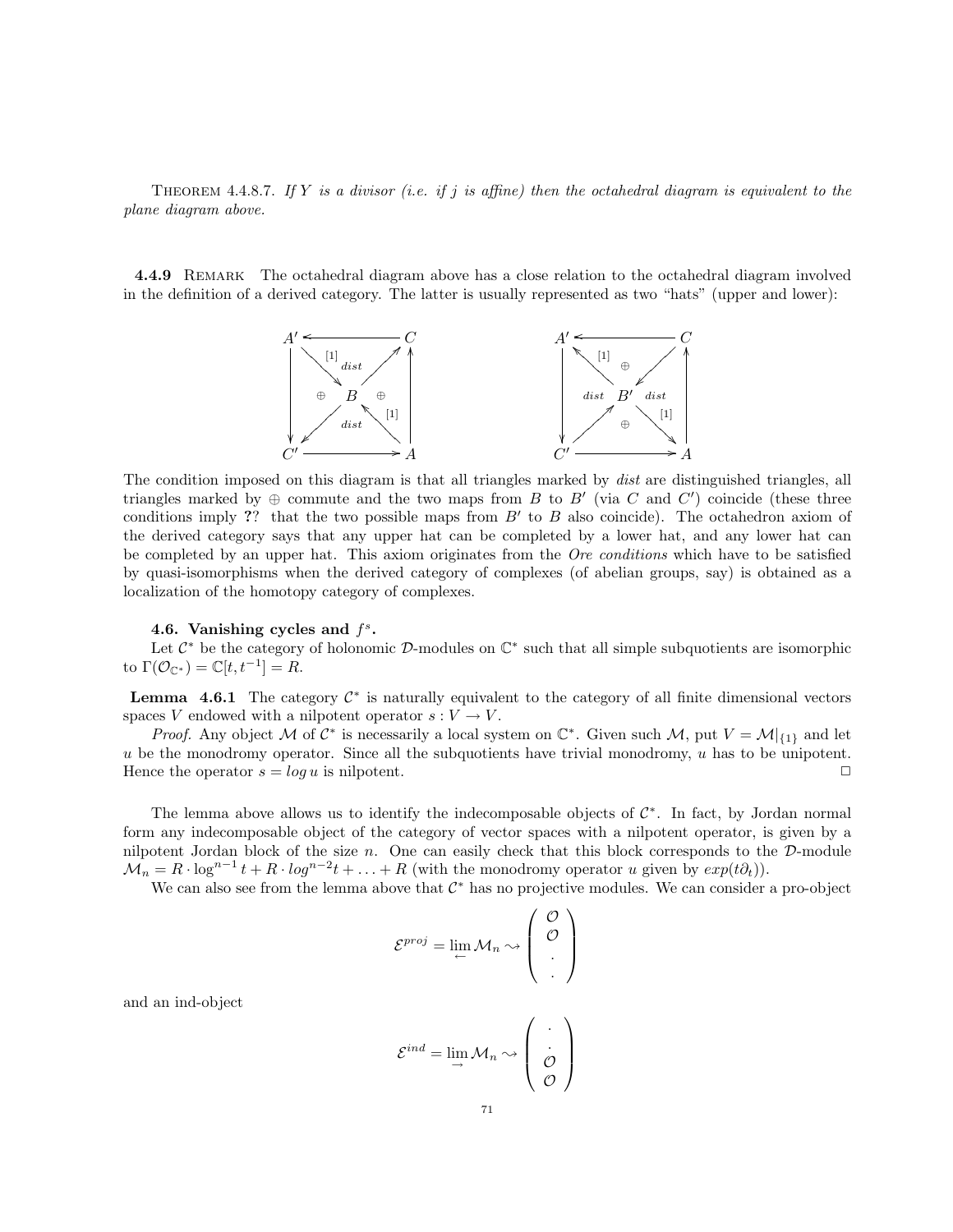Theorem 4.4.8.7. *If $Y$ is a divisor (i.e. if $j$ is affine) then the octahedral diagram is equivalent to the plane diagram above.*

**4.4.9** Remark The octahedral diagram above has a close relation to the octahedral diagram involved in the definition of a derived category. The latter is usually represented as two "hats" (upper and lower):

$$
\begin{array}{ccc}
A' & \longleftarrow & C \\
\downarrow & \overset{[1]}{\searrow}\ \ \textit{dist}\ \ \nearrow & \uparrow \\
 & \oplus \quad B \quad \oplus & \\
\downarrow & \swarrow\ \ \textit{dist}\ \ \overset{[1]}{\nwarrow} & \uparrow \\
C' & \longrightarrow & A
\end{array}
\qquad\qquad
\begin{array}{ccc}
A' & \longleftarrow & C \\
\downarrow & \overset{[1]}{\nwarrow}\ \ \oplus\ \ \swarrow & \uparrow \\
 & \textit{dist} \quad B' \quad \textit{dist} & \\
\downarrow & \nearrow\ \ \oplus\ \ \overset{[1]}{\searrow} & \uparrow \\
C' & \longrightarrow & A
\end{array}
$$

The condition imposed on this diagram is that all triangles marked by *dist* are distinguished triangles, all triangles marked by $\oplus$ commute and the two maps from $B$ to $B'$ (via $C$ and $C'$) coincide (these three conditions imply **??** that the two possible maps from $B'$ to $B$ also coincide). The octahedron axiom of the derived category says that any upper hat can be completed by a lower hat, and any lower hat can be completed by an upper hat. This axiom originates from the *Ore conditions* which have to be satisfied by quasi-isomorphisms when the derived category of complexes (of abelian groups, say) is obtained as a localization of the homotopy category of complexes.

### 4.6. Vanishing cycles and $f^s$.

Let $\mathcal{C}^*$ be the category of holonomic $\mathcal{D}$-modules on $\mathbb{C}^*$ such that all simple subquotients are isomorphic to $\Gamma(\mathcal{O}_{\mathbb{C}^*}) = \mathbb{C}[t, t^{-1}] = R$.

**Lemma 4.6.1** The category $\mathcal{C}^*$ is naturally equivalent to the category of all finite dimensional vectors spaces $V$ endowed with a nilpotent operator $s : V \to V$.

*Proof.* Any object $\mathcal{M}$ of $\mathcal{C}^*$ is necessarily a local system on $\mathbb{C}^*$. Given such $\mathcal{M}$, put $V = \mathcal{M}|_{\{1\}}$ and let $u$ be the monodromy operator. Since all the subquotients have trivial monodromy, $u$ has to be unipotent. Hence the operator $s = log\, u$ is nilpotent. □

The lemma above allows us to identify the indecomposable objects of $\mathcal{C}^*$. In fact, by Jordan normal form any indecomposable object of the category of vector spaces with a nilpotent operator, is given by a nilpotent Jordan block of the size $n$. One can easily check that this block corresponds to the $\mathcal{D}$-module $\mathcal{M}_n = R \cdot \log^{n-1} t + R \cdot log^{n-2} t + \ldots + R$ (with the monodromy operator $u$ given by $exp(t\partial_t)$).

We can also see from the lemma above that $\mathcal{C}^*$ has no projective modules. We can consider a pro-object

$$\mathcal{E}^{proj} = \lim_{\leftarrow} \mathcal{M}_n \rightsquigarrow \begin{pmatrix} \mathcal{O} \\ \mathcal{O} \\ \cdot \\ \cdot \end{pmatrix}$$

and an ind-object

$$\mathcal{E}^{ind} = \lim_{\rightarrow} \mathcal{M}_n \rightsquigarrow \begin{pmatrix} \cdot \\ \cdot \\ \mathcal{O} \\ \mathcal{O} \end{pmatrix}$$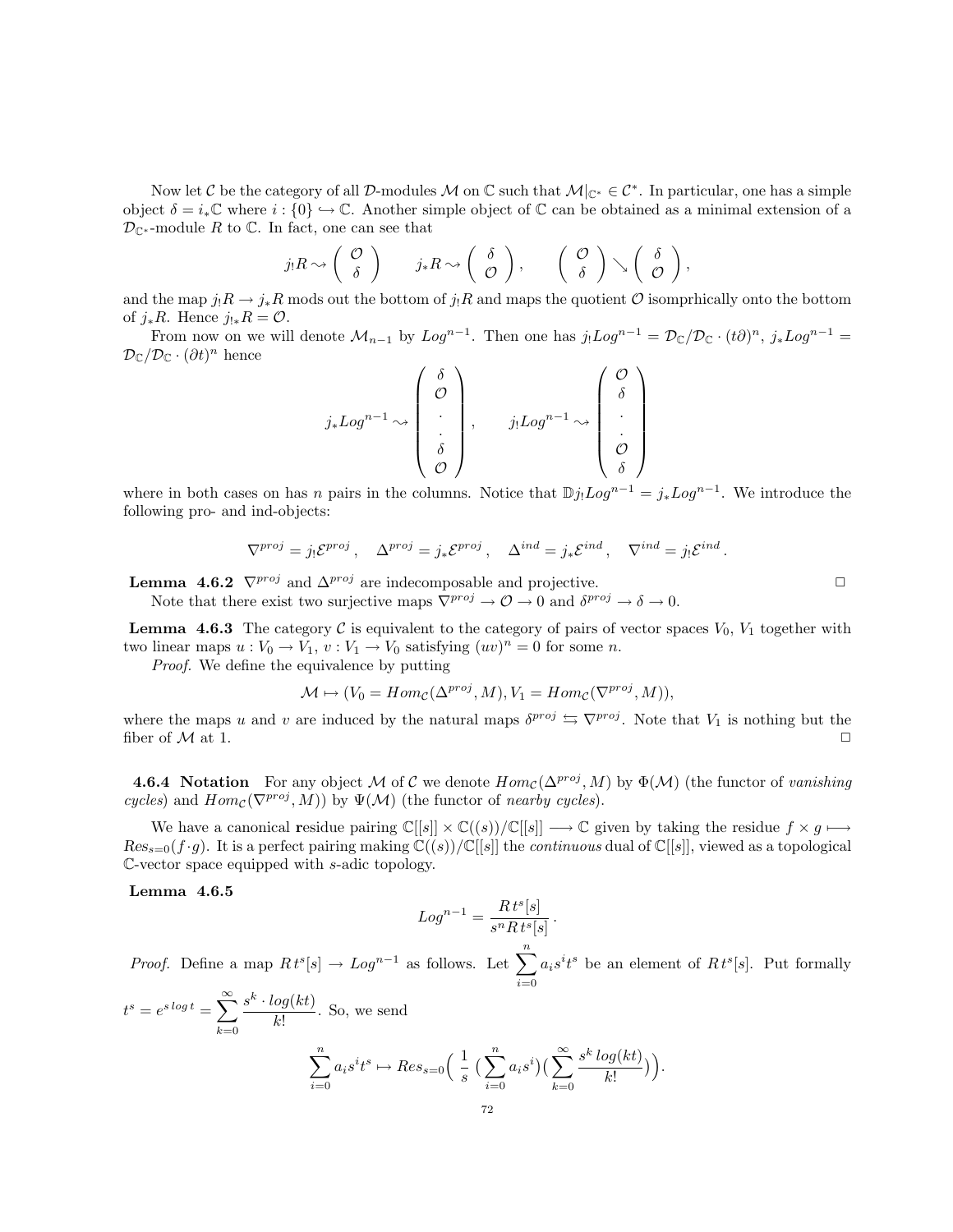Now let $\mathcal{C}$ be the category of all $\mathcal{D}$-modules $\mathcal{M}$ on $\mathbb{C}$ such that $\mathcal{M}|_{\mathbb{C}^*} \in \mathcal{C}^*$. In particular, one has a simple object $\delta = i_*\mathbb{C}$ where $i : \{0\} \hookrightarrow \mathbb{C}$. Another simple object of $\mathbb{C}$ can be obtained as a minimal extension of a $\mathcal{D}_{\mathbb{C}^*}$-module $R$ to $\mathbb{C}$. In fact, one can see that

$$j_!R \rightsquigarrow \begin{pmatrix} \mathcal{O} \\ \delta \end{pmatrix} \qquad j_*R \rightsquigarrow \begin{pmatrix} \delta \\ \mathcal{O} \end{pmatrix}, \qquad \begin{pmatrix} \mathcal{O} \\ \delta \end{pmatrix} \searrow \begin{pmatrix} \delta \\ \mathcal{O} \end{pmatrix},$$

and the map $j_!R \to j_*R$ mods out the bottom of $j_!R$ and maps the quotient $\mathcal{O}$ isomprhically onto the bottom of $j_*R$. Hence $j_{!*}R = \mathcal{O}$.

From now on we will denote $\mathcal{M}_{n-1}$ by $Log^{n-1}$. Then one has $j_!Log^{n-1} = \mathcal{D}_\mathbb{C}/\mathcal{D}_\mathbb{C} \cdot (t\partial)^n$, $j_*Log^{n-1} = \mathcal{D}_\mathbb{C}/\mathcal{D}_\mathbb{C} \cdot (\partial t)^n$ hence

$$j_*Log^{n-1} \rightsquigarrow \begin{pmatrix} \delta \\ \mathcal{O} \\ \cdot \\ \cdot \\ \delta \\ \mathcal{O} \end{pmatrix}, \qquad j_!Log^{n-1} \rightsquigarrow \begin{pmatrix} \mathcal{O} \\ \delta \\ \cdot \\ \cdot \\ \mathcal{O} \\ \delta \end{pmatrix}$$

where in both cases on has $n$ pairs in the columns. Notice that $\mathbb{D}j_!Log^{n-1} = j_*Log^{n-1}$. We introduce the following pro- and ind-objects:

$$\nabla^{proj} = j_!\mathcal{E}^{proj}, \quad \Delta^{proj} = j_*\mathcal{E}^{proj}, \quad \Delta^{ind} = j_*\mathcal{E}^{ind}, \quad \nabla^{ind} = j_!\mathcal{E}^{ind}.$$

**Lemma 4.6.2** $\nabla^{proj}$ and $\Delta^{proj}$ are indecomposable and projective. □

Note that there exist two surjective maps $\nabla^{proj} \to \mathcal{O} \to 0$ and $\delta^{proj} \to \delta \to 0$.

**Lemma 4.6.3** The category $\mathcal{C}$ is equivalent to the category of pairs of vector spaces $V_0$, $V_1$ together with two linear maps $u : V_0 \to V_1$, $v : V_1 \to V_0$ satisfying $(uv)^n = 0$ for some $n$.

*Proof.* We define the equivalence by putting

$$\mathcal{M} \mapsto (V_0 = Hom_\mathcal{C}(\Delta^{proj}, M), V_1 = Hom_\mathcal{C}(\nabla^{proj}, M)),$$

where the maps $u$ and $v$ are induced by the natural maps $\delta^{proj} \leftrightarrows \nabla^{proj}$. Note that $V_1$ is nothing but the fiber of $\mathcal{M}$ at 1. □

**4.6.4 Notation** For any object $\mathcal{M}$ of $\mathcal{C}$ we denote $Hom_\mathcal{C}(\Delta^{proj}, M)$ by $\Phi(\mathcal{M})$ (the functor of *vanishing cycles*) and $Hom_\mathcal{C}(\nabla^{proj}, M))$ by $\Psi(\mathcal{M})$ (the functor of *nearby cycles*).

We have a canonical **r**esidue pairing $\mathbb{C}[[s]] \times \mathbb{C}((s))/\mathbb{C}[[s]] \longrightarrow \mathbb{C}$ given by taking the residue $f \times g \longmapsto Res_{s=0}(f \cdot g)$. It is a perfect pairing making $\mathbb{C}((s))/\mathbb{C}[[s]]$ the *continuous* dual of $\mathbb{C}[[s]]$, viewed as a topological $\mathbb{C}$-vector space equipped with $s$-adic topology.

**Lemma 4.6.5**

$$Log^{n-1} = \frac{R\,t^s[s]}{s^n R\,t^s[s]}.$$

*Proof.* Define a map $R\,t^s[s] \to Log^{n-1}$ as follows. Let $\sum_{i=0}^{n} a_i s^i t^s$ be an element of $R\,t^s[s]$. Put formally $t^s = e^{s\,log\,t} = \sum_{k=0}^{\infty} \frac{s^k \cdot log(kt)}{k!}$. So, we send

$$\sum_{i=0}^{n} a_i s^i t^s \mapsto Res_{s=0}\Big( \frac{1}{s} \, (\sum_{i=0}^{n} a_i s^i)(\sum_{k=0}^{\infty} \frac{s^k \, log(kt)}{k!}) \Big).$$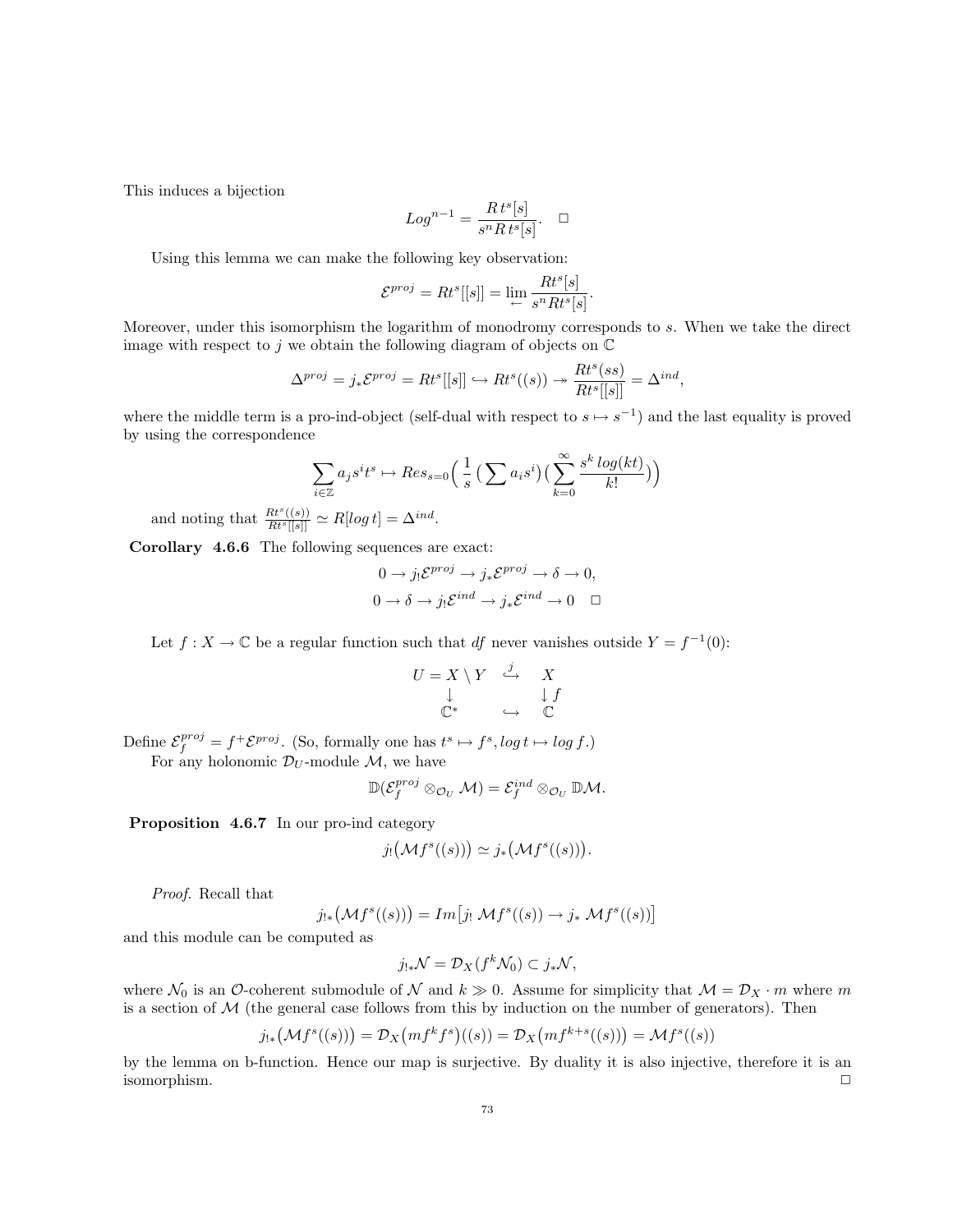This induces a bijection

$$Log^{n-1} = \frac{R\,t^s[s]}{s^n R\,t^s[s]}. \quad \square$$

Using this lemma we can make the following key observation:

$$\mathcal{E}^{proj} = Rt^s[[s]] = \lim_{\leftarrow} \frac{Rt^s[s]}{s^n Rt^s[s]}.$$

Moreover, under this isomorphism the logarithm of monodromy corresponds to $s$. When we take the direct image with respect to $j$ we obtain the following diagram of objects on $\mathbb{C}$

$$\Delta^{proj} = j_* \mathcal{E}^{proj} = Rt^s[[s]] \hookrightarrow Rt^s((s)) \twoheadrightarrow \frac{Rt^s(ss)}{Rt^s[[s]]} = \Delta^{ind},$$

where the middle term is a pro-ind-object (self-dual with respect to $s \mapsto s^{-1}$) and the last equality is proved by using the correspondence

$$\sum_{i \in \mathbb{Z}} a_j s^i t^s \mapsto Res_{s=0}\Big(\frac{1}{s}\big(\sum a_i s^i\big)\big(\sum_{k=0}^{\infty} \frac{s^k\, log(kt)}{k!}\big)\Big)$$

and noting that $\frac{Rt^s((s))}{Rt^s[[s]]} \simeq R[log\, t] = \Delta^{ind}$.

**Corollary 4.6.6** The following sequences are exact:

$$0 \to j_! \mathcal{E}^{proj} \to j_* \mathcal{E}^{proj} \to \delta \to 0,$$
$$0 \to \delta \to j_! \mathcal{E}^{ind} \to j_* \mathcal{E}^{ind} \to 0 \quad \square$$

Let $f : X \to \mathbb{C}$ be a regular function such that $df$ never vanishes outside $Y = f^{-1}(0)$:

$$\begin{array}{ccc} U = X \setminus Y & \stackrel{j}{\hookrightarrow} & X \\ \downarrow & & \downarrow f \\ \mathbb{C}^* & \hookrightarrow & \mathbb{C} \end{array}$$

Define $\mathcal{E}_f^{proj} = f^+ \mathcal{E}^{proj}$. (So, formally one has $t^s \mapsto f^s, log\, t \mapsto log\, f$.)

For any holonomic $\mathcal{D}_U$-module $\mathcal{M}$, we have

$$\mathbb{D}(\mathcal{E}_f^{proj} \otimes_{\mathcal{O}_U} \mathcal{M}) = \mathcal{E}_f^{ind} \otimes_{\mathcal{O}_U} \mathbb{D}\mathcal{M}.$$

**Proposition 4.6.7** In our pro-ind category

$$j_!\big(\mathcal{M} f^s((s))\big) \simeq j_*\big(\mathcal{M} f^s((s))\big).$$

*Proof.* Recall that

$$j_{!*}\big(\mathcal{M} f^s((s))\big) = Im\big[j_!\, \mathcal{M} f^s((s)) \to j_*\, \mathcal{M} f^s((s))\big]$$

and this module can be computed as

$$j_{!*}\mathcal{N} = \mathcal{D}_X(f^k \mathcal{N}_0) \subset j_* \mathcal{N},$$

where $\mathcal{N}_0$ is an $\mathcal{O}$-coherent submodule of $\mathcal{N}$ and $k \gg 0$. Assume for simplicity that $\mathcal{M} = \mathcal{D}_X \cdot m$ where $m$ is a section of $\mathcal{M}$ (the general case follows from this by induction on the number of generators). Then

$$j_{!*}\big(\mathcal{M} f^s((s))\big) = \mathcal{D}_X\big(m f^k f^s\big)((s)) = \mathcal{D}_X\big(m f^{k+s}((s))\big) = \mathcal{M} f^s((s))$$

by the lemma on b-function. Hence our map is surjective. By duality it is also injective, therefore it is an isomorphism. $\square$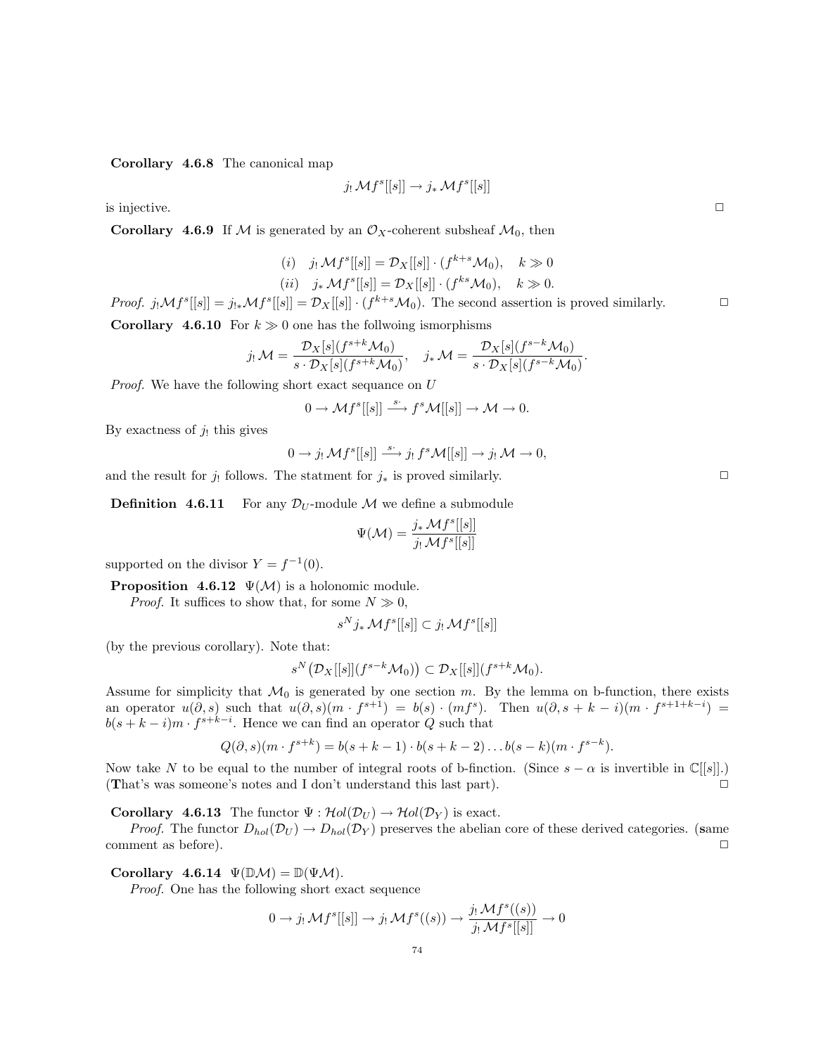**Corollary 4.6.8** The canonical map

$$j_! \mathcal{M} f^s[[s]] \to j_* \mathcal{M} f^s[[s]]$$

is injective. $\square$

**Corollary 4.6.9** If $\mathcal{M}$ is generated by an $\mathcal{O}_X$-coherent subsheaf $\mathcal{M}_0$, then

$$(i) \quad j_! \mathcal{M} f^s[[s]] = \mathcal{D}_X[[s]] \cdot (f^{k+s}\mathcal{M}_0), \quad k \gg 0$$
$$(ii) \quad j_* \mathcal{M} f^s[[s]] = \mathcal{D}_X[[s]] \cdot (f^{ks}\mathcal{M}_0), \quad k \gg 0.$$

*Proof.* $j_! \mathcal{M} f^s[[s]] = j_{!*} \mathcal{M} f^s[[s]] = \mathcal{D}_X[[s]] \cdot (f^{k+s}\mathcal{M}_0)$. The second assertion is proved similarly. $\square$

**Corollary 4.6.10** For $k \gg 0$ one has the follwoing ismorphisms

$$j_! \mathcal{M} = \frac{\mathcal{D}_X[s](f^{s+k}\mathcal{M}_0)}{s \cdot \mathcal{D}_X[s](f^{s+k}\mathcal{M}_0)}, \quad j_* \mathcal{M} = \frac{\mathcal{D}_X[s](f^{s-k}\mathcal{M}_0)}{s \cdot \mathcal{D}_X[s](f^{s-k}\mathcal{M}_0)}.$$

*Proof.* We have the following short exact sequance on $U$

$$0 \to \mathcal{M} f^s[[s]] \xrightarrow{s \cdot} f^s \mathcal{M}[[s]] \to \mathcal{M} \to 0.$$

By exactness of $j_!$ this gives

$$0 \to j_! \mathcal{M} f^s[[s]] \xrightarrow{s \cdot} j_! f^s \mathcal{M}[[s]] \to j_! \mathcal{M} \to 0,$$

and the result for $j_!$ follows. The statment for $j_*$ is proved similarly. $\square$

**Definition 4.6.11** For any $\mathcal{D}_U$-module $\mathcal{M}$ we define a submodule

$$\Psi(\mathcal{M}) = \frac{j_* \mathcal{M} f^s[[s]]}{j_! \mathcal{M} f^s[[s]]}$$

supported on the divisor $Y = f^{-1}(0)$.

**Proposition 4.6.12** $\Psi(\mathcal{M})$ is a holonomic module.

*Proof.* It suffices to show that, for some $N \gg 0$,

$$s^N j_* \mathcal{M} f^s[[s]] \subset j_! \mathcal{M} f^s[[s]]$$

(by the previous corollary). Note that:

$$s^N \big(\mathcal{D}_X[[s]](f^{s-k}\mathcal{M}_0)\big) \subset \mathcal{D}_X[[s]](f^{s+k}\mathcal{M}_0).$$

Assume for simplicity that $\mathcal{M}_0$ is generated by one section $m$. By the lemma on b-function, there exists an operator $u(\partial, s)$ such that $u(\partial, s)(m \cdot f^{s+1}) = b(s) \cdot (mf^s)$. Then $u(\partial, s+k-i)(m \cdot f^{s+1+k-i}) = b(s+k-i)m \cdot f^{s+k-i}$. Hence we can find an operator $Q$ such that

$$Q(\partial, s)(m \cdot f^{s+k}) = b(s+k-1) \cdot b(s+k-2) \ldots b(s-k)(m \cdot f^{s-k}).$$

Now take $N$ to be equal to the number of integral roots of b-finction. (Since $s - \alpha$ is invertible in $\mathbb{C}[[s]]$.) (**T**hat's was someone's notes and I don't understand this last part). $\square$

**Corollary 4.6.13** The functor $\Psi : \mathcal{H}ol(\mathcal{D}_U) \to \mathcal{H}ol(\mathcal{D}_Y)$ is exact.

*Proof.* The functor $D_{hol}(\mathcal{D}_U) \to D_{hol}(\mathcal{D}_Y)$ preserves the abelian core of these derived categories. (**s**ame comment as before). $\square$

**Corollary 4.6.14** $\Psi(\mathbb{D}\mathcal{M}) = \mathbb{D}(\Psi\mathcal{M})$.

*Proof.* One has the following short exact sequence

$$0 \to j_! \mathcal{M} f^s[[s]] \to j_! \mathcal{M} f^s((s)) \to \frac{j_! \mathcal{M} f^s((s))}{j_! \mathcal{M} f^s[[s]]} \to 0$$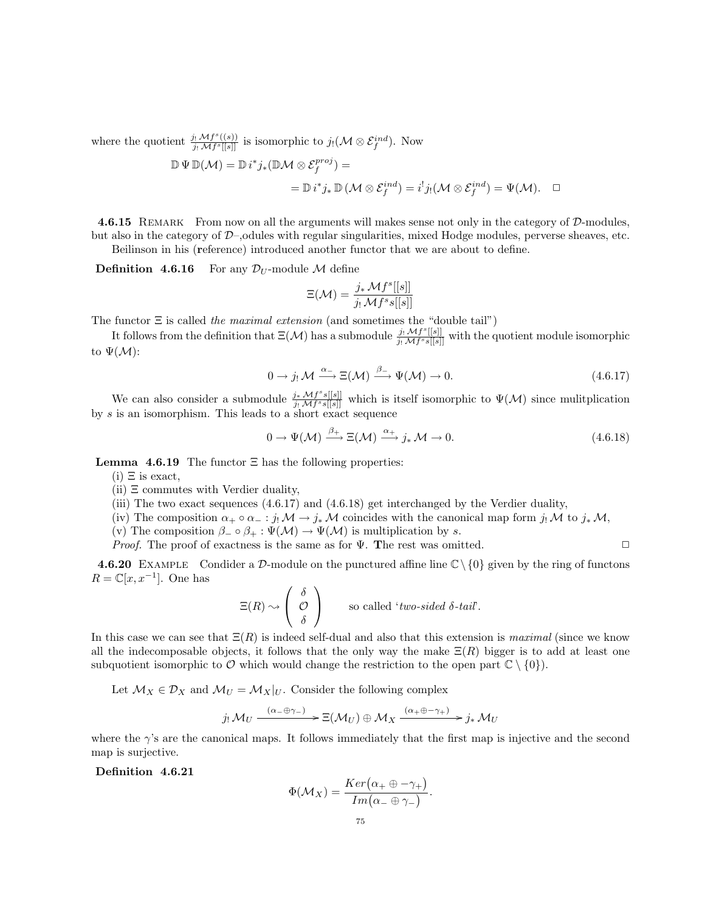where the quotient $\frac{j_! \mathcal{M} f^s((s))}{j_! \mathcal{M} f^s[[s]]}$ is isomorphic to $j_!(\mathcal{M} \otimes \mathcal{E}_f^{ind})$. Now

$$\mathbb{D}\, \Psi\, \mathbb{D}(\mathcal{M}) = \mathbb{D}\, i^* j_* (\mathbb{D}\mathcal{M} \otimes \mathcal{E}_f^{proj}) =$$

$$= \mathbb{D}\, i^* j_*\, \mathbb{D}\, (\mathcal{M} \otimes \mathcal{E}_f^{ind}) = i^! j_! (\mathcal{M} \otimes \mathcal{E}_f^{ind}) = \Psi(\mathcal{M}). \quad \square$$

**4.6.15** Remark From now on all the arguments will makes sense not only in the category of $\mathcal{D}$-modules, but also in the category of $\mathcal{D}$–,odules with regular singularities, mixed Hodge modules, perverse sheaves, etc.

Beilinson in his (**r**eference) introduced another functor that we are about to define.

**Definition 4.6.16** For any $\mathcal{D}_U$-module $\mathcal{M}$ define

$$\Xi(\mathcal{M}) = \frac{j_* \mathcal{M} f^s[[s]]}{j_! \mathcal{M} f^s s[[s]]}$$

The functor $\Xi$ is called *the maximal extension* (and sometimes the "double tail")

It follows from the definition that $\Xi(\mathcal{M})$ has a submodule $\frac{j_! \mathcal{M} f^s[[s]]}{j_! \mathcal{M} f^s s[[s]]}$ with the quotient module isomorphic to $\Psi(\mathcal{M})$:

$$0 \to j_! \mathcal{M} \xrightarrow{\alpha_-} \Xi(\mathcal{M}) \xrightarrow{\beta_-} \Psi(\mathcal{M}) \to 0. \tag{4.6.17}$$

We can also consider a submodule $\frac{j_* \mathcal{M} f^s s[[s]]}{j_! \mathcal{M} f^s s[[s]]}$ which is itself isomorphic to $\Psi(\mathcal{M})$ since mulitplication by $s$ is an isomorphism. This leads to a short exact sequence

$$0 \to \Psi(\mathcal{M}) \xrightarrow{\beta_+} \Xi(\mathcal{M}) \xrightarrow{\alpha_+} j_* \mathcal{M} \to 0. \tag{4.6.18}$$

**Lemma 4.6.19** The functor $\Xi$ has the following properties:

(i) $\Xi$ is exact,

(ii) $\Xi$ commutes with Verdier duality,

(iii) The two exact sequences (4.6.17) and (4.6.18) get interchanged by the Verdier duality,

(iv) The composition $\alpha_+ \circ \alpha_- : j_! \mathcal{M} \to j_* \mathcal{M}$ coincides with the canonical map form $j_! \mathcal{M}$ to $j_* \mathcal{M}$,

(v) The composition $\beta_- \circ \beta_+ : \Psi(\mathcal{M}) \to \Psi(\mathcal{M})$ is multiplication by $s$.

*Proof.* The proof of exactness is the same as for $\Psi$. **T**he rest was omitted. $\square$

**4.6.20** Example Condider a $\mathcal{D}$-module on the punctured affine line $\mathbb{C} \setminus \{0\}$ given by the ring of functons $R = \mathbb{C}[x, x^{-1}]$. One has

$$\Xi(R) \rightsquigarrow \begin{pmatrix} \delta \\ \mathcal{O} \\ \delta \end{pmatrix} \qquad \text{so called '}\textit{two-sided } \delta\textit{-tail}\text{'.}$$

In this case we can see that $\Xi(R)$ is indeed self-dual and also that this extension is *maximal* (since we know all the indecomposable objects, it follows that the only way the make $\Xi(R)$ bigger is to add at least one subquotient isomorphic to $\mathcal{O}$ which would change the restriction to the open part $\mathbb{C} \setminus \{0\}$).

Let $\mathcal{M}_X \in \mathcal{D}_X$ and $\mathcal{M}_U = \mathcal{M}_X|_U$. Consider the following complex

$$j_! \mathcal{M}_U \xrightarrow{(\alpha_- \oplus \gamma_-)} \Xi(\mathcal{M}_U) \oplus \mathcal{M}_X \xrightarrow{(\alpha_+ \oplus -\gamma_+)} j_* \mathcal{M}_U$$

where the $\gamma$'s are the canonical maps. It follows immediately that the first map is injective and the second map is surjective.

**Definition 4.6.21**

$$\Phi(\mathcal{M}_X) = \frac{Ker\big(\alpha_+ \oplus -\gamma_+\big)}{Im\big(\alpha_- \oplus \gamma_-\big)}.$$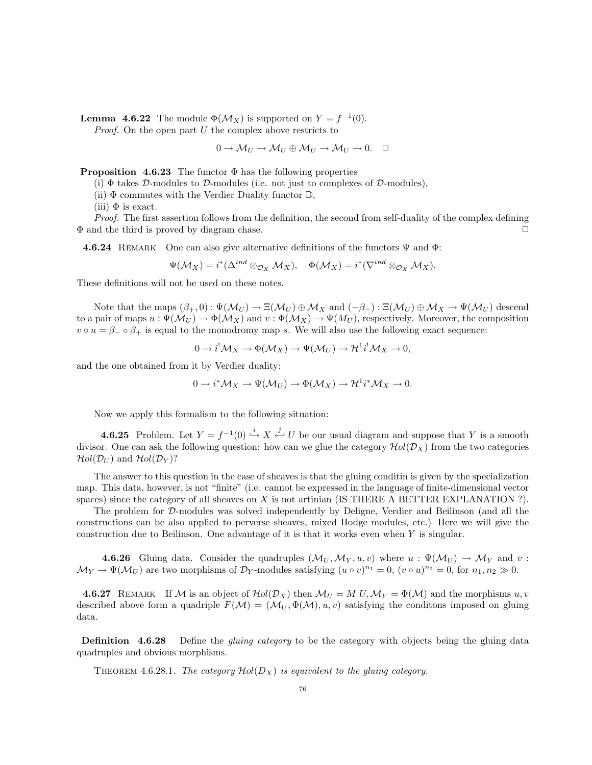**Lemma 4.6.22** The module $\Phi(\mathcal{M}_X)$ is supported on $Y = f^{-1}(0)$.

*Proof.* On the open part $U$ the complex above restricts to

$$0 \to \mathcal{M}_U \to \mathcal{M}_U \oplus \mathcal{M}_U \to \mathcal{M}_U \to 0. \quad \square$$

**Proposition 4.6.23** The functor $\Phi$ has the following properties

(i) $\Phi$ takes $\mathcal{D}$-modules to $\mathcal{D}$-modules (i.e. not just to complexes of $\mathcal{D}$-modules),

(ii) $\Phi$ commutes with the Verdier Duality functor $\mathbb{D}$,

(iii) $\Phi$ is exact.

*Proof.* The first assertion follows from the definition, the second from self-duality of the complex defining $\Phi$ and the third is proved by diagram chase. $\square$

**4.6.24** Remark One can also give alternative definitions of the functors $\Psi$ and $\Phi$:

$$\Psi(\mathcal{M}_X) = i^*(\Delta^{ind} \otimes_{\mathcal{O}_X} \mathcal{M}_X), \quad \Phi(\mathcal{M}_X) = i^*(\nabla^{ind} \otimes_{\mathcal{O}_X} \mathcal{M}_X).$$

These definitions will not be used on these notes.

Note that the maps $(\beta_+, 0) : \Psi(\mathcal{M}_U) \to \Xi(\mathcal{M}_U) \oplus \mathcal{M}_X$ and $(-\beta_-) : \Xi(\mathcal{M}_U) \oplus \mathcal{M}_X \to \Psi(\mathcal{M}_U)$ descend to a pair of maps $u : \Psi(\mathcal{M}_U) \to \Phi(\mathcal{M}_X)$ and $v : \Phi(\mathcal{M}_X) \to \Psi(M_U)$, respectively. Moreover, the composition $v \circ u = \beta_- \circ \beta_+$ is equal to the monodromy map $s$. We will also use the following exact sequence:

$$0 \to i^! \mathcal{M}_X \to \Phi(\mathcal{M}_X) \to \Psi(\mathcal{M}_U) \to \mathcal{H}^1 i^! \mathcal{M}_X \to 0,$$

and the one obtained from it by Verdier duality:

$$0 \to i^* \mathcal{M}_X \to \Psi(\mathcal{M}_U) \to \Phi(\mathcal{M}_X) \to \mathcal{H}^1 i^* \mathcal{M}_X \to 0.$$

Now we apply this formalism to the following situation:

**4.6.25** Problem. Let $Y = f^{-1}(0) \overset{i}{\hookrightarrow} X \overset{j}{\hookleftarrow} U$ be our usual diagram and suppose that $Y$ is a smooth divisor. One can ask the following question: how can we glue the category $\mathcal{H}ol(\mathcal{D}_X)$ from the two categories $\mathcal{H}ol(\mathcal{D}_U)$ and $\mathcal{H}ol(\mathcal{D}_Y)$?

The answer to this question in the case of sheaves is that the gluing conditin is given by the specialization map. This data, however, is not "finite" (i.e. cannot be expressed in the language of finite-dimensional vector spaces) since the category of all sheaves on $X$ is not artinian (IS THERE A BETTER EXPLANATION ?).

The problem for $\mathcal{D}$-modules was solved independently by Deligne, Verdier and Beilinson (and all the constructions can be also applied to perverse sheaves, mixed Hodge modules, etc.) Here we will give the construction due to Beilinson. One advantage of it is that it works even when $Y$ is singular.

**4.6.26** Gluing data. Consider the quadruples $(\mathcal{M}_U, \mathcal{M}_Y, u, v)$ where $u : \Psi(\mathcal{M}_U) \to \mathcal{M}_Y$ and $v : \mathcal{M}_Y \to \Psi(\mathcal{M}_U)$ are two morphisms of $\mathcal{D}_Y$-modules satisfying $(u \circ v)^{n_1} = 0$, $(v \circ u)^{n_2} = 0$, for $n_1, n_2 \gg 0$.

**4.6.27** Remark If $\mathcal{M}$ is an object of $\mathcal{H}ol(\mathcal{D}_X)$ then $\mathcal{M}_U = M|U, \mathcal{M}_Y = \Phi(\mathcal{M})$ and the morphisms $u, v$ described above form a quadriple $F(\mathcal{M}) = (\mathcal{M}_U, \Phi(\mathcal{M}), u, v)$ satisfying the conditons imposed on gluing data.

**Definition 4.6.28** Define the *gluing category* to be the category with objects being the gluing data quadruples and obvious morphisms.

Theorem 4.6.28.1. *The category $\mathcal{H}ol(D_X)$ is equivalent to the gluing category.*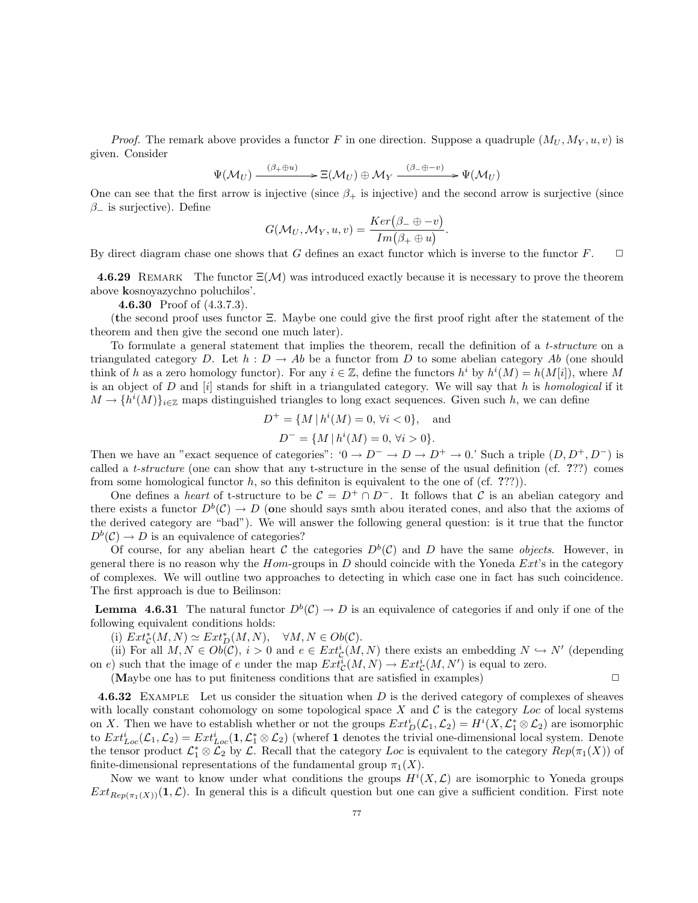*Proof.* The remark above provides a functor $F$ in one direction. Suppose a quadruple $(M_U, M_Y, u, v)$ is given. Consider

$$\Psi(\mathcal{M}_U) \xrightarrow{(\beta_+ \oplus u)} \Xi(\mathcal{M}_U) \oplus \mathcal{M}_Y \xrightarrow{(\beta_- \oplus -v)} \Psi(\mathcal{M}_U)$$

One can see that the first arrow is injective (since $\beta_+$ is injective) and the second arrow is surjective (since $\beta_-$ is surjective). Define

$$G(\mathcal{M}_U, \mathcal{M}_Y, u, v) = \frac{Ker\big(\beta_- \oplus -v\big)}{Im\big(\beta_+ \oplus u\big)}.$$

By direct diagram chase one shows that $G$ defines an exact functor which is inverse to the functor $F$. $\square$

**4.6.29** REMARK The functor $\Xi(\mathcal{M})$ was introduced exactly because it is necessary to prove the theorem above **k**osnoyazychno poluchilos'.

**4.6.30** Proof of (4.3.7.3).

(**t**he second proof uses functor $\Xi$. Maybe one could give the first proof right after the statement of the theorem and then give the second one much later).

To formulate a general statement that implies the theorem, recall the definition of a *t-structure* on a triangulated category $D$. Let $h : D \to Ab$ be a functor from $D$ to some abelian category $Ab$ (one should think of $h$ as a zero homology functor). For any $i \in \mathbb{Z}$, define the functors $h^i$ by $h^i(M) = h(M[i])$, where $M$ is an object of $D$ and $[i]$ stands for shift in a triangulated category. We will say that $h$ is *homological* if it $M \to \{h^i(M)\}_{i \in \mathbb{Z}}$ maps distinguished triangles to long exact sequences. Given such $h$, we can define

$$D^+ = \{M \,|\, h^i(M) = 0, \, \forall i < 0\}, \quad \text{and}$$
$$D^- = \{M \,|\, h^i(M) = 0, \, \forall i > 0\}.$$

Then we have an "exact sequence of categories": '$0 \to D^- \to D \to D^+ \to 0$.' Such a triple $(D, D^+, D^-)$ is called a *t-structure* (one can show that any t-structure in the sense of the usual definition (cf. **?**??) comes from some homological functor $h$, so this definiton is equivalent to the one of (cf. **?**??)).

One defines a *heart* of t-structure to be $\mathcal{C} = D^+ \cap D^-$. It follows that $\mathcal{C}$ is an abelian category and there exists a functor $D^b(\mathcal{C}) \to D$ (**o**ne should says smth abou iterated cones, and also that the axioms of the derived category are "bad"). We will answer the following general question: is it true that the functor $D^b(\mathcal{C}) \to D$ is an equivalence of categories?

Of course, for any abelian heart $\mathcal{C}$ the categories $D^b(\mathcal{C})$ and $D$ have the same *objects*. However, in general there is no reason why the *Hom*-groups in $D$ should coincide with the Yoneda *Ext*'s in the category of complexes. We will outline two approaches to detecting in which case one in fact has such coincidence. The first approach is due to Beilinson:

**Lemma 4.6.31** The natural functor $D^b(\mathcal{C}) \to D$ is an equivalence of categories if and only if one of the following equivalent conditions holds:

(i) $Ext^*_{\mathcal{C}}(M, N) \simeq Ext^*_D(M, N), \quad \forall M, N \in Ob(\mathcal{C})$.

(ii) For all $M, N \in Ob(\mathcal{C})$, $i > 0$ and $e \in Ext^i_{\mathcal{C}}(M, N)$ there exists an embedding $N \hookrightarrow N'$ (depending on $e$) such that the image of $e$ under the map $Ext^i_{\mathcal{C}}(M, N) \to Ext^i_{\mathcal{C}}(M, N')$ is equal to zero.

(**M**aybe one has to put finiteness conditions that are satisfied in examples) $\square$

**4.6.32** EXAMPLE Let us consider the situation when $D$ is the derived category of complexes of sheaves with locally constant cohomology on some topological space $X$ and $\mathcal{C}$ is the category *Loc* of local systems on $X$. Then we have to establish whether or not the groups $Ext^i_D(\mathcal{L}_1, \mathcal{L}_2) = H^i(X, \mathcal{L}_1^* \otimes \mathcal{L}_2)$ are isomorphic to $Ext^i_{Loc}(\mathcal{L}_1, \mathcal{L}_2) = Ext^i_{Loc}(\mathbf{1}, \mathcal{L}_1^* \otimes \mathcal{L}_2)$ (wheref $\mathbf{1}$ denotes the trivial one-dimensional local system. Denote the tensor product $\mathcal{L}_1^* \otimes \mathcal{L}_2$ by $\mathcal{L}$. Recall that the category *Loc* is equivalent to the category $Rep(\pi_1(X))$ of finite-dimensional representations of the fundamental group $\pi_1(X)$.

Now we want to know under what conditions the groups $H^i(X, \mathcal{L})$ are isomorphic to Yoneda groups $Ext_{Rep(\pi_1(X))}(\mathbf{1}, \mathcal{L})$. In general this is a dificult question but one can give a sufficient condition. First note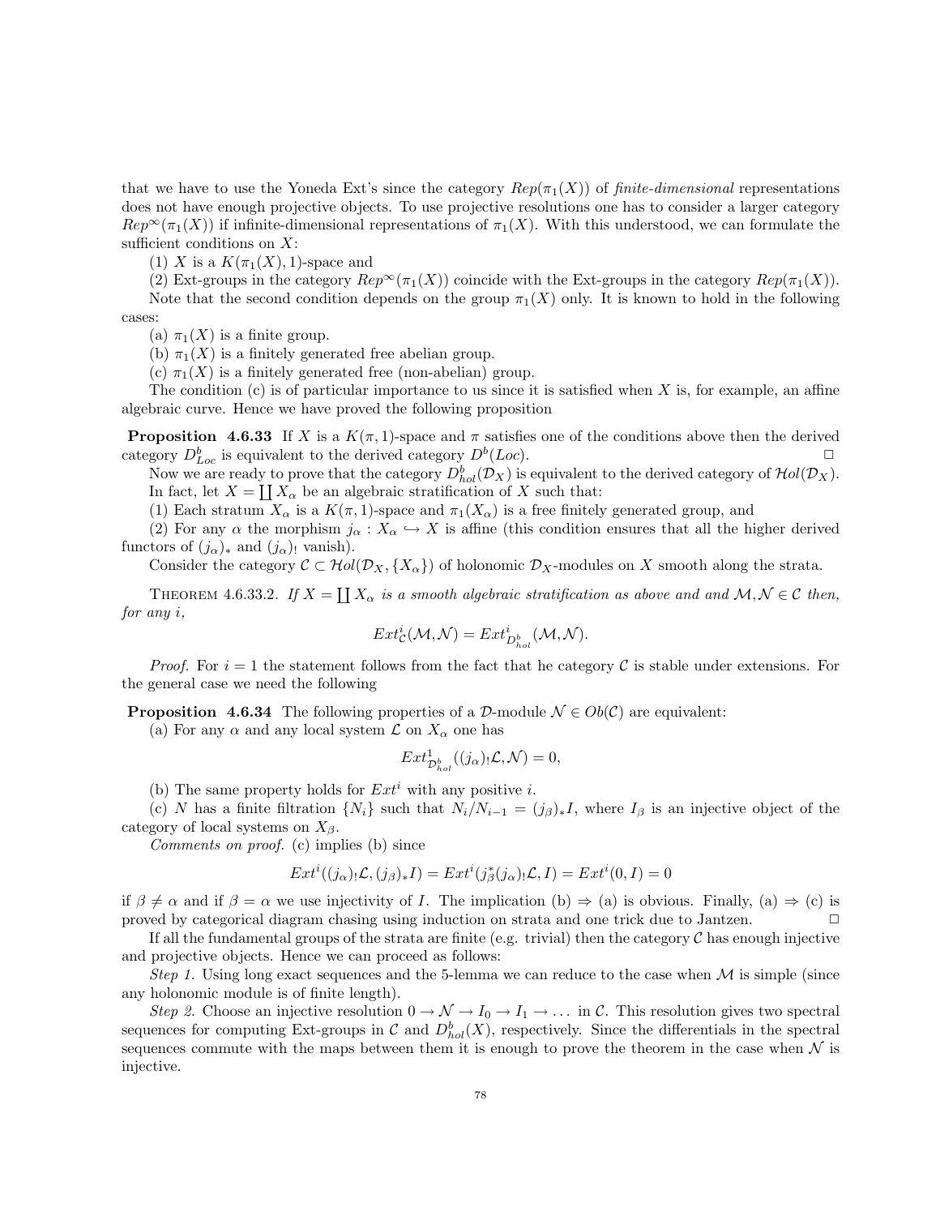that we have to use the Yoneda Ext's since the category $Rep(\pi_1(X))$ of *finite-dimensional* representations does not have enough projective objects. To use projective resolutions one has to consider a larger category $Rep^\infty(\pi_1(X))$ if infinite-dimensional representations of $\pi_1(X)$. With this understood, we can formulate the sufficient conditions on $X$:

(1) $X$ is a $K(\pi_1(X),1)$-space and

(2) Ext-groups in the category $Rep^\infty(\pi_1(X))$ coincide with the Ext-groups in the category $Rep(\pi_1(X))$.

Note that the second condition depends on the group $\pi_1(X)$ only. It is known to hold in the following cases:

(a) $\pi_1(X)$ is a finite group.

(b) $\pi_1(X)$ is a finitely generated free abelian group.

(c) $\pi_1(X)$ is a finitely generated free (non-abelian) group.

The condition (c) is of particular importance to us since it is satisfied when $X$ is, for example, an affine algebraic curve. Hence we have proved the following proposition

**Proposition 4.6.33** If $X$ is a $K(\pi,1)$-space and $\pi$ satisfies one of the conditions above then the derived category $D^b_{Loc}$ is equivalent to the derived category $D^b(Loc)$. □

Now we are ready to prove that the category $D^b_{hol}(\mathcal{D}_X)$ is equivalent to the derived category of $\mathcal{H}ol(\mathcal{D}_X)$. In fact, let $X = \coprod X_\alpha$ be an algebraic stratification of $X$ such that:

(1) Each stratum $X_\alpha$ is a $K(\pi,1)$-space and $\pi_1(X_\alpha)$ is a free finitely generated group, and

(2) For any $\alpha$ the morphism $j_\alpha : X_\alpha \hookrightarrow X$ is affine (this condition ensures that all the higher derived functors of $(j_\alpha)_*$ and $(j_\alpha)_!$ vanish).

Consider the category $\mathcal{C} \subset \mathcal{H}ol(\mathcal{D}_X, \{X_\alpha\})$ of holonomic $\mathcal{D}_X$-modules on $X$ smooth along the strata.

THEOREM 4.6.33.2. *If $X = \coprod X_\alpha$ is a smooth algebraic stratification as above and and $\mathcal{M}, \mathcal{N} \in \mathcal{C}$ then, for any $i$,*

$$Ext^i_{\mathcal{C}}(\mathcal{M},\mathcal{N}) = Ext^i_{D^b_{hol}}(\mathcal{M},\mathcal{N}).$$

*Proof.* For $i=1$ the statement follows from the fact that he category $\mathcal{C}$ is stable under extensions. For the general case we need the following

**Proposition 4.6.34** The following properties of a $\mathcal{D}$-module $\mathcal{N} \in Ob(\mathcal{C})$ are equivalent:

(a) For any $\alpha$ and any local system $\mathcal{L}$ on $X_\alpha$ one has

$$Ext^1_{\mathcal{D}^b_{hol}}((j_\alpha)_!\mathcal{L}, \mathcal{N}) = 0,$$

(b) The same property holds for $Ext^i$ with any positive $i$.

(c) $N$ has a finite filtration $\{N_i\}$ such that $N_i/N_{i-1} = (j_\beta)_* I$, where $I_\beta$ is an injective object of the category of local systems on $X_\beta$.

*Comments on proof.* (c) implies (b) since

$$Ext^i((j_\alpha)_!\mathcal{L}, (j_\beta)_* I) = Ext^i(j^*_\beta (j_\alpha)_!\mathcal{L}, I) = Ext^i(0, I) = 0$$

if $\beta \neq \alpha$ and if $\beta = \alpha$ we use injectivity of $I$. The implication (b) ⇒ (a) is obvious. Finally, (a) ⇒ (c) is proved by categorical diagram chasing using induction on strata and one trick due to Jantzen. □

If all the fundamental groups of the strata are finite (e.g. trivial) then the category $\mathcal{C}$ has enough injective and projective objects. Hence we can proceed as follows:

*Step 1.* Using long exact sequences and the 5-lemma we can reduce to the case when $\mathcal{M}$ is simple (since any holonomic module is of finite length).

*Step 2.* Choose an injective resolution $0 \to \mathcal{N} \to I_0 \to I_1 \to \ldots$ in $\mathcal{C}$. This resolution gives two spectral sequences for computing Ext-groups in $\mathcal{C}$ and $D^b_{hol}(X)$, respectively. Since the differentials in the spectral sequences commute with the maps between them it is enough to prove the theorem in the case when $\mathcal{N}$ is injective.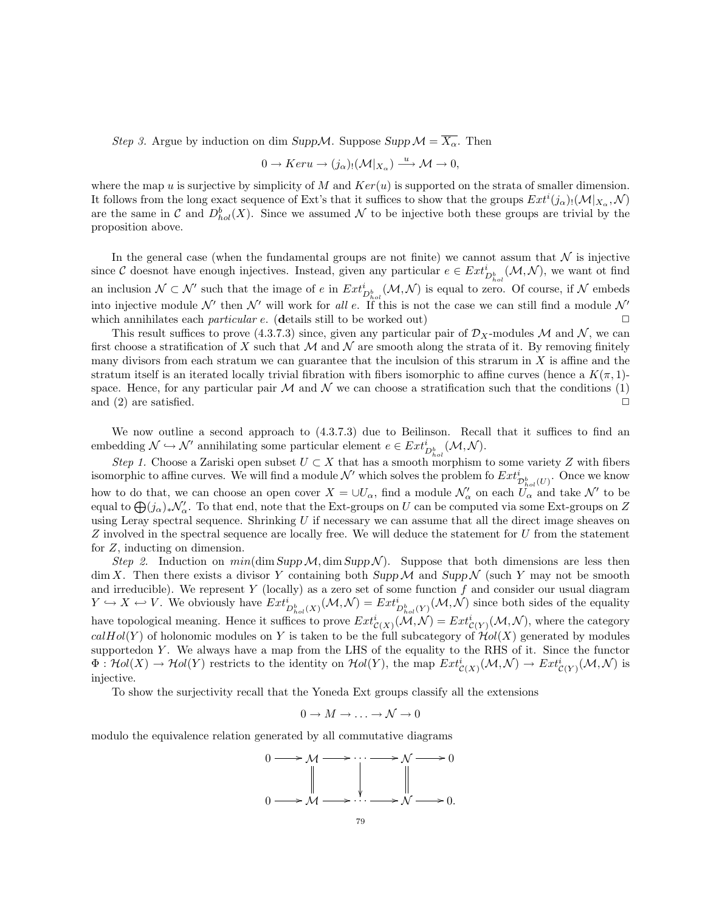*Step 3.* Argue by induction on dim *Supp*$\mathcal{M}$. Suppose *Supp* $\mathcal{M} = \overline{X_\alpha}$. Then

$$0 \to Ker u \to (j_\alpha)_!(\mathcal{M}|_{X_\alpha}) \xrightarrow{u} \mathcal{M} \to 0,$$

where the map $u$ is surjective by simplicity of $M$ and $Ker(u)$ is supported on the strata of smaller dimension. It follows from the long exact sequence of Ext's that it suffices to show that the groups $Ext^i(j_\alpha)_!(\mathcal{M}|_{X_\alpha}, \mathcal{N})$ are the same in $\mathcal{C}$ and $D^b_{hol}(X)$. Since we assumed $\mathcal{N}$ to be injective both these groups are trivial by the proposition above.

In the general case (when the fundamental groups are not finite) we cannot assum that $\mathcal{N}$ is injective since $\mathcal{C}$ doesnot have enough injectives. Instead, given any particular $e \in Ext^i_{D^b_{hol}}(\mathcal{M}, \mathcal{N})$, we want ot find an inclusion $\mathcal{N} \subset \mathcal{N}'$ such that the image of $e$ in $Ext^i_{D^b_{hol}}(\mathcal{M}, \mathcal{N})$ is equal to zero. Of course, if $\mathcal{N}$ embeds into injective module $\mathcal{N}'$ then $\mathcal{N}'$ will work for *all* $e$. If this is not the case we can still find a module $\mathcal{N}'$ which annihilates each *particular* $e$. (**d**etails still to be worked out) □

This result suffices to prove (4.3.7.3) since, given any particular pair of $\mathcal{D}_X$-modules $\mathcal{M}$ and $\mathcal{N}$, we can first choose a stratification of $X$ such that $\mathcal{M}$ and $\mathcal{N}$ are smooth along the strata of it. By removing finitely many divisors from each stratum we can guarantee that the inculsion of this strarum in $X$ is affine and the stratum itself is an iterated locally trivial fibration with fibers isomorphic to affine curves (hence a $K(\pi, 1)$-space. Hence, for any particular pair $\mathcal{M}$ and $\mathcal{N}$ we can choose a stratification such that the conditions (1) and (2) are satisfied. □

We now outline a second approach to (4.3.7.3) due to Beilinson. Recall that it suffices to find an embedding $\mathcal{N} \hookrightarrow \mathcal{N}'$ annihilating some particular element $e \in Ext^i_{D^b_{hol}}(\mathcal{M}, \mathcal{N})$.

*Step 1.* Choose a Zariski open subset $U \subset X$ that has a smooth morphism to some variety $Z$ with fibers isomorphic to affine curves. We will find a module $\mathcal{N}'$ which solves the problem fo $Ext^i_{\mathcal{D}^b_{hol}(U)}$. Once we know how to do that, we can choose an open cover $X = \cup U_\alpha$, find a module $\mathcal{N}'_\alpha$ on each $U_\alpha$ and take $\mathcal{N}'$ to be equal to $\bigoplus (j_\alpha)_* \mathcal{N}'_\alpha$. To that end, note that the Ext-groups on $U$ can be computed via some Ext-groups on $Z$ using Leray spectral sequence. Shrinking $U$ if necessary we can assume that all the direct image sheaves on $Z$ involved in the spectral sequence are locally free. We will deduce the statement for $U$ from the statement for $Z$, inducting on dimension.

*Step 2.* Induction on $min(\dim Supp\, \mathcal{M}, \dim Supp\, \mathcal{N})$. Suppose that both dimensions are less then $\dim X$. Then there exists a divisor $Y$ containing both *Supp* $\mathcal{M}$ and *Supp* $\mathcal{N}$ (such $Y$ may not be smooth and irreducible). We represent $Y$ (locally) as a zero set of some function $f$ and consider our usual diagram $Y \hookrightarrow X \hookleftarrow V$. We obviously have $Ext^i_{D^b_{hol}(X)}(\mathcal{M}, \mathcal{N}) = Ext^i_{D^b_{hol}(Y)}(\mathcal{M}, \mathcal{N})$ since both sides of the equality have topological meaning. Hence it suffices to prove $Ext^i_{\mathcal{C}(X)}(\mathcal{M}, \mathcal{N}) = Ext^i_{\mathcal{C}(Y)}(\mathcal{M}, \mathcal{N})$, where the category $calHol(Y)$ of holonomic modules on $Y$ is taken to be the full subcategory of $\mathcal{H}ol(X)$ generated by modules supportedon $Y$. We always have a map from the LHS of the equality to the RHS of it. Since the functor $\Phi : \mathcal{H}ol(X) \to \mathcal{H}ol(Y)$ restricts to the identity on $\mathcal{H}ol(Y)$, the map $Ext^i_{\mathcal{C}(X)}(\mathcal{M}, \mathcal{N}) \to Ext^i_{\mathcal{C}(Y)}(\mathcal{M}, \mathcal{N})$ is injective.

To show the surjectivity recall that the Yoneda Ext groups classify all the extensions

$$0 \to M \to \ldots \to \mathcal{N} \to 0$$

modulo the equivalence relation generated by all commutative diagrams

$$\begin{array}{ccccccccc}
0 & \longrightarrow & \mathcal{M} & \longrightarrow & \cdots & \longrightarrow & \mathcal{N} & \longrightarrow & 0 \\
 & & \| & & \downarrow & & \| & & \\
0 & \longrightarrow & \mathcal{M} & \longrightarrow & \cdots & \longrightarrow & \mathcal{N} & \longrightarrow & 0.
\end{array}$$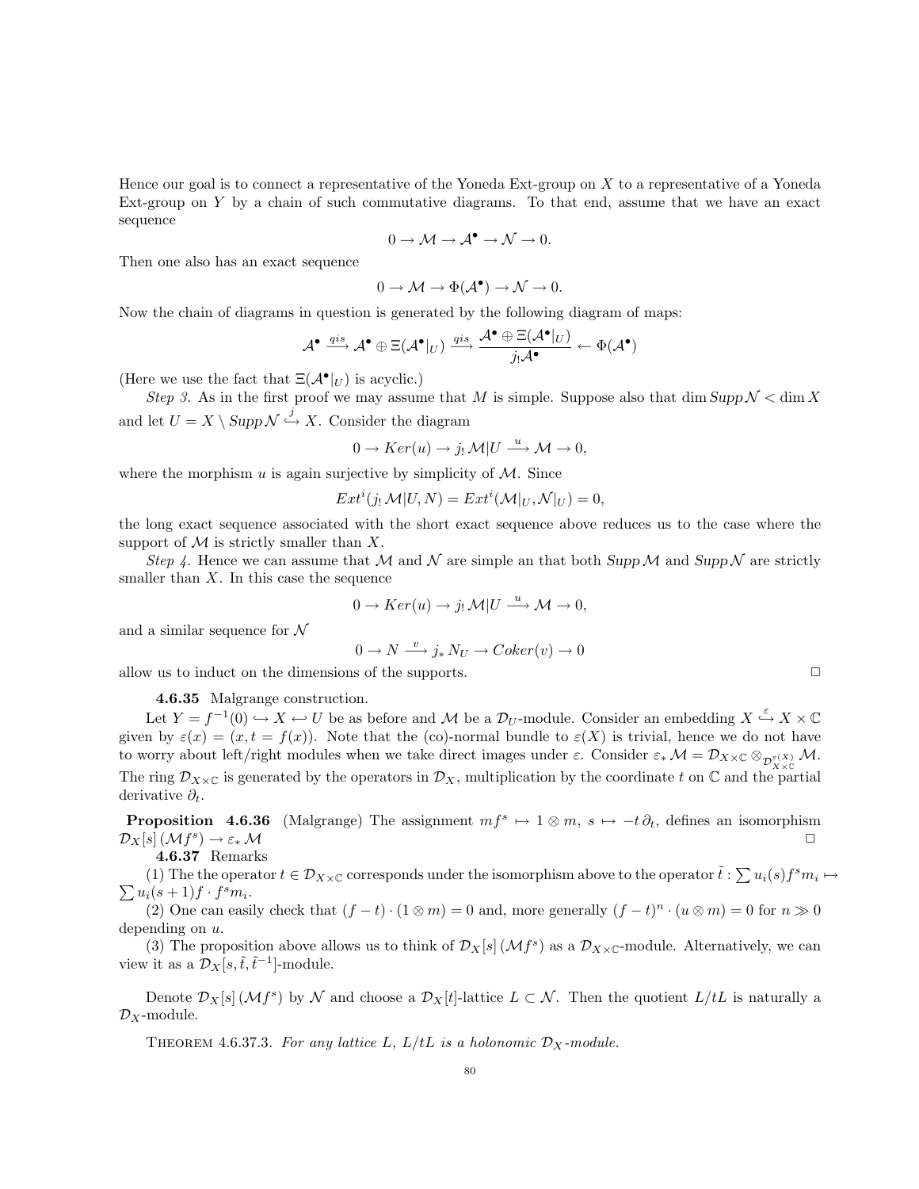Hence our goal is to connect a representative of the Yoneda Ext-group on $X$ to a representative of a Yoneda Ext-group on $Y$ by a chain of such commutative diagrams. To that end, assume that we have an exact sequence

$$0 \to \mathcal{M} \to \mathcal{A}^{\bullet} \to \mathcal{N} \to 0.$$

Then one also has an exact sequence

$$0 \to \mathcal{M} \to \Phi(\mathcal{A}^{\bullet}) \to \mathcal{N} \to 0.$$

Now the chain of diagrams in question is generated by the following diagram of maps:

$$\mathcal{A}^{\bullet} \xrightarrow{qis} \mathcal{A}^{\bullet} \oplus \Xi(\mathcal{A}^{\bullet}|_U) \xrightarrow{qis} \frac{\mathcal{A}^{\bullet} \oplus \Xi(\mathcal{A}^{\bullet}|_U)}{j_! \mathcal{A}^{\bullet}} \leftarrow \Phi(\mathcal{A}^{\bullet})$$

(Here we use the fact that $\Xi(\mathcal{A}^{\bullet}|_U)$ is acyclic.)

*Step 3.* As in the first proof we may assume that $M$ is simple. Suppose also that $\dim Supp\,\mathcal{N} < \dim X$ and let $U = X \setminus Supp\,\mathcal{N} \overset{j}{\hookrightarrow} X$. Consider the diagram

$$0 \to Ker(u) \to j_! \,\mathcal{M}|U \xrightarrow{u} \mathcal{M} \to 0,$$

where the morphism $u$ is again surjective by simplicity of $\mathcal{M}$. Since

$$Ext^i(j_! \,\mathcal{M}|U, N) = Ext^i(\mathcal{M}|_U, \mathcal{N}|_U) = 0,$$

the long exact sequence associated with the short exact sequence above reduces us to the case where the support of $\mathcal{M}$ is strictly smaller than $X$.

*Step 4.* Hence we can assume that $\mathcal{M}$ and $\mathcal{N}$ are simple an that both $Supp\,\mathcal{M}$ and $Supp\,\mathcal{N}$ are strictly smaller than $X$. In this case the sequence

$$0 \to Ker(u) \to j_! \,\mathcal{M}|U \xrightarrow{u} \mathcal{M} \to 0,$$

and a similar sequence for $\mathcal{N}$

$$0 \to N \xrightarrow{v} j_* \, N_U \to Coker(v) \to 0$$

allow us to induct on the dimensions of the supports. $\square$

**4.6.35** Malgrange construction.

Let $Y = f^{-1}(0) \hookrightarrow X \hookleftarrow U$ be as before and $\mathcal{M}$ be a $\mathcal{D}_U$-module. Consider an embedding $X \overset{\varepsilon}{\hookrightarrow} X \times \mathbb{C}$ given by $\varepsilon(x) = (x, t = f(x))$. Note that the (co)-normal bundle to $\varepsilon(X)$ is trivial, hence we do not have to worry about left/right modules when we take direct images under $\varepsilon$. Consider $\varepsilon_* \,\mathcal{M} = \mathcal{D}_{X\times\mathbb{C}} \otimes_{\mathcal{D}^{\varepsilon(X)}_{X\times\mathbb{C}}} \mathcal{M}$. The ring $\mathcal{D}_{X\times\mathbb{C}}$ is generated by the operators in $\mathcal{D}_X$, multiplication by the coordinate $t$ on $\mathbb{C}$ and the partial derivative $\partial_t$.

**Proposition 4.6.36** (Malgrange) The assignment $mf^s \mapsto 1 \otimes m$, $s \mapsto -t\,\partial_t$, defines an isomorphism $\mathcal{D}_X[s]\,(\mathcal{M}f^s) \to \varepsilon_* \,\mathcal{M}$ $\square$

**4.6.37** Remarks

(1) The the operator $t \in \mathcal{D}_{X\times\mathbb{C}}$ corresponds under the isomorphism above to the operator $\tilde{t} : \sum u_i(s) f^s m_i \mapsto \sum u_i(s+1) f \cdot f^s m_i$.

(2) One can easily check that $(f - t)\cdot(1 \otimes m) = 0$ and, more generally $(f-t)^n \cdot (u \otimes m) = 0$ for $n \gg 0$ depending on $u$.

(3) The proposition above allows us to think of $\mathcal{D}_X[s]\,(\mathcal{M}f^s)$ as a $\mathcal{D}_{X\times\mathbb{C}}$-module. Alternatively, we can view it as a $\mathcal{D}_X[s, \tilde{t}, \tilde{t}^{-1}]$-module.

Denote $\mathcal{D}_X[s]\,(\mathcal{M}f^s)$ by $\mathcal{N}$ and choose a $\mathcal{D}_X[t]$-lattice $L \subset \mathcal{N}$. Then the quotient $L/tL$ is naturally a $\mathcal{D}_X$-module.

Theorem 4.6.37.3. *For any lattice $L$, $L/tL$ is a holonomic $\mathcal{D}_X$-module.*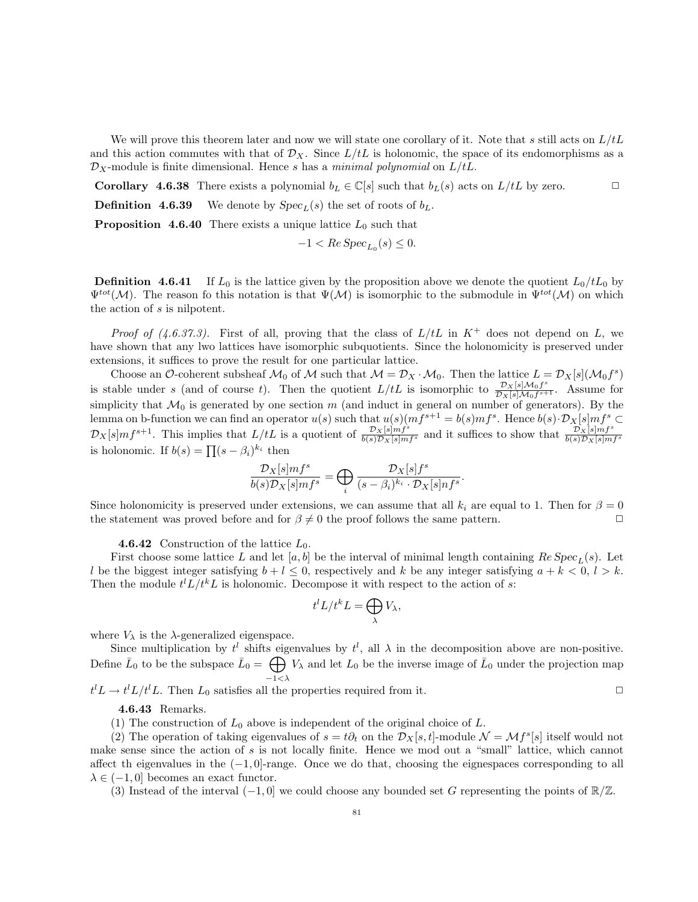We will prove this theorem later and now we will state one corollary of it. Note that $s$ still acts on $L/tL$ and this action commutes with that of $\mathcal{D}_X$. Since $L/tL$ is holonomic, the space of its endomorphisms as a $\mathcal{D}_X$-module is finite dimensional. Hence $s$ has a *minimal polynomial* on $L/tL$.

**Corollary 4.6.38** There exists a polynomial $b_L \in \mathbb{C}[s]$ such that $b_L(s)$ acts on $L/tL$ by zero. □

**Definition 4.6.39** We denote by $Spec_L(s)$ the set of roots of $b_L$.

**Proposition 4.6.40** There exists a unique lattice $L_0$ such that

$$-1 < Re\, Spec_{L_0}(s) \leq 0.$$

**Definition 4.6.41** If $L_0$ is the lattice given by the proposition above we denote the quotient $L_0/tL_0$ by $\Psi^{tot}(\mathcal{M})$. The reason fo this notation is that $\Psi(\mathcal{M})$ is isomorphic to the submodule in $\Psi^{tot}(\mathcal{M})$ on which the action of $s$ is nilpotent.

*Proof of (4.6.37.3).* First of all, proving that the class of $L/tL$ in $K^+$ does not depend on $L$, we have shown that any lwo lattices have isomorphic subquotients. Since the holonomicity is preserved under extensions, it suffices to prove the result for one particular lattice.

Choose an $\mathcal{O}$-coherent subsheaf $\mathcal{M}_0$ of $\mathcal{M}$ such that $\mathcal{M} = \mathcal{D}_X \cdot \mathcal{M}_0$. Then the lattice $L = \mathcal{D}_X[s](\mathcal{M}_0 f^s)$ is stable under $s$ (and of course $t$). Then the quotient $L/tL$ is isomorphic to $\frac{\mathcal{D}_X[s]\mathcal{M}_0 f^s}{\mathcal{D}_X[s]\mathcal{M}_0 f^{s+1}}$. Assume for simplicity that $\mathcal{M}_0$ is generated by one section $m$ (and induct in general on number of generators). By the lemma on b-function we can find an operator $u(s)$ such that $u(s)(mf^{s+1} = b(s)mf^s$. Hence $b(s) \cdot \mathcal{D}_X[s]mf^s \subset \mathcal{D}_X[s]mf^{s+1}$. This implies that $L/tL$ is a quotient of $\frac{\mathcal{D}_X[s]mf^s}{b(s)\mathcal{D}_X[s]mf^s}$ and it suffices to show that $\frac{\mathcal{D}_X[s]mf^s}{b(s)\mathcal{D}_X[s]mf^s}$ is holonomic. If $b(s) = \prod(s - \beta_i)^{k_i}$ then

$$\frac{\mathcal{D}_X[s]mf^s}{b(s)\mathcal{D}_X[s]mf^s} = \bigoplus_i \frac{\mathcal{D}_X[s]f^s}{(s-\beta_i)^{k_i} \cdot \mathcal{D}_X[s]nf^s}.$$

Since holonomicity is preserved under extensions, we can assume that all $k_i$ are equal to 1. Then for $\beta = 0$ the statement was proved before and for $\beta \neq 0$ the proof follows the same pattern. □

**4.6.42** Construction of the lattice $L_0$.

First choose some lattice $L$ and let $[a, b]$ be the interval of minimal length containing $Re\, Spec_L(s)$. Let $l$ be the biggest integer satisfying $b + l \leq 0$, respectively and $k$ be any integer satisfying $a + k < 0$, $l > k$. Then the module $t^l L/t^k L$ is holonomic. Decompose it with respect to the action of $s$:

$$t^l L/t^k L = \bigoplus_\lambda V_\lambda,$$

where $V_\lambda$ is the $\lambda$-generalized eigenspace.

Since multiplication by $t^l$ shifts eigenvalues by $t^l$, all $\lambda$ in the decomposition above are non-positive. Define $\bar{L}_0$ to be the subspace $\bar{L}_0 = \bigoplus_{-1<\lambda} V_\lambda$ and let $L_0$ be the inverse image of $\bar{L}_0$ under the projection map $t^l L \to t^l L/t^l L$. Then $L_0$ satisfies all the properties required from it. □

**4.6.43** Remarks.

(1) The construction of $L_0$ above is independent of the original choice of $L$.

(2) The operation of taking eigenvalues of $s = t\partial_t$ on the $\mathcal{D}_X[s,t]$-module $\mathcal{N} = \mathcal{M}f^s[s]$ itself would not make sense since the action of $s$ is not locally finite. Hence we mod out a "small" lattice, which cannot affect th eigenvalues in the $(-1, 0]$-range. Once we do that, choosing the eignespaces corresponding to all $\lambda \in (-1, 0]$ becomes an exact functor.

(3) Instead of the interval $(-1, 0]$ we could choose any bounded set $G$ representing the points of $\mathbb{R}/\mathbb{Z}$.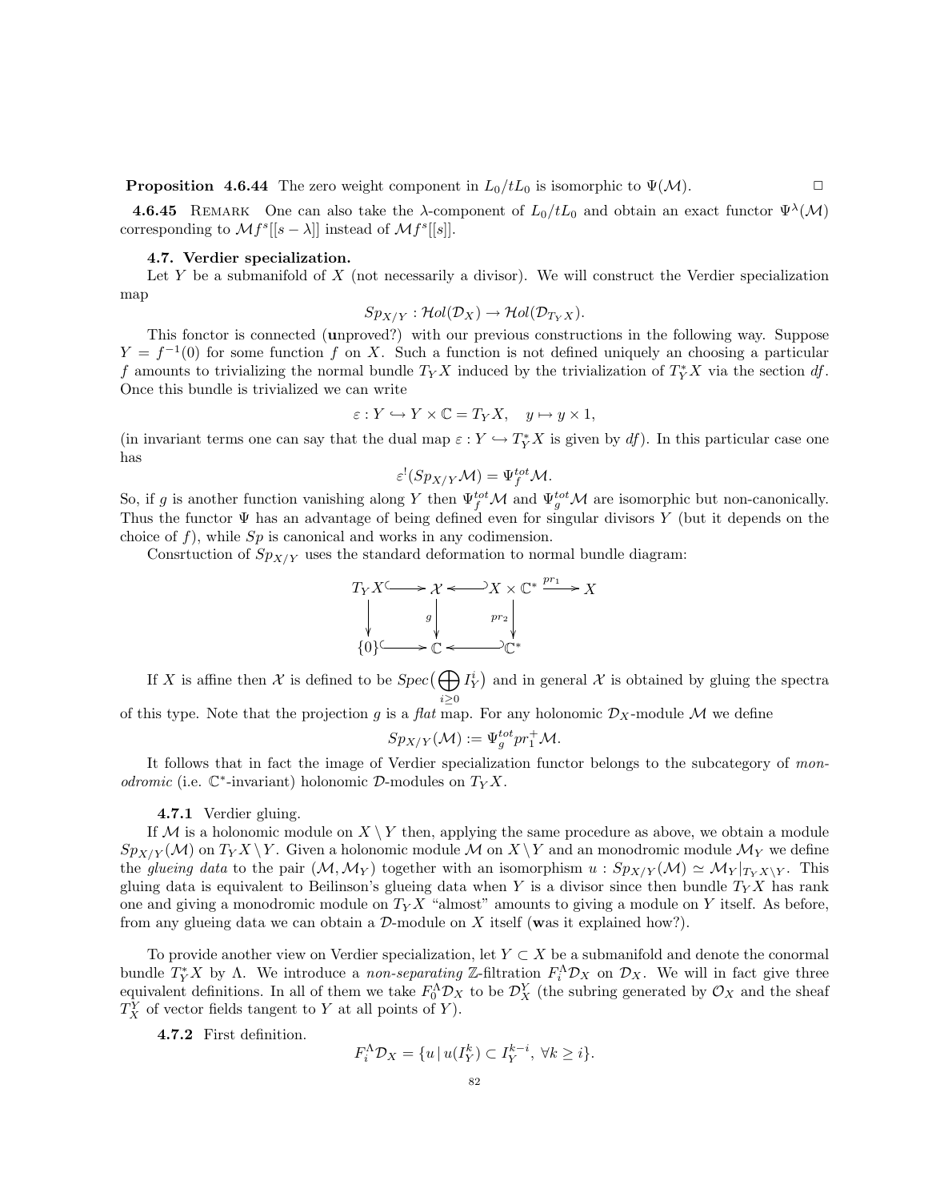**Proposition 4.6.44** The zero weight component in $L_0/tL_0$ is isomorphic to $\Psi(\mathcal{M})$. □

**4.6.45** REMARK One can also take the $\lambda$-component of $L_0/tL_0$ and obtain an exact functor $\Psi^\lambda(\mathcal{M})$ corresponding to $\mathcal{M}f^s[[s-\lambda]]$ instead of $\mathcal{M}f^s[[s]]$.

### 4.7. Verdier specialization.

Let $Y$ be a submanifold of $X$ (not necessarily a divisor). We will construct the Verdier specialization map

$$Sp_{X/Y} : \mathcal{H}ol(\mathcal{D}_X) \to \mathcal{H}ol(\mathcal{D}_{T_Y X}).$$

This fonctor is connected (**u**nproved?) with our previous constructions in the following way. Suppose $Y = f^{-1}(0)$ for some function $f$ on $X$. Such a function is not defined uniquely an choosing a particular $f$ amounts to trivializing the normal bundle $T_Y X$ induced by the trivialization of $T_Y^* X$ via the section $df$. Once this bundle is trivialized we can write

$$\varepsilon : Y \hookrightarrow Y \times \mathbb{C} = T_Y X, \quad y \mapsto y \times 1,$$

(in invariant terms one can say that the dual map $\varepsilon : Y \hookrightarrow T_Y^* X$ is given by $df$). In this particular case one has

$$\varepsilon^! (Sp_{X/Y}\mathcal{M}) = \Psi_f^{tot}\mathcal{M}.$$

So, if $g$ is another function vanishing along $Y$ then $\Psi_f^{tot}\mathcal{M}$ and $\Psi_g^{tot}\mathcal{M}$ are isomorphic but non-canonically. Thus the functor $\Psi$ has an advantage of being defined even for singular divisors $Y$ (but it depends on the choice of $f$), while $Sp$ is canonical and works in any codimension.

Consrtuction of $Sp_{X/Y}$ uses the standard deformation to normal bundle diagram:

$$\begin{array}{ccccccc}
T_Y X & \hookrightarrow & \mathcal{X} & \hookleftarrow & X \times \mathbb{C}^* & \xrightarrow{pr_1} & X \\
\downarrow & & \downarrow g & & \downarrow pr_2 & & \\
\{0\} & \hookrightarrow & \mathbb{C} & \hookleftarrow & \mathbb{C}^* & &
\end{array}$$

If $X$ is affine then $\mathcal{X}$ is defined to be $Spec\big(\bigoplus_{i \geq 0} I_Y^i\big)$ and in general $\mathcal{X}$ is obtained by gluing the spectra of this type. Note that the projection $g$ is a *flat* map. For any holonomic $\mathcal{D}_X$-module $\mathcal{M}$ we define

$$Sp_{X/Y}(\mathcal{M}) := \Psi_g^{tot} pr_1^+ \mathcal{M}.$$

It follows that in fact the image of Verdier specialization functor belongs to the subcategory of *monodromic* (i.e. $\mathbb{C}^*$-invariant) holonomic $\mathcal{D}$-modules on $T_Y X$.

**4.7.1** Verdier gluing.

If $\mathcal{M}$ is a holonomic module on $X \setminus Y$ then, applying the same procedure as above, we obtain a module $Sp_{X/Y}(\mathcal{M})$ on $T_Y X \setminus Y$. Given a holonomic module $\mathcal{M}$ on $X \setminus Y$ and an monodromic module $\mathcal{M}_Y$ we define the *glueing data* to the pair $(\mathcal{M}, \mathcal{M}_Y)$ together with an isomorphism $u : Sp_{X/Y}(\mathcal{M}) \simeq \mathcal{M}_Y|_{T_Y X \setminus Y}$. This gluing data is equivalent to Beilinson's glueing data when $Y$ is a divisor since then bundle $T_Y X$ has rank one and giving a monodromic module on $T_Y X$ "almost" amounts to giving a module on $Y$ itself. As before, from any glueing data we can obtain a $\mathcal{D}$-module on $X$ itself (**w**as it explained how?).

To provide another view on Verdier specialization, let $Y \subset X$ be a submanifold and denote the conormal bundle $T_Y^* X$ by $\Lambda$. We introduce a *non-separating* $\mathbb{Z}$-filtration $F_i^\Lambda \mathcal{D}_X$ on $\mathcal{D}_X$. We will in fact give three equivalent definitions. In all of them we take $F_0^\Lambda \mathcal{D}_X$ to be $\mathcal{D}_X^Y$ (the subring generated by $\mathcal{O}_X$ and the sheaf $T_X^Y$ of vector fields tangent to $Y$ at all points of $Y$).

**4.7.2** First definition.

$$F_i^\Lambda \mathcal{D}_X = \{u \mid u(I_Y^k) \subset I_Y^{k-i}, \ \forall k \geq i\}.$$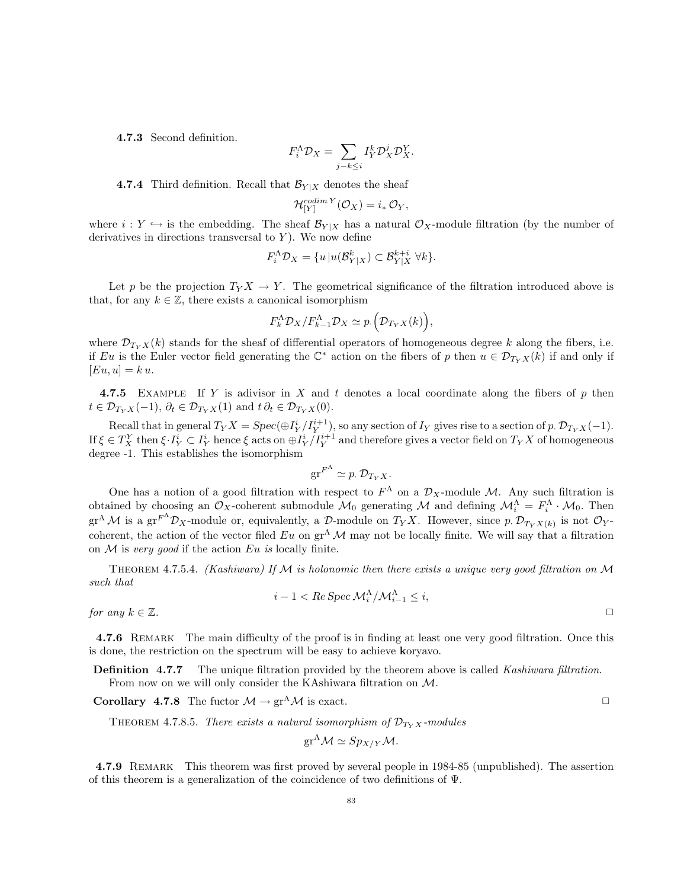**4.7.3** Second definition.

$$F_i^\Lambda \mathcal{D}_X = \sum_{j-k\leq i} I_Y^k \mathcal{D}_X^j \mathcal{D}_X^Y.$$

**4.7.4** Third definition. Recall that $\mathcal{B}_{Y|X}$ denotes the sheaf

$$\mathcal{H}_{[Y]}^{codim\, Y}(\mathcal{O}_X) = i_*\, \mathcal{O}_Y,$$

where $i : Y \hookrightarrow$ is the embedding. The sheaf $\mathcal{B}_{Y|X}$ has a natural $\mathcal{O}_X$-module filtration (by the number of derivatives in directions transversal to $Y$). We now define

$$F_i^\Lambda \mathcal{D}_X = \{u \,|u(\mathcal{B}_{Y|X}^k) \subset \mathcal{B}_{Y|X}^{k+i} \;\forall k\}.$$

Let $p$ be the projection $T_Y X \to Y$. The geometrical significance of the filtration introduced above is that, for any $k \in \mathbb{Z}$, there exists a canonical isomorphism

$$F_k^\Lambda \mathcal{D}_X / F_{k-1}^\Lambda \mathcal{D}_X \simeq p_\cdot\Big(\mathcal{D}_{T_Y X}(k)\Big),$$

where $\mathcal{D}_{T_Y X}(k)$ stands for the sheaf of differential operators of homogeneous degree $k$ along the fibers, i.e. if $Eu$ is the Euler vector field generating the $\mathbb{C}^*$ action on the fibers of $p$ then $u \in \mathcal{D}_{T_Y X}(k)$ if and only if $[Eu, u] = k\, u$.

**4.7.5** Example If $Y$ is adivisor in $X$ and $t$ denotes a local coordinate along the fibers of $p$ then $t \in \mathcal{D}_{T_Y X}(-1)$, $\partial_t \in \mathcal{D}_{T_Y X}(1)$ and $t\,\partial_t \in \mathcal{D}_{T_Y X}(0)$.

Recall that in general $T_Y X = Spec(\oplus I_Y^i / I_Y^{i+1})$, so any section of $I_Y$ gives rise to a section of $p_\cdot\, \mathcal{D}_{T_Y X}(-1)$. If $\xi \in T_X^Y$ then $\xi \cdot I_Y^i \subset I_Y^i$ hence $\xi$ acts on $\oplus I_Y^i / I_Y^{i+1}$ and therefore gives a vector field on $T_Y X$ of homogeneous degree -1. This establishes the isomorphism

$$\mathrm{gr}^{F^\Lambda} \simeq p_\cdot\, \mathcal{D}_{T_Y X}.$$

One has a notion of a good filtration with respect to $F^\Lambda$ on a $\mathcal{D}_X$-module $\mathcal{M}$. Any such filtration is obtained by choosing an $\mathcal{O}_X$-coherent submodule $\mathcal{M}_0$ generating $\mathcal{M}$ and defining $\mathcal{M}_i^\Lambda = F_i^\Lambda \cdot \mathcal{M}_0$. Then $\mathrm{gr}^\Lambda \mathcal{M}$ is a $\mathrm{gr}^{F^\Lambda}\mathcal{D}_X$-module or, equivalently, a $\mathcal{D}$-module on $T_Y X$. However, since $p_\cdot\, \mathcal{D}_{T_Y X(k)}$ is not $\mathcal{O}_Y$-coherent, the action of the vector filed $Eu$ on $\mathrm{gr}^\Lambda \mathcal{M}$ may not be locally finite. We will say that a filtration on $\mathcal{M}$ is *very good* if the action $Eu$ *is* locally finite.

Theorem 4.7.5.4. *(Kashiwara) If $\mathcal{M}$ is holonomic then there exists a unique very good filtration on $\mathcal{M}$ such that*

$$i - 1 < Re\, Spec\, \mathcal{M}_i^\Lambda / \mathcal{M}_{i-1}^\Lambda \leq i,$$

*for any $k \in \mathbb{Z}$.* □

**4.7.6** Remark The main difficulty of the proof is in finding at least one very good filtration. Once this is done, the restriction on the spectrum will be easy to achieve **k**oryavo.

**Definition 4.7.7** The unique filtration provided by the theorem above is called *Kashiwara filtration*. From now on we will only consider the KAshiwara filtration on $\mathcal{M}$.

**Corollary 4.7.8** The fuctor $\mathcal{M} \to \mathrm{gr}^\Lambda \mathcal{M}$ is exact. □

Theorem 4.7.8.5. *There exists a natural isomorphism of $\mathcal{D}_{T_Y X}$-modules*

$$\mathrm{gr}^\Lambda \mathcal{M} \simeq Sp_{X/Y} \mathcal{M}.$$

**4.7.9** Remark This theorem was first proved by several people in 1984-85 (unpublished). The assertion of this theorem is a generalization of the coincidence of two definitions of $\Psi$.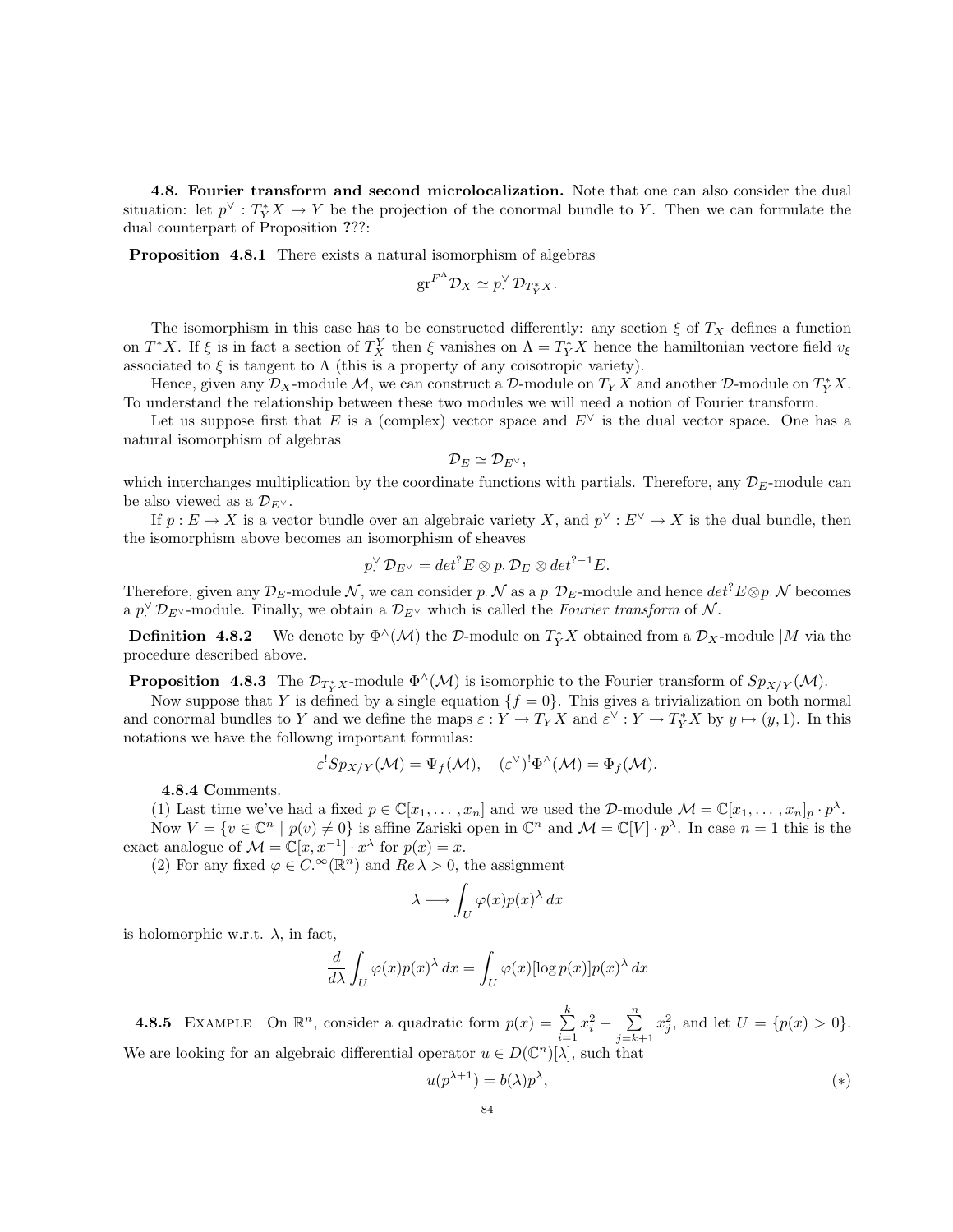**4.8. Fourier transform and second microlocalization.** Note that one can also consider the dual situation: let $p^\vee : T^*_Y X \to Y$ be the projection of the conormal bundle to $Y$. Then we can formulate the dual counterpart of Proposition **?**??:

**Proposition 4.8.1** There exists a natural isomorphism of algebras

$$\mathrm{gr}^{F^\Lambda}\mathcal{D}_X \simeq p^\vee_\cdot \mathcal{D}_{T^*_Y X}.$$

The isomorphism in this case has to be constructed differently: any section $\xi$ of $T_X$ defines a function on $T^*X$. If $\xi$ is in fact a section of $T^Y_X$ then $\xi$ vanishes on $\Lambda = T^*_Y X$ hence the hamiltonian vectore field $v_\xi$ associated to $\xi$ is tangent to $\Lambda$ (this is a property of any coisotropic variety).

Hence, given any $\mathcal{D}_X$-module $\mathcal{M}$, we can construct a $\mathcal{D}$-module on $T_Y X$ and another $\mathcal{D}$-module on $T^*_Y X$. To understand the relationship between these two modules we will need a notion of Fourier transform.

Let us suppose first that $E$ is a (complex) vector space and $E^\vee$ is the dual vector space. One has a natural isomorphism of algebras

$$\mathcal{D}_E \simeq \mathcal{D}_{E^\vee},$$

which interchanges multiplication by the coordinate functions with partials. Therefore, any $\mathcal{D}_E$-module can be also viewed as a $\mathcal{D}_{E^\vee}$.

If $p : E \to X$ is a vector bundle over an algebraic variety $X$, and $p^\vee : E^\vee \to X$ is the dual bundle, then the isomorphism above becomes an isomorphism of sheaves

$$p^\vee_\cdot \mathcal{D}_{E^\vee} = det^? E \otimes p_\cdot \mathcal{D}_E \otimes det^{?-1} E.$$

Therefore, given any $\mathcal{D}_E$-module $\mathcal{N}$, we can consider $p_\cdot \mathcal{N}$ as a $p_\cdot \mathcal{D}_E$-module and hence $det^? E \otimes p_\cdot \mathcal{N}$ becomes a $p^\vee_\cdot \mathcal{D}_{E^\vee}$-module. Finally, we obtain a $\mathcal{D}_{E^\vee}$ which is called the *Fourier transform* of $\mathcal{N}$.

**Definition 4.8.2** We denote by $\Phi^\wedge(\mathcal{M})$ the $\mathcal{D}$-module on $T^*_Y X$ obtained from a $\mathcal{D}_X$-module $|M$ via the procedure described above.

**Proposition 4.8.3** The $\mathcal{D}_{T^*_Y X}$-module $\Phi^\wedge(\mathcal{M})$ is isomorphic to the Fourier transform of $Sp_{X/Y}(\mathcal{M})$.

Now suppose that $Y$ is defined by a single equation $\{f = 0\}$. This gives a trivialization on both normal and conormal bundles to $Y$ and we define the maps $\varepsilon : Y \to T_Y X$ and $\varepsilon^\vee : Y \to T^*_Y X$ by $y \mapsto (y, 1)$. In this notations we have the followng important formulas:

$$\varepsilon^! Sp_{X/Y}(\mathcal{M}) = \Psi_f(\mathcal{M}), \quad (\varepsilon^\vee)^! \Phi^\wedge(\mathcal{M}) = \Phi_f(\mathcal{M}).$$

**4.8.4 C**omments.

(1) Last time we've had a fixed $p \in \mathbb{C}[x_1, \dots, x_n]$ and we used the $\mathcal{D}$-module $\mathcal{M} = \mathbb{C}[x_1, \dots, x_n]_p \cdot p^\lambda$.

Now $V = \{v \in \mathbb{C}^n \mid p(v) \neq 0\}$ is affine Zariski open in $\mathbb{C}^n$ and $\mathcal{M} = \mathbb{C}[V] \cdot p^\lambda$. In case $n = 1$ this is the exact analogue of $\mathcal{M} = \mathbb{C}[x, x^{-1}] \cdot x^\lambda$ for $p(x) = x$.

(2) For any fixed $\varphi \in C^\infty_\cdot(\mathbb{R}^n)$ and $Re\, \lambda > 0$, the assignment

$$\lambda \longmapsto \int_U \varphi(x) p(x)^\lambda \, dx$$

is holomorphic w.r.t. $\lambda$, in fact,

$$\frac{d}{d\lambda} \int_U \varphi(x) p(x)^\lambda \, dx = \int_U \varphi(x) [\log p(x)] p(x)^\lambda \, dx$$

**4.8.5** Example On $\mathbb{R}^n$, consider a quadratic form $p(x) = \sum_{i=1}^{k} x_i^2 - \sum_{j=k+1}^{n} x_j^2$, and let $U = \{p(x) > 0\}$. We are looking for an algebraic differential operator $u \in D(\mathbb{C}^n)[\lambda]$, such that

$$u(p^{\lambda+1}) = b(\lambda) p^\lambda, \tag{$*$}$$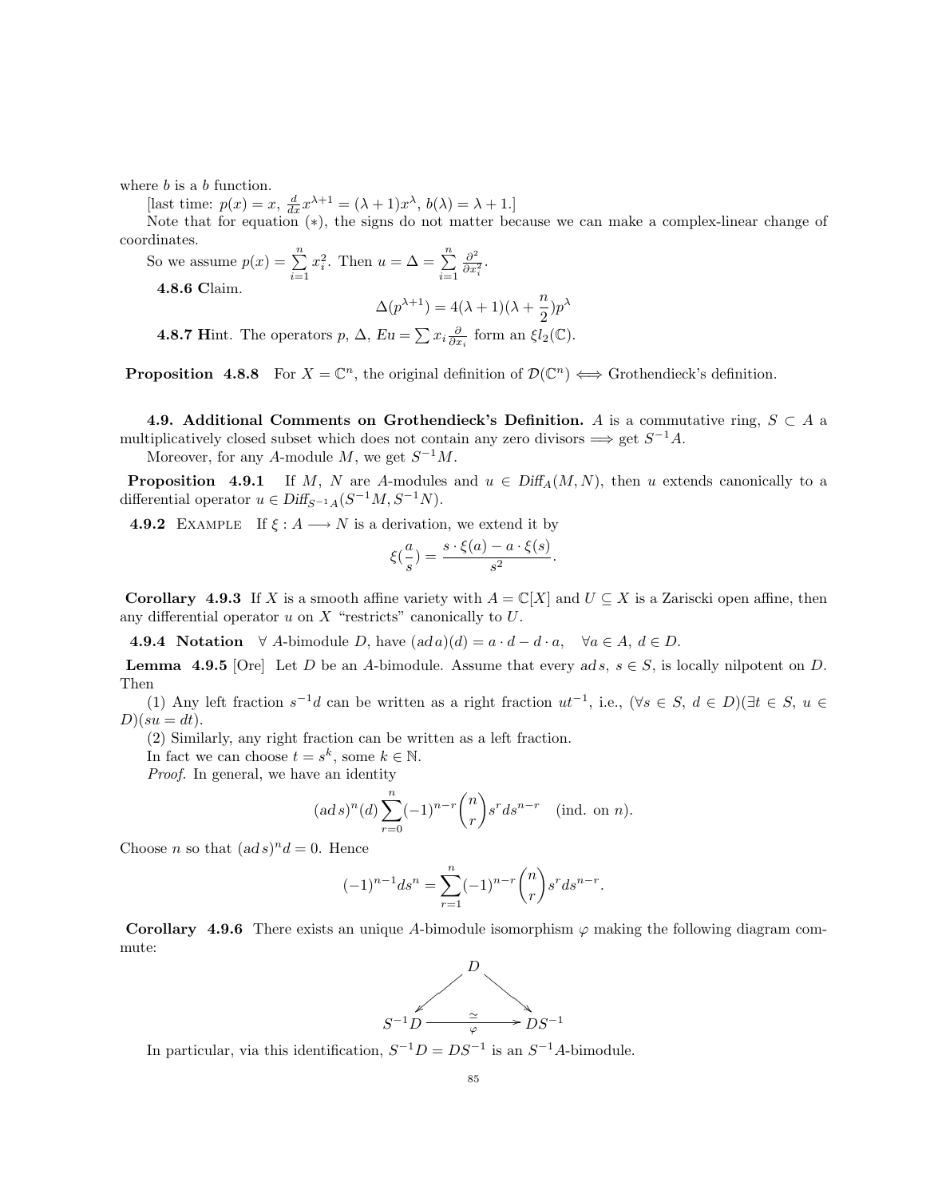where $b$ is a $b$ function.

[last time: $p(x) = x$, $\frac{d}{dx}x^{\lambda+1} = (\lambda+1)x^{\lambda}$, $b(\lambda) = \lambda + 1$.]

Note that for equation $(*)$, the signs do not matter because we can make a complex-linear change of coordinates.

So we assume $p(x) = \sum_{i=1}^{n} x_i^2$. Then $u = \Delta = \sum_{i=1}^{n} \frac{\partial^2}{\partial x_i^2}$.

**4.8.6 C**laim.

$$\Delta(p^{\lambda+1}) = 4(\lambda+1)(\lambda + \frac{n}{2})p^{\lambda}$$

**4.8.7 H**int. The operators $p$, $\Delta$, $Eu = \sum x_i \frac{\partial}{\partial x_i}$ form an $\xi l_2(\mathbb{C})$.

**Proposition 4.8.8** For $X = \mathbb{C}^n$, the original definition of $\mathcal{D}(\mathbb{C}^n) \iff$ Grothendieck's definition.

**4.9. Additional Comments on Grothendieck's Definition.** $A$ is a commutative ring, $S \subset A$ a multiplicatively closed subset which does not contain any zero divisors $\Longrightarrow$ get $S^{-1}A$.

Moreover, for any $A$-module $M$, we get $S^{-1}M$.

**Proposition 4.9.1** If $M$, $N$ are $A$-modules and $u \in \mathit{Diff}_A(M, N)$, then $u$ extends canonically to a differential operator $u \in \mathit{Diff}_{S^{-1}A}(S^{-1}M, S^{-1}N)$.

**4.9.2** Example If $\xi : A \longrightarrow N$ is a derivation, we extend it by

$$\xi(\frac{a}{s}) = \frac{s \cdot \xi(a) - a \cdot \xi(s)}{s^2}.$$

**Corollary 4.9.3** If $X$ is a smooth affine variety with $A = \mathbb{C}[X]$ and $U \subseteq X$ is a Zariscki open affine, then any differential operator $u$ on $X$ "restricts" canonically to $U$.

**4.9.4 Notation** $\forall$ $A$-bimodule $D$, have $(ad\, a)(d) = a \cdot d - d \cdot a, \quad \forall a \in A,\ d \in D$.

**Lemma 4.9.5** [Ore] Let $D$ be an $A$-bimodule. Assume that every $ad\, s$, $s \in S$, is locally nilpotent on $D$. Then

(1) Any left fraction $s^{-1}d$ can be written as a right fraction $ut^{-1}$, i.e., $(\forall s \in S,\ d \in D)(\exists t \in S,\ u \in D)(su = dt)$.

(2) Similarly, any right fraction can be written as a left fraction.

In fact we can choose $t = s^k$, some $k \in \mathbb{N}$.

*Proof.* In general, we have an identity

$$(ad\, s)^n(d) \sum_{r=0}^{n} (-1)^{n-r} \binom{n}{r} s^r d s^{n-r} \quad \text{(ind. on } n\text{)}.$$

Choose $n$ so that $(ad\, s)^n d = 0$. Hence

$$(-1)^{n-1} d s^n = \sum_{r=1}^{n} (-1)^{n-r} \binom{n}{r} s^r d s^{n-r}.$$

**Corollary 4.9.6** There exists an unique $A$-bimodule isomorphism $\varphi$ making the following diagram commute:

$$\begin{array}{ccc} & D & \\ \swarrow & & \searrow \\ S^{-1}D & \xrightarrow[\varphi]{\simeq} & DS^{-1} \end{array}$$

In particular, via this identification, $S^{-1}D = DS^{-1}$ is an $S^{-1}A$-bimodule.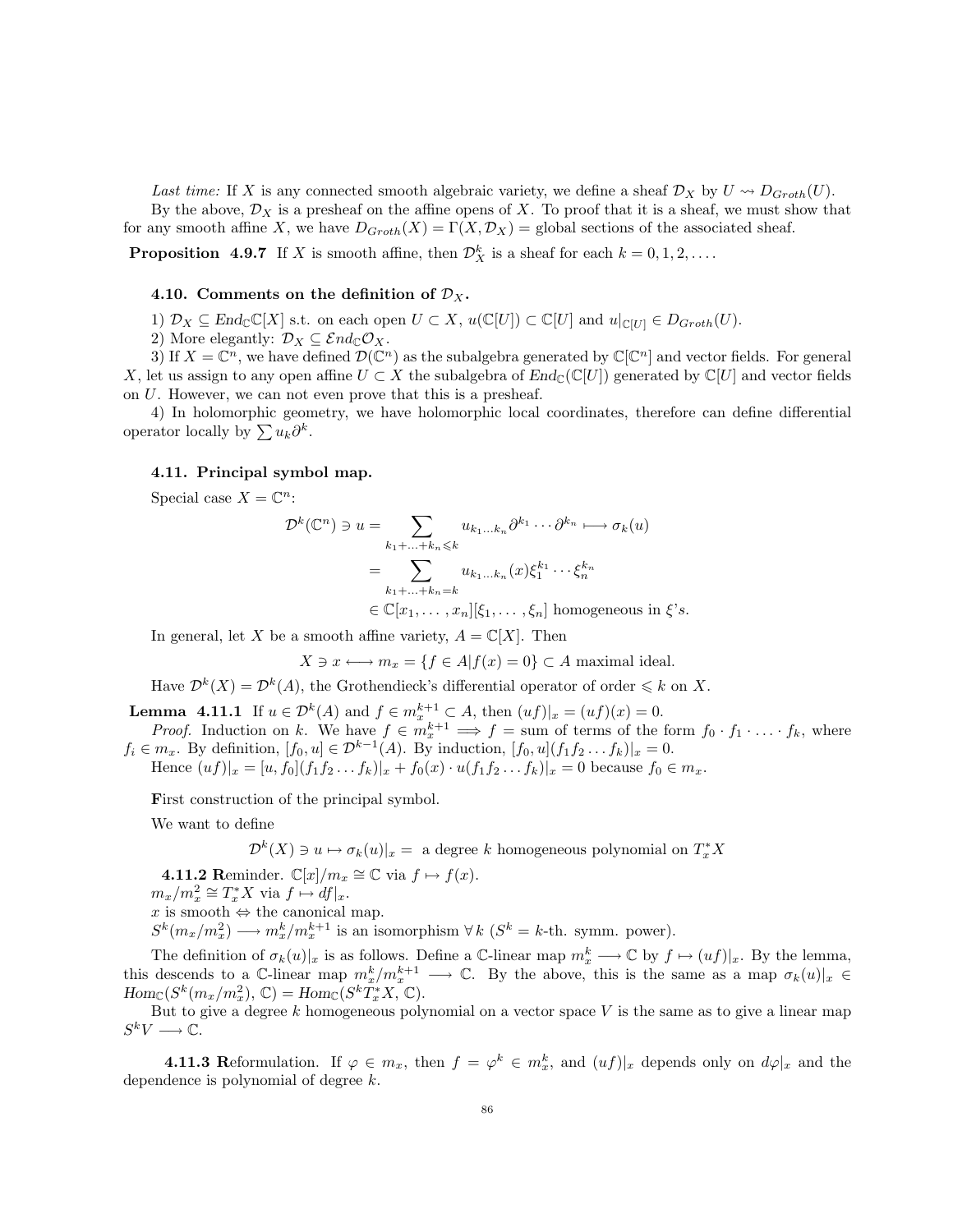*Last time:* If $X$ is any connected smooth algebraic variety, we define a sheaf $\mathcal{D}_X$ by $U \rightsquigarrow D_{Groth}(U)$.

By the above, $\mathcal{D}_X$ is a presheaf on the affine opens of $X$. To proof that it is a sheaf, we must show that for any smooth affine $X$, we have $D_{Groth}(X) = \Gamma(X, \mathcal{D}_X)$ = global sections of the associated sheaf.

**Proposition 4.9.7** If $X$ is smooth affine, then $\mathcal{D}_X^k$ is a sheaf for each $k = 0, 1, 2, \ldots$.

### 4.10. Comments on the definition of $\mathcal{D}_X$.

1) $\mathcal{D}_X \subseteq End_{\mathbb{C}}\mathbb{C}[X]$ s.t. on each open $U \subset X$, $u(\mathbb{C}[U]) \subset \mathbb{C}[U]$ and $u|_{\mathbb{C}[U]} \in D_{Groth}(U)$.

2) More elegantly: $\mathcal{D}_X \subseteq \mathcal{E}nd_{\mathbb{C}}\mathcal{O}_X$.

3) If $X = \mathbb{C}^n$, we have defined $\mathcal{D}(\mathbb{C}^n)$ as the subalgebra generated by $\mathbb{C}[\mathbb{C}^n]$ and vector fields. For general $X$, let us assign to any open affine $U \subset X$ the subalgebra of $End_{\mathbb{C}}(\mathbb{C}[U])$ generated by $\mathbb{C}[U]$ and vector fields on $U$. However, we can not even prove that this is a presheaf.

4) In holomorphic geometry, we have holomorphic local coordinates, therefore can define differential operator locally by $\sum u_k \partial^k$.

### 4.11. Principal symbol map.

Special case $X = \mathbb{C}^n$:

$$\begin{aligned}
\mathcal{D}^k(\mathbb{C}^n) \ni u = & \sum_{k_1+\ldots+k_n \leqslant k} u_{k_1 \ldots k_n} \partial^{k_1} \cdots \partial^{k_n} \longmapsto \sigma_k(u) \\
= & \sum_{k_1+\ldots+k_n = k} u_{k_1 \ldots k_n}(x) \xi_1^{k_1} \cdots \xi_n^{k_n} \\
& \in \mathbb{C}[x_1, \ldots, x_n][\xi_1, \ldots, \xi_n] \text{ homogeneous in } \xi\text{'s.}
\end{aligned}$$

In general, let $X$ be a smooth affine variety, $A = \mathbb{C}[X]$. Then

$$X \ni x \longleftrightarrow m_x = \{f \in A | f(x) = 0\} \subset A \text{ maximal ideal.}$$

Have $\mathcal{D}^k(X) = \mathcal{D}^k(A)$, the Grothendieck's differential operator of order $\leqslant k$ on $X$.

**Lemma 4.11.1** If $u \in \mathcal{D}^k(A)$ and $f \in m_x^{k+1} \subset A$, then $(uf)|_x = (uf)(x) = 0$.

*Proof.* Induction on $k$. We have $f \in m_x^{k+1} \implies f$ = sum of terms of the form $f_0 \cdot f_1 \cdot \ldots \cdot f_k$, where $f_i \in m_x$. By definition, $[f_0, u] \in \mathcal{D}^{k-1}(A)$. By induction, $[f_0, u](f_1 f_2 \ldots f_k)|_x = 0$.

Hence $(uf)|_x = [u, f_0](f_1 f_2 \ldots f_k)|_x + f_0(x) \cdot u(f_1 f_2 \ldots f_k)|_x = 0$ because $f_0 \in m_x$.

**F**irst construction of the principal symbol.

We want to define

$$\mathcal{D}^k(X) \ni u \mapsto \sigma_k(u)|_x = \text{ a degree } k \text{ homogeneous polynomial on } T_x^*X$$

**4.11.2 R**eminder. $\mathbb{C}[x]/m_x \cong \mathbb{C}$ via $f \mapsto f(x)$.

$m_x/m_x^2 \cong T_x^*X$ via $f \mapsto df|_x$.

$x$ is smooth $\Leftrightarrow$ the canonical map.

$S^k(m_x/m_x^2) \longrightarrow m_x^k/m_x^{k+1}$ is an isomorphism $\forall\, k$ ($S^k = k$-th. symm. power).

The definition of $\sigma_k(u)|_x$ is as follows. Define a $\mathbb{C}$-linear map $m_x^k \longrightarrow \mathbb{C}$ by $f \mapsto (uf)|_x$. By the lemma, this descends to a $\mathbb{C}$-linear map $m_x^k/m_x^{k+1} \longrightarrow \mathbb{C}$. By the above, this is the same as a map $\sigma_k(u)|_x \in Hom_{\mathbb{C}}(S^k(m_x/m_x^2), \mathbb{C}) = Hom_{\mathbb{C}}(S^k T_x^*X, \mathbb{C})$.

But to give a degree $k$ homogeneous polynomial on a vector space $V$ is the same as to give a linear map $S^k V \longrightarrow \mathbb{C}$.

**4.11.3 R**eformulation. If $\varphi \in m_x$, then $f = \varphi^k \in m_x^k$, and $(uf)|_x$ depends only on $d\varphi|_x$ and the dependence is polynomial of degree $k$.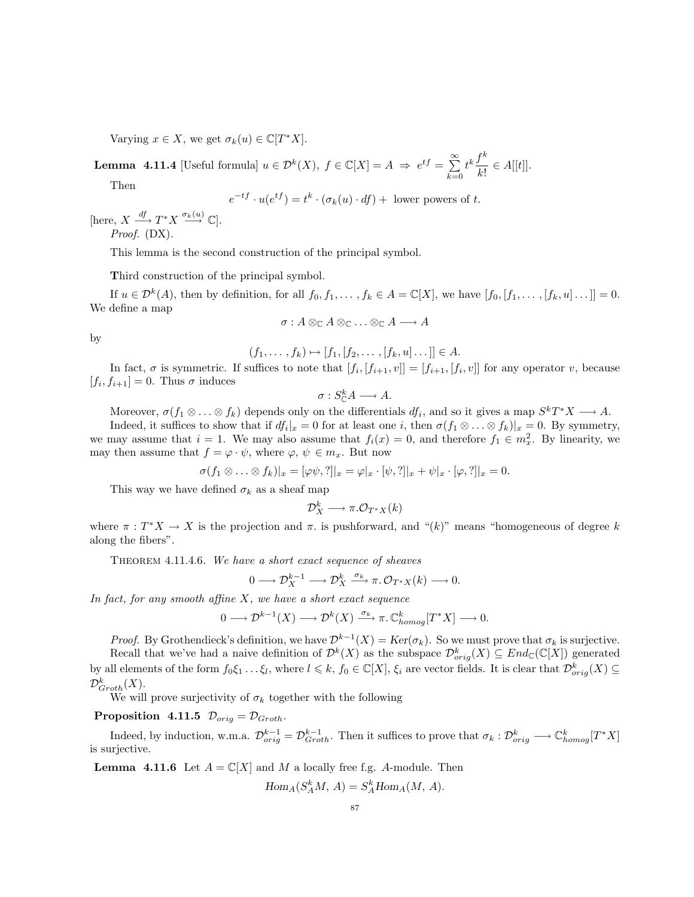Varying $x \in X$, we get $\sigma_k(u) \in \mathbb{C}[T^*X]$.

**Lemma 4.11.4** [Useful formula] $u \in \mathcal{D}^k(X),\ f \in \mathbb{C}[X] = A \Rightarrow e^{tf} = \sum_{k=0}^{\infty} t^k \frac{f^k}{k!} \in A[[t]]$.

Then

$$e^{-tf} \cdot u(e^{tf}) = t^k \cdot (\sigma_k(u) \cdot df) + \text{ lower powers of } t.$$

[here, $X \xrightarrow{df} T^*X \xrightarrow{\sigma_k(u)} \mathbb{C}$].

*Proof.* (DX).

This lemma is the second construction of the principal symbol.

**T**hird construction of the principal symbol.

If $u \in \mathcal{D}^k(A)$, then by definition, for all $f_0, f_1, \ldots, f_k \in A = \mathbb{C}[X]$, we have $[f_0, [f_1, \ldots, [f_k, u] \ldots]] = 0$. We define a map

$$\sigma : A \otimes_{\mathbb{C}} A \otimes_{\mathbb{C}} \ldots \otimes_{\mathbb{C}} A \longrightarrow A$$

by

$$(f_1, \ldots, f_k) \mapsto [f_1, [f_2, \ldots, [f_k, u] \ldots]] \in A.$$

In fact, $\sigma$ is symmetric. If suffices to note that $[f_i, [f_{i+1}, v]] = [f_{i+1}, [f_i, v]]$ for any operator $v$, because $[f_i, f_{i+1}] = 0$. Thus $\sigma$ induces

$$\sigma : S^k_{\mathbb{C}} A \longrightarrow A.$$

Moreover, $\sigma(f_1 \otimes \ldots \otimes f_k)$ depends only on the differentials $df_i$, and so it gives a map $S^k T^*X \longrightarrow A$.

Indeed, it suffices to show that if $df_i|_x = 0$ for at least one $i$, then $\sigma(f_1 \otimes \ldots \otimes f_k)|_x = 0$. By symmetry, we may assume that $i = 1$. We may also assume that $f_i(x) = 0$, and therefore $f_1 \in m_x^2$. By linearity, we may then assume that $f = \varphi \cdot \psi$, where $\varphi,\ \psi \in m_x$. But now

$$\sigma(f_1 \otimes \ldots \otimes f_k)|_x = [\varphi\psi, ?]|_x = \varphi|_x \cdot [\psi, ?]|_x + \psi|_x \cdot [\varphi, ?]|_x = 0.$$

This way we have defined $\sigma_k$ as a sheaf map

$$\mathcal{D}^k_X \longrightarrow \pi.\mathcal{O}_{T^*X}(k)$$

where $\pi : T^*X \to X$ is the projection and $\pi.$ is pushforward, and "$(k)$" means "homogeneous of degree $k$ along the fibers".

Theorem 4.11.4.6. *We have a short exact sequence of sheaves*

$$0 \longrightarrow \mathcal{D}^{k-1}_X \longrightarrow \mathcal{D}^k_X \xrightarrow{\sigma_k} \pi.\,\mathcal{O}_{T^*X}(k) \longrightarrow 0.$$

*In fact, for any smooth affine $X$, we have a short exact sequence*

$$0 \longrightarrow \mathcal{D}^{k-1}(X) \longrightarrow \mathcal{D}^k(X) \xrightarrow{\sigma_k} \pi.\,\mathbb{C}^k_{homog}[T^*X] \longrightarrow 0.$$

*Proof.* By Grothendieck's definition, we have $\mathcal{D}^{k-1}(X) = Ker(\sigma_k)$. So we must prove that $\sigma_k$ is surjective.

Recall that we've had a naive definition of $\mathcal{D}^k(X)$ as the subspace $\mathcal{D}^k_{orig}(X) \subseteq End_{\mathbb{C}}(\mathbb{C}[X])$ generated by all elements of the form $f_0\xi_1 \ldots \xi_l$, where $l \leqslant k$, $f_0 \in \mathbb{C}[X]$, $\xi_i$ are vector fields. It is clear that $\mathcal{D}^k_{orig}(X) \subseteq \mathcal{D}^k_{Groth}(X)$.

We will prove surjectivity of $\sigma_k$ together with the following

**Proposition 4.11.5** $\mathcal{D}_{orig} = \mathcal{D}_{Groth}$.

Indeed, by induction, w.m.a. $\mathcal{D}^{k-1}_{orig} = \mathcal{D}^{k-1}_{Groth}$. Then it suffices to prove that $\sigma_k : \mathcal{D}^k_{orig} \longrightarrow \mathbb{C}^k_{homog}[T^*X]$ is surjective.

**Lemma 4.11.6** Let $A = \mathbb{C}[X]$ and $M$ a locally free f.g. $A$-module. Then

$$Hom_A(S^k_A M,\, A) = S^k_A Hom_A(M,\, A).$$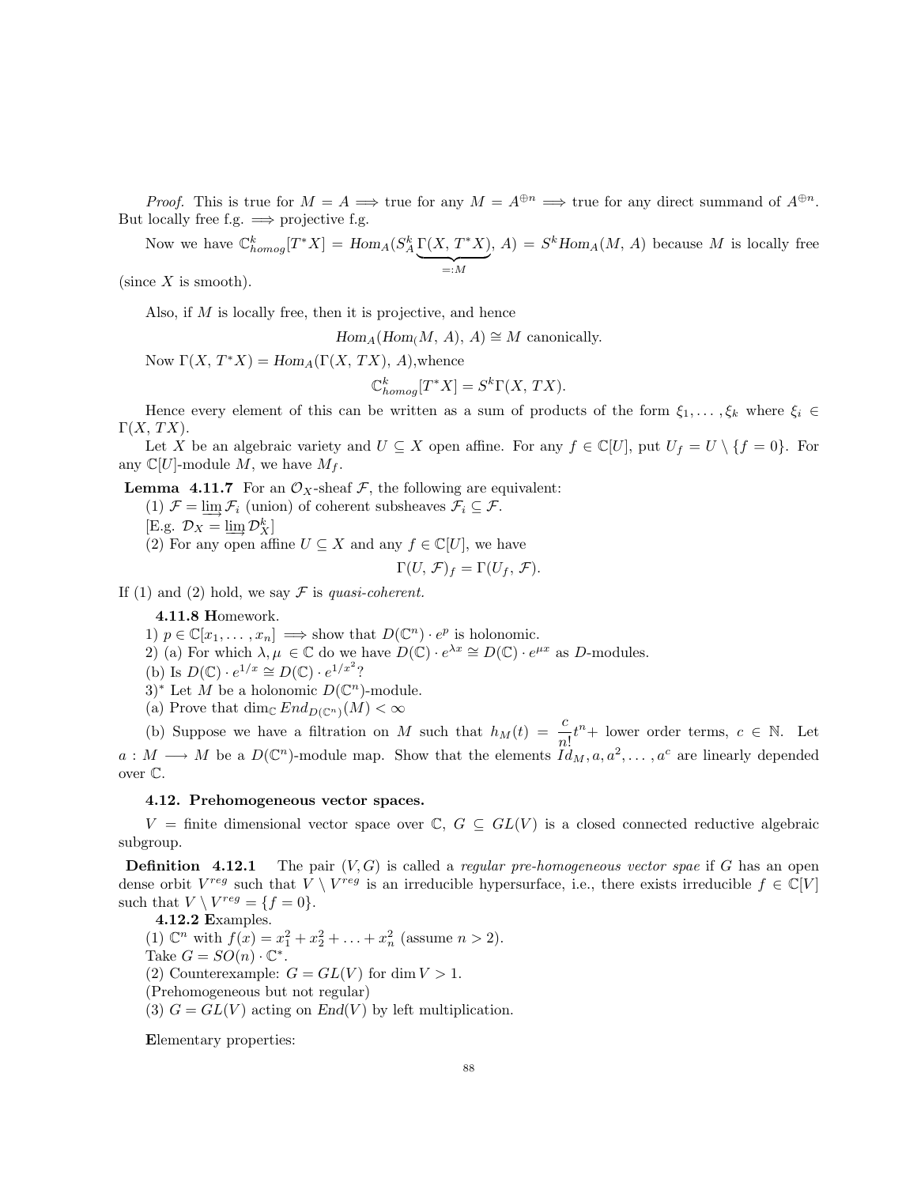*Proof.* This is true for $M = A \Longrightarrow$ true for any $M = A^{\oplus n} \Longrightarrow$ true for any direct summand of $A^{\oplus n}$. But locally free f.g. $\Longrightarrow$ projective f.g.

Now we have $\mathbb{C}^k_{homog}[T^*X] = Hom_A(S^k_A \underbrace{\Gamma(X,\, T^*X)}_{=:M},\, A) = S^k Hom_A(M,\, A)$ because $M$ is locally free (since $X$ is smooth).

Also, if $M$ is locally free, then it is projective, and hence

$$Hom_A(Hom_(M,\, A),\, A) \cong M \text{ canonically.}$$

Now $\Gamma(X,\, T^*X) = Hom_A(\Gamma(X,\, TX),\, A)$,whence

$$\mathbb{C}^k_{homog}[T^*X] = S^k\Gamma(X,\, TX).$$

Hence every element of this can be written as a sum of products of the form $\xi_1, \ldots, \xi_k$ where $\xi_i \in \Gamma(X,\, TX)$.

Let $X$ be an algebraic variety and $U \subseteq X$ open affine. For any $f \in \mathbb{C}[U]$, put $U_f = U \setminus \{f = 0\}$. For any $\mathbb{C}[U]$-module $M$, we have $M_f$.

**Lemma 4.11.7** For an $\mathcal{O}_X$-sheaf $\mathcal{F}$, the following are equivalent:

(1) $\mathcal{F} = \varinjlim \mathcal{F}_i$ (union) of coherent subsheaves $\mathcal{F}_i \subseteq \mathcal{F}$.

[E.g. $\mathcal{D}_X = \varinjlim \mathcal{D}^k_X$]

(2) For any open affine $U \subseteq X$ and any $f \in \mathbb{C}[U]$, we have

$$\Gamma(U,\, \mathcal{F})_f = \Gamma(U_f,\, \mathcal{F}).$$

If (1) and (2) hold, we say $\mathcal{F}$ is *quasi-coherent.*

**4.11.8 H**omework.

1) $p \in \mathbb{C}[x_1, \ldots, x_n] \Longrightarrow$ show that $D(\mathbb{C}^n) \cdot e^p$ is holonomic.

2) (a) For which $\lambda, \mu \in \mathbb{C}$ do we have $D(\mathbb{C}) \cdot e^{\lambda x} \cong D(\mathbb{C}) \cdot e^{\mu x}$ as $D$-modules.

(b) Is $D(\mathbb{C}) \cdot e^{1/x} \cong D(\mathbb{C}) \cdot e^{1/x^2}$?

3)* Let $M$ be a holonomic $D(\mathbb{C}^n)$-module.

(a) Prove that $\dim_{\mathbb{C}} End_{D(\mathbb{C}^n)}(M) < \infty$

(b) Suppose we have a filtration on $M$ such that $h_M(t) = \dfrac{c}{n!}t^n +$ lower order terms, $c \in \mathbb{N}$. Let $a : M \longrightarrow M$ be a $D(\mathbb{C}^n)$-module map. Show that the elements $Id_M, a, a^2, \ldots, a^c$ are linearly depended over $\mathbb{C}$.

### 4.12. Prehomogeneous vector spaces.

$V =$ finite dimensional vector space over $\mathbb{C}$, $G \subseteq GL(V)$ is a closed connected reductive algebraic subgroup.

**Definition 4.12.1** The pair $(V, G)$ is called a *regular pre-homogeneous vector spae* if $G$ has an open dense orbit $V^{reg}$ such that $V \setminus V^{reg}$ is an irreducible hypersurface, i.e., there exists irreducible $f \in \mathbb{C}[V]$ such that $V \setminus V^{reg} = \{f = 0\}$.

**4.12.2 E**xamples.

(1) $\mathbb{C}^n$ with $f(x) = x_1^2 + x_2^2 + \ldots + x_n^2$ (assume $n > 2$).

Take $G = SO(n) \cdot \mathbb{C}^*$.

(2) Counterexample: $G = GL(V)$ for $\dim V > 1$.

(Prehomogeneous but not regular)

(3) $G = GL(V)$ acting on $End(V)$ by left multiplication.

**E**lementary properties: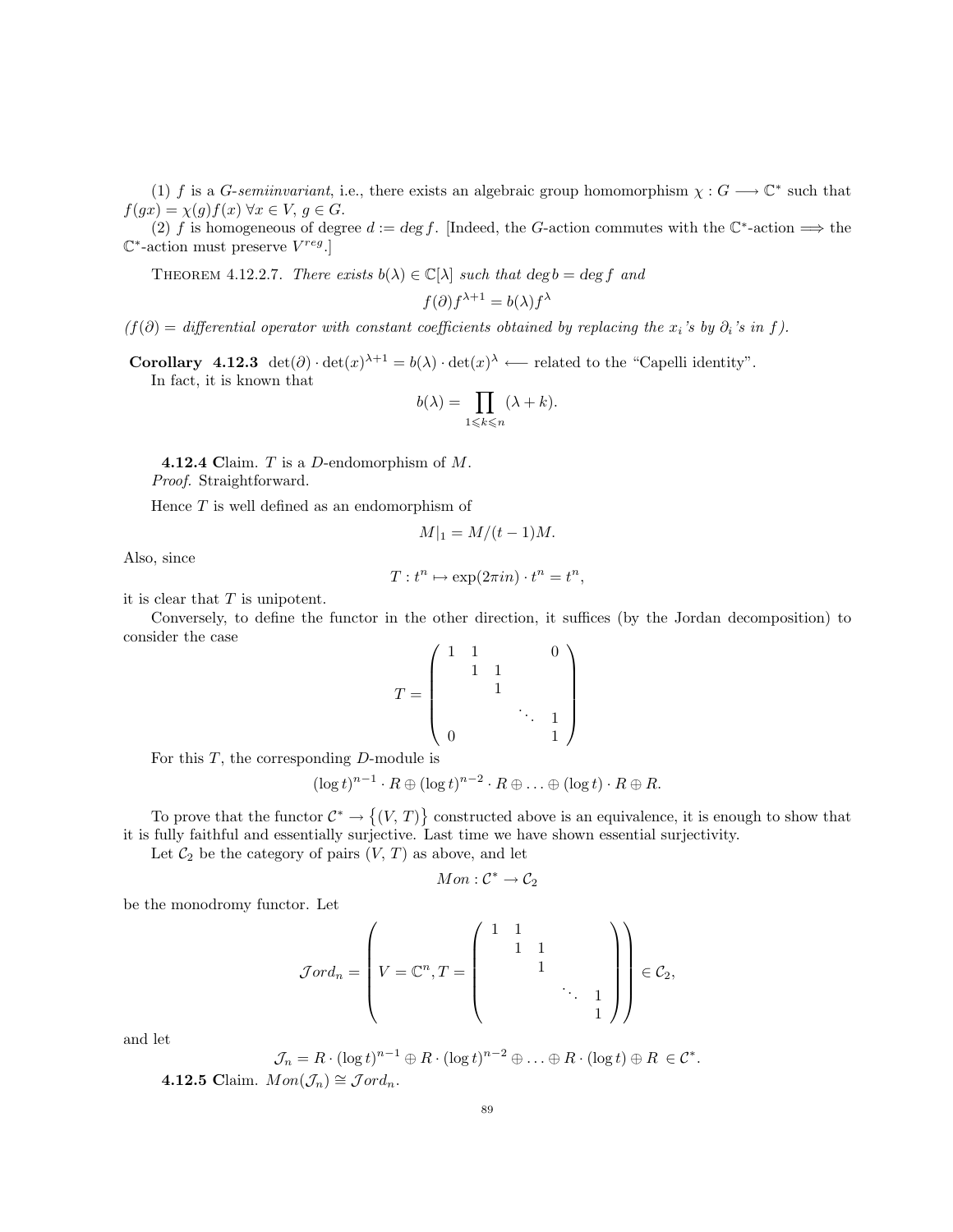(1) $f$ is a *G-semiinvariant*, i.e., there exists an algebraic group homomorphism $\chi : G \longrightarrow \mathbb{C}^*$ such that $f(gx) = \chi(g)f(x)\ \forall x \in V,\ g \in G$.

(2) $f$ is homogeneous of degree $d := deg\, f$. [Indeed, the $G$-action commutes with the $\mathbb{C}^*$-action $\Longrightarrow$ the $\mathbb{C}^*$-action must preserve $V^{reg}$.]

Theorem 4.12.2.7. *There exists $b(\lambda) \in \mathbb{C}[\lambda]$ such that $deg\, b = deg\, f$ and*

$$f(\partial) f^{\lambda+1} = b(\lambda) f^{\lambda}$$

*($f(\partial)$ = differential operator with constant coefficients obtained by replacing the $x_i$'s by $\partial_i$'s in $f$).*

**Corollary 4.12.3** $\det(\partial) \cdot \det(x)^{\lambda+1} = b(\lambda) \cdot \det(x)^{\lambda} \longleftarrow$ related to the "Capelli identity".

In fact, it is known that

$$b(\lambda) = \prod_{1 \leqslant k \leqslant n} (\lambda + k).$$

**4.12.4 Claim.** $T$ is a $D$-endomorphism of $M$.

*Proof.* Straightforward.

Hence $T$ is well defined as an endomorphism of

$$M|_1 = M/(t-1)M.$$

Also, since

$$T : t^n \mapsto \exp(2\pi i n) \cdot t^n = t^n,$$

it is clear that $T$ is unipotent.

Conversely, to define the functor in the other direction, it suffices (by the Jordan decomposition) to consider the case

$$T = \begin{pmatrix} 1 & 1 & & & 0 \\ & 1 & 1 & & \\ & & 1 & & \\ & & & \ddots & 1 \\ 0 & & & & 1 \end{pmatrix}$$

For this $T$, the corresponding $D$-module is

$$(\log t)^{n-1} \cdot R \oplus (\log t)^{n-2} \cdot R \oplus \ldots \oplus (\log t) \cdot R \oplus R.$$

To prove that the functor $\mathcal{C}^* \to \{(V, T)\}$ constructed above is an equivalence, it is enough to show that it is fully faithful and essentially surjective. Last time we have shown essential surjectivity.

Let $\mathcal{C}_2$ be the category of pairs $(V, T)$ as above, and let

$$Mon : \mathcal{C}^* \to \mathcal{C}_2$$

be the monodromy functor. Let

$$\mathcal{J}ord_n = \left( V = \mathbb{C}^n, T = \begin{pmatrix} 1 & 1 & & & \\ & 1 & 1 & & \\ & & 1 & & \\ & & & \ddots & 1 \\ & & & & 1 \end{pmatrix} \right) \in \mathcal{C}_2,$$

and let

$$\mathcal{J}_n = R \cdot (\log t)^{n-1} \oplus R \cdot (\log t)^{n-2} \oplus \ldots \oplus R \cdot (\log t) \oplus R\ \in \mathcal{C}^*.$$

**4.12.5 Claim.** $Mon(\mathcal{J}_n) \cong \mathcal{J}ord_n$.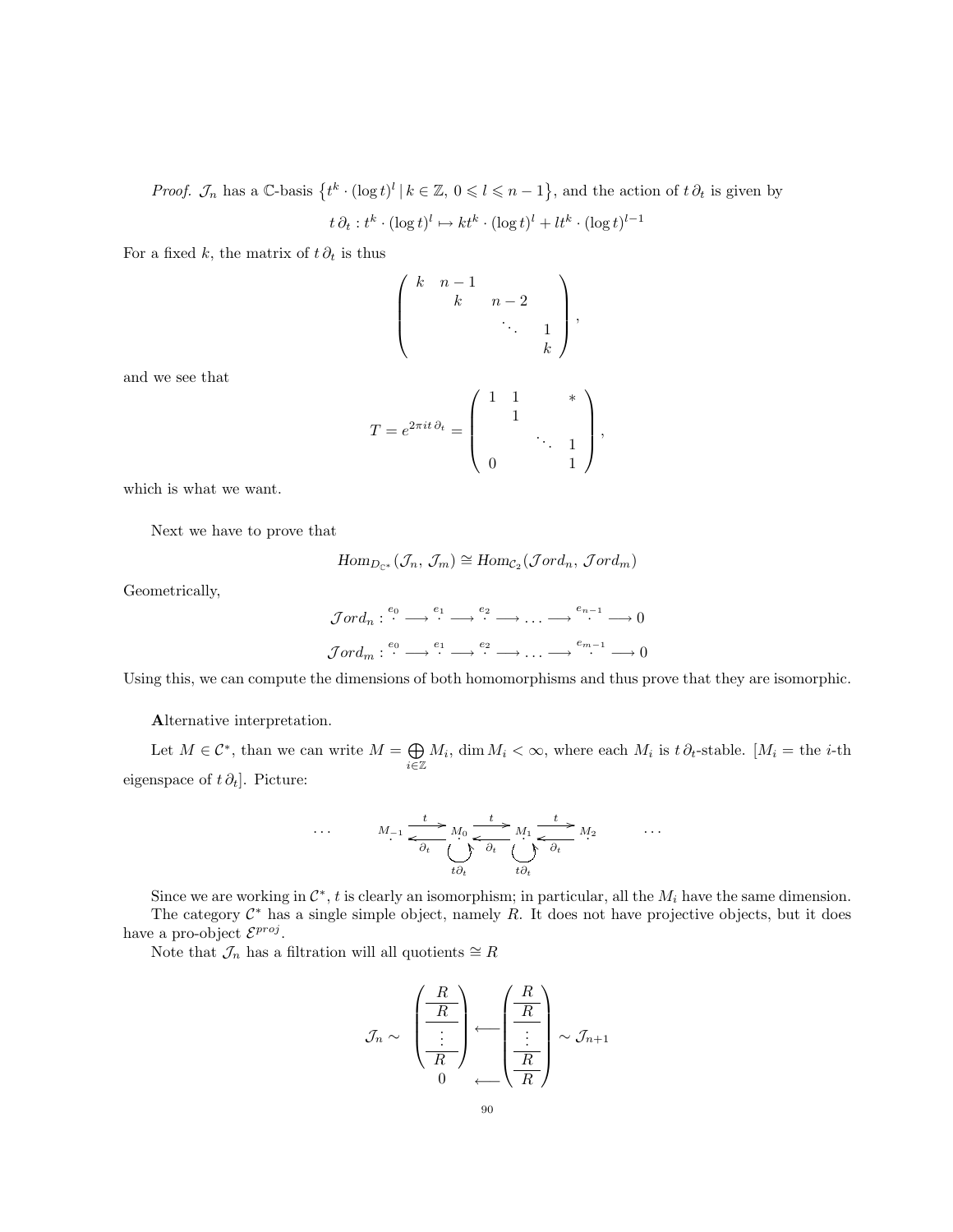*Proof.* $\mathcal{J}_n$ has a $\mathbb{C}$-basis $\left\{t^k \cdot (\log t)^l \mid k \in \mathbb{Z},\ 0 \leqslant l \leqslant n-1\right\}$, and the action of $t\,\partial_t$ is given by

$$t\,\partial_t : t^k \cdot (\log t)^l \mapsto kt^k \cdot (\log t)^l + lt^k \cdot (\log t)^{l-1}$$

For a fixed $k$, the matrix of $t\,\partial_t$ is thus

$$\begin{pmatrix} k & n-1 & & \\ & k & n-2 & \\ & & \ddots & 1 \\ & & & k \end{pmatrix},$$

and we see that

$$T = e^{2\pi i t\,\partial_t} = \begin{pmatrix} 1 & 1 & & * \\ & 1 & & \\ & & \ddots & 1 \\ 0 & & & 1 \end{pmatrix},$$

which is what we want.

Next we have to prove that

$$Hom_{D_{\mathbb{C}^*}}(\mathcal{J}_n, \mathcal{J}_m) \cong Hom_{\mathcal{C}_2}(\mathcal{J}ord_n, \mathcal{J}ord_m)$$

Geometrically,

$$\mathcal{J}ord_n : \overset{e_0}{\cdot} \longrightarrow \overset{e_1}{\cdot} \longrightarrow \overset{e_2}{\cdot} \longrightarrow \ldots \longrightarrow \overset{e_{n-1}}{\cdot} \longrightarrow 0$$

$$\mathcal{J}ord_m : \overset{e_0}{\cdot} \longrightarrow \overset{e_1}{\cdot} \longrightarrow \overset{e_2}{\cdot} \longrightarrow \ldots \longrightarrow \overset{e_{m-1}}{\cdot} \longrightarrow 0$$

Using this, we can compute the dimensions of both homomorphisms and thus prove that they are isomorphic.

**A**lternative interpretation.

Let $M \in \mathcal{C}^*$, than we can write $M = \bigoplus_{i\in\mathbb{Z}} M_i$, $\dim M_i < \infty$, where each $M_i$ is $t\,\partial_t$-stable. [$M_i$ = the $i$-th eigenspace of $t\,\partial_t$]. Picture:

$$\cdots \qquad M_{-1} \underset{\partial_t}{\overset{t}{\rightleftarrows}} M_0 \underset{\partial_t}{\overset{t}{\rightleftarrows}} M_1 \underset{\partial_t}{\overset{t}{\rightleftarrows}} M_2 \qquad \cdots$$

(with loops $t\partial_t$ on $M_0$ and $M_1$)

Since we are working in $\mathcal{C}^*$, $t$ is clearly an isomorphism; in particular, all the $M_i$ have the same dimension.

The category $\mathcal{C}^*$ has a single simple object, namely $R$. It does not have projective objects, but it does have a pro-object $\mathcal{E}^{proj}$.

Note that $\mathcal{J}_n$ has a filtration will all quotients $\cong R$

$$\mathcal{J}_n \sim \begin{pmatrix} R \\ \hline R \\ \hline \vdots \\ \hline R \\ 0 \end{pmatrix} \longleftarrow \begin{pmatrix} R \\ \hline R \\ \hline \vdots \\ \hline R \\ \hline R \end{pmatrix} \sim \mathcal{J}_{n+1}$$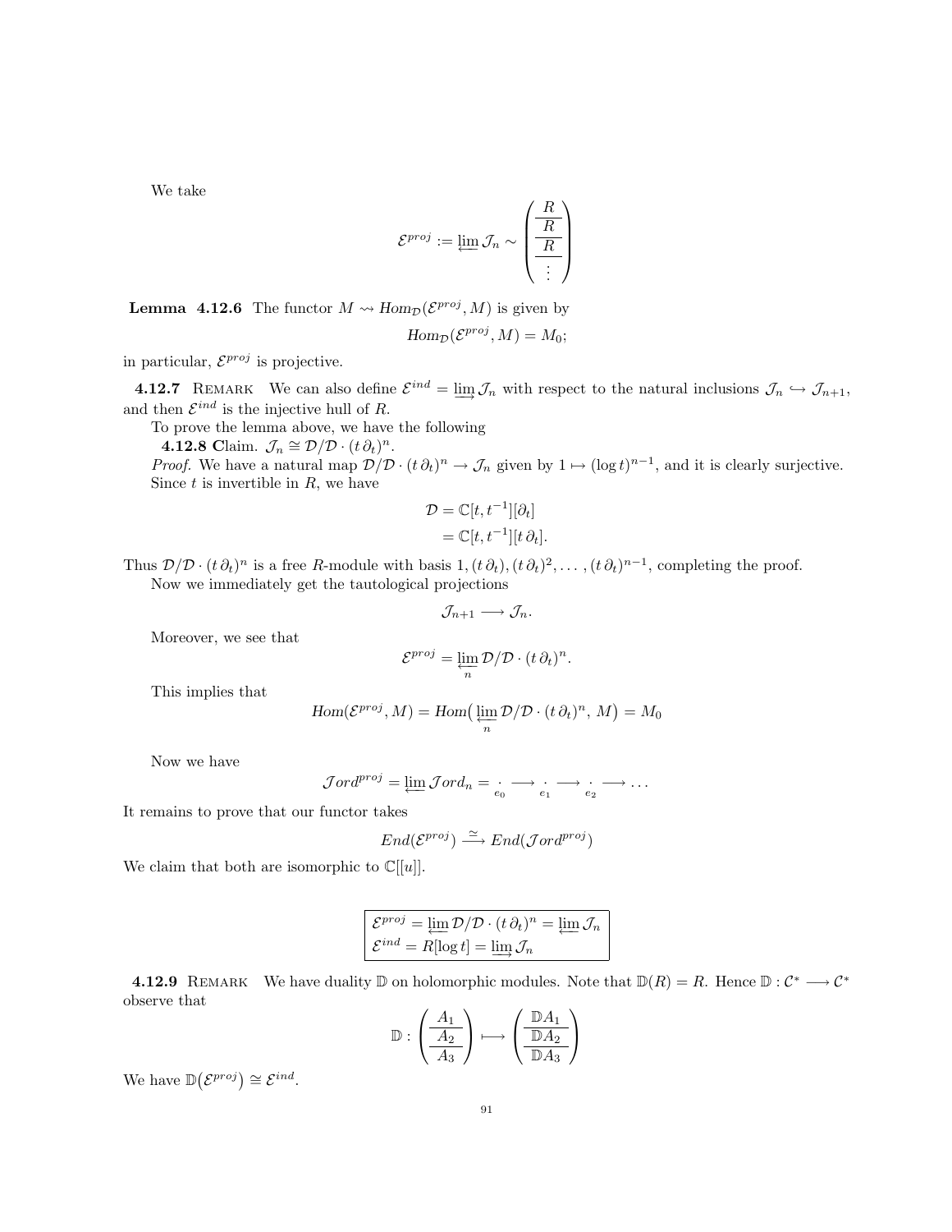We take

$$\mathcal{E}^{proj} := \varprojlim \mathcal{J}_n \sim \begin{pmatrix} \frac{R}{\frac{R}{\frac{R}{\vdots}}} \end{pmatrix}$$

**Lemma 4.12.6** The functor $M \rightsquigarrow Hom_{\mathcal{D}}(\mathcal{E}^{proj}, M)$ is given by

$$Hom_{\mathcal{D}}(\mathcal{E}^{proj}, M) = M_0;$$

in particular, $\mathcal{E}^{proj}$ is projective.

**4.12.7** Remark We can also define $\mathcal{E}^{ind} = \varinjlim \mathcal{J}_n$ with respect to the natural inclusions $\mathcal{J}_n \hookrightarrow \mathcal{J}_{n+1}$, and then $\mathcal{E}^{ind}$ is the injective hull of $R$.

To prove the lemma above, we have the following

**4.12.8 Claim.** $\mathcal{J}_n \cong \mathcal{D}/\mathcal{D} \cdot (t\,\partial_t)^n$.

*Proof.* We have a natural map $\mathcal{D}/\mathcal{D} \cdot (t\,\partial_t)^n \to \mathcal{J}_n$ given by $1 \mapsto (\log t)^{n-1}$, and it is clearly surjective. Since $t$ is invertible in $R$, we have

$$\begin{aligned} \mathcal{D} &= \mathbb{C}[t, t^{-1}][\partial_t] \\ &= \mathbb{C}[t, t^{-1}][t\,\partial_t]. \end{aligned}$$

Thus $\mathcal{D}/\mathcal{D} \cdot (t\,\partial_t)^n$ is a free $R$-module with basis $1, (t\,\partial_t), (t\,\partial_t)^2, \ldots, (t\,\partial_t)^{n-1}$, completing the proof.

Now we immediately get the tautological projections

$$\mathcal{J}_{n+1} \longrightarrow \mathcal{J}_n.$$

Moreover, we see that

$$\mathcal{E}^{proj} = \varprojlim_n \mathcal{D}/\mathcal{D} \cdot (t\,\partial_t)^n.$$

This implies that

$$Hom(\mathcal{E}^{proj}, M) = Hom\big(\varprojlim_n \mathcal{D}/\mathcal{D} \cdot (t\,\partial_t)^n,\, M\big) = M_0$$

Now we have

$$\mathcal{J}ord^{proj} = \varprojlim \mathcal{J}ord_n = \underset{e_0}{\cdot} \longrightarrow \underset{e_1}{\cdot} \longrightarrow \underset{e_2}{\cdot} \longrightarrow \ldots$$

It remains to prove that our functor takes

$$End(\mathcal{E}^{proj}) \xrightarrow{\simeq} End(\mathcal{J}ord^{proj})$$

We claim that both are isomorphic to $\mathbb{C}[[u]]$.

$$\boxed{\begin{aligned} &\mathcal{E}^{proj} = \varprojlim \mathcal{D}/\mathcal{D} \cdot (t\,\partial_t)^n = \varprojlim \mathcal{J}_n \\ &\mathcal{E}^{ind} = R[\log t] = \varinjlim \mathcal{J}_n \end{aligned}}$$

**4.12.9** Remark We have duality $\mathbb{D}$ on holomorphic modules. Note that $\mathbb{D}(R) = R$. Hence $\mathbb{D} : \mathcal{C}^* \longrightarrow \mathcal{C}^*$ observe that

$$\mathbb{D} : \begin{pmatrix} \frac{A_1}{\frac{A_2}{A_3}} \end{pmatrix} \longmapsto \begin{pmatrix} \frac{\mathbb{D}A_1}{\frac{\mathbb{D}A_2}{\mathbb{D}A_3}} \end{pmatrix}$$

We have $\mathbb{D}\big(\mathcal{E}^{proj}\big) \cong \mathcal{E}^{ind}$.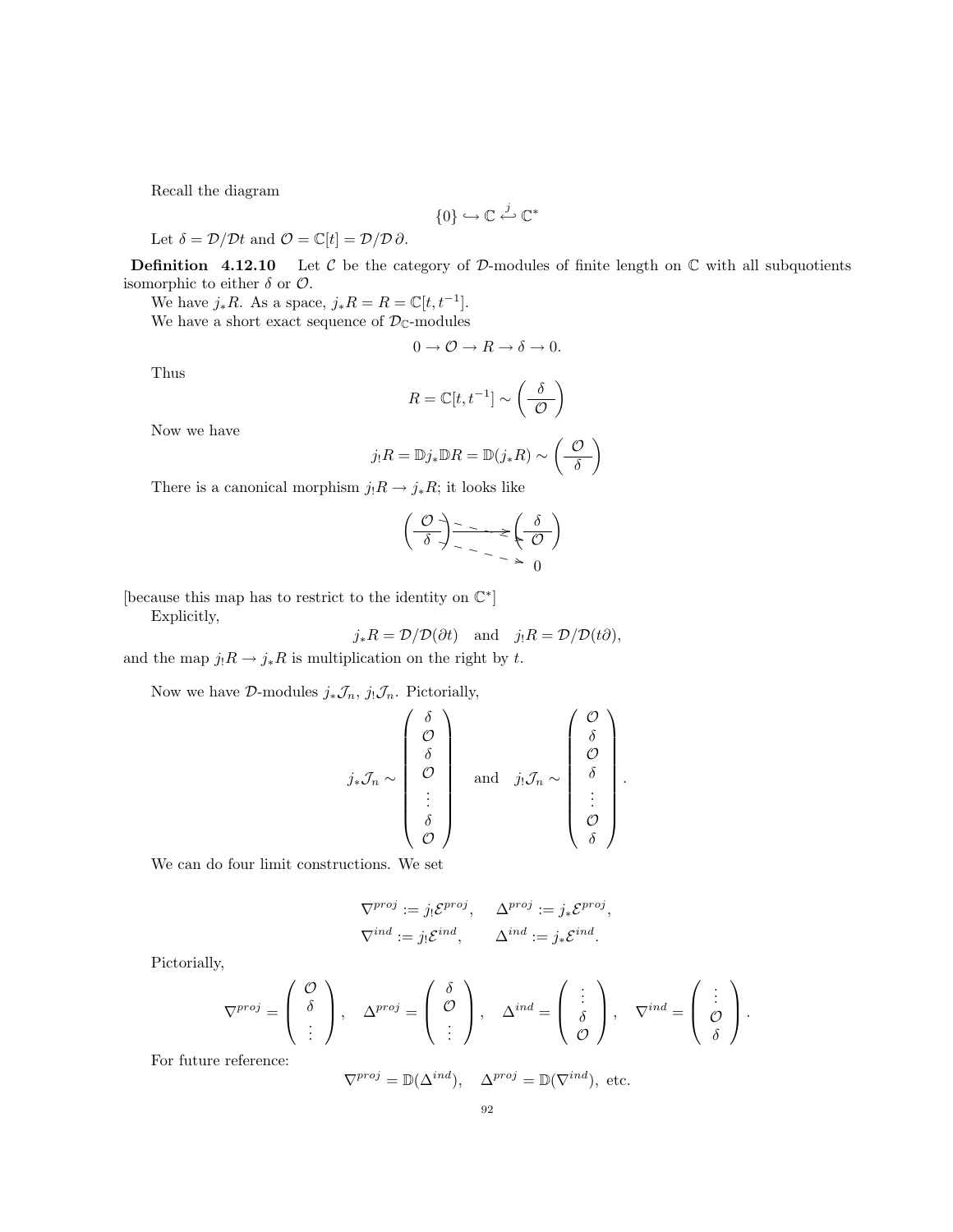Recall the diagram

$$\{0\} \hookrightarrow \mathbb{C} \overset{j}{\hookleftarrow} \mathbb{C}^*$$

Let $\delta = \mathcal{D}/\mathcal{D}t$ and $\mathcal{O} = \mathbb{C}[t] = \mathcal{D}/\mathcal{D}\,\partial$.

**Definition 4.12.10** Let $\mathcal{C}$ be the category of $\mathcal{D}$-modules of finite length on $\mathbb{C}$ with all subquotients isomorphic to either $\delta$ or $\mathcal{O}$.

We have $j_*R$. As a space, $j_*R = R = \mathbb{C}[t, t^{-1}]$.

We have a short exact sequence of $\mathcal{D}_{\mathbb{C}}$-modules

$$0 \to \mathcal{O} \to R \to \delta \to 0.$$

Thus

$$R = \mathbb{C}[t, t^{-1}] \sim \left( \frac{\delta}{\mathcal{O}} \right)$$

Now we have

$$j_! R = \mathbb{D} j_* \mathbb{D} R = \mathbb{D}(j_* R) \sim \left( \frac{\mathcal{O}}{\delta} \right)$$

There is a canonical morphism $j_!R \to j_*R$; it looks like

$$\left( \frac{\mathcal{O}}{\delta} \right) \longrightarrow \left( \frac{\delta}{\mathcal{O}} \right), \qquad \mathcal{O} \dashrightarrow \mathcal{O}, \quad \delta \dashrightarrow 0$$

[because this map has to restrict to the identity on $\mathbb{C}^*$]

Explicitly,

$$j_*R = \mathcal{D}/\mathcal{D}(\partial t) \quad \text{and} \quad j_!R = \mathcal{D}/\mathcal{D}(t\partial),$$

and the map $j_!R \to j_*R$ is multiplication on the right by $t$.

Now we have $\mathcal{D}$-modules $j_*\mathcal{J}_n$, $j_!\mathcal{J}_n$. Pictorially,

$$j_*\mathcal{J}_n \sim \begin{pmatrix} \delta \\ \mathcal{O} \\ \delta \\ \mathcal{O} \\ \vdots \\ \delta \\ \mathcal{O} \end{pmatrix} \quad \text{and} \quad j_!\mathcal{J}_n \sim \begin{pmatrix} \mathcal{O} \\ \delta \\ \mathcal{O} \\ \delta \\ \vdots \\ \mathcal{O} \\ \delta \end{pmatrix}.$$

We can do four limit constructions. We set

$$\nabla^{proj} := j_!\mathcal{E}^{proj}, \quad \Delta^{proj} := j_*\mathcal{E}^{proj},$$
$$\nabla^{ind} := j_!\mathcal{E}^{ind}, \quad \Delta^{ind} := j_*\mathcal{E}^{ind}.$$

Pictorially,

$$\nabla^{proj} = \begin{pmatrix} \mathcal{O} \\ \delta \\ \vdots \end{pmatrix}, \quad \Delta^{proj} = \begin{pmatrix} \delta \\ \mathcal{O} \\ \vdots \end{pmatrix}, \quad \Delta^{ind} = \begin{pmatrix} \vdots \\ \delta \\ \mathcal{O} \end{pmatrix}, \quad \nabla^{ind} = \begin{pmatrix} \vdots \\ \mathcal{O} \\ \delta \end{pmatrix}.$$

For future reference:

$$\nabla^{proj} = \mathbb{D}(\Delta^{ind}), \quad \Delta^{proj} = \mathbb{D}(\nabla^{ind}), \text{ etc.}$$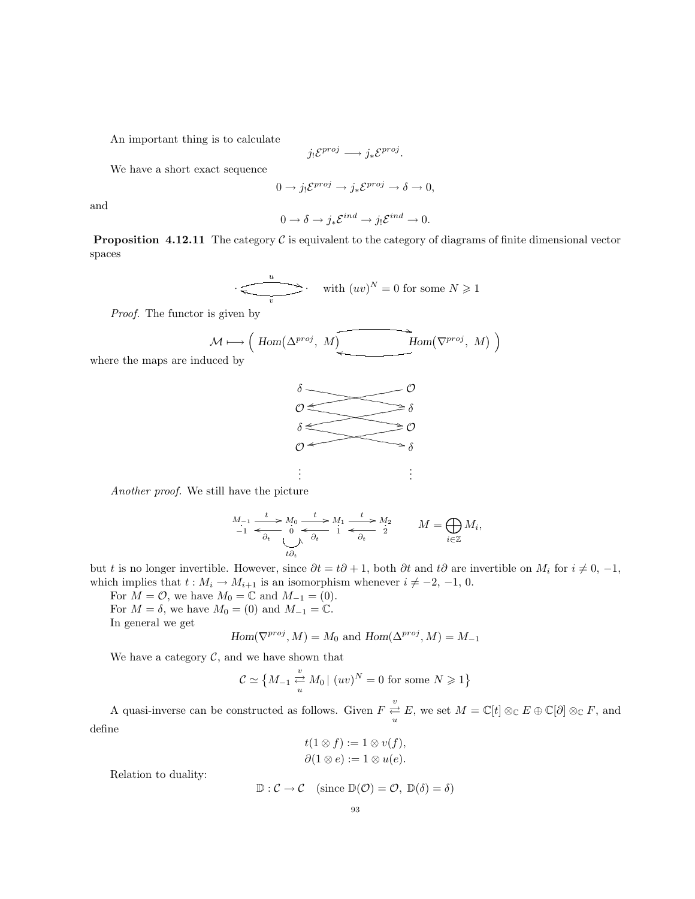An important thing is to calculate

$$j_! \mathcal{E}^{proj} \longrightarrow j_* \mathcal{E}^{proj}.$$

We have a short exact sequence

$$0 \to j_! \mathcal{E}^{proj} \to j_* \mathcal{E}^{proj} \to \delta \to 0,$$

and

$$0 \to \delta \to j_* \mathcal{E}^{ind} \to j_! \mathcal{E}^{ind} \to 0.$$

**Proposition 4.12.11** The category $\mathcal{C}$ is equivalent to the category of diagrams of finite dimensional vector spaces

$$\cdot \underset{v}{\overset{u}{\rightleftarrows}} \cdot \quad \text{with } (uv)^N = 0 \text{ for some } N \geqslant 1$$

*Proof.* The functor is given by

$$\mathcal{M} \longmapsto \Big( \, Hom(\Delta^{proj}, \, M) \rightleftarrows Hom(\nabla^{proj}, \, M) \, \Big)$$

where the maps are induced by

$$\begin{array}{ccc} \delta & & \mathcal{O} \\ \mathcal{O} & & \delta \\ \delta & & \mathcal{O} \\ \mathcal{O} & & \delta \\ \vdots & & \vdots \end{array}$$

*Another proof.* We still have the picture

$$\underset{-1}{M_{-1}} \underset{\partial_t}{\overset{t}{\rightleftarrows}} \underset{0}{M_0} \underset{\partial_t}{\overset{t}{\rightleftarrows}} \underset{1}{M_1} \underset{\partial_t}{\overset{t}{\rightleftarrows}} \underset{2}{M_2} \qquad M = \bigoplus_{i \in \mathbb{Z}} M_i,$$

(with $t\partial_t$ acting on $M_0$), but $t$ is no longer invertible. However, since $\partial t = t\partial + 1$, both $\partial t$ and $t\partial$ are invertible on $M_i$ for $i \neq 0, -1$, which implies that $t : M_i \to M_{i+1}$ is an isomorphism whenever $i \neq -2, -1, 0$.

For $M = \mathcal{O}$, we have $M_0 = \mathbb{C}$ and $M_{-1} = (0)$.

For $M = \delta$, we have $M_0 = (0)$ and $M_{-1} = \mathbb{C}$.

In general we get

$$Hom(\nabla^{proj}, M) = M_0 \text{ and } Hom(\Delta^{proj}, M) = M_{-1}$$

We have a category $\mathcal{C}$, and we have shown that

$$\mathcal{C} \simeq \big\{ M_{-1} \underset{u}{\overset{v}{\rightleftarrows}} M_0 \,|\, (uv)^N = 0 \text{ for some } N \geqslant 1 \big\}$$

A quasi-inverse can be constructed as follows. Given $F \underset{u}{\overset{v}{\rightleftarrows}} E$, we set $M = \mathbb{C}[t] \otimes_{\mathbb{C}} E \oplus \mathbb{C}[\partial] \otimes_{\mathbb{C}} F$, and define

$$t(1 \otimes f) := 1 \otimes v(f),$$
$$\partial(1 \otimes e) := 1 \otimes u(e).$$

Relation to duality:

$$\mathbb{D} : \mathcal{C} \to \mathcal{C} \quad (\text{since } \mathbb{D}(\mathcal{O}) = \mathcal{O}, \, \mathbb{D}(\delta) = \delta)$$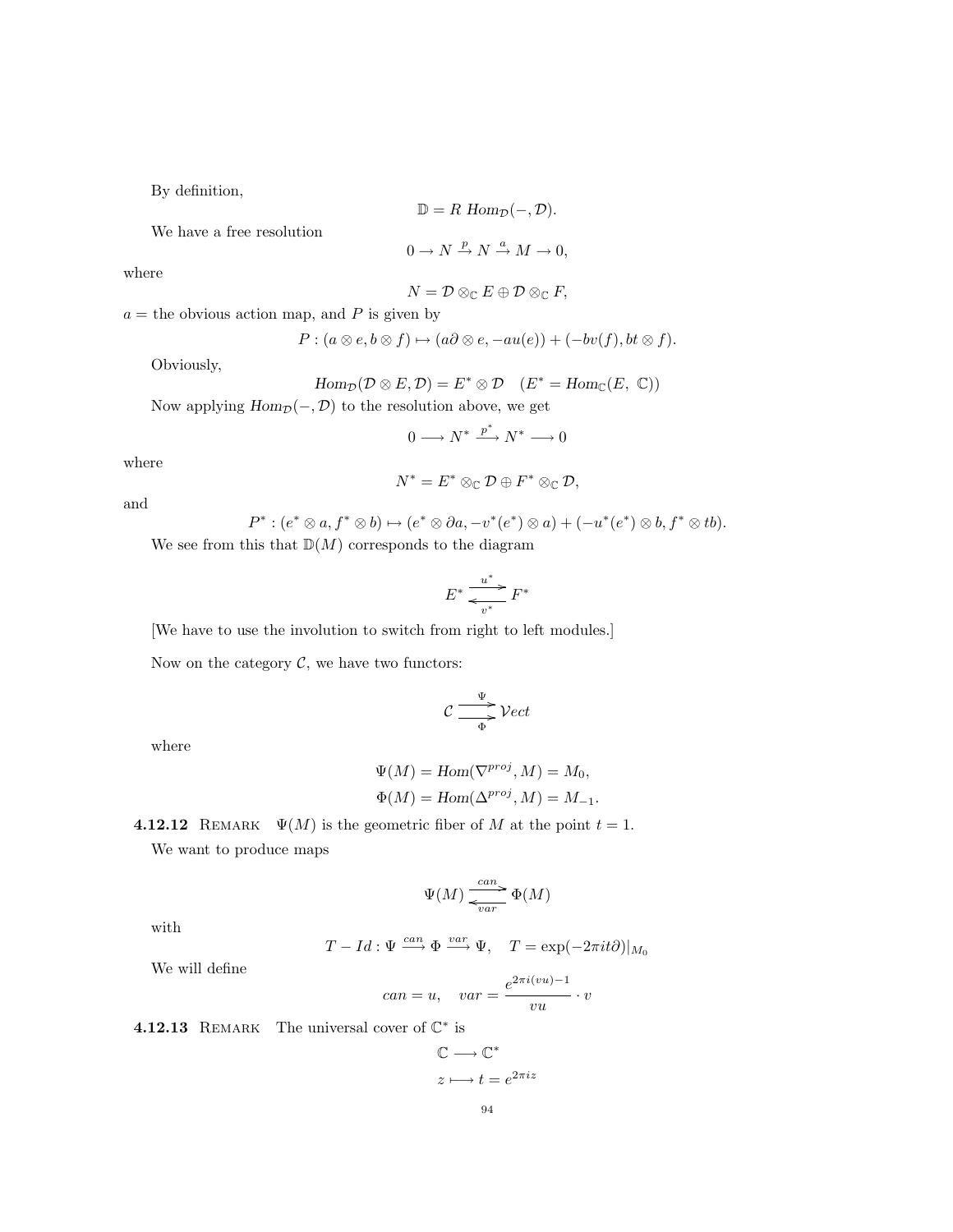By definition,

$$\mathbb{D} = R\ Hom_{\mathcal{D}}(-, \mathcal{D}).$$

We have a free resolution

$$0 \to N \xrightarrow{p} N \xrightarrow{a} M \to 0,$$

where

$$N = \mathcal{D} \otimes_{\mathbb{C}} E \oplus \mathcal{D} \otimes_{\mathbb{C}} F,$$

$a =$ the obvious action map, and $P$ is given by

$$P : (a \otimes e, b \otimes f) \mapsto (a\partial \otimes e, -au(e)) + (-bv(f), bt \otimes f).$$

Obviously,

$$Hom_{\mathcal{D}}(\mathcal{D} \otimes E, \mathcal{D}) = E^* \otimes \mathcal{D} \quad (E^* = Hom_{\mathbb{C}}(E,\ \mathbb{C}))$$

Now applying $Hom_{\mathcal{D}}(-, \mathcal{D})$ to the resolution above, we get

$$0 \longrightarrow N^* \xrightarrow{p^*} N^* \longrightarrow 0$$

where

$$N^* = E^* \otimes_{\mathbb{C}} \mathcal{D} \oplus F^* \otimes_{\mathbb{C}} \mathcal{D},$$

and

$$P^* : (e^* \otimes a, f^* \otimes b) \mapsto (e^* \otimes \partial a, -v^*(e^*) \otimes a) + (-u^*(e^*) \otimes b, f^* \otimes tb).$$

We see from this that $\mathbb{D}(M)$ corresponds to the diagram

$$E^* \underset{v^*}{\overset{u^*}{\rightleftarrows}} F^*$$

[We have to use the involution to switch from right to left modules.]

Now on the category $\mathcal{C}$, we have two functors:

$$\mathcal{C} \underset{\Phi}{\overset{\Psi}{\rightrightarrows}} \mathcal{V}ect$$

where

$$\Psi(M) = Hom(\nabla^{proj}, M) = M_0,$$
$$\Phi(M) = Hom(\Delta^{proj}, M) = M_{-1}.$$

**4.12.12** Remark $\Psi(M)$ is the geometric fiber of $M$ at the point $t = 1$.

We want to produce maps

$$\Psi(M) \underset{var}{\overset{can}{\rightleftarrows}} \Phi(M)$$

with

$$T - Id : \Psi \xrightarrow{can} \Phi \xrightarrow{var} \Psi, \quad T = \exp(-2\pi it\partial)|_{M_0}$$

We will define

$$can = u, \quad var = \frac{e^{2\pi i(vu)-1}}{vu} \cdot v$$

**4.12.13** Remark The universal cover of $\mathbb{C}^*$ is

$$\mathbb{C} \longrightarrow \mathbb{C}^*$$
$$z \longmapsto t = e^{2\pi iz}$$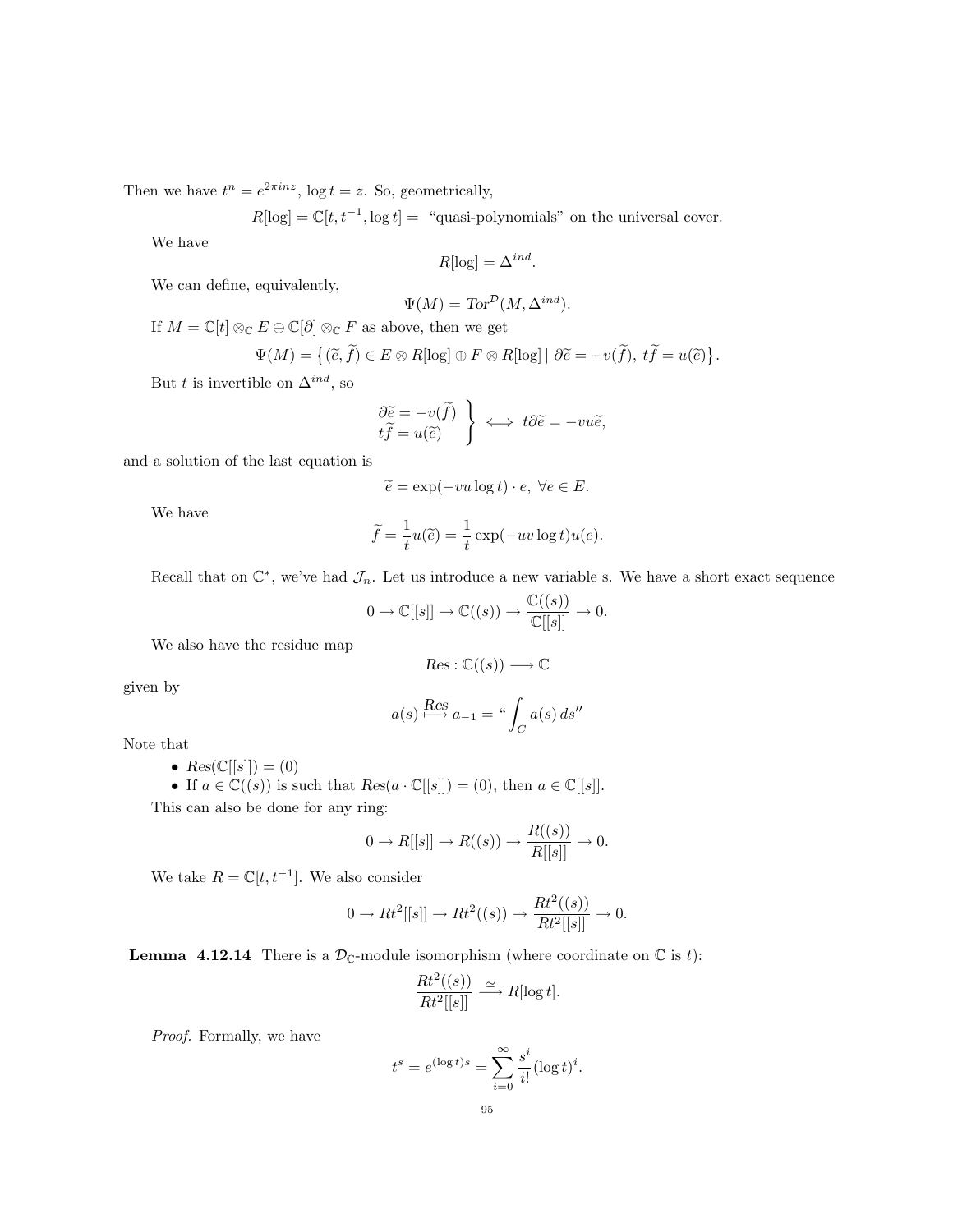Then we have $t^n = e^{2\pi i n z}$, $\log t = z$. So, geometrically,

$$R[\log] = \mathbb{C}[t, t^{-1}, \log t] = \text{ “quasi-polynomials” on the universal cover.}$$

We have

$$R[\log] = \Delta^{ind}.$$

We can define, equivalently,

$$\Psi(M) = Tor^{\mathcal{D}}(M, \Delta^{ind}).$$

If $M = \mathbb{C}[t] \otimes_{\mathbb{C}} E \oplus \mathbb{C}[\partial] \otimes_{\mathbb{C}} F$ as above, then we get

$$\Psi(M) = \left\{ (\widetilde{e}, \widetilde{f}) \in E \otimes R[\log] \oplus F \otimes R[\log] \mid \partial \widetilde{e} = -v(\widetilde{f}),\ t\widetilde{f} = u(\widetilde{e}) \right\}.$$

But $t$ is invertible on $\Delta^{ind}$, so

$$\left. \begin{array}{l} \partial \widetilde{e} = -v(\widetilde{f}) \\ t\widetilde{f} = u(\widetilde{e}) \end{array} \right\} \iff t\partial\widetilde{e} = -vu\widetilde{e},$$

and a solution of the last equation is

$$\widetilde{e} = \exp(-vu \log t) \cdot e, \ \forall e \in E.$$

We have

$$\widetilde{f} = \frac{1}{t} u(\widetilde{e}) = \frac{1}{t} \exp(-uv \log t) u(e).$$

Recall that on $\mathbb{C}^*$, we've had $\mathcal{J}_n$. Let us introduce a new variable s. We have a short exact sequence

$$0 \to \mathbb{C}[[s]] \to \mathbb{C}((s)) \to \frac{\mathbb{C}((s))}{\mathbb{C}[[s]]} \to 0.$$

We also have the residue map

$$Res : \mathbb{C}((s)) \longrightarrow \mathbb{C}$$

given by

$$a(s) \overset{Res}{\longmapsto} a_{-1} = \text{“} \int_C a(s)\, ds\text{''}$$

Note that

- $Res(\mathbb{C}[[s]]) = (0)$
- If $a \in \mathbb{C}((s))$ is such that $Res(a \cdot \mathbb{C}[[s]]) = (0)$, then $a \in \mathbb{C}[[s]]$.

This can also be done for any ring:

$$0 \to R[[s]] \to R((s)) \to \frac{R((s))}{R[[s]]} \to 0.$$

We take $R = \mathbb{C}[t, t^{-1}]$. We also consider

$$0 \to Rt^2[[s]] \to Rt^2((s)) \to \frac{Rt^2((s))}{Rt^2[[s]]} \to 0.$$

**Lemma 4.12.14** There is a $\mathcal{D}_{\mathbb{C}}$-module isomorphism (where coordinate on $\mathbb{C}$ is $t$):

$$\frac{Rt^2((s))}{Rt^2[[s]]} \xrightarrow{\simeq} R[\log t].$$

*Proof.* Formally, we have

$$t^s = e^{(\log t)s} = \sum_{i=0}^{\infty} \frac{s^i}{i!} (\log t)^i.$$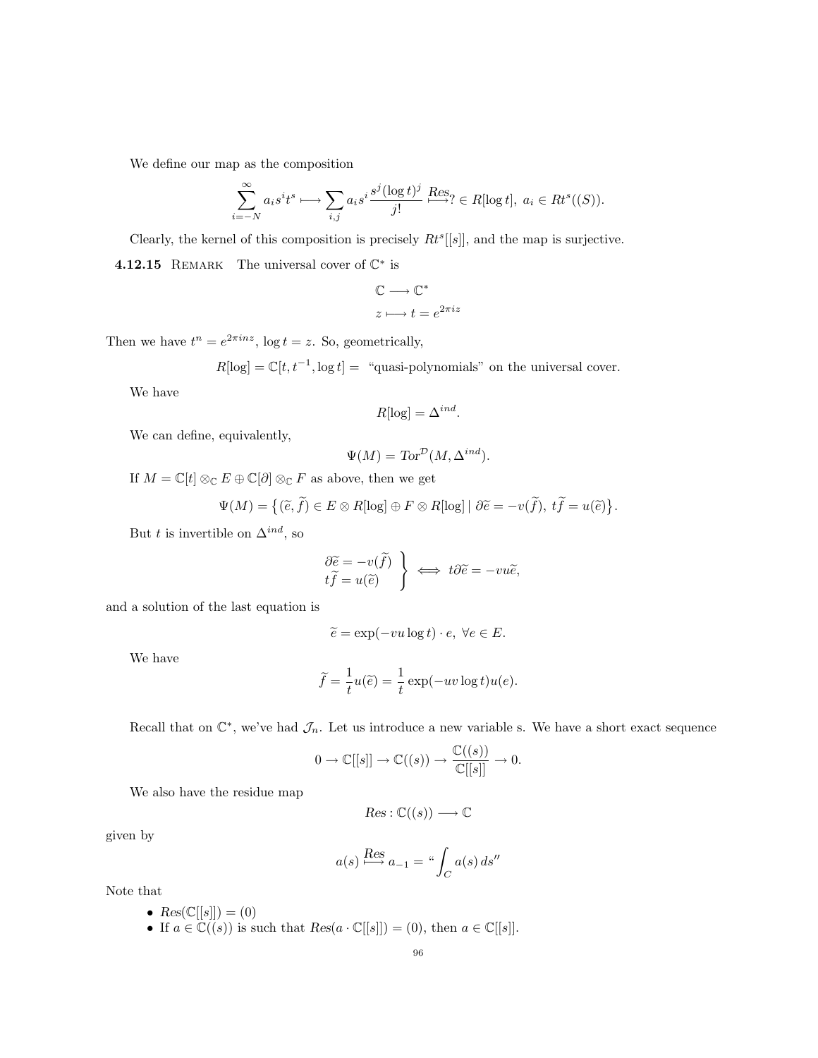We define our map as the composition

$$\sum_{i=-N}^{\infty} a_i s^i t^s \longmapsto \sum_{i,j} a_i s^i \frac{s^j (\log t)^j}{j!} \overset{Res}{\longmapsto} ? \in R[\log t],\ a_i \in Rt^s((S)).$$

Clearly, the kernel of this composition is precisely $Rt^s[[s]]$, and the map is surjective.

**4.12.15** Remark The universal cover of $\mathbb{C}^*$ is

$$\mathbb{C} \longrightarrow \mathbb{C}^*$$
$$z \longmapsto t = e^{2\pi i z}$$

Then we have $t^n = e^{2\pi i n z}$, $\log t = z$. So, geometrically,

$$R[\log] = \mathbb{C}[t, t^{-1}, \log t] = \text{"quasi-polynomials" on the universal cover.}$$

We have

$$R[\log] = \Delta^{ind}.$$

We can define, equivalently,

$$\Psi(M) = Tor^{\mathcal{D}}(M, \Delta^{ind}).$$

If $M = \mathbb{C}[t] \otimes_{\mathbb{C}} E \oplus \mathbb{C}[\partial] \otimes_{\mathbb{C}} F$ as above, then we get

$$\Psi(M) = \left\{ (\widetilde{e}, \widetilde{f}) \in E \otimes R[\log] \oplus F \otimes R[\log] \,|\, \partial \widetilde{e} = -v(\widetilde{f}),\ t\widetilde{f} = u(\widetilde{e}) \right\}.$$

But $t$ is invertible on $\Delta^{ind}$, so

$$\left. \begin{array}{l} \partial \widetilde{e} = -v(\widetilde{f}) \\ t\widetilde{f} = u(\widetilde{e}) \end{array} \right\} \iff t\partial \widetilde{e} = -vu\widetilde{e},$$

and a solution of the last equation is

$$\widetilde{e} = \exp(-vu \log t) \cdot e,\ \forall e \in E.$$

We have

$$\widetilde{f} = \frac{1}{t} u(\widetilde{e}) = \frac{1}{t} \exp(-uv \log t) u(e).$$

Recall that on $\mathbb{C}^*$, we've had $\mathcal{J}_n$. Let us introduce a new variable s. We have a short exact sequence

$$0 \to \mathbb{C}[[s]] \to \mathbb{C}((s)) \to \frac{\mathbb{C}((s))}{\mathbb{C}[[s]]} \to 0.$$

We also have the residue map

$$Res : \mathbb{C}((s)) \longrightarrow \mathbb{C}$$

given by

$$a(s) \overset{Res}{\longmapsto} a_{-1} = \text{“}\int_C a(s)\, ds\text{''}$$

Note that

- $Res(\mathbb{C}[[s]]) = (0)$
- If $a \in \mathbb{C}((s))$ is such that $Res(a \cdot \mathbb{C}[[s]]) = (0)$, then $a \in \mathbb{C}[[s]]$.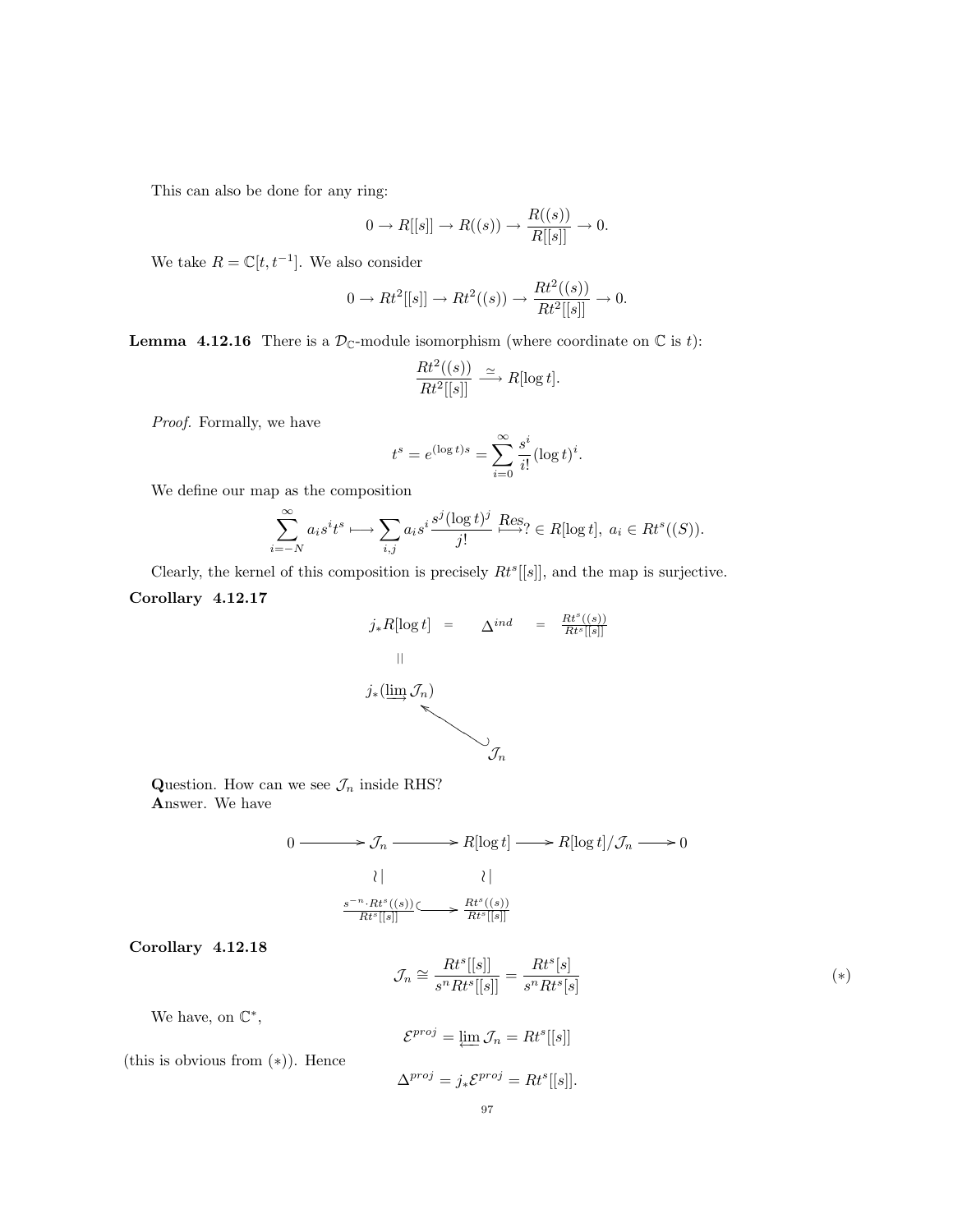This can also be done for any ring:

$$0 \to R[[s]] \to R((s)) \to \frac{R((s))}{R[[s]]} \to 0.$$

We take $R = \mathbb{C}[t, t^{-1}]$. We also consider

$$0 \to Rt^2[[s]] \to Rt^2((s)) \to \frac{Rt^2((s))}{Rt^2[[s]]} \to 0.$$

**Lemma 4.12.16** There is a $\mathcal{D}_{\mathbb{C}}$-module isomorphism (where coordinate on $\mathbb{C}$ is $t$):

$$\frac{Rt^2((s))}{Rt^2[[s]]} \xrightarrow{\simeq} R[\log t].$$

*Proof.* Formally, we have

$$t^s = e^{(\log t)s} = \sum_{i=0}^{\infty} \frac{s^i}{i!}(\log t)^i.$$

We define our map as the composition

$$\sum_{i=-N}^{\infty} a_i s^i t^s \longmapsto \sum_{i,j} a_i s^i \frac{s^j (\log t)^j}{j!} \overset{Res}{\longmapsto} ? \in R[\log t],\ a_i \in Rt^s((S)).$$

Clearly, the kernel of this composition is precisely $Rt^s[[s]]$, and the map is surjective.

**Corollary 4.12.17**

$$\begin{array}{ccccc} j_* R[\log t] & = & \Delta^{ind} & = & \frac{Rt^s((s))}{Rt^s[[s]]} \\ \| & & & & \\ j_*(\varinjlim \mathcal{J}_n) & & & & \\ & \nwarrow & & & \\ & & \mathcal{J}_n & & \end{array}$$

**Q**uestion. How can we see $\mathcal{J}_n$ inside RHS?
**A**nswer. We have

$$\begin{array}{ccccccccc} 0 & \longrightarrow & \mathcal{J}_n & \longrightarrow & R[\log t] & \longrightarrow & R[\log t]/\mathcal{J}_n & \longrightarrow & 0 \\ & & \wr | & & \wr | & & & & \\ & & \frac{s^{-n} \cdot Rt^s((s))}{Rt^s[[s]]} & \hookrightarrow & \frac{Rt^s((s))}{Rt^s[[s]]} & & & & \end{array}$$

**Corollary 4.12.18**

$$\mathcal{J}_n \cong \frac{Rt^s[[s]]}{s^n Rt^s[[s]]} = \frac{Rt^s[s]}{s^n Rt^s[s]} \qquad (*)$$

We have, on $\mathbb{C}^*$,

$$\mathcal{E}^{proj} = \varprojlim \mathcal{J}_n = Rt^s[[s]]$$

(this is obvious from $(*)$). Hence

$$\Delta^{proj} = j_* \mathcal{E}^{proj} = Rt^s[[s]].$$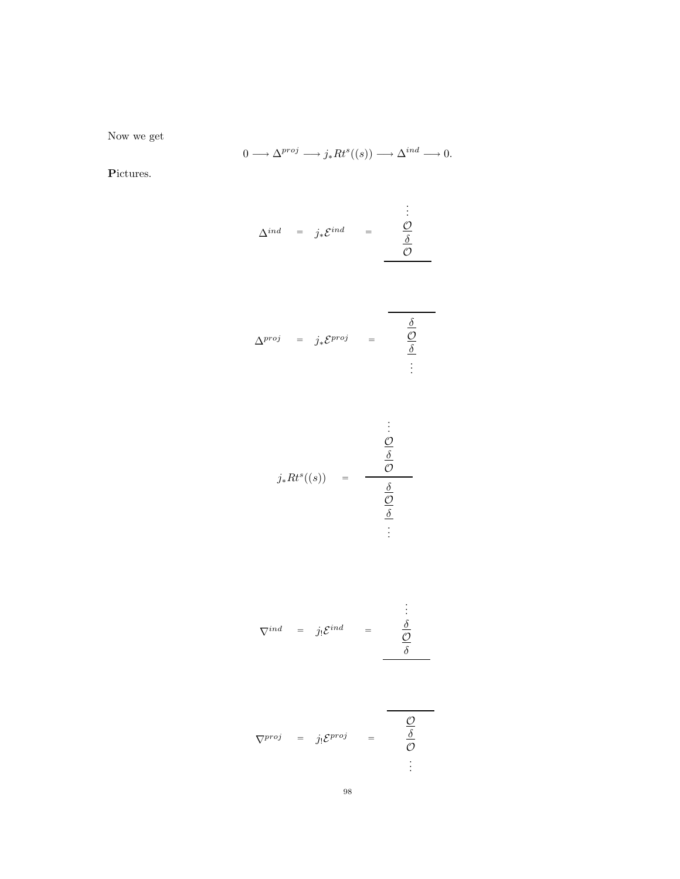Now we get

$$0 \longrightarrow \Delta^{proj} \longrightarrow j_*Rt^s((s)) \longrightarrow \Delta^{ind} \longrightarrow 0.$$

**Pictures.**

$$\Delta^{ind} \quad = \quad j_*\mathcal{E}^{ind} \quad = \quad \begin{array}{c} \vdots \\ \underline{\mathcal{O}} \\ \underline{\delta} \\ \mathcal{O} \\ \hline \end{array}$$

$$\Delta^{proj} \quad = \quad j_*\mathcal{E}^{proj} \quad = \quad \begin{array}{c} \hline \underline{\delta} \\ \underline{\mathcal{O}} \\ \underline{\delta} \\ \vdots \end{array}$$

$$j_*Rt^s((s)) \quad = \quad \begin{array}{c} \vdots \\ \underline{\mathcal{O}} \\ \underline{\delta} \\ \mathcal{O} \\ \hline \underline{\delta} \\ \underline{\mathcal{O}} \\ \underline{\delta} \\ \vdots \end{array}$$

$$\nabla^{ind} \quad = \quad j_!\mathcal{E}^{ind} \quad = \quad \begin{array}{c} \vdots \\ \underline{\delta} \\ \underline{\mathcal{O}} \\ \delta \\ \hline \end{array}$$

$$\nabla^{proj} \quad = \quad j_!\mathcal{E}^{proj} \quad = \quad \begin{array}{c} \hline \underline{\mathcal{O}} \\ \underline{\delta} \\ \mathcal{O} \\ \vdots \end{array}$$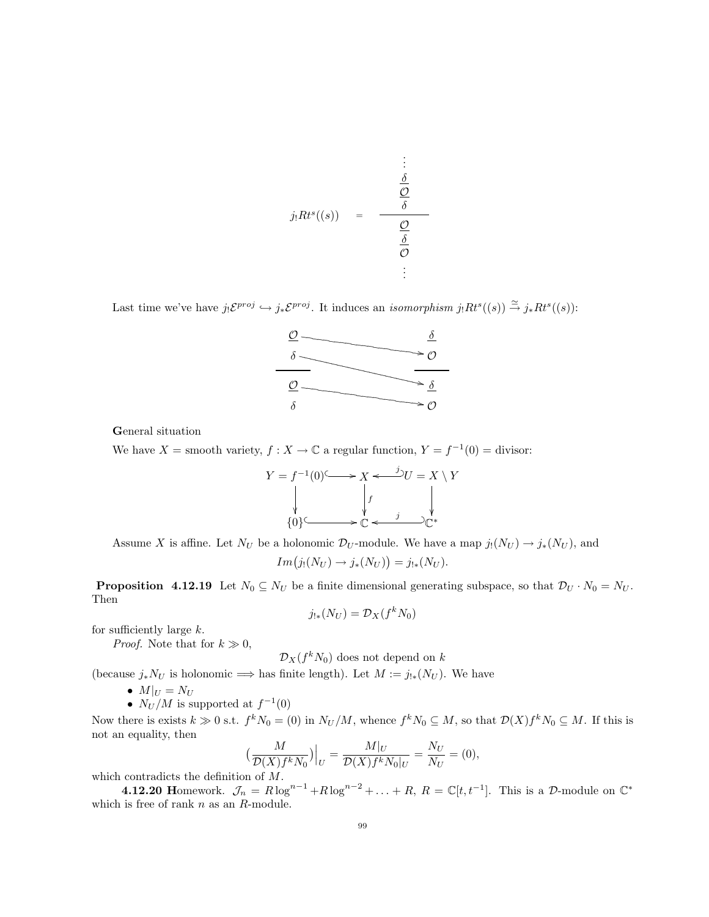$$
j_! Rt^s((s)) \quad = \quad \begin{array}{c} \vdots \\ \underline{\delta} \\ \underline{\mathcal{O}} \\ \delta \\ \hline \underline{\mathcal{O}} \\ \underline{\delta} \\ \mathcal{O} \\ \vdots \end{array}
$$

Last time we've have $j_! \mathcal{E}^{proj} \hookrightarrow j_* \mathcal{E}^{proj}$. It induces an *isomorphism* $j_! Rt^s((s)) \xrightarrow{\simeq} j_* Rt^s((s))$:

$$
\begin{array}{ccc}
\underline{\mathcal{O}} & \searrow & \underline{\delta} \\
\delta & \searrow & \mathcal{O} \\
\hline
\underline{\mathcal{O}} & \searrow & \underline{\delta} \\
\delta & & \mathcal{O}
\end{array}
$$

**G**eneral situation

We have $X$ = smooth variety, $f : X \to \mathbb{C}$ a regular function, $Y = f^{-1}(0)$ = divisor:

$$
\begin{array}{ccccc}
Y = f^{-1}(0) & \hookrightarrow & X & \overset{j}{\hookleftarrow} & U = X \setminus Y \\
\downarrow & & \downarrow f & & \downarrow \\
\{0\} & \hookrightarrow & \mathbb{C} & \overset{j}{\hookleftarrow} & \mathbb{C}^*
\end{array}
$$

Assume $X$ is affine. Let $N_U$ be a holonomic $\mathcal{D}_U$-module. We have a map $j_!(N_U) \to j_*(N_U)$, and

$$
Im\big(j_!(N_U) \to j_*(N_U)\big) = j_{!*}(N_U).
$$

**Proposition 4.12.19** Let $N_0 \subseteq N_U$ be a finite dimensional generating subspace, so that $\mathcal{D}_U \cdot N_0 = N_U$. Then

$$
j_{!*}(N_U) = \mathcal{D}_X(f^k N_0)
$$

for sufficiently large $k$.

*Proof.* Note that for $k \gg 0$,

$$
\mathcal{D}_X(f^k N_0) \text{ does not depend on } k
$$

(because $j_* N_U$ is holonomic $\Longrightarrow$ has finite length). Let $M := j_{!*}(N_U)$. We have

- $M|_U = N_U$
- $N_U/M$ is supported at $f^{-1}(0)$

Now there is exists $k \gg 0$ s.t. $f^k N_0 = (0)$ in $N_U/M$, whence $f^k N_0 \subseteq M$, so that $\mathcal{D}(X) f^k N_0 \subseteq M$. If this is not an equality, then

$$
\Big(\frac{M}{\mathcal{D}(X) f^k N_0}\Big)\Big|_U = \frac{M|_U}{\mathcal{D}(X) f^k N_0|_U} = \frac{N_U}{N_U} = (0),
$$

which contradicts the definition of $M$.

**4.12.20 H**omework. $\mathcal{J}_n = R \log^{n-1} + R \log^{n-2} + \ldots + R$, $R = \mathbb{C}[t, t^{-1}]$. This is a $\mathcal{D}$-module on $\mathbb{C}^*$ which is free of rank $n$ as an $R$-module.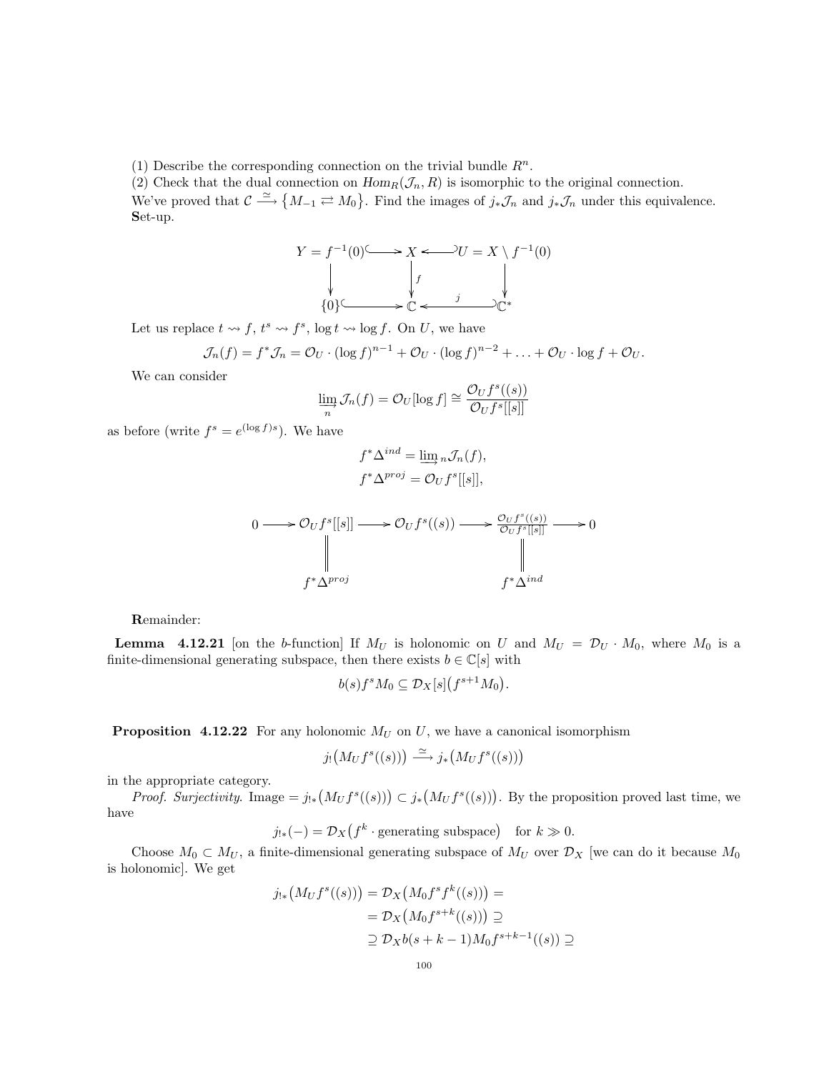(1) Describe the corresponding connection on the trivial bundle $R^n$.

(2) Check that the dual connection on $Hom_R(\mathcal{J}_n, R)$ is isomorphic to the original connection.

We've proved that $\mathcal{C} \xrightarrow{\simeq} \{M_{-1} \rightleftarrows M_0\}$. Find the images of $j_*\mathcal{J}_n$ and $j_*\mathcal{J}_n$ under this equivalence.

**S**et-up.

$$\begin{array}{ccccc} Y = f^{-1}(0) & \hookrightarrow & X & \hookleftarrow & U = X \setminus f^{-1}(0) \\ \downarrow & & \downarrow f & & \downarrow \\ \{0\} & \hookrightarrow & \mathbb{C} & \overset{j}{\hookleftarrow} & \mathbb{C}^* \end{array}$$

Let us replace $t \rightsquigarrow f$, $t^s \rightsquigarrow f^s$, $\log t \rightsquigarrow \log f$. On $U$, we have

$$\mathcal{J}_n(f) = f^*\mathcal{J}_n = \mathcal{O}_U \cdot (\log f)^{n-1} + \mathcal{O}_U \cdot (\log f)^{n-2} + \ldots + \mathcal{O}_U \cdot \log f + \mathcal{O}_U.$$

We can consider

$$\varinjlim_n \mathcal{J}_n(f) = \mathcal{O}_U[\log f] \cong \frac{\mathcal{O}_U f^s((s))}{\mathcal{O}_U f^s[[s]]}$$

as before (write $f^s = e^{(\log f)s}$). We have

$$f^*\Delta^{ind} = \varinjlim{}_n \mathcal{J}_n(f),$$
$$f^*\Delta^{proj} = \mathcal{O}_U f^s[[s]],$$

$$\begin{array}{ccccccccc} 0 & \longrightarrow & \mathcal{O}_U f^s[[s]] & \longrightarrow & \mathcal{O}_U f^s((s)) & \longrightarrow & \frac{\mathcal{O}_U f^s((s))}{\mathcal{O}_U f^s[[s]]} & \longrightarrow & 0 \\ & & \| & & & & \| & & \\ & & f^*\Delta^{proj} & & & & f^*\Delta^{ind} & & \end{array}$$

**R**emainder:

**Lemma 4.12.21** [on the $b$-function] If $M_U$ is holonomic on $U$ and $M_U = \mathcal{D}_U \cdot M_0$, where $M_0$ is a finite-dimensional generating subspace, then there exists $b \in \mathbb{C}[s]$ with

$$b(s) f^s M_0 \subseteq \mathcal{D}_X[s]\big(f^{s+1} M_0\big).$$

**Proposition 4.12.22** For any holonomic $M_U$ on $U$, we have a canonical isomorphism

$$j_!\big(M_U f^s((s))\big) \xrightarrow{\simeq} j_*\big(M_U f^s((s))\big)$$

in the appropriate category.

*Proof. Surjectivity*. Image $= j_{!*}\big(M_U f^s((s))\big) \subset j_*\big(M_U f^s((s))\big)$. By the proposition proved last time, we have

$$j_{!*}(-) = \mathcal{D}_X\big(f^k \cdot \text{generating subspace}\big) \quad \text{for } k \gg 0.$$

Choose $M_0 \subset M_U$, a finite-dimensional generating subspace of $M_U$ over $\mathcal{D}_X$ [we can do it because $M_0$ is holonomic]. We get

$$\begin{aligned} j_{!*}\big(M_U f^s((s))\big) &= \mathcal{D}_X\big(M_0 f^s f^k((s))\big) = \\ &= \mathcal{D}_X\big(M_0 f^{s+k}((s))\big) \supseteq \\ &\supseteq \mathcal{D}_X b(s+k-1) M_0 f^{s+k-1}((s)) \supseteq \end{aligned}$$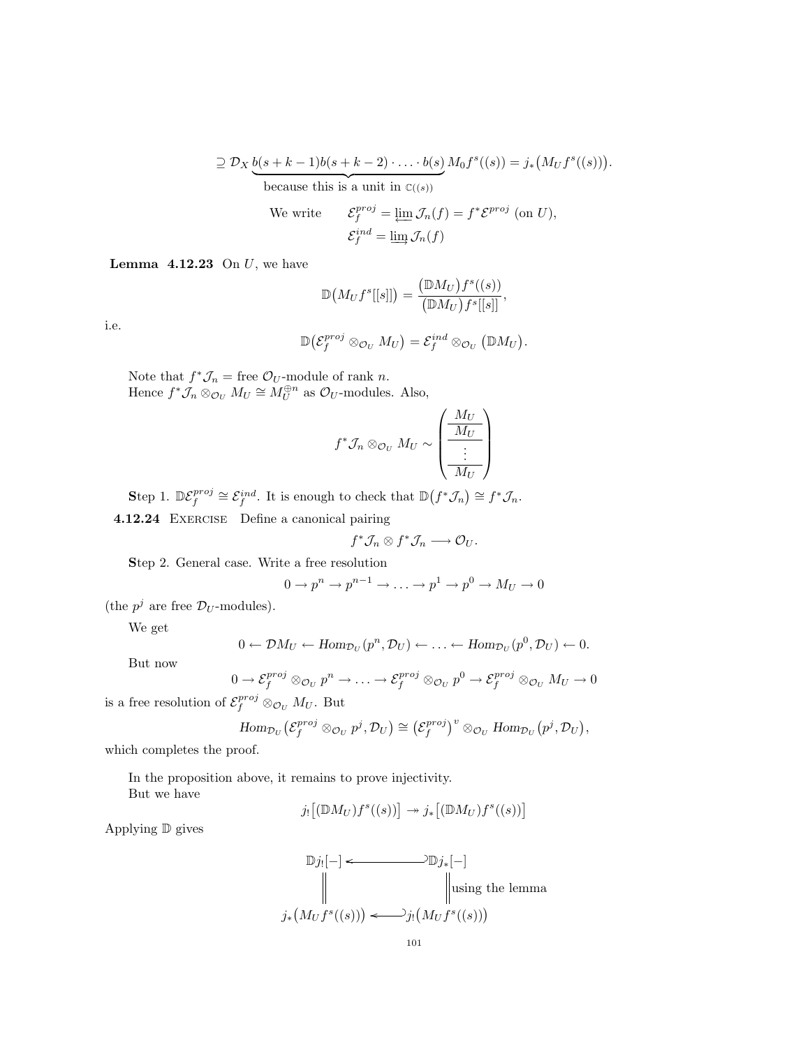$$\supseteq \mathcal{D}_X \underbrace{b(s+k-1)b(s+k-2)\cdot \ldots \cdot b(s)}_{\text{because this is a unit in } \mathbb{C}((s))} M_0 f^s((s)) = j_*\big(M_U f^s((s))\big).$$

$$\text{We write} \qquad \mathcal{E}_f^{proj} = \varprojlim \mathcal{J}_n(f) = f^*\mathcal{E}^{proj} \text{ (on } U\text{)},$$
$$\mathcal{E}_f^{ind} = \varinjlim \mathcal{J}_n(f)$$

**Lemma 4.12.23** On $U$, we have

$$\mathbb{D}\big(M_U f^s[[s]]\big) = \frac{\big(\mathbb{D}M_U\big)f^s((s))}{\big(\mathbb{D}M_U\big)f^s[[s]]},$$

i.e.

$$\mathbb{D}\big(\mathcal{E}_f^{proj} \otimes_{\mathcal{O}_U} M_U\big) = \mathcal{E}_f^{ind} \otimes_{\mathcal{O}_U} \big(\mathbb{D}M_U\big).$$

Note that $f^*\mathcal{J}_n =$ free $\mathcal{O}_U$-module of rank $n$.
Hence $f^*\mathcal{J}_n \otimes_{\mathcal{O}_U} M_U \cong M_U^{\oplus n}$ as $\mathcal{O}_U$-modules. Also,

$$f^*\mathcal{J}_n \otimes_{\mathcal{O}_U} M_U \sim \left(\begin{array}{c} M_U \\ \hline M_U \\ \hline \vdots \\ \hline M_U \end{array}\right)$$

**S**tep 1. $\mathbb{D}\mathcal{E}_f^{proj} \cong \mathcal{E}_f^{ind}$. It is enough to check that $\mathbb{D}\big(f^*\mathcal{J}_n\big) \cong f^*\mathcal{J}_n$.

**4.12.24** Exercise  Define a canonical pairing

$$f^*\mathcal{J}_n \otimes f^*\mathcal{J}_n \longrightarrow \mathcal{O}_U.$$

**S**tep 2. General case. Write a free resolution

$$0 \to p^n \to p^{n-1} \to \ldots \to p^1 \to p^0 \to M_U \to 0$$

(the $p^j$ are free $\mathcal{D}_U$-modules).

We get

$$0 \leftarrow \mathcal{D}M_U \leftarrow Hom_{\mathcal{D}_U}(p^n, \mathcal{D}_U) \leftarrow \ldots \leftarrow Hom_{\mathcal{D}_U}(p^0, \mathcal{D}_U) \leftarrow 0.$$

But now

$$0 \to \mathcal{E}_f^{proj} \otimes_{\mathcal{O}_U} p^n \to \ldots \to \mathcal{E}_f^{proj} \otimes_{\mathcal{O}_U} p^0 \to \mathcal{E}_f^{proj} \otimes_{\mathcal{O}_U} M_U \to 0$$

is a free resolution of $\mathcal{E}_f^{proj} \otimes_{\mathcal{O}_U} M_U$. But

$$Hom_{\mathcal{D}_U}\big(\mathcal{E}_f^{proj} \otimes_{\mathcal{O}_U} p^j, \mathcal{D}_U\big) \cong \big(\mathcal{E}_f^{proj}\big)^v \otimes_{\mathcal{O}_U} Hom_{\mathcal{D}_U}\big(p^j, \mathcal{D}_U\big),$$

which completes the proof.

In the proposition above, it remains to prove injectivity.
But we have

$$j_!\big[(\mathbb{D}M_U)f^s((s))\big] \twoheadrightarrow j_*\big[(\mathbb{D}M_U)f^s((s))\big]$$

Applying $\mathbb{D}$ gives

$$\begin{array}{ccc} \mathbb{D}j_![-] & \longleftarrow\!\!\!\supset & \mathbb{D}j_*[-] \\ \| & & \| \text{ using the lemma} \\ j_*\big(M_U f^s((s))\big) & \longleftarrow\!\!\!\supset & j_!\big(M_U f^s((s))\big) \end{array}$$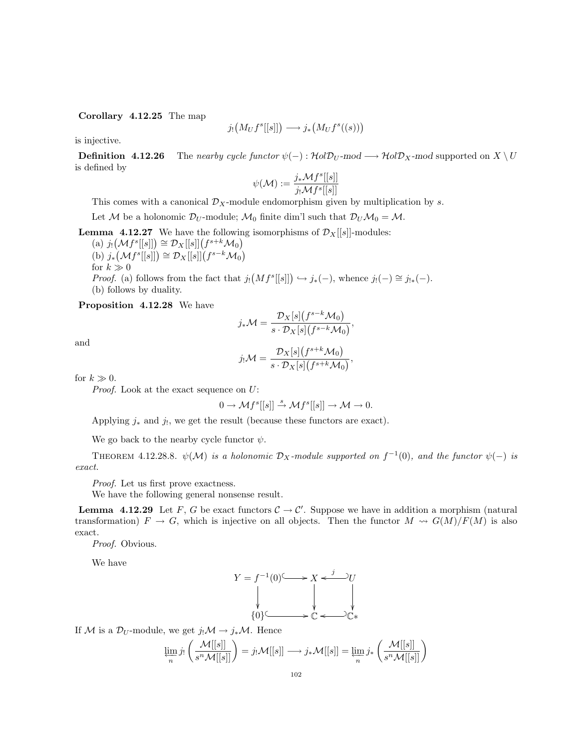**Corollary 4.12.25** The map

$$j_!\big(M_U f^s[[s]]\big) \longrightarrow j_*\big(M_U f^s((s))\big)$$

is injective.

**Definition 4.12.26** The *nearby cycle functor* $\psi(-) : \mathcal{H}ol\mathcal{D}_U\text{-}mod \longrightarrow \mathcal{H}ol\mathcal{D}_X\text{-}mod$ supported on $X \setminus U$ is defined by

$$\psi(\mathcal{M}) := \frac{j_*\mathcal{M}f^s[[s]]}{j_!\mathcal{M}f^s[[s]]}$$

This comes with a canonical $\mathcal{D}_X$-module endomorphism given by multiplication by $s$.

Let $\mathcal{M}$ be a holonomic $\mathcal{D}_U$-module; $\mathcal{M}_0$ finite dim'l such that $\mathcal{D}_U\mathcal{M}_0 = \mathcal{M}$.

**Lemma 4.12.27** We have the following isomorphisms of $\mathcal{D}_X[[s]]$-modules:
(a) $j_!\big(\mathcal{M}f^s[[s]]\big) \cong \mathcal{D}_X[[s]]\big(f^{s+k}\mathcal{M}_0\big)$
(b) $j_*\big(\mathcal{M}f^s[[s]]\big) \cong \mathcal{D}_X[[s]]\big(f^{s-k}\mathcal{M}_0\big)$
for $k \gg 0$

*Proof.* (a) follows from the fact that $j_!\big(Mf^s[[s]]\big) \hookrightarrow j_*(-)$, whence $j_!(-) \cong j_{!*}(-)$.
(b) follows by duality.

**Proposition 4.12.28** We have

$$j_*\mathcal{M} = \frac{\mathcal{D}_X[s]\big(f^{s-k}\mathcal{M}_0\big)}{s \cdot \mathcal{D}_X[s]\big(f^{s-k}\mathcal{M}_0\big)},$$

and

$$j_!\mathcal{M} = \frac{\mathcal{D}_X[s]\big(f^{s+k}\mathcal{M}_0\big)}{s \cdot \mathcal{D}_X[s]\big(f^{s+k}\mathcal{M}_0\big)},$$

for $k \gg 0$.

*Proof.* Look at the exact sequence on $U$:

$$0 \to \mathcal{M}f^s[[s]] \xrightarrow{s} \mathcal{M}f^s[[s]] \to \mathcal{M} \to 0.$$

Applying $j_*$ and $j_!$, we get the result (because these functors are exact).

We go back to the nearby cycle functor $\psi$.

THEOREM 4.12.28.8. *$\psi(\mathcal{M})$ is a holonomic $\mathcal{D}_X$-module supported on $f^{-1}(0)$, and the functor $\psi(-)$ is exact.*

*Proof.* Let us first prove exactness.
We have the following general nonsense result.

**Lemma 4.12.29** Let $F$, $G$ be exact functors $\mathcal{C} \to \mathcal{C}'$. Suppose we have in addition a morphism (natural transformation) $F \to G$, which is injective on all objects. Then the functor $M \rightsquigarrow G(M)/F(M)$ is also exact.

*Proof.* Obvious.

We have

$$\begin{array}{ccccc} Y = f^{-1}(0) & \hookrightarrow & X & \overset{j}{\hookleftarrow} & U \\ \downarrow & & \downarrow & & \downarrow \\ \{0\} & \hookrightarrow & \mathbb{C} & \hookleftarrow & \mathbb{C}* \end{array}$$

If $\mathcal{M}$ is a $\mathcal{D}_U$-module, we get $j_!\mathcal{M} \to j_*\mathcal{M}$. Hence

$$\varprojlim_n j_!\left(\frac{\mathcal{M}[[s]]}{s^n\mathcal{M}[[s]]}\right) = j_!\mathcal{M}[[s]] \longrightarrow j_*\mathcal{M}[[s]] = \varprojlim_n j_*\left(\frac{\mathcal{M}[[s]]}{s^n\mathcal{M}[[s]]}\right)$$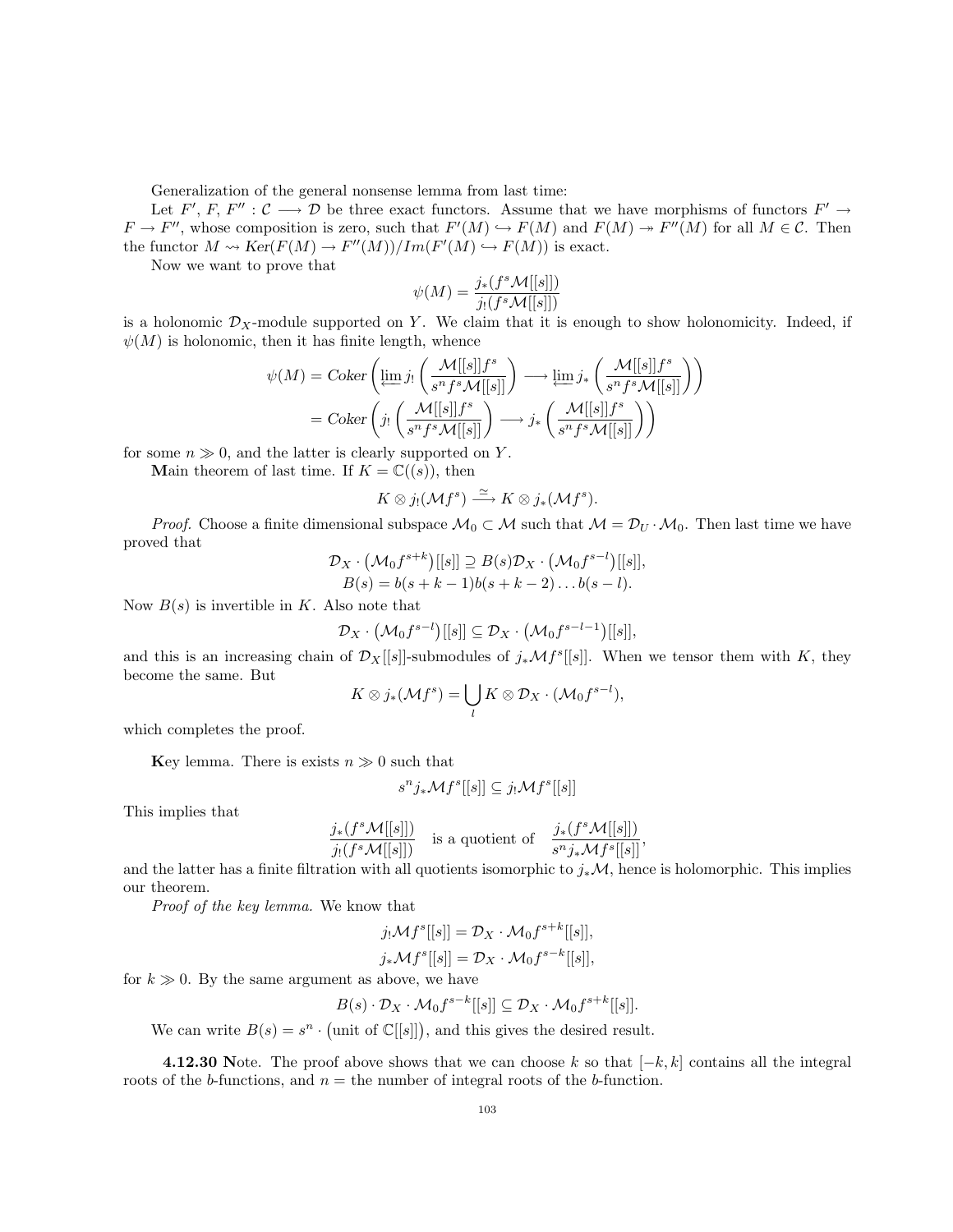Generalization of the general nonsense lemma from last time:

Let $F'$, $F$, $F'' : \mathcal{C} \longrightarrow \mathcal{D}$ be three exact functors. Assume that we have morphisms of functors $F' \to F \to F''$, whose composition is zero, such that $F'(M) \hookrightarrow F(M)$ and $F(M) \twoheadrightarrow F''(M)$ for all $M \in \mathcal{C}$. Then the functor $M \rightsquigarrow Ker(F(M) \to F''(M))/Im(F'(M) \hookrightarrow F(M))$ is exact.

Now we want to prove that

$$\psi(M) = \frac{j_*(f^s\mathcal{M}[[s]])}{j_!(f^s\mathcal{M}[[s]])}$$

is a holonomic $\mathcal{D}_X$-module supported on $Y$. We claim that it is enough to show holonomicity. Indeed, if $\psi(M)$ is holonomic, then it has finite length, whence

$$\begin{aligned}\psi(M) &= Coker\left(\varprojlim j_!\left(\frac{\mathcal{M}[[s]]f^s}{s^n f^s \mathcal{M}[[s]]}\right) \longrightarrow \varprojlim j_*\left(\frac{\mathcal{M}[[s]]f^s}{s^n f^s\mathcal{M}[[s]]}\right)\right) \\ &= Coker\left(j_!\left(\frac{\mathcal{M}[[s]]f^s}{s^n f^s\mathcal{M}[[s]]}\right) \longrightarrow j_*\left(\frac{\mathcal{M}[[s]]f^s}{s^n f^s\mathcal{M}[[s]]}\right)\right)\end{aligned}$$

for some $n \gg 0$, and the latter is clearly supported on $Y$.

**M**ain theorem of last time. If $K = \mathbb{C}((s))$, then

$$K \otimes j_!(\mathcal{M}f^s) \xrightarrow{\simeq} K \otimes j_*(\mathcal{M}f^s).$$

*Proof.* Choose a finite dimensional subspace $\mathcal{M}_0 \subset \mathcal{M}$ such that $\mathcal{M} = \mathcal{D}_U \cdot \mathcal{M}_0$. Then last time we have proved that

$$\begin{aligned}\mathcal{D}_X \cdot \left(\mathcal{M}_0 f^{s+k}\right)[[s]] &\supseteq B(s)\mathcal{D}_X \cdot \left(\mathcal{M}_0 f^{s-l}\right)[[s]], \\ B(s) &= b(s+k-1)b(s+k-2)\dots b(s-l).\end{aligned}$$

Now $B(s)$ is invertible in $K$. Also note that

$$\mathcal{D}_X \cdot \left(\mathcal{M}_0 f^{s-l}\right)[[s]] \subseteq \mathcal{D}_X \cdot \left(\mathcal{M}_0 f^{s-l-1}\right)[[s]],$$

and this is an increasing chain of $\mathcal{D}_X[[s]]$-submodules of $j_*\mathcal{M}f^s[[s]]$. When we tensor them with $K$, they become the same. But

$$K \otimes j_*(\mathcal{M}f^s) = \bigcup_l K \otimes \mathcal{D}_X \cdot (\mathcal{M}_0 f^{s-l}),$$

which completes the proof.

**K**ey lemma. There is exists $n \gg 0$ such that

$$s^n j_*\mathcal{M}f^s[[s]] \subseteq j_!\mathcal{M}f^s[[s]]$$

This implies that

$$\frac{j_*(f^s\mathcal{M}[[s]])}{j_!(f^s\mathcal{M}[[s]])} \quad \text{is a quotient of} \quad \frac{j_*(f^s\mathcal{M}[[s]])}{s^n j_*\mathcal{M}f^s[[s]]},$$

and the latter has a finite filtration with all quotients isomorphic to $j_*\mathcal{M}$, hence is holomorphic. This implies our theorem.

*Proof of the key lemma.* We know that

$$\begin{aligned}j_!\mathcal{M}f^s[[s]] &= \mathcal{D}_X \cdot \mathcal{M}_0 f^{s+k}[[s]], \\ j_*\mathcal{M}f^s[[s]] &= \mathcal{D}_X \cdot \mathcal{M}_0 f^{s-k}[[s]],\end{aligned}$$

for $k \gg 0$. By the same argument as above, we have

$$B(s) \cdot \mathcal{D}_X \cdot \mathcal{M}_0 f^{s-k}[[s]] \subseteq \mathcal{D}_X \cdot \mathcal{M}_0 f^{s+k}[[s]].$$

We can write $B(s) = s^n \cdot \left(\text{unit of } \mathbb{C}[[s]]\right)$, and this gives the desired result.

**4.12.30 N**ote. The proof above shows that we can choose $k$ so that $[-k, k]$ contains all the integral roots of the $b$-functions, and $n =$ the number of integral roots of the $b$-function.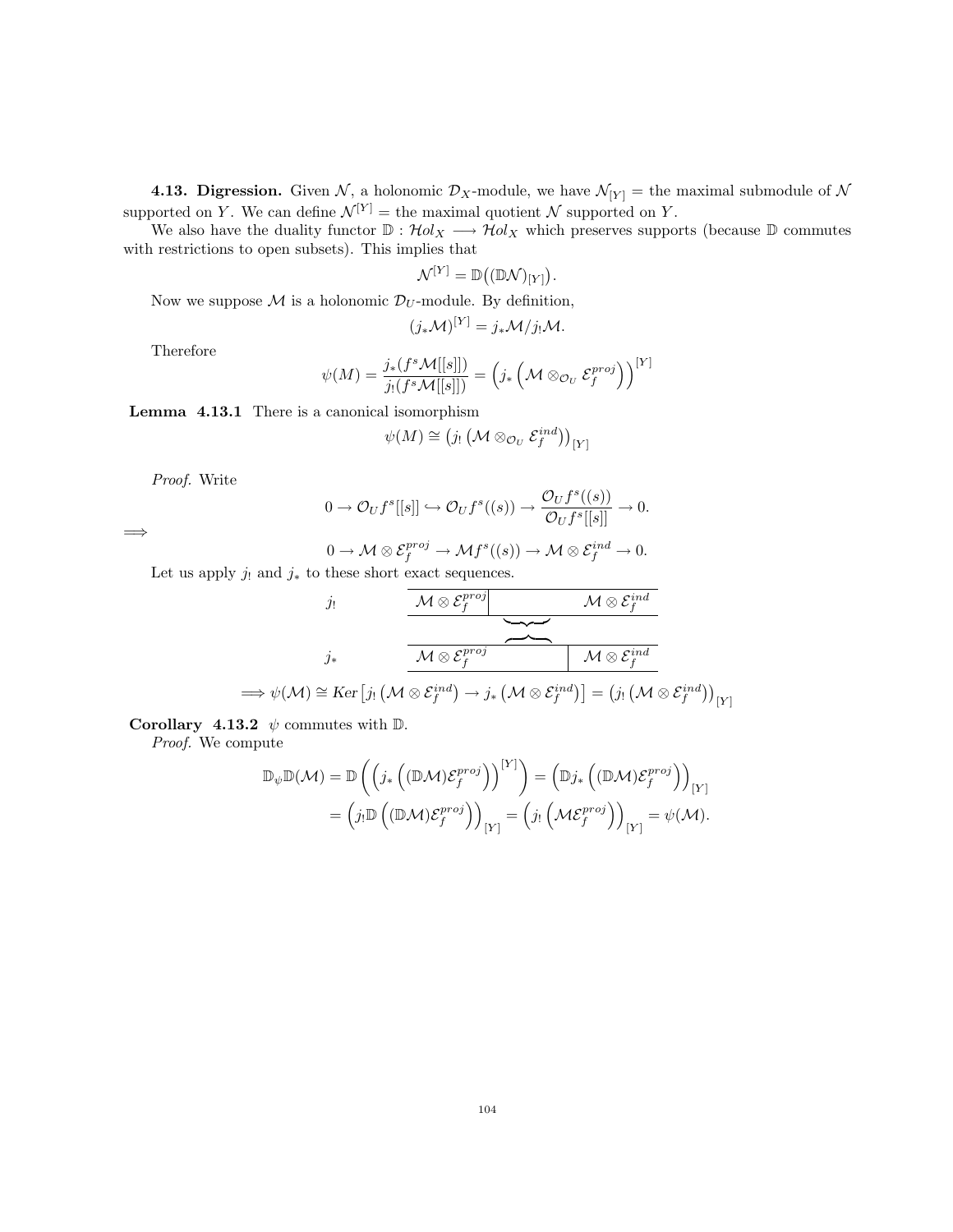**4.13. Digression.** Given $\mathcal{N}$, a holonomic $\mathcal{D}_X$-module, we have $\mathcal{N}_{[Y]}$ = the maximal submodule of $\mathcal{N}$ supported on $Y$. We can define $\mathcal{N}^{[Y]}$ = the maximal quotient $\mathcal{N}$ supported on $Y$.

We also have the duality functor $\mathbb{D} : \mathcal{H}ol_X \longrightarrow \mathcal{H}ol_X$ which preserves supports (because $\mathbb{D}$ commutes with restrictions to open subsets). This implies that

$$\mathcal{N}^{[Y]} = \mathbb{D}\big((\mathbb{D}\mathcal{N})_{[Y]}\big).$$

Now we suppose $\mathcal{M}$ is a holonomic $\mathcal{D}_U$-module. By definition,

$$(j_*\mathcal{M})^{[Y]} = j_*\mathcal{M}/j_!\mathcal{M}.$$

Therefore

$$\psi(M) = \frac{j_*(f^s\mathcal{M}[[s]])}{j_!(f^s\mathcal{M}[[s]])} = \left(j_*\left(\mathcal{M}\otimes_{\mathcal{O}_U}\mathcal{E}_f^{proj}\right)\right)^{[Y]}$$

**Lemma 4.13.1** There is a canonical isomorphism

$$\psi(M) \cong \big(j_!\left(\mathcal{M}\otimes_{\mathcal{O}_U}\mathcal{E}_f^{ind}\right)\big)_{[Y]}$$

*Proof.* Write

$$0 \to \mathcal{O}_U f^s[[s]] \hookrightarrow \mathcal{O}_U f^s((s)) \to \frac{\mathcal{O}_U f^s((s))}{\mathcal{O}_U f^s[[s]]} \to 0.$$

$\Longrightarrow$

$$0 \to \mathcal{M}\otimes\mathcal{E}_f^{proj} \to \mathcal{M}f^s((s)) \to \mathcal{M}\otimes\mathcal{E}_f^{ind} \to 0.$$

Let us apply $j_!$ and $j_*$ to these short exact sequences.

| | | | |
|---|---|---|---|
| $j_!$ | $\mathcal{M}\otimes\mathcal{E}_f^{proj}$ | | $\mathcal{M}\otimes\mathcal{E}_f^{ind}$ |
| $j_*$ | $\mathcal{M}\otimes\mathcal{E}_f^{proj}$ | | $\mathcal{M}\otimes\mathcal{E}_f^{ind}$ |

$$\Longrightarrow \psi(\mathcal{M}) \cong Ker\big[j_!\left(\mathcal{M}\otimes\mathcal{E}_f^{ind}\right) \to j_*\left(\mathcal{M}\otimes\mathcal{E}_f^{ind}\right)\big] = \big(j_!\left(\mathcal{M}\otimes\mathcal{E}_f^{ind}\right)\big)_{[Y]}$$

**Corollary 4.13.2** $\psi$ commutes with $\mathbb{D}$.

*Proof.* We compute

$$\begin{aligned}\mathbb{D}_\psi\mathbb{D}(\mathcal{M}) &= \mathbb{D}\left(\left(j_*\left((\mathbb{D}\mathcal{M})\mathcal{E}_f^{proj}\right)\right)^{[Y]}\right) = \left(\mathbb{D}j_*\left((\mathbb{D}\mathcal{M})\mathcal{E}_f^{proj}\right)\right)_{[Y]} \\ &= \left(j_!\mathbb{D}\left((\mathbb{D}\mathcal{M})\mathcal{E}_f^{proj}\right)\right)_{[Y]} = \left(j_!\left(\mathcal{M}\mathcal{E}_f^{proj}\right)\right)_{[Y]} = \psi(\mathcal{M}).\end{aligned}$$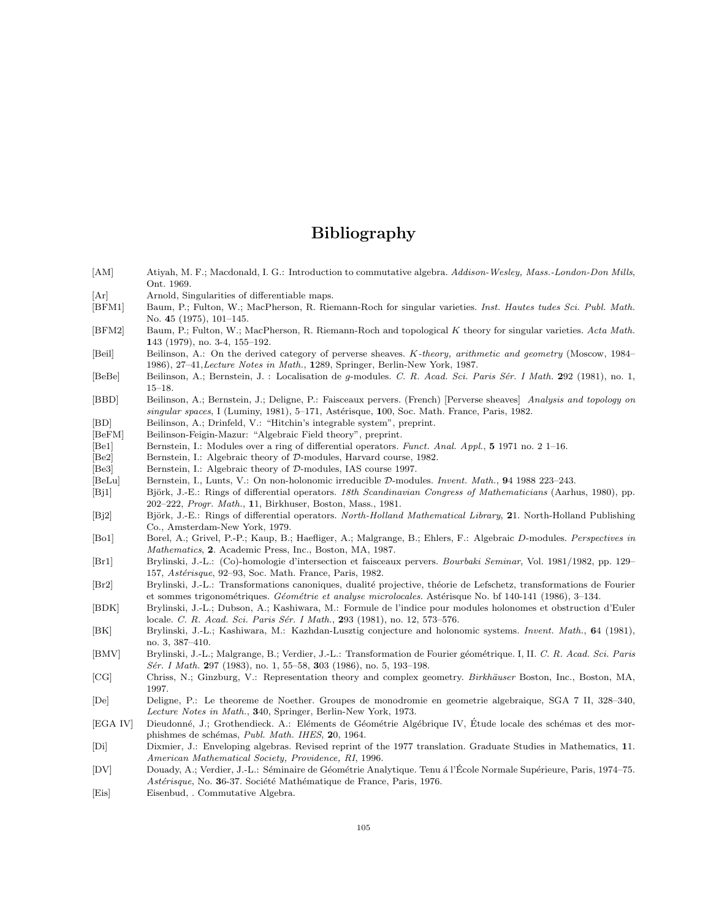# Bibliography

[AM] Atiyah, M. F.; Macdonald, I. G.: Introduction to commutative algebra. *Addison-Wesley, Mass.-London-Don Mills*, Ont. 1969.

[Ar] Arnold, Singularities of differentiable maps.

[BFM1] Baum, P.; Fulton, W.; MacPherson, R. Riemann-Roch for singular varieties. *Inst. Hautes tudes Sci. Publ. Math.* No. **4**5 (1975), 101–145.

[BFM2] Baum, P.; Fulton, W.; MacPherson, R. Riemann-Roch and topological $K$ theory for singular varieties. *Acta Math.* **1**43 (1979), no. 3-4, 155–192.

[Beil] Beilinson, A.: On the derived category of perverse sheaves. *K-theory, arithmetic and geometry* (Moscow, 1984–1986), 27–41,*Lecture Notes in Math.*, **1**289, Springer, Berlin-New York, 1987.

[BeBe] Beilinson, A.; Bernstein, J. : Localisation de $g$-modules. *C. R. Acad. Sci. Paris Sér. I Math.* **2**92 (1981), no. 1, 15–18.

[BBD] Beilinson, A.; Bernstein, J.; Deligne, P.: Faisceaux pervers. (French) [Perverse sheaves] *Analysis and topology on singular spaces*, I (Luminy, 1981), 5–171, Astérisque, **1**00, Soc. Math. France, Paris, 1982.

[BD] Beilinson, A.; Drinfeld, V.: "Hitchin's integrable system", preprint.

[BeFM] Beilinson-Feigin-Mazur: "Algebraic Field theory", preprint.

[Be1] Bernstein, I.: Modules over a ring of differential operators. *Funct. Anal. Appl.*, **5** 1971 no. 2 1–16.

[Be2] Bernstein, I.: Algebraic theory of $\mathcal{D}$-modules, Harvard course, 1982.

[Be3] Bernstein, I.: Algebraic theory of $\mathcal{D}$-modules, IAS course 1997.

[BeLu] Bernstein, I., Lunts, V.: On non-holonomic irreducible $\mathcal{D}$-modules. *Invent. Math.*, **9**4 1988 223–243.

[Bj1] Björk, J.-E.: Rings of differential operators. *18th Scandinavian Congress of Mathematicians* (Aarhus, 1980), pp. 202–222, *Progr. Math.*, **1**1, Birkhuser, Boston, Mass., 1981.

[Bj2] Björk, J.-E.: Rings of differential operators. *North-Holland Mathematical Library*, **2**1. North-Holland Publishing Co., Amsterdam-New York, 1979.

[Bo1] Borel, A.; Grivel, P.-P.; Kaup, B.; Haefliger, A.; Malgrange, B.; Ehlers, F.: Algebraic $D$-modules. *Perspectives in Mathematics*, **2**. Academic Press, Inc., Boston, MA, 1987.

[Br1] Brylinski, J.-L.: (Co)-homologie d'intersection et faisceaux pervers. *Bourbaki Seminar*, Vol. 1981/1982, pp. 129–157, *Astérisque*, 92–93, Soc. Math. France, Paris, 1982.

[Br2] Brylinski, J.-L.: Transformations canoniques, dualité projective, théorie de Lefschetz, transformations de Fourier et sommes trigonométriques. *Géométrie et analyse microlocales*. Astérisque No. bf 140-141 (1986), 3–134.

[BDK] Brylinski, J.-L.; Dubson, A.; Kashiwara, M.: Formule de l'indice pour modules holonomes et obstruction d'Euler locale. *C. R. Acad. Sci. Paris Sér. I Math.*, **2**93 (1981), no. 12, 573–576.

[BK] Brylinski, J.-L.; Kashiwara, M.: Kazhdan-Lusztig conjecture and holonomic systems. *Invent. Math.*, **6**4 (1981), no. 3, 387–410.

[BMV] Brylinski, J.-L.; Malgrange, B.; Verdier, J.-L.: Transformation de Fourier géométrique. I, II. *C. R. Acad. Sci. Paris Sér. I Math.* **2**97 (1983), no. 1, 55–58, **3**03 (1986), no. 5, 193–198.

[CG] Chriss, N.; Ginzburg, V.: Representation theory and complex geometry. *Birkhäuser* Boston, Inc., Boston, MA, 1997.

[De] Deligne, P.: Le theoreme de Noether. Groupes de monodromie en geometrie algebraique, SGA 7 II, 328–340, *Lecture Notes in Math.*, **3**40, Springer, Berlin-New York, 1973.

[EGA IV] Dieudonné, J.; Grothendieck. A.: Eléments de Géométrie Algébrique IV, Étude locale des schémas et des morphishmes de schémas, *Publ. Math. IHES*, **2**0, 1964.

[Di] Dixmier, J.: Enveloping algebras. Revised reprint of the 1977 translation. Graduate Studies in Mathematics, **1**1. *American Mathematical Society, Providence, RI*, 1996.

[DV] Douady, A.; Verdier, J.-L.: Séminaire de Géométrie Analytique. Tenu á l'École Normale Supérieure, Paris, 1974–75. *Astérisque*, No. **3**6-37. Société Mathématique de France, Paris, 1976.

[Eis] Eisenbud, . Commutative Algebra.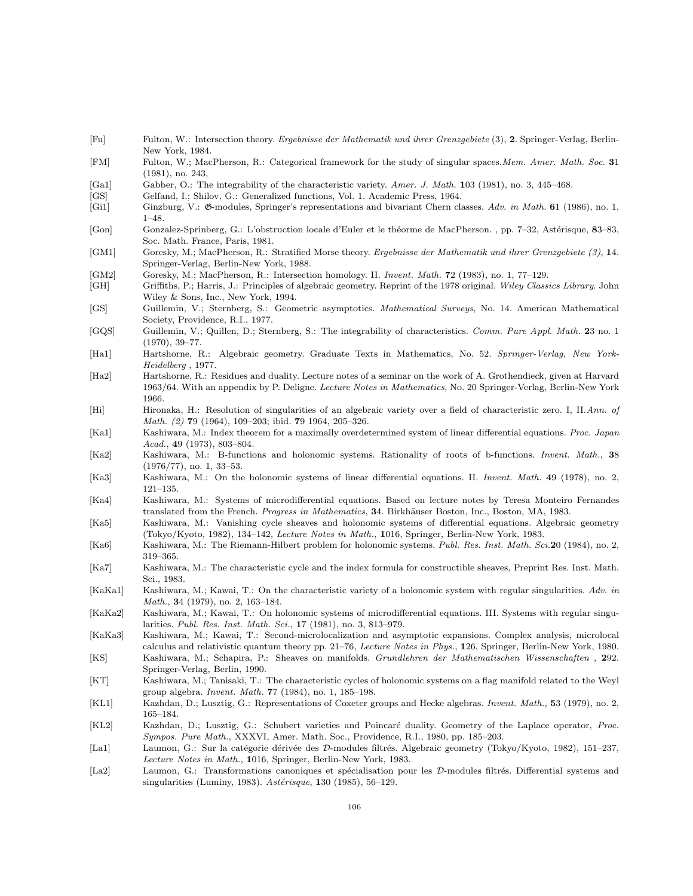[Fu] Fulton, W.: Intersection theory. *Ergebnisse der Mathematik und ihrer Grenzgebiete* (3), **2**. Springer-Verlag, Berlin-New York, 1984.

[FM] Fulton, W.; MacPherson, R.: Categorical framework for the study of singular spaces.*Mem. Amer. Math. Soc.* **3**1 (1981), no. 243,

[Ga1] Gabber, O.: The integrability of the characteristic variety. *Amer. J. Math.* **1**03 (1981), no. 3, 445–468.

[GS] Gelfand, I.; Shilov, G.: Generalized functions, Vol. 1. Academic Press, 1964.

[Gi1] Ginzburg, V.: $\mathfrak{G}$-modules, Springer's representations and bivariant Chern classes. *Adv. in Math.* **6**1 (1986), no. 1, 1–48.

[Gon] Gonzalez-Springberg, G.: L'obstruction locale d'Euler et le théorme de MacPherson. , pp. 7–32, Astérisque, **8**3–83, Soc. Math. France, Paris, 1981.

[GM1] Goresky, M.; MacPherson, R.: Stratified Morse theory. *Ergebnisse der Mathematik und ihrer Grenzgebiete (3)*, **1**4. Springer-Verlag, Berlin-New York, 1988.

[GM2] Goresky, M.; MacPherson, R.: Intersection homology. II. *Invent. Math.* **7**2 (1983), no. 1, 77–129.

[GH] Griffiths, P.; Harris, J.: Principles of algebraic geometry. Reprint of the 1978 original. *Wiley Classics Library*. John Wiley & Sons, Inc., New York, 1994.

[GS] Guillemin, V.; Sternberg, S.: Geometric asymptotics. *Mathematical Surveys*, No. 14. American Mathematical Society, Providence, R.I., 1977.

[GQS] Guillemin, V.; Quillen, D.; Sternberg, S.: The integrability of characteristics. *Comm. Pure Appl. Math.* **2**3 no. 1 (1970), 39–77.

[Ha1] Hartshorne, R.: Algebraic geometry. Graduate Texts in Mathematics, No. 52. *Springer-Verlag, New York-Heidelberg* , 1977.

[Ha2] Hartshorne, R.: Residues and duality. Lecture notes of a seminar on the work of A. Grothendieck, given at Harvard 1963/64. With an appendix by P. Deligne. *Lecture Notes in Mathematics*, No. 20 Springer-Verlag, Berlin-New York 1966.

[Hi] Hironaka, H.: Resolution of singularities of an algebraic variety over a field of characteristic zero. I, II.*Ann. of Math. (2)* **7**9 (1964), 109–203; ibid. **7**9 1964, 205–326.

[Ka1] Kashiwara, M.: Index theorem for a maximally overdetermined system of linear differential equations. *Proc. Japan Acad.*, **4**9 (1973), 803–804.

[Ka2] Kashiwara, M.: B-functions and holonomic systems. Rationality of roots of b-functions. *Invent. Math.*, **3**8 (1976/77), no. 1, 33–53.

[Ka3] Kashiwara, M.: On the holonomic systems of linear differential equations. II. *Invent. Math.* **4**9 (1978), no. 2, 121–135.

[Ka4] Kashiwara, M.: Systems of microdifferential equations. Based on lecture notes by Teresa Monteiro Fernandes translated from the French. *Progress in Mathematics*, **3**4. Birkhäuser Boston, Inc., Boston, MA, 1983.

[Ka5] Kashiwara, M.: Vanishing cycle sheaves and holonomic systems of differential equations. Algebraic geometry (Tokyo/Kyoto, 1982), 134–142, *Lecture Notes in Math.*, **1**016, Springer, Berlin-New York, 1983.

[Ka6] Kashiwara, M.: The Riemann-Hilbert problem for holonomic systems. *Publ. Res. Inst. Math. Sci.***2**0 (1984), no. 2, 319–365.

[Ka7] Kashiwara, M.: The characteristic cycle and the index formula for constructible sheaves, Preprint Res. Inst. Math. Sci., 1983.

[KaKa1] Kashiwara, M.; Kawai, T.: On the characteristic variety of a holonomic system with regular singularities. *Adv. in Math.*, **3**4 (1979), no. 2, 163–184.

[KaKa2] Kashiwara, M.; Kawai, T.: On holonomic systems of microdifferential equations. III. Systems with regular singularities. *Publ. Res. Inst. Math. Sci.*, **1**7 (1981), no. 3, 813–979.

[KaKa3] Kashiwara, M.; Kawai, T.: Second-microlocalization and asymptotic expansions. Complex analysis, microlocal calculus and relativistic quantum theory pp. 21–76, *Lecture Notes in Phys.*, **1**26, Springer, Berlin-New York, 1980.

[KS] Kashiwara, M.; Schapira, P.: Sheaves on manifolds. *Grundlehren der Mathematischen Wissenschaften* , **2**92. Springer-Verlag, Berlin, 1990.

[KT] Kashiwara, M.; Tanisaki, T.: The characteristic cycles of holonomic systems on a flag manifold related to the Weyl group algebra. *Invent. Math.* **7**7 (1984), no. 1, 185–198.

[KL1] Kazhdan, D.; Lusztig, G.: Representations of Coxeter groups and Hecke algebras. *Invent. Math.*, **5**3 (1979), no. 2, 165–184.

[KL2] Kazhdan, D.; Lusztig, G.: Schubert varieties and Poincaré duality. Geometry of the Laplace operator, *Proc. Sympos. Pure Math.*, XXXVI, Amer. Math. Soc., Providence, R.I., 1980, pp. 185–203.

[La1] Laumon, G.: Sur la catégorie dérivée des $\mathcal{D}$-modules filtrés. Algebraic geometry (Tokyo/Kyoto, 1982), 151–237, *Lecture Notes in Math.*, **1**016, Springer, Berlin-New York, 1983.

[La2] Laumon, G.: Transformations canoniques et spécialisation pour les $\mathcal{D}$-modules filtrés. Differential systems and singularities (Luminy, 1983). *Astérisque*, **1**30 (1985), 56–129.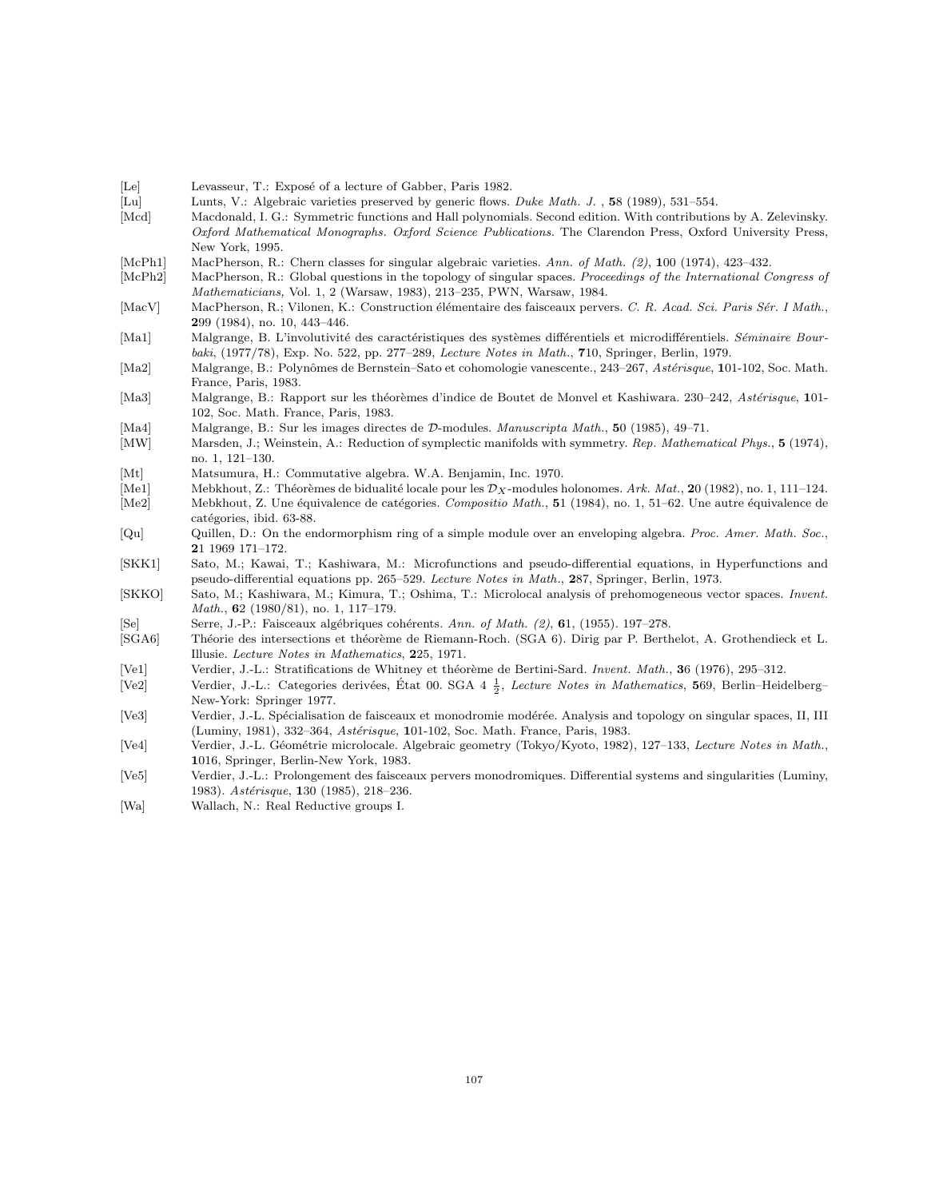[Le] Levasseur, T.: Exposé of a lecture of Gabber, Paris 1982.

[Lu] Lunts, V.: Algebraic varieties preserved by generic flows. *Duke Math. J.* , **5**8 (1989), 531–554.

[Mcd] Macdonald, I. G.: Symmetric functions and Hall polynomials. Second edition. With contributions by A. Zelevinsky. *Oxford Mathematical Monographs. Oxford Science Publications.* The Clarendon Press, Oxford University Press, New York, 1995.

[McPh1] MacPherson, R.: Chern classes for singular algebraic varieties. *Ann. of Math. (2)*, **1**00 (1974), 423–432.

[McPh2] MacPherson, R.: Global questions in the topology of singular spaces. *Proceedings of the International Congress of Mathematicians,* Vol. 1, 2 (Warsaw, 1983), 213–235, PWN, Warsaw, 1984.

[MacV] MacPherson, R.; Vilonen, K.: Construction élémentaire des faisceaux pervers. *C. R. Acad. Sci. Paris Sér. I Math.*, **2**99 (1984), no. 10, 443–446.

[Ma1] Malgrange, B. L'involutivité des caractéristiques des systèmes différentiels et microdifférentiels. *Séminaire Bourbaki*, (1977/78), Exp. No. 522, pp. 277–289, *Lecture Notes in Math.*, **7**10, Springer, Berlin, 1979.

[Ma2] Malgrange, B.: Polynômes de Bernstein–Sato et cohomologie vanescente., 243–267, *Astérisque*, **1**01-102, Soc. Math. France, Paris, 1983.

[Ma3] Malgrange, B.: Rapport sur les théorèmes d'indice de Boutet de Monvel et Kashiwara. 230–242, *Astérisque*, **1**01-102, Soc. Math. France, Paris, 1983.

[Ma4] Malgrange, B.: Sur les images directes de $\mathcal{D}$-modules. *Manuscripta Math.*, **5**0 (1985), 49–71.

[MW] Marsden, J.; Weinstein, A.: Reduction of symplectic manifolds with symmetry. *Rep. Mathematical Phys.*, **5** (1974), no. 1, 121–130.

[Mt] Matsumura, H.: Commutative algebra. W.A. Benjamin, Inc. 1970.

[Me1] Mebkhout, Z.: Théorèmes de bidualité locale pour les $\mathcal{D}_X$-modules holonomes. *Ark. Mat.*, **2**0 (1982), no. 1, 111–124.

[Me2] Mebkhout, Z. Une équivalence de catégories. *Compositio Math.*, **5**1 (1984), no. 1, 51–62. Une autre équivalence de catégories, ibid. 63-88.

[Qu] Quillen, D.: On the endormorphism ring of a simple module over an enveloping algebra. *Proc. Amer. Math. Soc.*, **2**1 1969 171–172.

[SKK1] Sato, M.; Kawai, T.; Kashiwara, M.: Microfunctions and pseudo-differential equations, in Hyperfunctions and pseudo-differential equations pp. 265–529. *Lecture Notes in Math.*, **2**87, Springer, Berlin, 1973.

[SKKO] Sato, M.; Kashiwara, M.; Kimura, T.; Oshima, T.: Microlocal analysis of prehomogeneous vector spaces. *Invent. Math.*, **62** (1980/81), no. 1, 117–179.

[Se] Serre, J.-P.: Faisceaux algébriques cohérents. *Ann. of Math. (2)*, **6**1, (1955). 197–278.

[SGA6] Théorie des intersections et théorème de Riemann-Roch. (SGA 6). Dirig par P. Berthelot, A. Grothendieck et L. Illusie. *Lecture Notes in Mathematics*, **2**25, 1971.

[Ve1] Verdier, J.-L.: Stratifications de Whitney et théorème de Bertini-Sard. *Invent. Math.*, **3**6 (1976), 295–312.

[Ve2] Verdier, J.-L.: Categories derivées, État 00. SGA 4 $\frac{1}{2}$, *Lecture Notes in Mathematics*, **5**69, Berlin–Heidelberg–New-York: Springer 1977.

[Ve3] Verdier, J.-L. Spécialisation de faisceaux et monodromie modérée. Analysis and topology on singular spaces, II, III (Luminy, 1981), 332–364, *Astérisque*, **1**01-102, Soc. Math. France, Paris, 1983.

[Ve4] Verdier, J.-L. Géométrie microlocale. Algebraic geometry (Tokyo/Kyoto, 1982), 127–133, *Lecture Notes in Math.*, **1**016, Springer, Berlin-New York, 1983.

[Ve5] Verdier, J.-L.: Prolongement des faisceaux pervers monodromiques. Differential systems and singularities (Luminy, 1983). *Astérisque*, **1**30 (1985), 218–236.

[Wa] Wallach, N.: Real Reductive groups I.